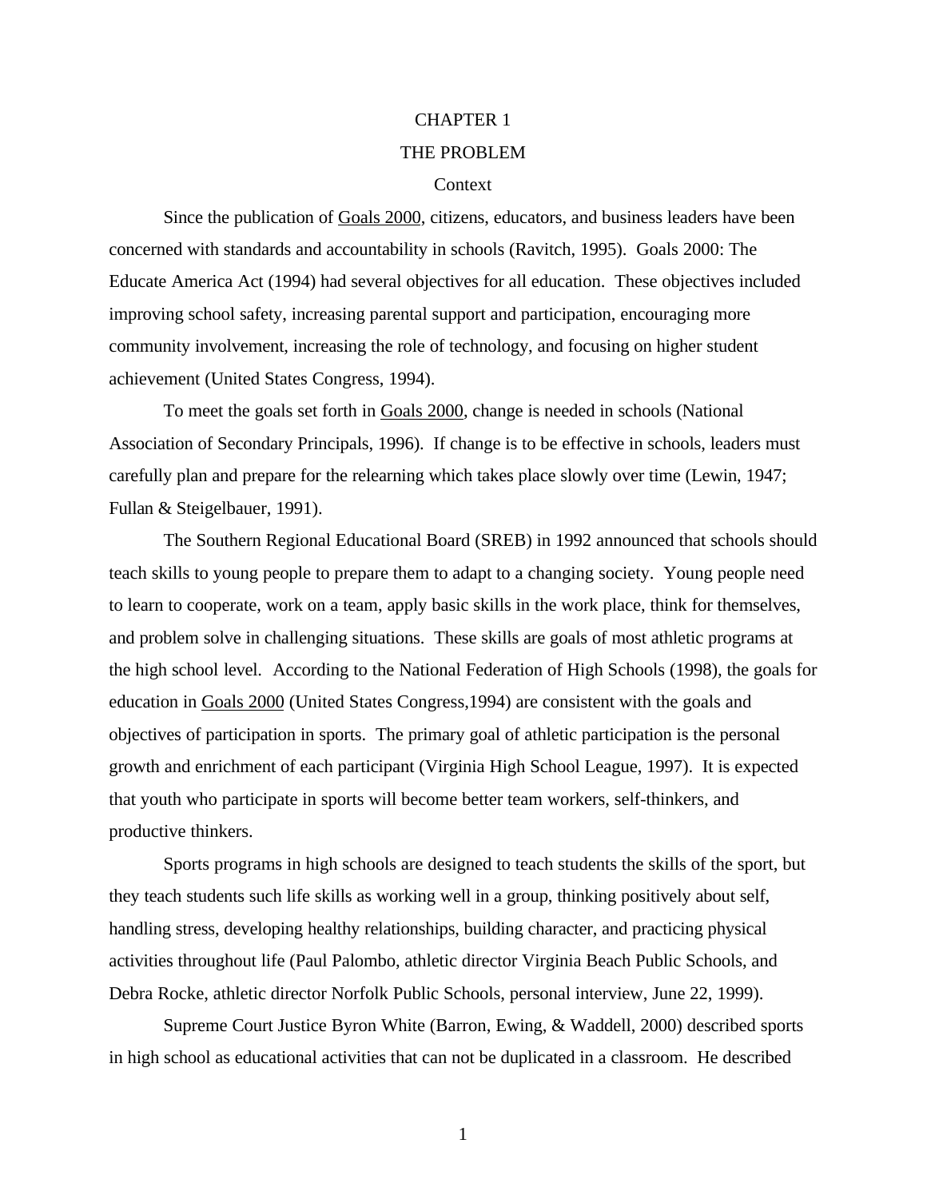# CHAPTER 1

# THE PROBLEM

## Context

Since the publication of Goals 2000, citizens, educators, and business leaders have been concerned with standards and accountability in schools (Ravitch, 1995). Goals 2000: The Educate America Act (1994) had several objectives for all education. These objectives included improving school safety, increasing parental support and participation, encouraging more community involvement, increasing the role of technology, and focusing on higher student achievement (United States Congress, 1994).

To meet the goals set forth in Goals 2000, change is needed in schools (National Association of Secondary Principals, 1996). If change is to be effective in schools, leaders must carefully plan and prepare for the relearning which takes place slowly over time (Lewin, 1947; Fullan & Steigelbauer, 1991).

The Southern Regional Educational Board (SREB) in 1992 announced that schools should teach skills to young people to prepare them to adapt to a changing society. Young people need to learn to cooperate, work on a team, apply basic skills in the work place, think for themselves, and problem solve in challenging situations. These skills are goals of most athletic programs at the high school level. According to the National Federation of High Schools (1998), the goals for education in Goals 2000 (United States Congress,1994) are consistent with the goals and objectives of participation in sports. The primary goal of athletic participation is the personal growth and enrichment of each participant (Virginia High School League, 1997). It is expected that youth who participate in sports will become better team workers, self-thinkers, and productive thinkers.

Sports programs in high schools are designed to teach students the skills of the sport, but they teach students such life skills as working well in a group, thinking positively about self, handling stress, developing healthy relationships, building character, and practicing physical activities throughout life (Paul Palombo, athletic director Virginia Beach Public Schools, and Debra Rocke, athletic director Norfolk Public Schools, personal interview, June 22, 1999).

Supreme Court Justice Byron White (Barron, Ewing, & Waddell, 2000) described sports in high school as educational activities that can not be duplicated in a classroom. He described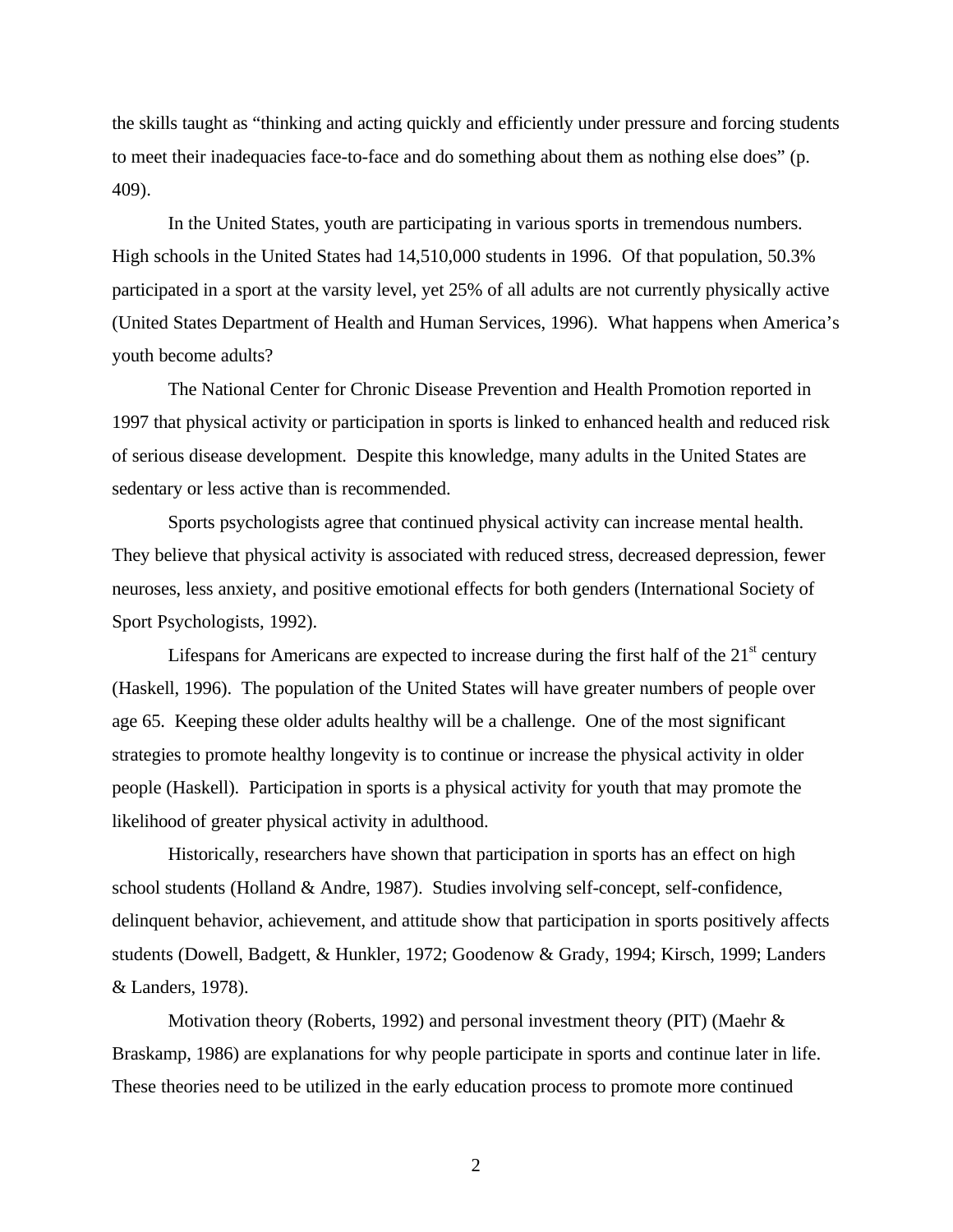the skills taught as "thinking and acting quickly and efficiently under pressure and forcing students to meet their inadequacies face-to-face and do something about them as nothing else does" (p. 409).

In the United States, youth are participating in various sports in tremendous numbers. High schools in the United States had 14,510,000 students in 1996. Of that population, 50.3% participated in a sport at the varsity level, yet 25% of all adults are not currently physically active (United States Department of Health and Human Services, 1996). What happens when America's youth become adults?

The National Center for Chronic Disease Prevention and Health Promotion reported in 1997 that physical activity or participation in sports is linked to enhanced health and reduced risk of serious disease development. Despite this knowledge, many adults in the United States are sedentary or less active than is recommended.

Sports psychologists agree that continued physical activity can increase mental health. They believe that physical activity is associated with reduced stress, decreased depression, fewer neuroses, less anxiety, and positive emotional effects for both genders (International Society of Sport Psychologists, 1992).

Lifespans for Americans are expected to increase during the first half of the 21st century (Haskell, 1996). The population of the United States will have greater numbers of people over age 65. Keeping these older adults healthy will be a challenge. One of the most significant strategies to promote healthy longevity is to continue or increase the physical activity in older people (Haskell). Participation in sports is a physical activity for youth that may promote the likelihood of greater physical activity in adulthood.

Historically, researchers have shown that participation in sports has an effect on high school students (Holland & Andre, 1987). Studies involving self-concept, self-confidence, delinquent behavior, achievement, and attitude show that participation in sports positively affects students (Dowell, Badgett, & Hunkler, 1972; Goodenow & Grady, 1994; Kirsch, 1999; Landers & Landers, 1978).

Motivation theory (Roberts, 1992) and personal investment theory (PIT) (Maehr & Braskamp, 1986) are explanations for why people participate in sports and continue later in life. These theories need to be utilized in the early education process to promote more continued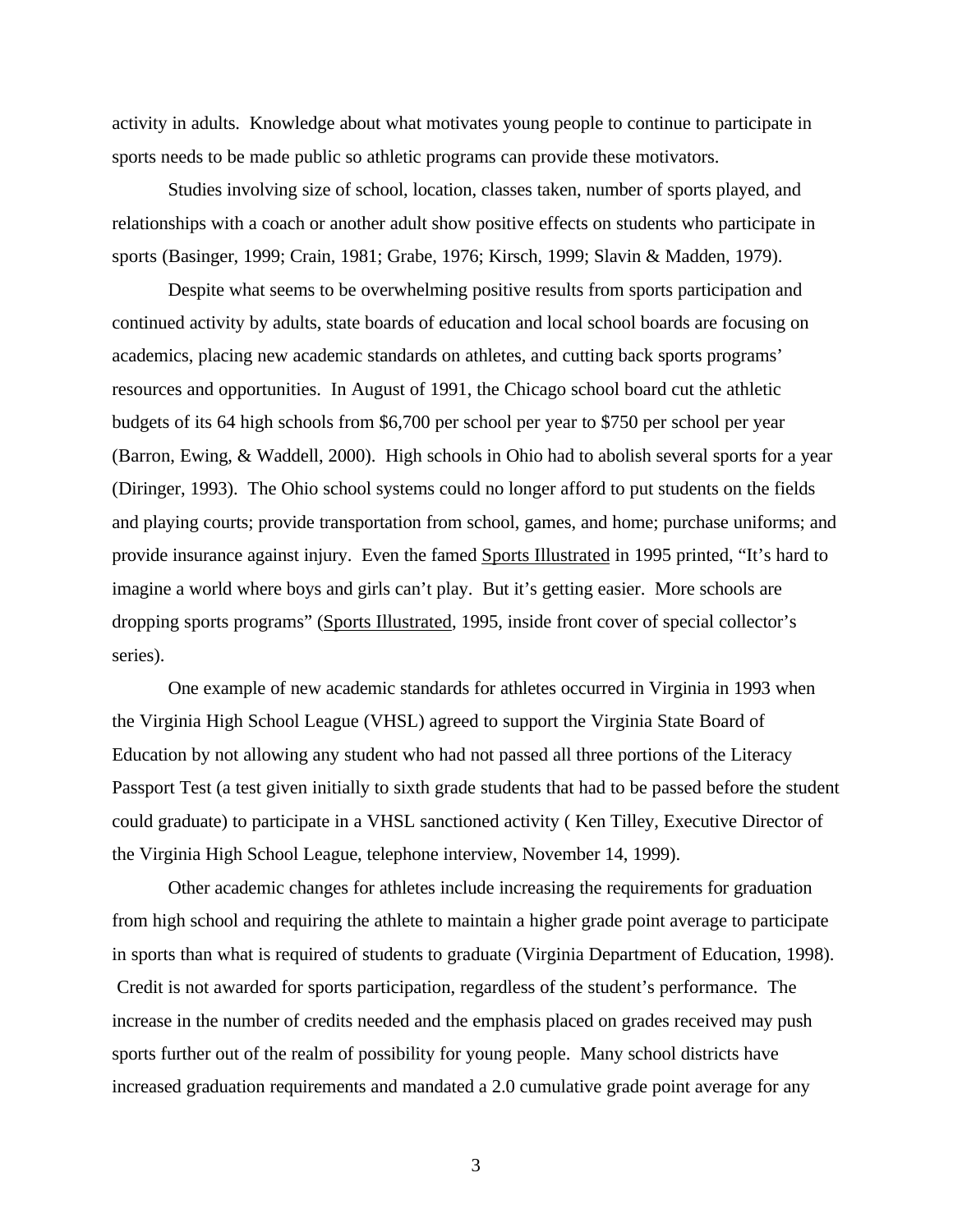activity in adults. Knowledge about what motivates young people to continue to participate in sports needs to be made public so athletic programs can provide these motivators.

Studies involving size of school, location, classes taken, number of sports played, and relationships with a coach or another adult show positive effects on students who participate in sports (Basinger, 1999; Crain, 1981; Grabe, 1976; Kirsch, 1999; Slavin & Madden, 1979).

Despite what seems to be overwhelming positive results from sports participation and continued activity by adults, state boards of education and local school boards are focusing on academics, placing new academic standards on athletes, and cutting back sports programs' resources and opportunities. In August of 1991, the Chicago school board cut the athletic budgets of its 64 high schools from $6,700 per school per year to $750 per school per year (Barron, Ewing, & Waddell, 2000). High schools in Ohio had to abolish several sports for a year (Diringer, 1993). The Ohio school systems could no longer afford to put students on the fields and playing courts; provide transportation from school, games, and home; purchase uniforms; and provide insurance against injury. Even the famed <u>Sports Illustrated</u> in 1995 printed, "It's hard to imagine a world where boys and girls can't play. But it's getting easier. More schools are dropping sports programs" (<u>Sports Illustrated</u>, 1995, inside front cover of special collector's series).

One example of new academic standards for athletes occurred in Virginia in 1993 when the Virginia High School League (VHSL) agreed to support the Virginia State Board of Education by not allowing any student who had not passed all three portions of the Literacy Passport Test (a test given initially to sixth grade students that had to be passed before the student could graduate) to participate in a VHSL sanctioned activity ( Ken Tilley, Executive Director of the Virginia High School League, telephone interview, November 14, 1999).

Other academic changes for athletes include increasing the requirements for graduation from high school and requiring the athlete to maintain a higher grade point average to participate in sports than what is required of students to graduate (Virginia Department of Education, 1998). Credit is not awarded for sports participation, regardless of the student's performance. The increase in the number of credits needed and the emphasis placed on grades received may push sports further out of the realm of possibility for young people. Many school districts have increased graduation requirements and mandated a 2.0 cumulative grade point average for any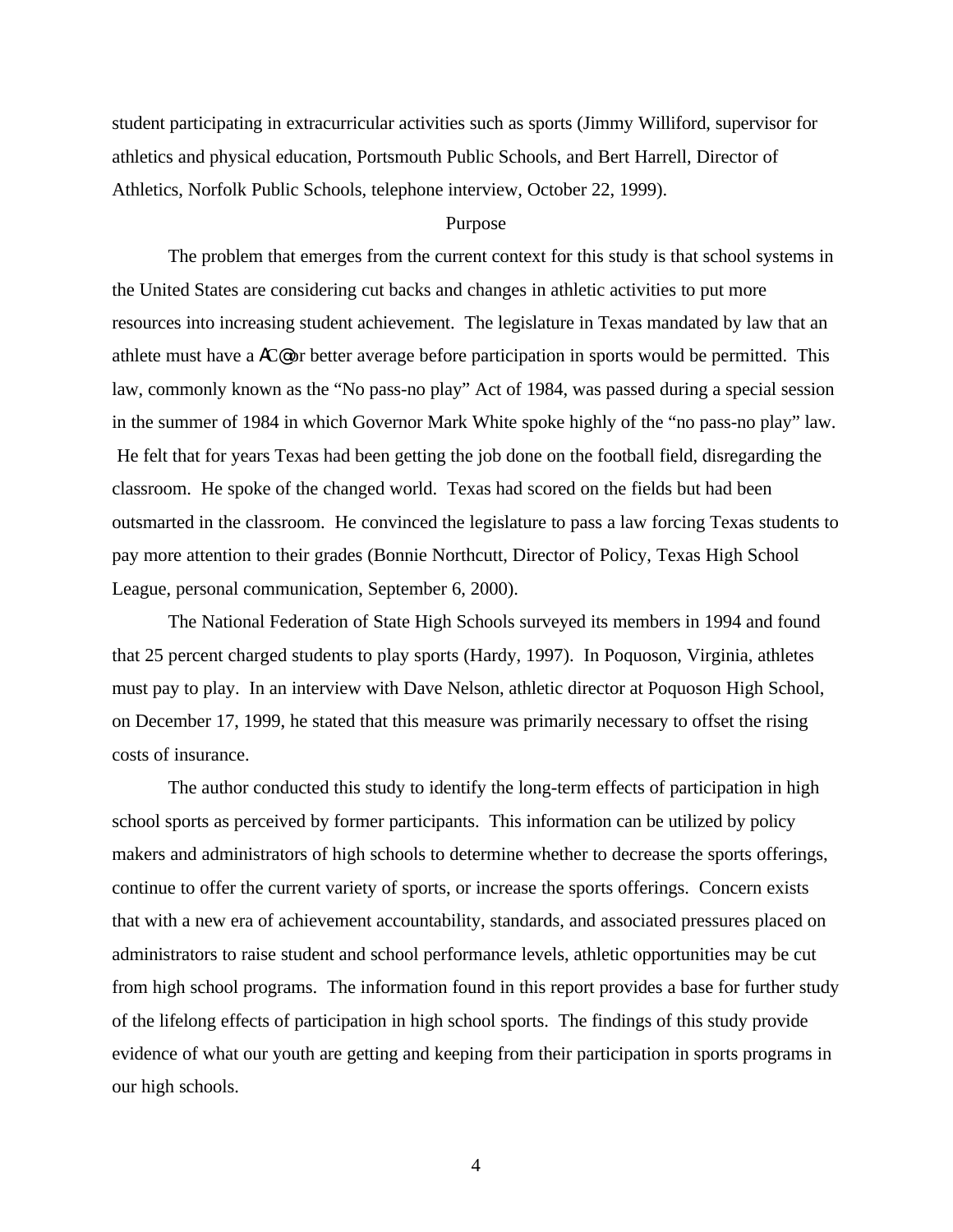student participating in extracurricular activities such as sports (Jimmy Williford, supervisor for athletics and physical education, Portsmouth Public Schools, and Bert Harrell, Director of Athletics, Norfolk Public Schools, telephone interview, October 22, 1999).

## Purpose

The problem that emerges from the current context for this study is that school systems in the United States are considering cut backs and changes in athletic activities to put more resources into increasing student achievement. The legislature in Texas mandated by law that an athlete must have a AC@ or better average before participation in sports would be permitted. This law, commonly known as the "No pass-no play" Act of 1984, was passed during a special session in the summer of 1984 in which Governor Mark White spoke highly of the "no pass-no play" law. He felt that for years Texas had been getting the job done on the football field, disregarding the classroom. He spoke of the changed world. Texas had scored on the fields but had been outsmarted in the classroom. He convinced the legislature to pass a law forcing Texas students to pay more attention to their grades (Bonnie Northcutt, Director of Policy, Texas High School League, personal communication, September 6, 2000).

The National Federation of State High Schools surveyed its members in 1994 and found that 25 percent charged students to play sports (Hardy, 1997). In Poquoson, Virginia, athletes must pay to play. In an interview with Dave Nelson, athletic director at Poquoson High School, on December 17, 1999, he stated that this measure was primarily necessary to offset the rising costs of insurance.

The author conducted this study to identify the long-term effects of participation in high school sports as perceived by former participants. This information can be utilized by policy makers and administrators of high schools to determine whether to decrease the sports offerings, continue to offer the current variety of sports, or increase the sports offerings. Concern exists that with a new era of achievement accountability, standards, and associated pressures placed on administrators to raise student and school performance levels, athletic opportunities may be cut from high school programs. The information found in this report provides a base for further study of the lifelong effects of participation in high school sports. The findings of this study provide evidence of what our youth are getting and keeping from their participation in sports programs in our high schools.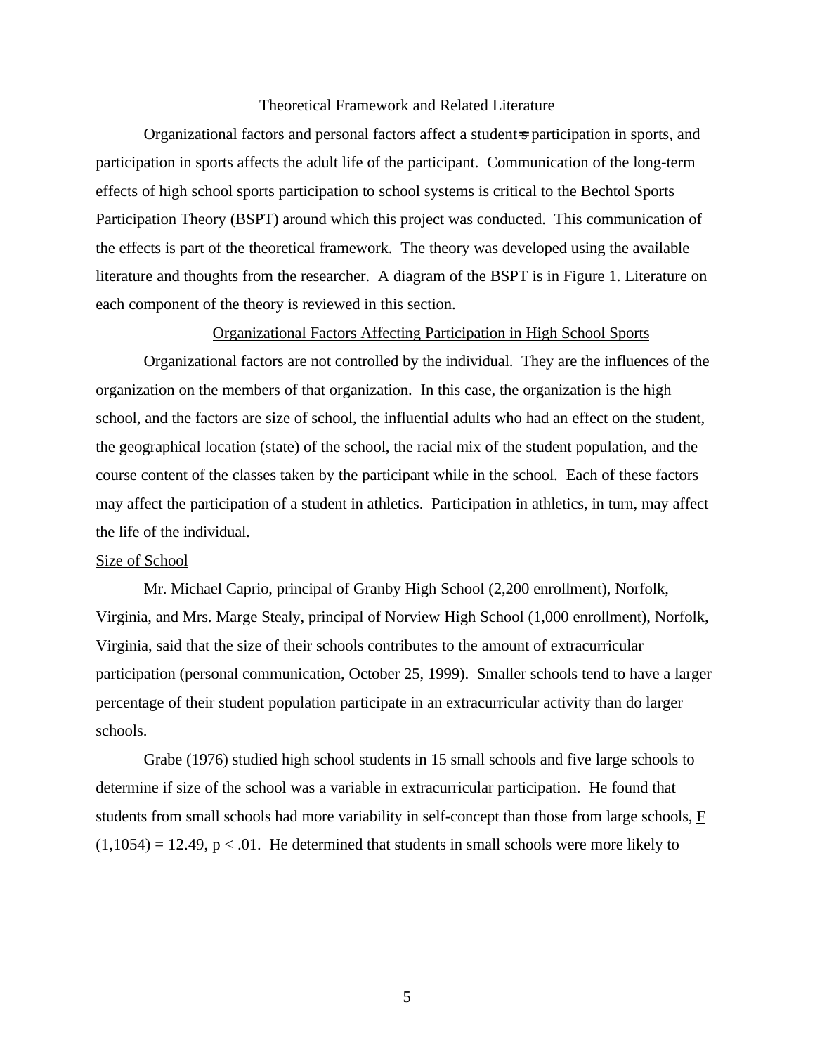# Theoretical Framework and Related Literature

Organizational factors and personal factors affect a student=s participation in sports, and participation in sports affects the adult life of the participant. Communication of the long-term effects of high school sports participation to school systems is critical to the Bechtol Sports Participation Theory (BSPT) around which this project was conducted. This communication of the effects is part of the theoretical framework. The theory was developed using the available literature and thoughts from the researcher. A diagram of the BSPT is in Figure 1. Literature on each component of the theory is reviewed in this section.

## Organizational Factors Affecting Participation in High School Sports

Organizational factors are not controlled by the individual. They are the influences of the organization on the members of that organization. In this case, the organization is the high school, and the factors are size of school, the influential adults who had an effect on the student, the geographical location (state) of the school, the racial mix of the student population, and the course content of the classes taken by the participant while in the school. Each of these factors may affect the participation of a student in athletics. Participation in athletics, in turn, may affect the life of the individual.

### Size of School

Mr. Michael Caprio, principal of Granby High School (2,200 enrollment), Norfolk, Virginia, and Mrs. Marge Stealy, principal of Norview High School (1,000 enrollment), Norfolk, Virginia, said that the size of their schools contributes to the amount of extracurricular participation (personal communication, October 25, 1999). Smaller schools tend to have a larger percentage of their student population participate in an extracurricular activity than do larger schools.

Grabe (1976) studied high school students in 15 small schools and five large schools to determine if size of the school was a variable in extracurricular participation. He found that students from small schools had more variability in self-concept than those from large schools, $F(1,1054) = 12.49$, $p \leq .01$. He determined that students in small schools were more likely to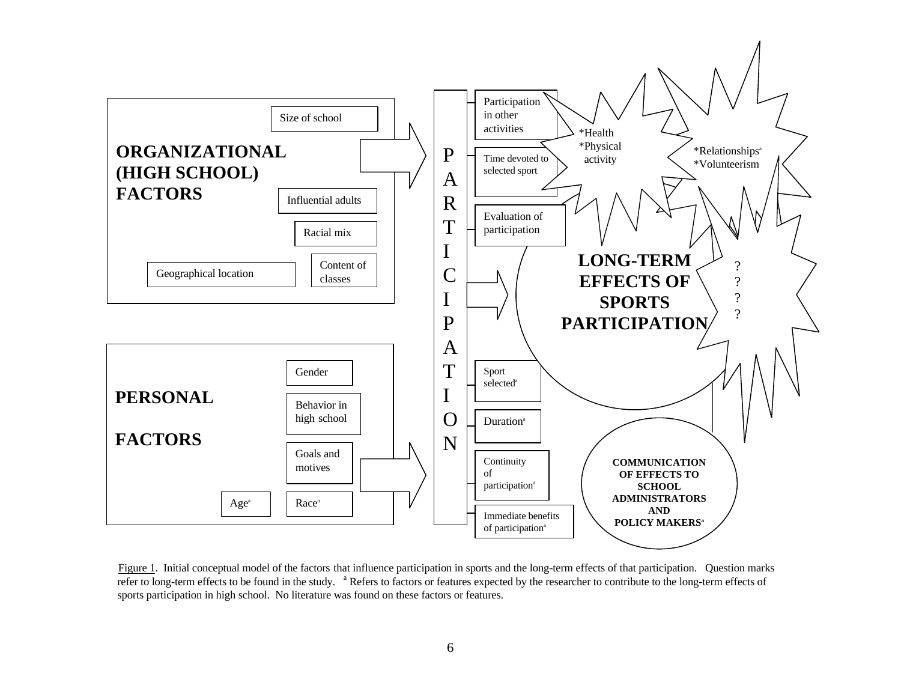**ORGANIZATIONAL (HIGH SCHOOL) FACTORS**

- Size of school
- Influential adults
- Racial mix
- Content of classes
- Geographical location

**PERSONAL FACTORS**

- Gender
- Behavior in high school
- Goals and motives
- Age[a]
- Race[a]

**PARTICIPATION**

- Participation in other activities
- Time devoted to selected sport
- Evaluation of participation
- Sport selected[a]
- Duration[a]
- Continuity of participation[a]
- Immediate benefits of participation[a]

**LONG-TERM EFFECTS OF SPORTS PARTICIPATION**

- *Health
- *Physical activity
- *Relationships[a]
- *Volunteerism
- ?
- ?
- ?
- ?

**COMMUNICATION OF EFFECTS TO SCHOOL ADMINISTRATORS AND POLICY MAKERS[a]**

Figure 1. Initial conceptual model of the factors that influence participation in sports and the long-term effects of that participation. Question marks refer to long-term effects to be found in the study. [a] Refers to factors or features expected by the researcher to contribute to the long-term effects of sports participation in high school. No literature was found on these factors or features.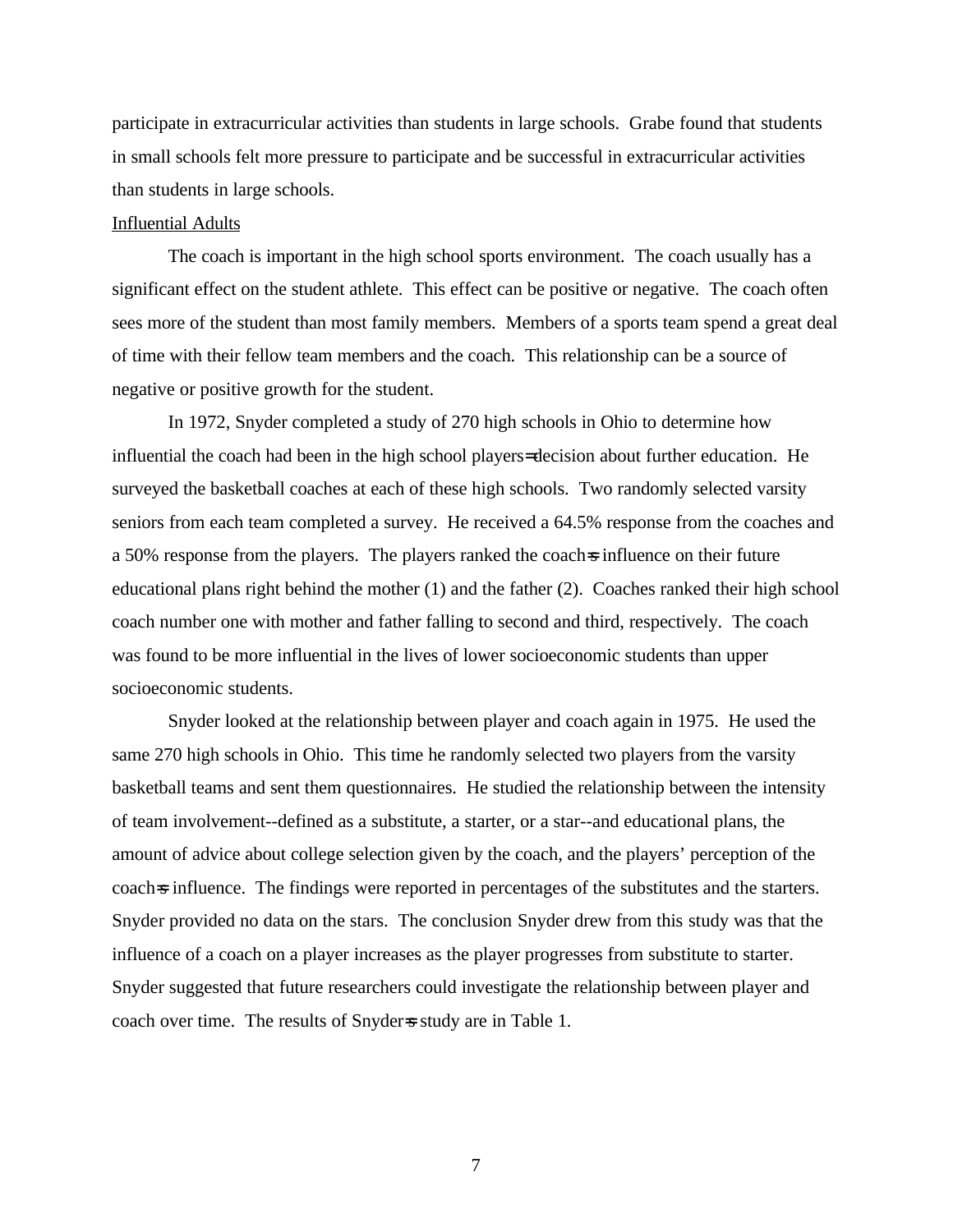participate in extracurricular activities than students in large schools. Grabe found that students in small schools felt more pressure to participate and be successful in extracurricular activities than students in large schools.

## Influential Adults

The coach is important in the high school sports environment. The coach usually has a significant effect on the student athlete. This effect can be positive or negative. The coach often sees more of the student than most family members. Members of a sports team spend a great deal of time with their fellow team members and the coach. This relationship can be a source of negative or positive growth for the student.

In 1972, Snyder completed a study of 270 high schools in Ohio to determine how influential the coach had been in the high school players= decision about further education. He surveyed the basketball coaches at each of these high schools. Two randomly selected varsity seniors from each team completed a survey. He received a 64.5% response from the coaches and a 50% response from the players. The players ranked the coach=s influence on their future educational plans right behind the mother (1) and the father (2). Coaches ranked their high school coach number one with mother and father falling to second and third, respectively. The coach was found to be more influential in the lives of lower socioeconomic students than upper socioeconomic students.

Snyder looked at the relationship between player and coach again in 1975. He used the same 270 high schools in Ohio. This time he randomly selected two players from the varsity basketball teams and sent them questionnaires. He studied the relationship between the intensity of team involvement--defined as a substitute, a starter, or a star--and educational plans, the amount of advice about college selection given by the coach, and the players' perception of the coach=s influence. The findings were reported in percentages of the substitutes and the starters. Snyder provided no data on the stars. The conclusion Snyder drew from this study was that the influence of a coach on a player increases as the player progresses from substitute to starter. Snyder suggested that future researchers could investigate the relationship between player and coach over time. The results of Snyder=s study are in Table 1.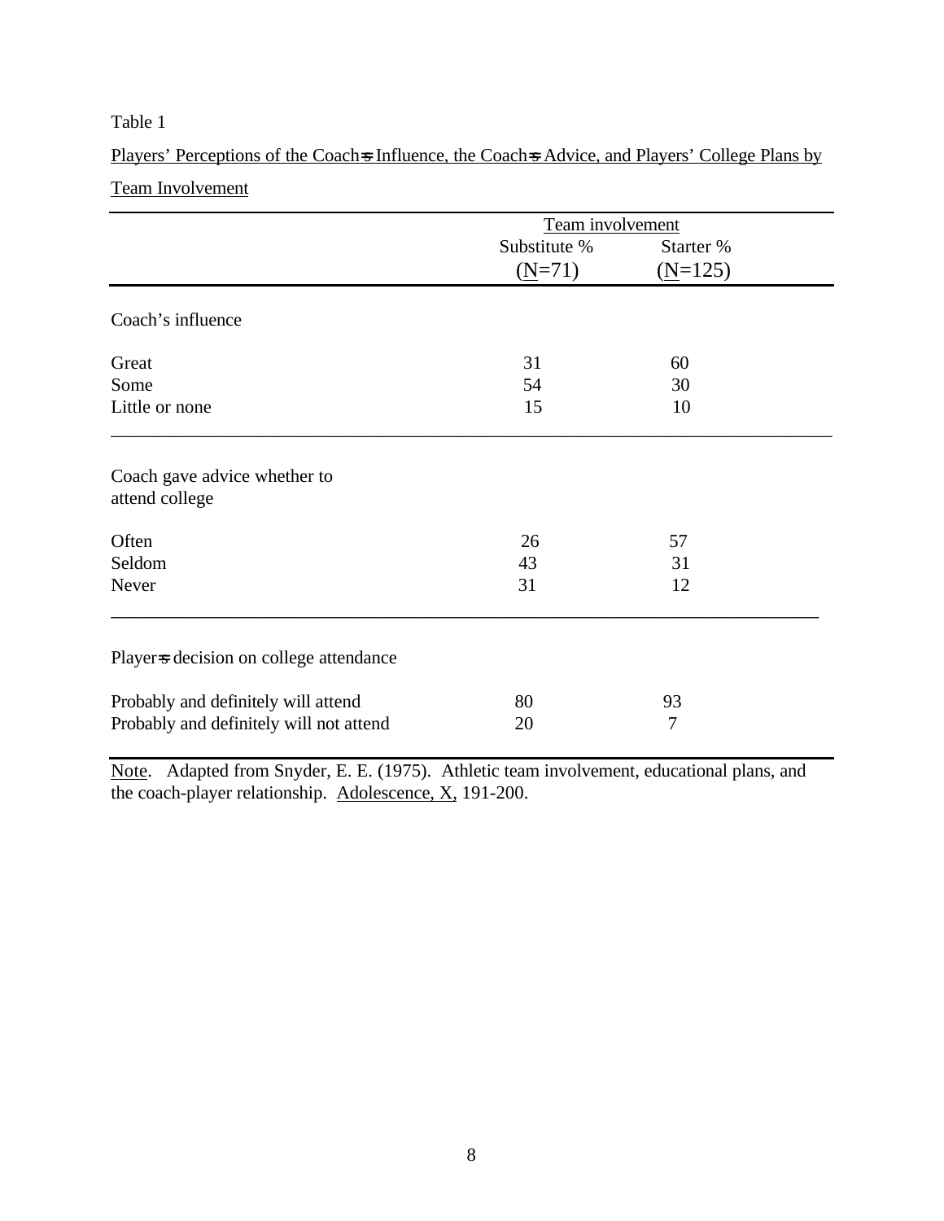Table 1

Players' Perceptions of the Coach=s Influence, the Coach=s Advice, and Players' College Plans by Team Involvement

| | Team involvement | |
|---|---|---|
| | Substitute % (N=71) | Starter % (N=125) |
| **Coach's influence** | | |
| Great | 31 | 60 |
| Some | 54 | 30 |
| Little or none | 15 | 10 |
| **Coach gave advice whether to attend college** | | |
| Often | 26 | 57 |
| Seldom | 43 | 31 |
| Never | 31 | 12 |
| **Player=s decision on college attendance** | | |
| Probably and definitely will attend | 80 | 93 |
| Probably and definitely will not attend | 20 | 7 |

Note. Adapted from Snyder, E. E. (1975). Athletic team involvement, educational plans, and the coach-player relationship. Adolescence, X, 191-200.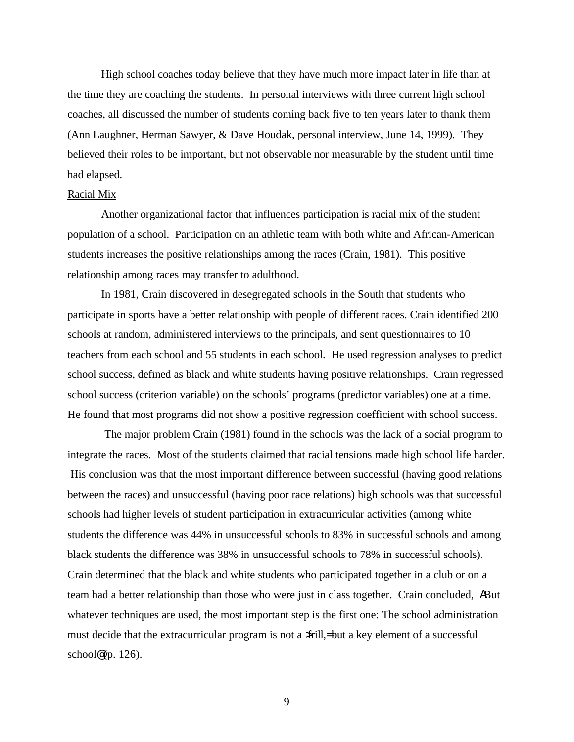High school coaches today believe that they have much more impact later in life than at the time they are coaching the students. In personal interviews with three current high school coaches, all discussed the number of students coming back five to ten years later to thank them (Ann Laughner, Herman Sawyer, & Dave Houdak, personal interview, June 14, 1999). They believed their roles to be important, but not observable nor measurable by the student until time had elapsed.

### Racial Mix

Another organizational factor that influences participation is racial mix of the student population of a school. Participation on an athletic team with both white and African-American students increases the positive relationships among the races (Crain, 1981). This positive relationship among races may transfer to adulthood.

In 1981, Crain discovered in desegregated schools in the South that students who participate in sports have a better relationship with people of different races. Crain identified 200 schools at random, administered interviews to the principals, and sent questionnaires to 10 teachers from each school and 55 students in each school. He used regression analyses to predict school success, defined as black and white students having positive relationships. Crain regressed school success (criterion variable) on the schools' programs (predictor variables) one at a time. He found that most programs did not show a positive regression coefficient with school success.

The major problem Crain (1981) found in the schools was the lack of a social program to integrate the races. Most of the students claimed that racial tensions made high school life harder. His conclusion was that the most important difference between successful (having good relations between the races) and unsuccessful (having poor race relations) high schools was that successful schools had higher levels of student participation in extracurricular activities (among white students the difference was 44% in unsuccessful schools to 83% in successful schools and among black students the difference was 38% in unsuccessful schools to 78% in successful schools). Crain determined that the black and white students who participated together in a club or on a team had a better relationship than those who were just in class together. Crain concluded, ABut whatever techniques are used, the most important step is the first one: The school administration must decide that the extracurricular program is not a >frill,= but a key element of a successful school@ (p. 126).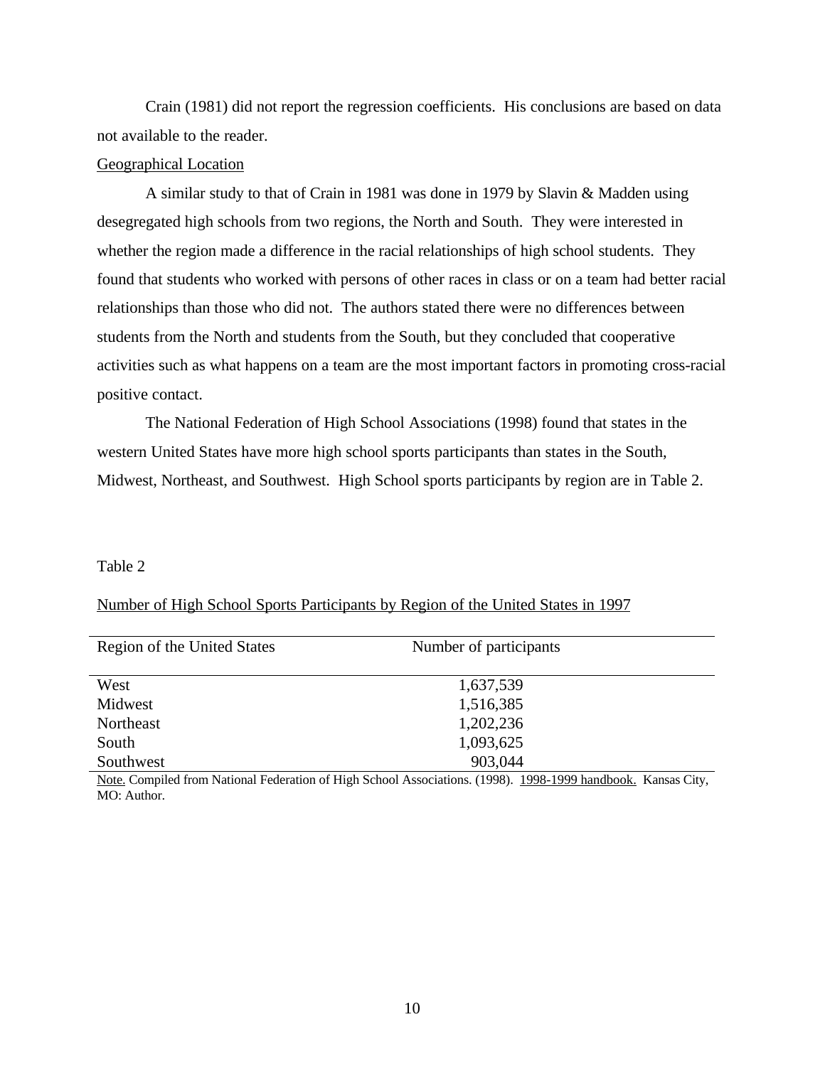Crain (1981) did not report the regression coefficients. His conclusions are based on data not available to the reader.

Geographical Location

A similar study to that of Crain in 1981 was done in 1979 by Slavin & Madden using desegregated high schools from two regions, the North and South. They were interested in whether the region made a difference in the racial relationships of high school students. They found that students who worked with persons of other races in class or on a team had better racial relationships than those who did not. The authors stated there were no differences between students from the North and students from the South, but they concluded that cooperative activities such as what happens on a team are the most important factors in promoting cross-racial positive contact.

The National Federation of High School Associations (1998) found that states in the western United States have more high school sports participants than states in the South, Midwest, Northeast, and Southwest. High School sports participants by region are in Table 2.

Table 2

Number of High School Sports Participants by Region of the United States in 1997

| Region of the United States | Number of participants |
|---|---|
| West | 1,637,539 |
| Midwest | 1,516,385 |
| Northeast | 1,202,236 |
| South | 1,093,625 |
| Southwest | 903,044 |

Note. Compiled from National Federation of High School Associations. (1998). 1998-1999 handbook. Kansas City, MO: Author.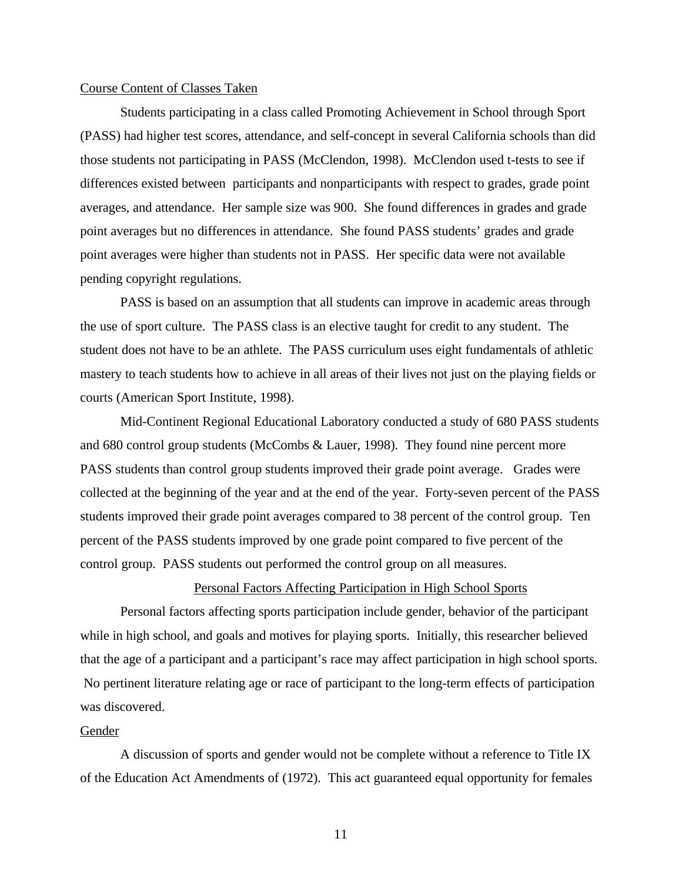### Course Content of Classes Taken

Students participating in a class called Promoting Achievement in School through Sport (PASS) had higher test scores, attendance, and self-concept in several California schools than did those students not participating in PASS (McClendon, 1998). McClendon used t-tests to see if differences existed between participants and nonparticipants with respect to grades, grade point averages, and attendance. Her sample size was 900. She found differences in grades and grade point averages but no differences in attendance. She found PASS students' grades and grade point averages were higher than students not in PASS. Her specific data were not available pending copyright regulations.

PASS is based on an assumption that all students can improve in academic areas through the use of sport culture. The PASS class is an elective taught for credit to any student. The student does not have to be an athlete. The PASS curriculum uses eight fundamentals of athletic mastery to teach students how to achieve in all areas of their lives not just on the playing fields or courts (American Sport Institute, 1998).

Mid-Continent Regional Educational Laboratory conducted a study of 680 PASS students and 680 control group students (McCombs & Lauer, 1998). They found nine percent more PASS students than control group students improved their grade point average. Grades were collected at the beginning of the year and at the end of the year. Forty-seven percent of the PASS students improved their grade point averages compared to 38 percent of the control group. Ten percent of the PASS students improved by one grade point compared to five percent of the control group. PASS students out performed the control group on all measures.

## Personal Factors Affecting Participation in High School Sports

Personal factors affecting sports participation include gender, behavior of the participant while in high school, and goals and motives for playing sports. Initially, this researcher believed that the age of a participant and a participant's race may affect participation in high school sports. No pertinent literature relating age or race of participant to the long-term effects of participation was discovered.

### Gender

A discussion of sports and gender would not be complete without a reference to Title IX of the Education Act Amendments of (1972). This act guaranteed equal opportunity for females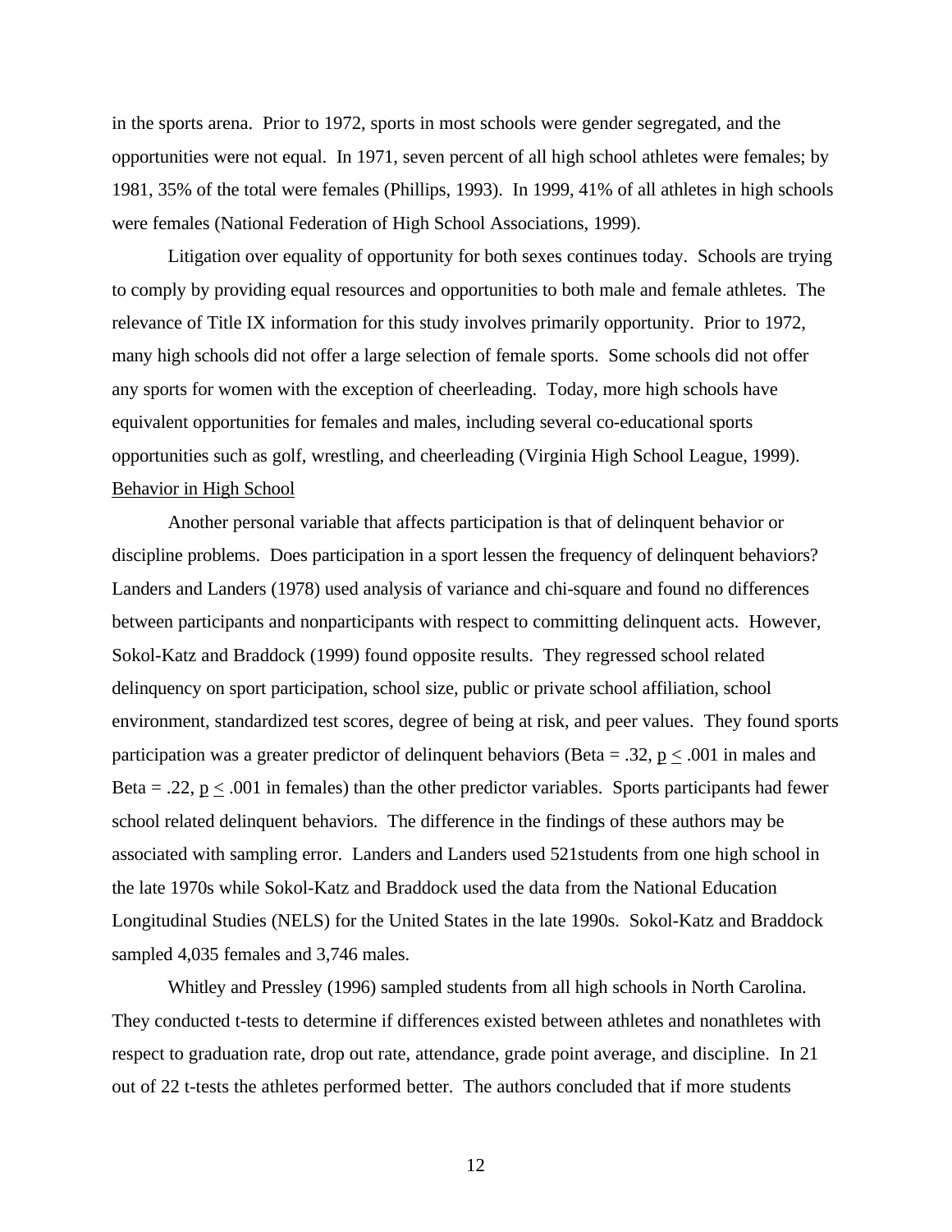in the sports arena. Prior to 1972, sports in most schools were gender segregated, and the opportunities were not equal. In 1971, seven percent of all high school athletes were females; by 1981, 35% of the total were females (Phillips, 1993). In 1999, 41% of all athletes in high schools were females (National Federation of High School Associations, 1999).

Litigation over equality of opportunity for both sexes continues today. Schools are trying to comply by providing equal resources and opportunities to both male and female athletes. The relevance of Title IX information for this study involves primarily opportunity. Prior to 1972, many high schools did not offer a large selection of female sports. Some schools did not offer any sports for women with the exception of cheerleading. Today, more high schools have equivalent opportunities for females and males, including several co-educational sports opportunities such as golf, wrestling, and cheerleading (Virginia High School League, 1999).

Behavior in High School

Another personal variable that affects participation is that of delinquent behavior or discipline problems. Does participation in a sport lessen the frequency of delinquent behaviors? Landers and Landers (1978) used analysis of variance and chi-square and found no differences between participants and nonparticipants with respect to committing delinquent acts. However, Sokol-Katz and Braddock (1999) found opposite results. They regressed school related delinquency on sport participation, school size, public or private school affiliation, school environment, standardized test scores, degree of being at risk, and peer values. They found sports participation was a greater predictor of delinquent behaviors (Beta = .32, $p \leq .001$ in males and Beta = .22, $p \leq .001$ in females) than the other predictor variables. Sports participants had fewer school related delinquent behaviors. The difference in the findings of these authors may be associated with sampling error. Landers and Landers used 521students from one high school in the late 1970s while Sokol-Katz and Braddock used the data from the National Education Longitudinal Studies (NELS) for the United States in the late 1990s. Sokol-Katz and Braddock sampled 4,035 females and 3,746 males.

Whitley and Pressley (1996) sampled students from all high schools in North Carolina. They conducted t-tests to determine if differences existed between athletes and nonathletes with respect to graduation rate, drop out rate, attendance, grade point average, and discipline. In 21 out of 22 t-tests the athletes performed better. The authors concluded that if more students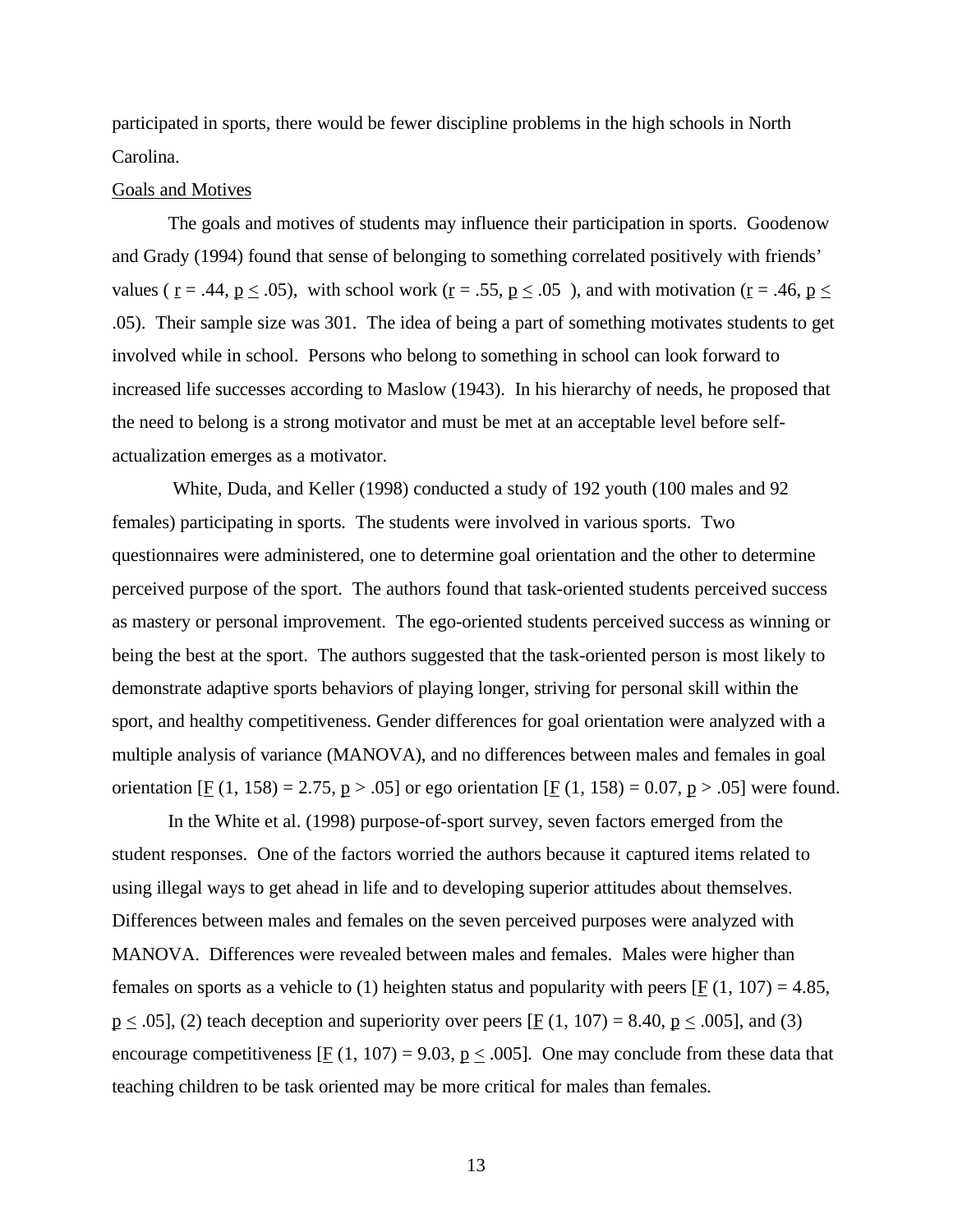participated in sports, there would be fewer discipline problems in the high schools in North Carolina.

Goals and Motives

The goals and motives of students may influence their participation in sports. Goodenow and Grady (1994) found that sense of belonging to something correlated positively with friends' values ( $r = .44$, $p \leq .05$), with school work ($r = .55$, $p \leq .05$ ), and with motivation ($r = .46$, $p \leq .05$). Their sample size was 301. The idea of being a part of something motivates students to get involved while in school. Persons who belong to something in school can look forward to increased life successes according to Maslow (1943). In his hierarchy of needs, he proposed that the need to belong is a strong motivator and must be met at an acceptable level before self-actualization emerges as a motivator.

White, Duda, and Keller (1998) conducted a study of 192 youth (100 males and 92 females) participating in sports. The students were involved in various sports. Two questionnaires were administered, one to determine goal orientation and the other to determine perceived purpose of the sport. The authors found that task-oriented students perceived success as mastery or personal improvement. The ego-oriented students perceived success as winning or being the best at the sport. The authors suggested that the task-oriented person is most likely to demonstrate adaptive sports behaviors of playing longer, striving for personal skill within the sport, and healthy competitiveness. Gender differences for goal orientation were analyzed with a multiple analysis of variance (MANOVA), and no differences between males and females in goal orientation [$F$ (1, 158) = 2.75, $p > .05$] or ego orientation [$F$ (1, 158) = 0.07, $p > .05$] were found.

In the White et al. (1998) purpose-of-sport survey, seven factors emerged from the student responses. One of the factors worried the authors because it captured items related to using illegal ways to get ahead in life and to developing superior attitudes about themselves. Differences between males and females on the seven perceived purposes were analyzed with MANOVA. Differences were revealed between males and females. Males were higher than females on sports as a vehicle to (1) heighten status and popularity with peers [$F$ (1, 107) = 4.85, $p \leq .05$], (2) teach deception and superiority over peers [$F$ (1, 107) = 8.40, $p \leq .005$], and (3) encourage competitiveness [$F$ (1, 107) = 9.03, $p \leq .005$]. One may conclude from these data that teaching children to be task oriented may be more critical for males than females.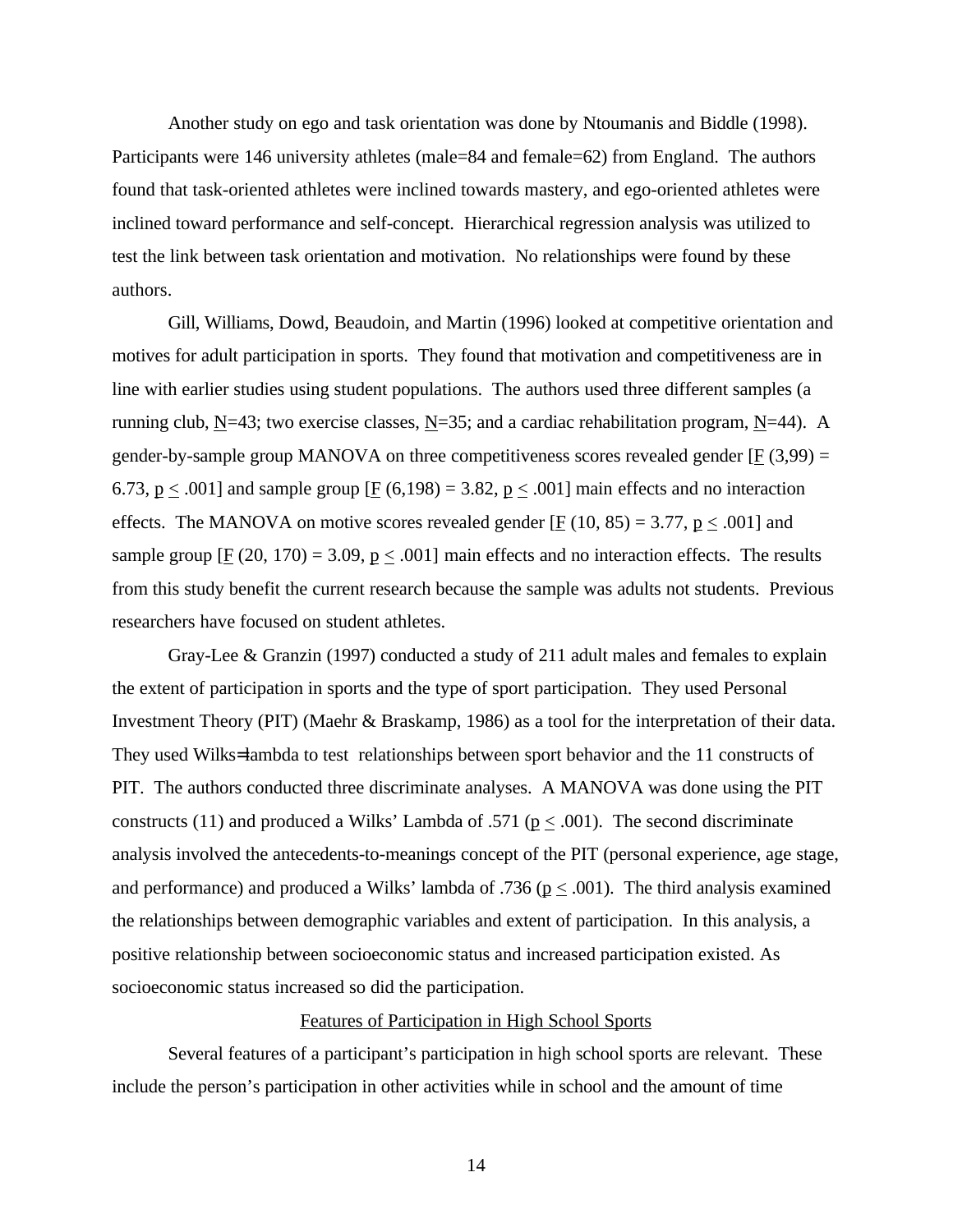Another study on ego and task orientation was done by Ntoumanis and Biddle (1998). Participants were 146 university athletes (male=84 and female=62) from England. The authors found that task-oriented athletes were inclined towards mastery, and ego-oriented athletes were inclined toward performance and self-concept. Hierarchical regression analysis was utilized to test the link between task orientation and motivation. No relationships were found by these authors.

Gill, Williams, Dowd, Beaudoin, and Martin (1996) looked at competitive orientation and motives for adult participation in sports. They found that motivation and competitiveness are in line with earlier studies using student populations. The authors used three different samples (a running club, $N$=43; two exercise classes, $N$=35; and a cardiac rehabilitation program, $N$=44). A gender-by-sample group MANOVA on three competitiveness scores revealed gender [$F$ (3,99) = 6.73, $p \leq .001$] and sample group [$F$ (6,198) = 3.82, $p \leq .001$] main effects and no interaction effects. The MANOVA on motive scores revealed gender [$F$ (10, 85) = 3.77, $p \leq .001$] and sample group [$F$ (20, 170) = 3.09, $p \leq .001$] main effects and no interaction effects. The results from this study benefit the current research because the sample was adults not students. Previous researchers have focused on student athletes.

Gray-Lee & Granzin (1997) conducted a study of 211 adult males and females to explain the extent of participation in sports and the type of sport participation. They used Personal Investment Theory (PIT) (Maehr & Braskamp, 1986) as a tool for the interpretation of their data. They used Wilks=lambda to test relationships between sport behavior and the 11 constructs of PIT. The authors conducted three discriminate analyses. A MANOVA was done using the PIT constructs (11) and produced a Wilks' Lambda of .571 ($p \leq .001$). The second discriminate analysis involved the antecedents-to-meanings concept of the PIT (personal experience, age stage, and performance) and produced a Wilks' lambda of .736 ($p \leq .001$). The third analysis examined the relationships between demographic variables and extent of participation. In this analysis, a positive relationship between socioeconomic status and increased participation existed. As socioeconomic status increased so did the participation.

## Features of Participation in High School Sports

Several features of a participant's participation in high school sports are relevant. These include the person's participation in other activities while in school and the amount of time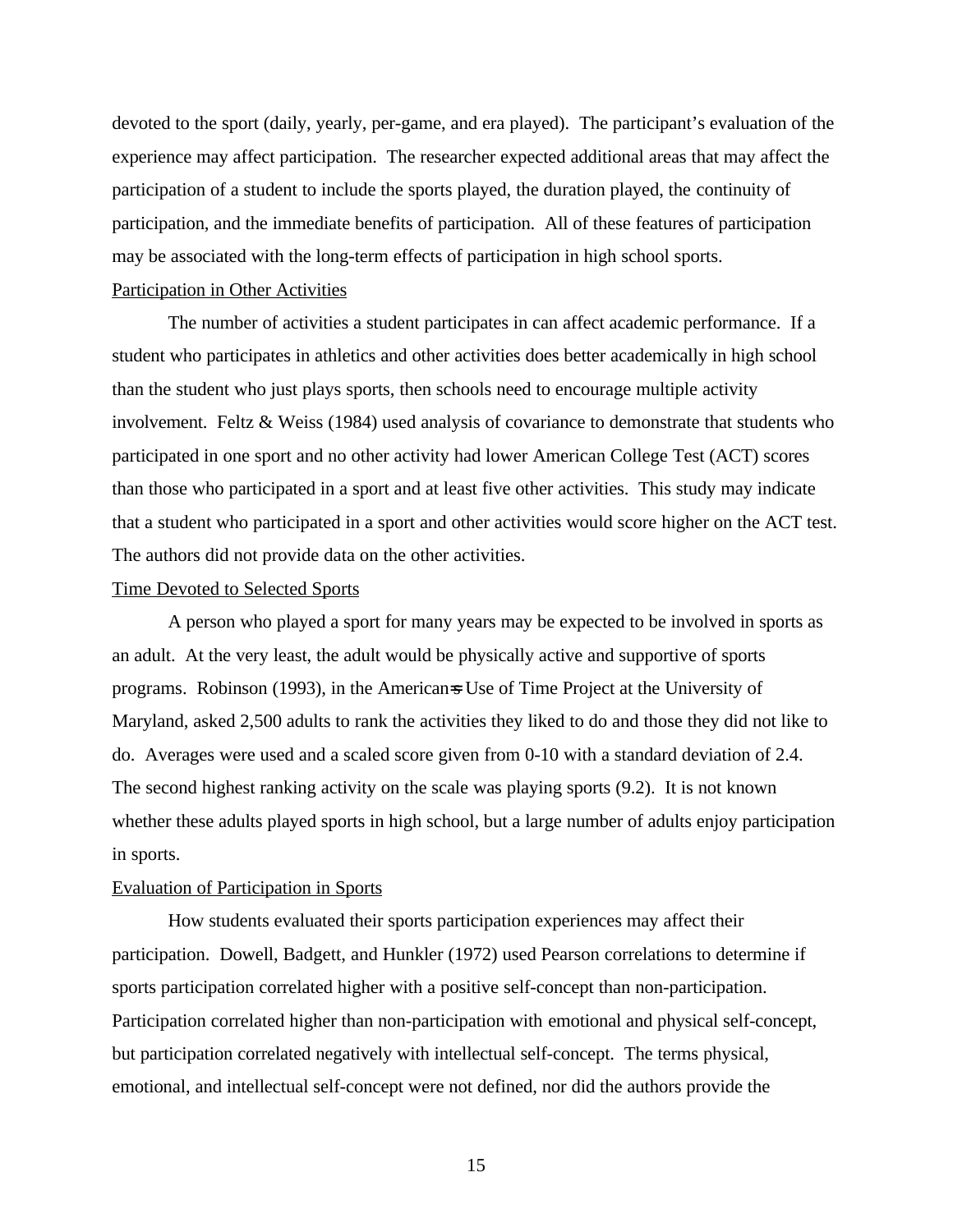devoted to the sport (daily, yearly, per-game, and era played). The participant's evaluation of the experience may affect participation. The researcher expected additional areas that may affect the participation of a student to include the sports played, the duration played, the continuity of participation, and the immediate benefits of participation. All of these features of participation may be associated with the long-term effects of participation in high school sports.

<u>Participation in Other Activities</u>

The number of activities a student participates in can affect academic performance. If a student who participates in athletics and other activities does better academically in high school than the student who just plays sports, then schools need to encourage multiple activity involvement. Feltz & Weiss (1984) used analysis of covariance to demonstrate that students who participated in one sport and no other activity had lower American College Test (ACT) scores than those who participated in a sport and at least five other activities. This study may indicate that a student who participated in a sport and other activities would score higher on the ACT test. The authors did not provide data on the other activities.

<u>Time Devoted to Selected Sports</u>

A person who played a sport for many years may be expected to be involved in sports as an adult. At the very least, the adult would be physically active and supportive of sports programs. Robinson (1993), in the Americans' Use of Time Project at the University of Maryland, asked 2,500 adults to rank the activities they liked to do and those they did not like to do. Averages were used and a scaled score given from 0-10 with a standard deviation of 2.4. The second highest ranking activity on the scale was playing sports (9.2). It is not known whether these adults played sports in high school, but a large number of adults enjoy participation in sports.

<u>Evaluation of Participation in Sports</u>

How students evaluated their sports participation experiences may affect their participation. Dowell, Badgett, and Hunkler (1972) used Pearson correlations to determine if sports participation correlated higher with a positive self-concept than non-participation. Participation correlated higher than non-participation with emotional and physical self-concept, but participation correlated negatively with intellectual self-concept. The terms physical, emotional, and intellectual self-concept were not defined, nor did the authors provide the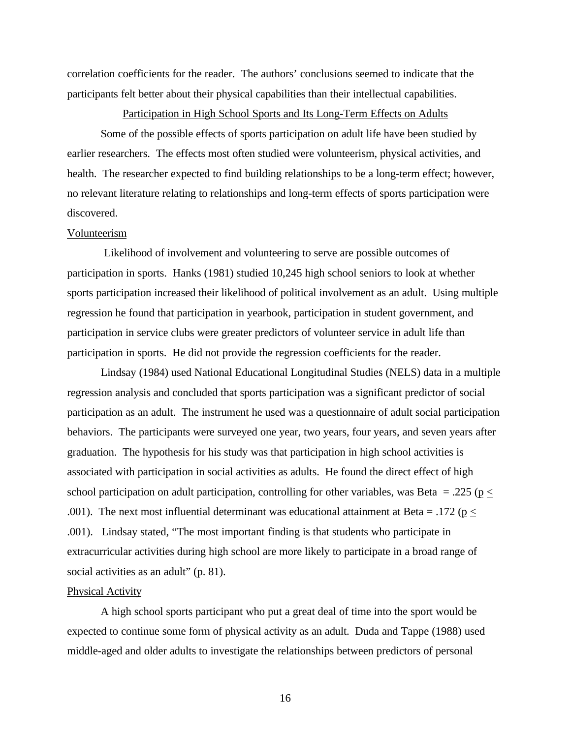correlation coefficients for the reader. The authors' conclusions seemed to indicate that the participants felt better about their physical capabilities than their intellectual capabilities.

## Participation in High School Sports and Its Long-Term Effects on Adults

Some of the possible effects of sports participation on adult life have been studied by earlier researchers. The effects most often studied were volunteerism, physical activities, and health. The researcher expected to find building relationships to be a long-term effect; however, no relevant literature relating to relationships and long-term effects of sports participation were discovered.

### Volunteerism

Likelihood of involvement and volunteering to serve are possible outcomes of participation in sports. Hanks (1981) studied 10,245 high school seniors to look at whether sports participation increased their likelihood of political involvement as an adult. Using multiple regression he found that participation in yearbook, participation in student government, and participation in service clubs were greater predictors of volunteer service in adult life than participation in sports. He did not provide the regression coefficients for the reader.

Lindsay (1984) used National Educational Longitudinal Studies (NELS) data in a multiple regression analysis and concluded that sports participation was a significant predictor of social participation as an adult. The instrument he used was a questionnaire of adult social participation behaviors. The participants were surveyed one year, two years, four years, and seven years after graduation. The hypothesis for his study was that participation in high school activities is associated with participation in social activities as adults. He found the direct effect of high school participation on adult participation, controlling for other variables, was Beta = .225 ($p \leq .001$). The next most influential determinant was educational attainment at Beta = .172 ($p \leq .001$). Lindsay stated, "The most important finding is that students who participate in extracurricular activities during high school are more likely to participate in a broad range of social activities as an adult" (p. 81).

### Physical Activity

A high school sports participant who put a great deal of time into the sport would be expected to continue some form of physical activity as an adult. Duda and Tappe (1988) used middle-aged and older adults to investigate the relationships between predictors of personal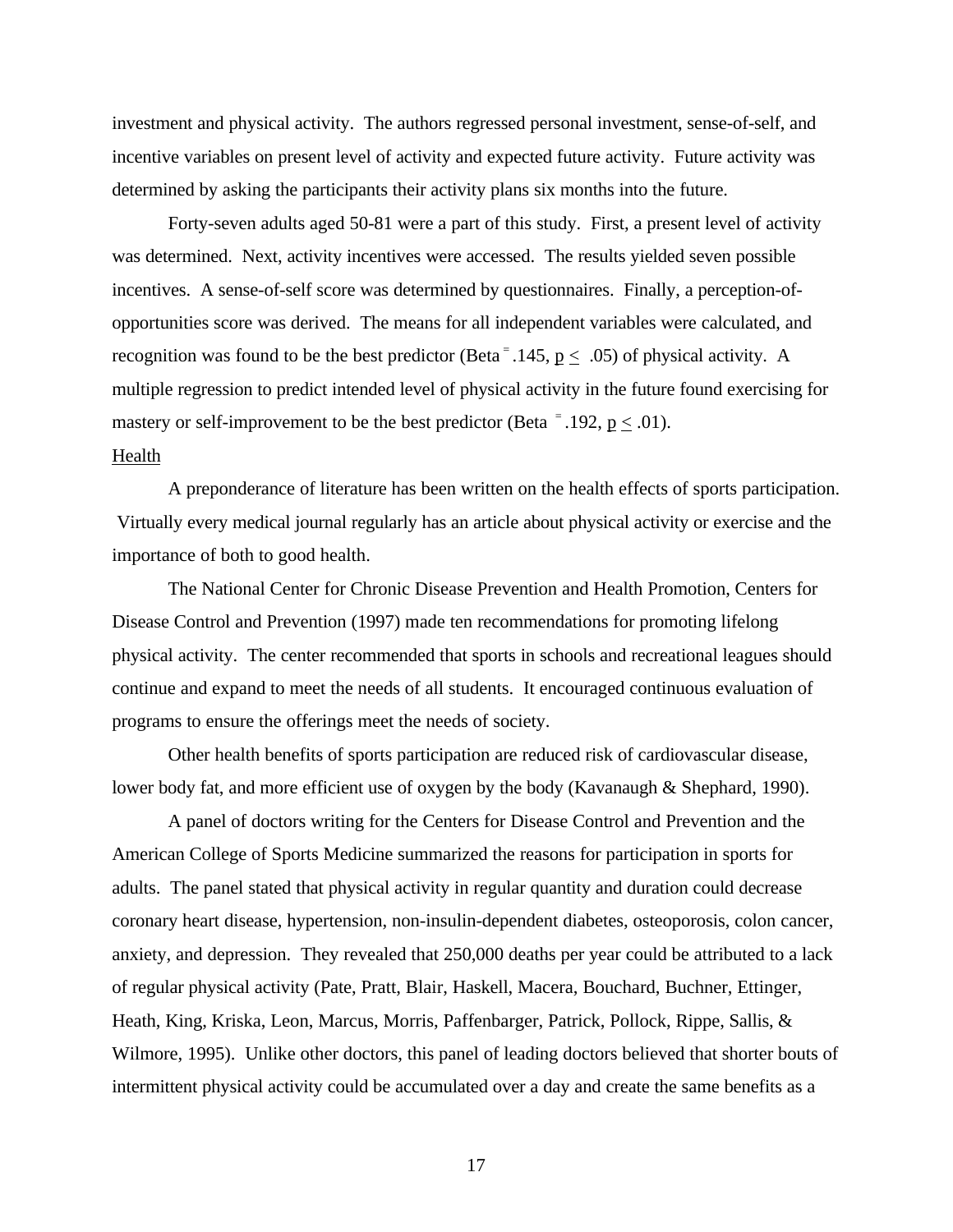investment and physical activity. The authors regressed personal investment, sense-of-self, and incentive variables on present level of activity and expected future activity. Future activity was determined by asking the participants their activity plans six months into the future.

Forty-seven adults aged 50-81 were a part of this study. First, a present level of activity was determined. Next, activity incentives were accessed. The results yielded seven possible incentives. A sense-of-self score was determined by questionnaires. Finally, a perception-of-opportunities score was derived. The means for all independent variables were calculated, and recognition was found to be the best predictor (Beta $=$ .145, $p \leq .05$) of physical activity. A multiple regression to predict intended level of physical activity in the future found exercising for mastery or self-improvement to be the best predictor (Beta $=$ .192, $p \leq .01$).

## Health

A preponderance of literature has been written on the health effects of sports participation. Virtually every medical journal regularly has an article about physical activity or exercise and the importance of both to good health.

The National Center for Chronic Disease Prevention and Health Promotion, Centers for Disease Control and Prevention (1997) made ten recommendations for promoting lifelong physical activity. The center recommended that sports in schools and recreational leagues should continue and expand to meet the needs of all students. It encouraged continuous evaluation of programs to ensure the offerings meet the needs of society.

Other health benefits of sports participation are reduced risk of cardiovascular disease, lower body fat, and more efficient use of oxygen by the body (Kavanaugh & Shephard, 1990).

A panel of doctors writing for the Centers for Disease Control and Prevention and the American College of Sports Medicine summarized the reasons for participation in sports for adults. The panel stated that physical activity in regular quantity and duration could decrease coronary heart disease, hypertension, non-insulin-dependent diabetes, osteoporosis, colon cancer, anxiety, and depression. They revealed that 250,000 deaths per year could be attributed to a lack of regular physical activity (Pate, Pratt, Blair, Haskell, Macera, Bouchard, Buchner, Ettinger, Heath, King, Kriska, Leon, Marcus, Morris, Paffenbarger, Patrick, Pollock, Rippe, Sallis, & Wilmore, 1995). Unlike other doctors, this panel of leading doctors believed that shorter bouts of intermittent physical activity could be accumulated over a day and create the same benefits as a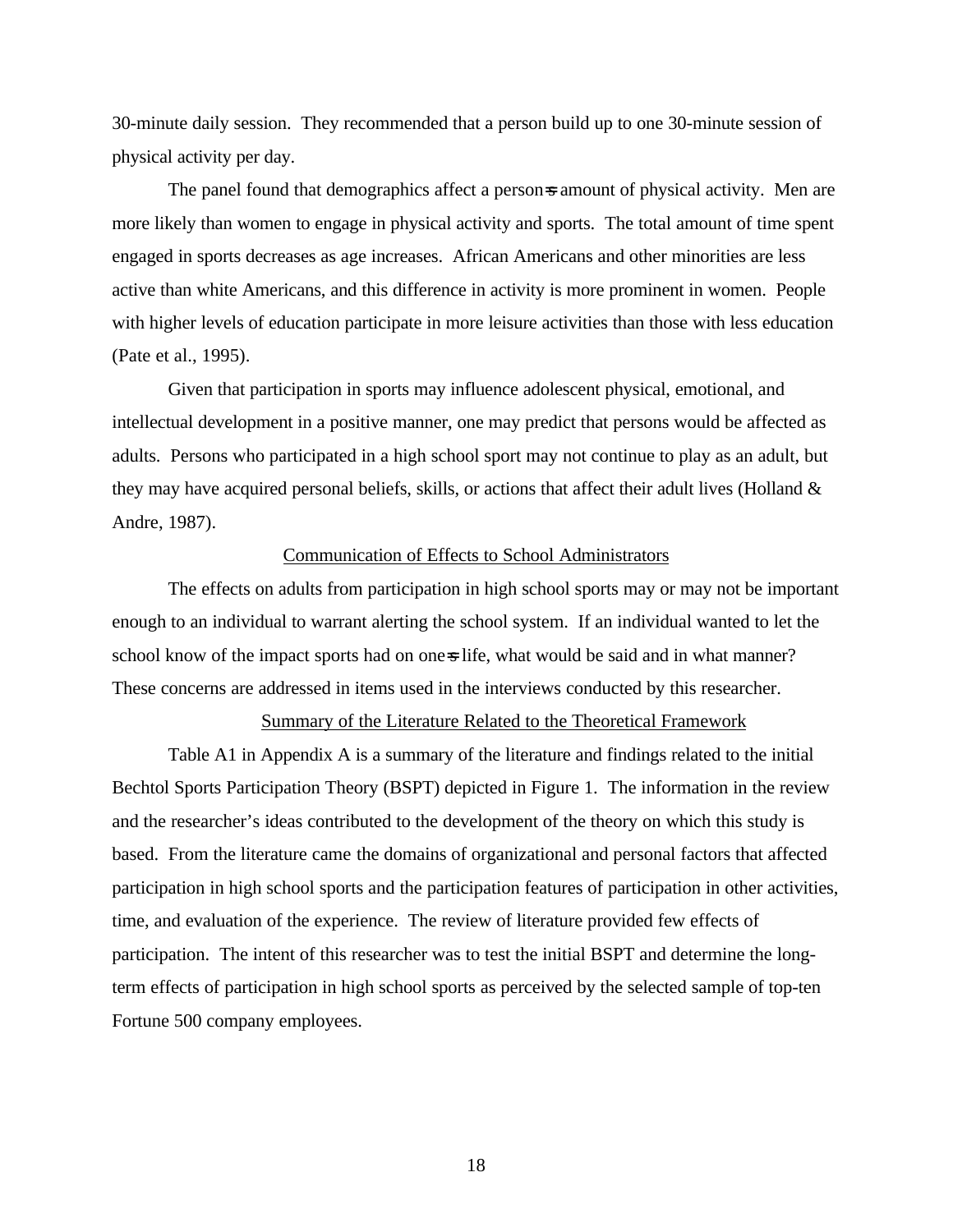30-minute daily session. They recommended that a person build up to one 30-minute session of physical activity per day.

The panel found that demographics affect a person=s amount of physical activity. Men are more likely than women to engage in physical activity and sports. The total amount of time spent engaged in sports decreases as age increases. African Americans and other minorities are less active than white Americans, and this difference in activity is more prominent in women. People with higher levels of education participate in more leisure activities than those with less education (Pate et al., 1995).

Given that participation in sports may influence adolescent physical, emotional, and intellectual development in a positive manner, one may predict that persons would be affected as adults. Persons who participated in a high school sport may not continue to play as an adult, but they may have acquired personal beliefs, skills, or actions that affect their adult lives (Holland & Andre, 1987).

## Communication of Effects to School Administrators

The effects on adults from participation in high school sports may or may not be important enough to an individual to warrant alerting the school system. If an individual wanted to let the school know of the impact sports had on one=s life, what would be said and in what manner? These concerns are addressed in items used in the interviews conducted by this researcher.

## Summary of the Literature Related to the Theoretical Framework

Table A1 in Appendix A is a summary of the literature and findings related to the initial Bechtol Sports Participation Theory (BSPT) depicted in Figure 1. The information in the review and the researcher's ideas contributed to the development of the theory on which this study is based. From the literature came the domains of organizational and personal factors that affected participation in high school sports and the participation features of participation in other activities, time, and evaluation of the experience. The review of literature provided few effects of participation. The intent of this researcher was to test the initial BSPT and determine the long-term effects of participation in high school sports as perceived by the selected sample of top-ten Fortune 500 company employees.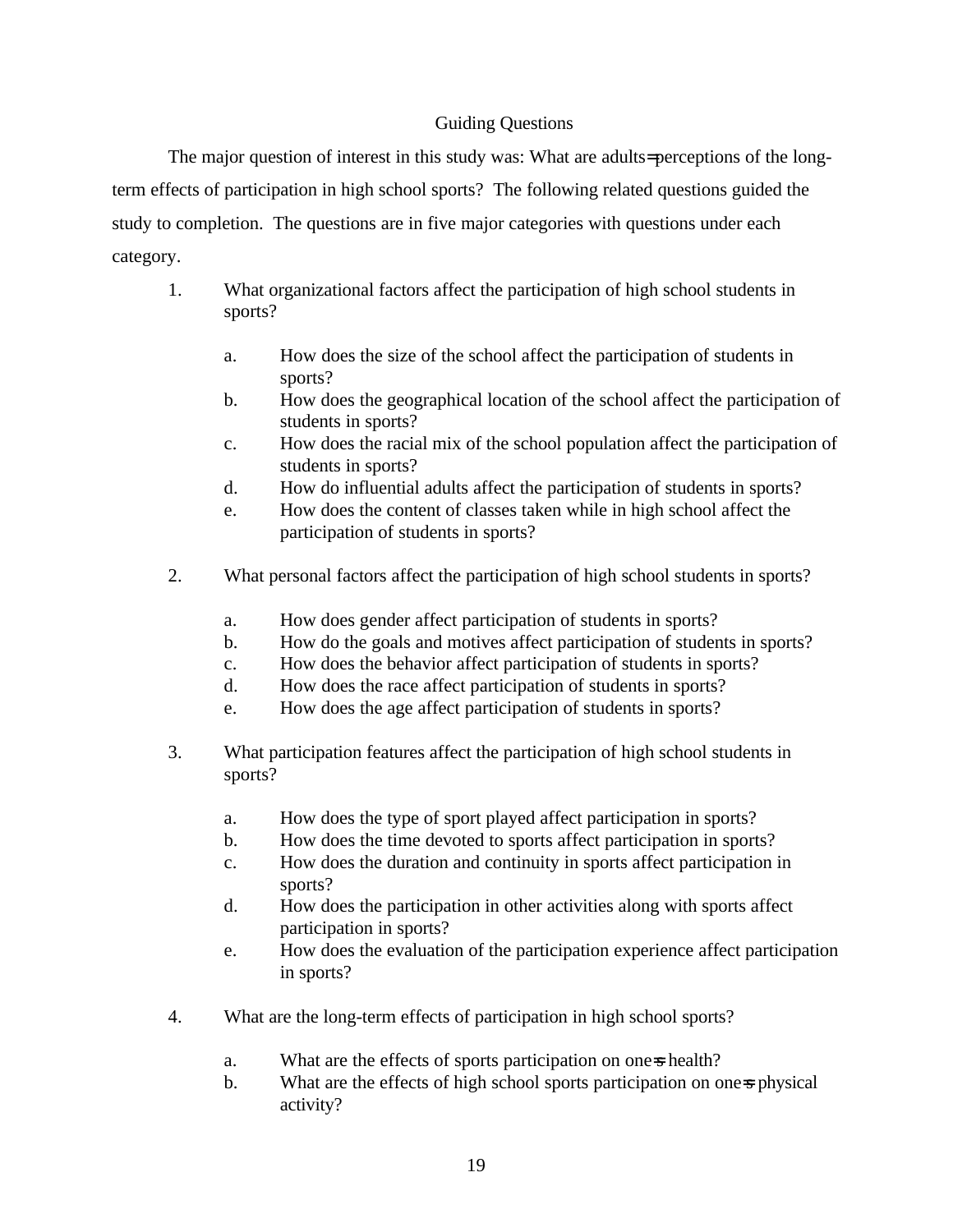## Guiding Questions

The major question of interest in this study was: What are adults= perceptions of the long-term effects of participation in high school sports? The following related questions guided the study to completion. The questions are in five major categories with questions under each category.

1. What organizational factors affect the participation of high school students in sports?

    a. How does the size of the school affect the participation of students in sports?
    b. How does the geographical location of the school affect the participation of students in sports?
    c. How does the racial mix of the school population affect the participation of students in sports?
    d. How do influential adults affect the participation of students in sports?
    e. How does the content of classes taken while in high school affect the participation of students in sports?

2. What personal factors affect the participation of high school students in sports?

    a. How does gender affect participation of students in sports?
    b. How do the goals and motives affect participation of students in sports?
    c. How does the behavior affect participation of students in sports?
    d. How does the race affect participation of students in sports?
    e. How does the age affect participation of students in sports?

3. What participation features affect the participation of high school students in sports?

    a. How does the type of sport played affect participation in sports?
    b. How does the time devoted to sports affect participation in sports?
    c. How does the duration and continuity in sports affect participation in sports?
    d. How does the participation in other activities along with sports affect participation in sports?
    e. How does the evaluation of the participation experience affect participation in sports?

4. What are the long-term effects of participation in high school sports?

    a. What are the effects of sports participation on one=s health?
    b. What are the effects of high school sports participation on one=s physical activity?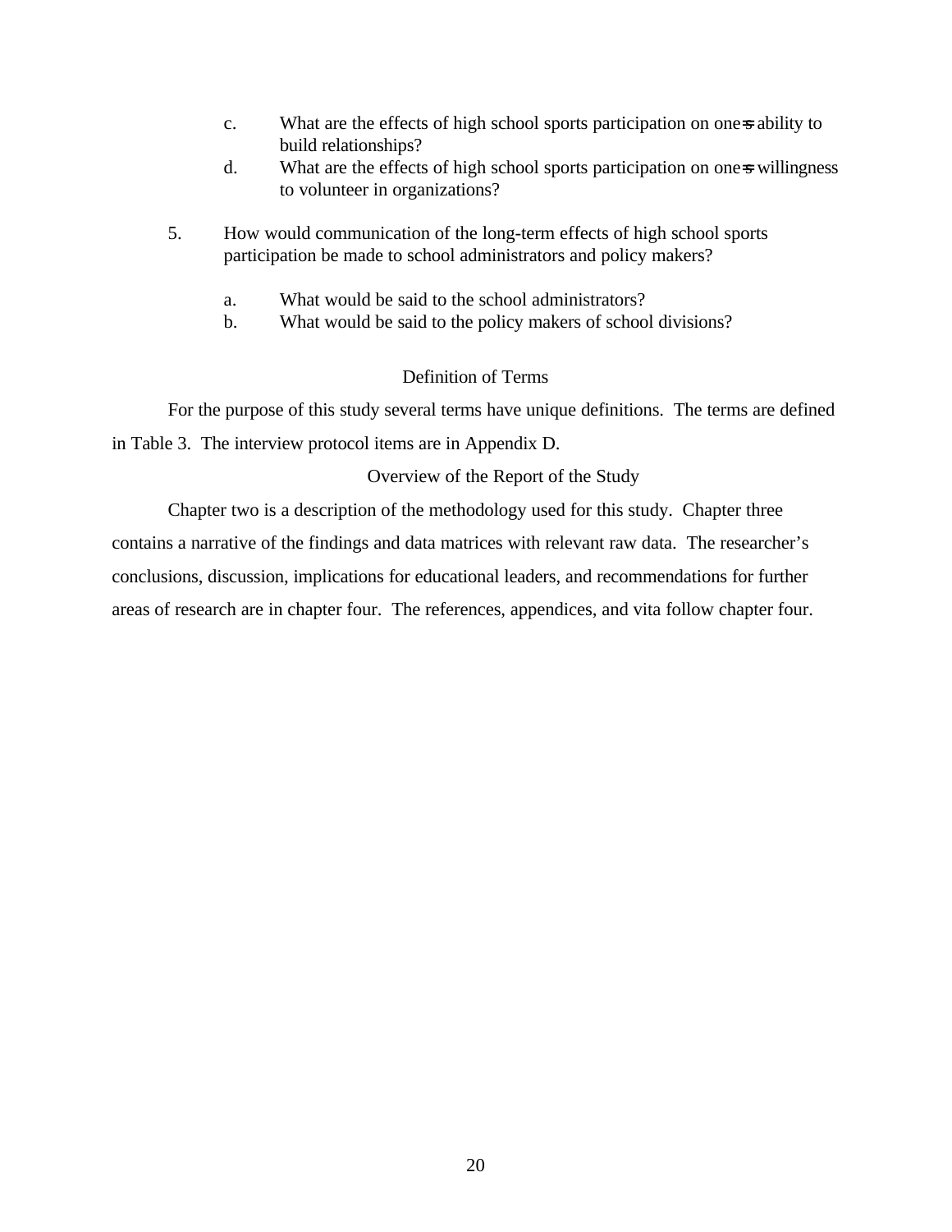c. What are the effects of high school sports participation on one=s ability to build relationships?

d. What are the effects of high school sports participation on one=s willingness to volunteer in organizations?

5. How would communication of the long-term effects of high school sports participation be made to school administrators and policy makers?

   a. What would be said to the school administrators?

   b. What would be said to the policy makers of school divisions?

## Definition of Terms

For the purpose of this study several terms have unique definitions. The terms are defined in Table 3. The interview protocol items are in Appendix D.

## Overview of the Report of the Study

Chapter two is a description of the methodology used for this study. Chapter three contains a narrative of the findings and data matrices with relevant raw data. The researcher's conclusions, discussion, implications for educational leaders, and recommendations for further areas of research are in chapter four. The references, appendices, and vita follow chapter four.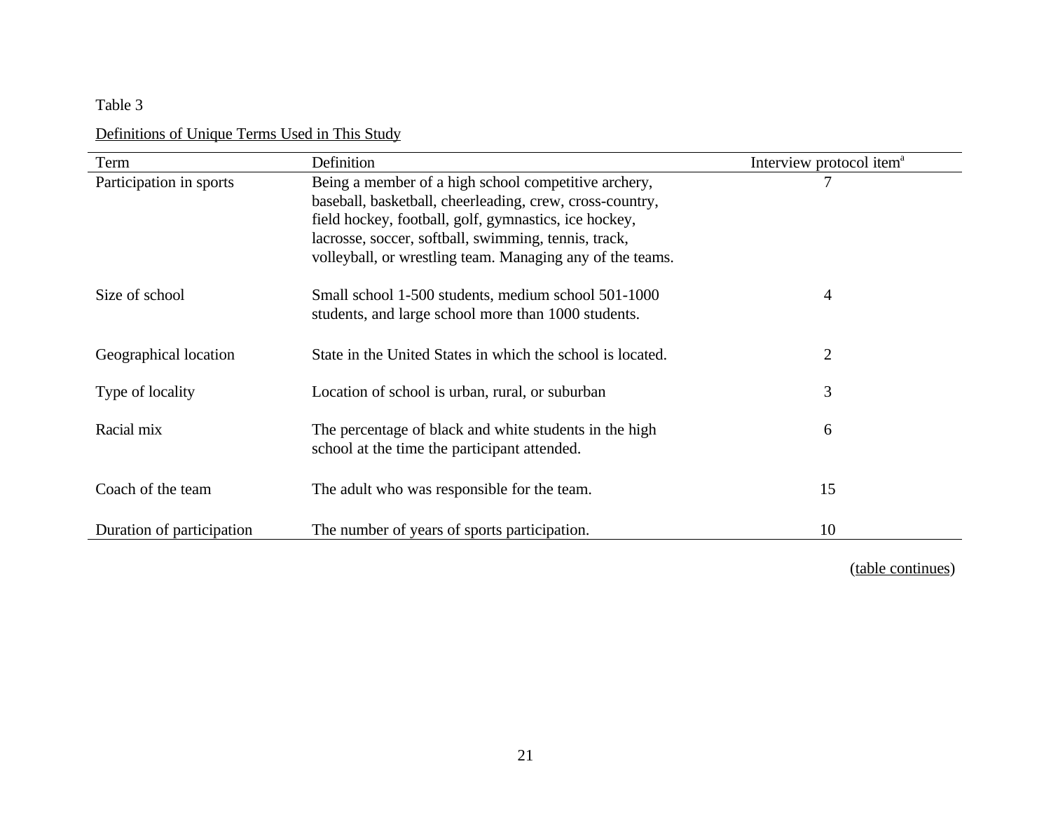Table 3

Definitions of Unique Terms Used in This Study

| Term | Definition | Interview protocol item[a] |
|---|---|---|
| Participation in sports | Being a member of a high school competitive archery, baseball, basketball, cheerleading, crew, cross-country, field hockey, football, golf, gymnastics, ice hockey, lacrosse, soccer, softball, swimming, tennis, track, volleyball, or wrestling team. Managing any of the teams. | 7 |
| Size of school | Small school 1-500 students, medium school 501-1000 students, and large school more than 1000 students. | 4 |
| Geographical location | State in the United States in which the school is located. | 2 |
| Type of locality | Location of school is urban, rural, or suburban | 3 |
| Racial mix | The percentage of black and white students in the high school at the time the participant attended. | 6 |
| Coach of the team | The adult who was responsible for the team. | 15 |
| Duration of participation | The number of years of sports participation. | 10 |

(table continues)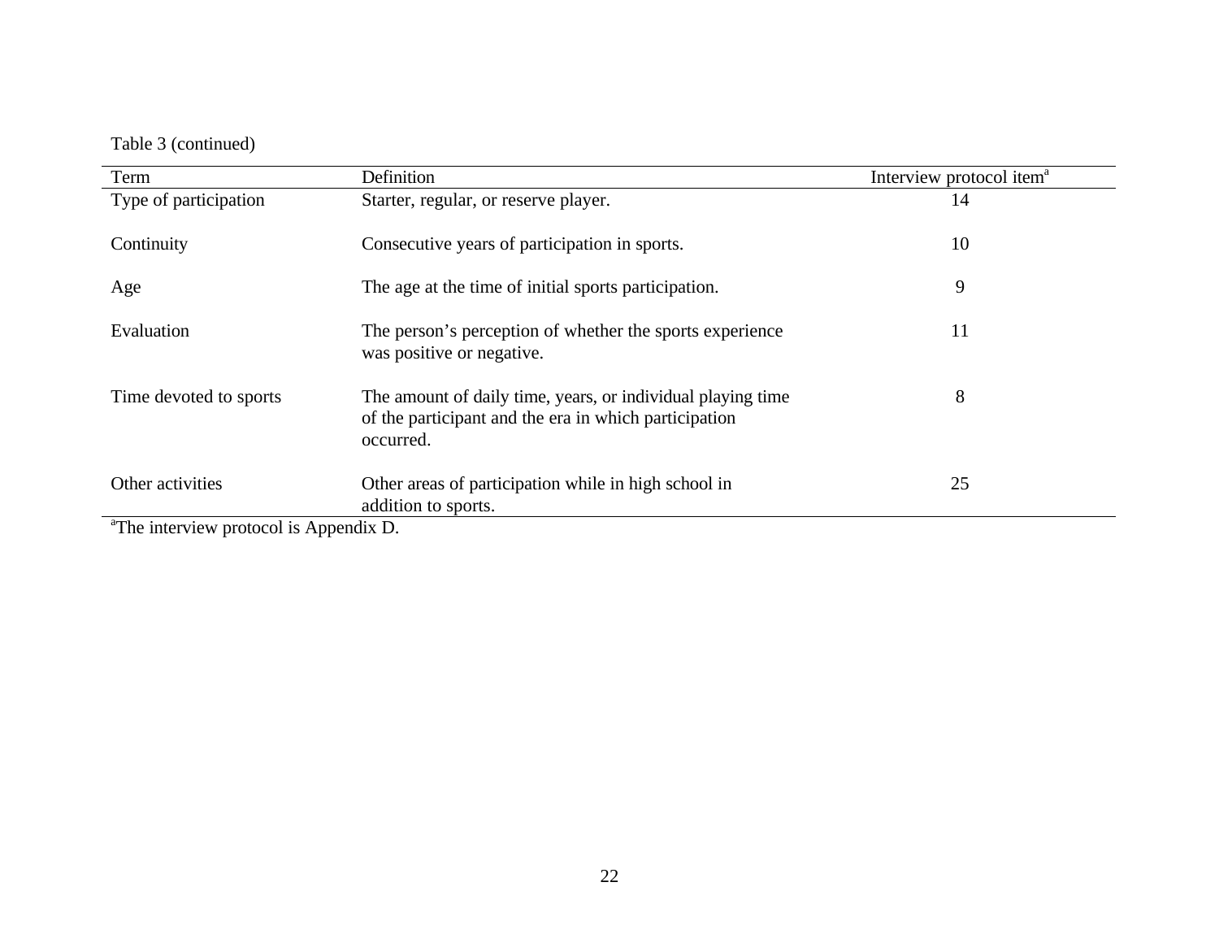Table 3 (continued)

| Term | Definition | Interview protocol item[a] |
| --- | --- | --- |
| Type of participation | Starter, regular, or reserve player. | 14 |
| Continuity | Consecutive years of participation in sports. | 10 |
| Age | The age at the time of initial sports participation. | 9 |
| Evaluation | The person's perception of whether the sports experience was positive or negative. | 11 |
| Time devoted to sports | The amount of daily time, years, or individual playing time of the participant and the era in which participation occurred. | 8 |
| Other activities | Other areas of participation while in high school in addition to sports. | 25 |

[a]The interview protocol is Appendix D.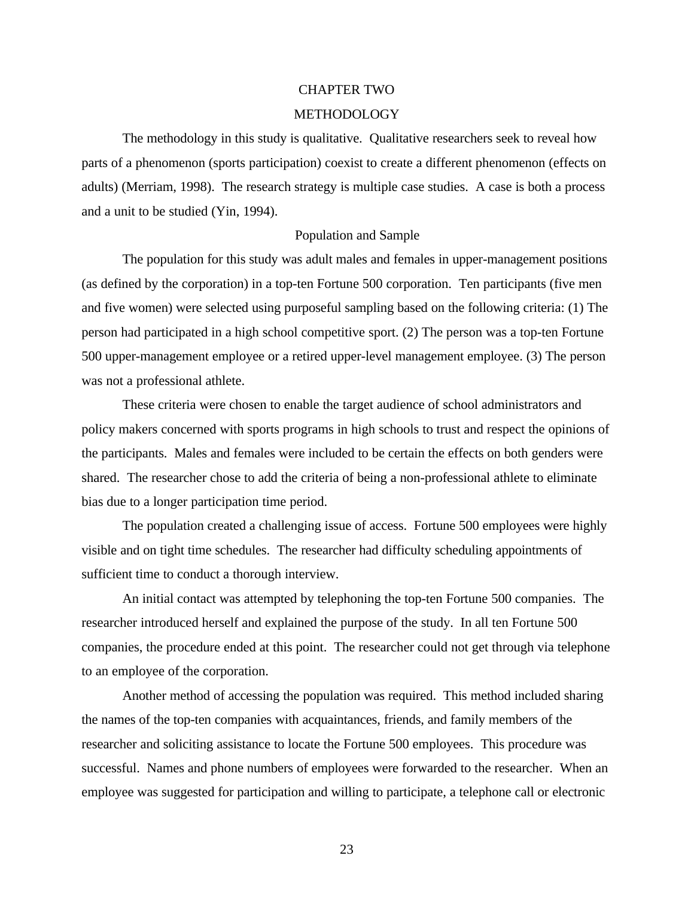# CHAPTER TWO

# METHODOLOGY

The methodology in this study is qualitative. Qualitative researchers seek to reveal how parts of a phenomenon (sports participation) coexist to create a different phenomenon (effects on adults) (Merriam, 1998). The research strategy is multiple case studies. A case is both a process and a unit to be studied (Yin, 1994).

## Population and Sample

The population for this study was adult males and females in upper-management positions (as defined by the corporation) in a top-ten Fortune 500 corporation. Ten participants (five men and five women) were selected using purposeful sampling based on the following criteria: (1) The person had participated in a high school competitive sport. (2) The person was a top-ten Fortune 500 upper-management employee or a retired upper-level management employee. (3) The person was not a professional athlete.

These criteria were chosen to enable the target audience of school administrators and policy makers concerned with sports programs in high schools to trust and respect the opinions of the participants. Males and females were included to be certain the effects on both genders were shared. The researcher chose to add the criteria of being a non-professional athlete to eliminate bias due to a longer participation time period.

The population created a challenging issue of access. Fortune 500 employees were highly visible and on tight time schedules. The researcher had difficulty scheduling appointments of sufficient time to conduct a thorough interview.

An initial contact was attempted by telephoning the top-ten Fortune 500 companies. The researcher introduced herself and explained the purpose of the study. In all ten Fortune 500 companies, the procedure ended at this point. The researcher could not get through via telephone to an employee of the corporation.

Another method of accessing the population was required. This method included sharing the names of the top-ten companies with acquaintances, friends, and family members of the researcher and soliciting assistance to locate the Fortune 500 employees. This procedure was successful. Names and phone numbers of employees were forwarded to the researcher. When an employee was suggested for participation and willing to participate, a telephone call or electronic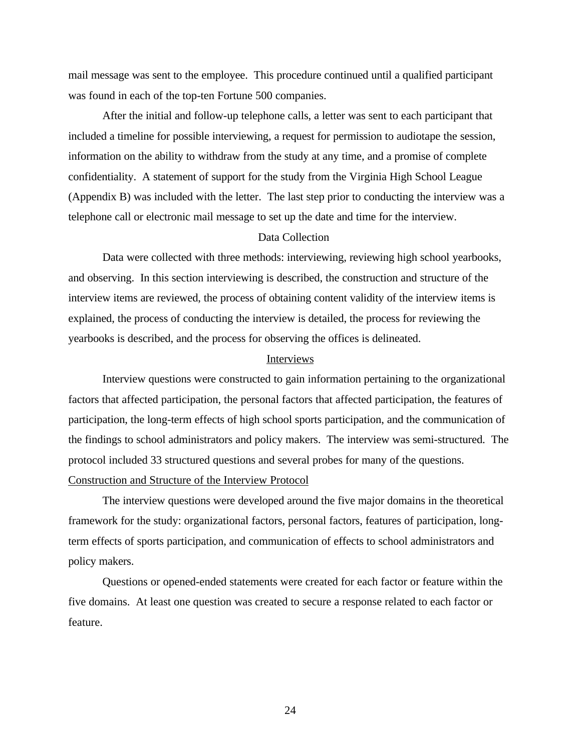mail message was sent to the employee. This procedure continued until a qualified participant was found in each of the top-ten Fortune 500 companies.

After the initial and follow-up telephone calls, a letter was sent to each participant that included a timeline for possible interviewing, a request for permission to audiotape the session, information on the ability to withdraw from the study at any time, and a promise of complete confidentiality. A statement of support for the study from the Virginia High School League (Appendix B) was included with the letter. The last step prior to conducting the interview was a telephone call or electronic mail message to set up the date and time for the interview.

## Data Collection

Data were collected with three methods: interviewing, reviewing high school yearbooks, and observing. In this section interviewing is described, the construction and structure of the interview items are reviewed, the process of obtaining content validity of the interview items is explained, the process of conducting the interview is detailed, the process for reviewing the yearbooks is described, and the process for observing the offices is delineated.

### Interviews

Interview questions were constructed to gain information pertaining to the organizational factors that affected participation, the personal factors that affected participation, the features of participation, the long-term effects of high school sports participation, and the communication of the findings to school administrators and policy makers. The interview was semi-structured. The protocol included 33 structured questions and several probes for many of the questions.

#### Construction and Structure of the Interview Protocol

The interview questions were developed around the five major domains in the theoretical framework for the study: organizational factors, personal factors, features of participation, long-term effects of sports participation, and communication of effects to school administrators and policy makers.

Questions or opened-ended statements were created for each factor or feature within the five domains. At least one question was created to secure a response related to each factor or feature.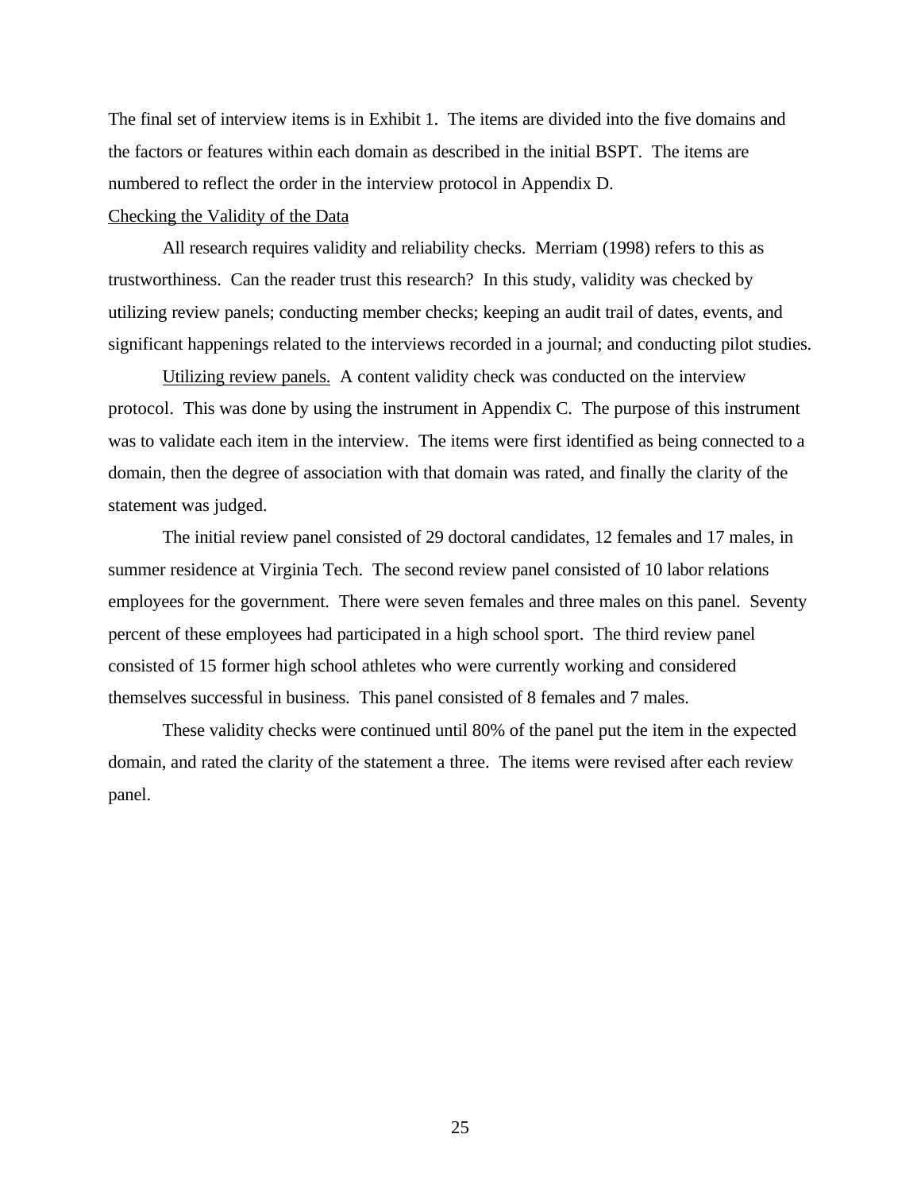The final set of interview items is in Exhibit 1. The items are divided into the five domains and the factors or features within each domain as described in the initial BSPT. The items are numbered to reflect the order in the interview protocol in Appendix D.

## Checking the Validity of the Data

All research requires validity and reliability checks. Merriam (1998) refers to this as trustworthiness. Can the reader trust this research? In this study, validity was checked by utilizing review panels; conducting member checks; keeping an audit trail of dates, events, and significant happenings related to the interviews recorded in a journal; and conducting pilot studies.

Utilizing review panels. A content validity check was conducted on the interview protocol. This was done by using the instrument in Appendix C. The purpose of this instrument was to validate each item in the interview. The items were first identified as being connected to a domain, then the degree of association with that domain was rated, and finally the clarity of the statement was judged.

The initial review panel consisted of 29 doctoral candidates, 12 females and 17 males, in summer residence at Virginia Tech. The second review panel consisted of 10 labor relations employees for the government. There were seven females and three males on this panel. Seventy percent of these employees had participated in a high school sport. The third review panel consisted of 15 former high school athletes who were currently working and considered themselves successful in business. This panel consisted of 8 females and 7 males.

These validity checks were continued until 80% of the panel put the item in the expected domain, and rated the clarity of the statement a three. The items were revised after each review panel.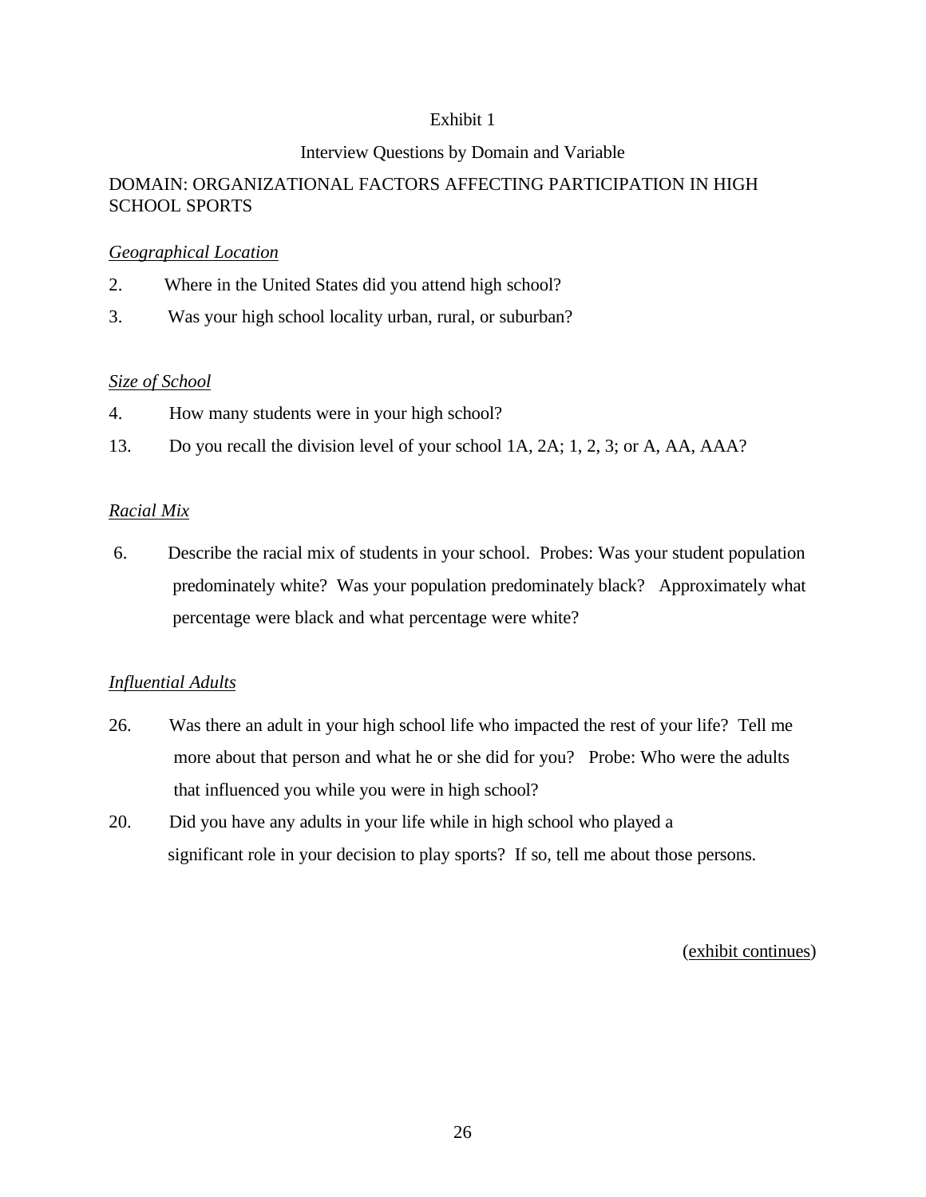Exhibit 1

Interview Questions by Domain and Variable

DOMAIN: ORGANIZATIONAL FACTORS AFFECTING PARTICIPATION IN HIGH SCHOOL SPORTS

*Geographical Location*

2. Where in the United States did you attend high school?

3. Was your high school locality urban, rural, or suburban?

*Size of School*

4. How many students were in your high school?

13. Do you recall the division level of your school 1A, 2A; 1, 2, 3; or A, AA, AAA?

*Racial Mix*

6. Describe the racial mix of students in your school. Probes: Was your student population predominately white? Was your population predominately black? Approximately what percentage were black and what percentage were white?

*Influential Adults*

26. Was there an adult in your high school life who impacted the rest of your life? Tell me more about that person and what he or she did for you? Probe: Who were the adults that influenced you while you were in high school?

20. Did you have any adults in your life while in high school who played a significant role in your decision to play sports? If so, tell me about those persons.

(exhibit continues)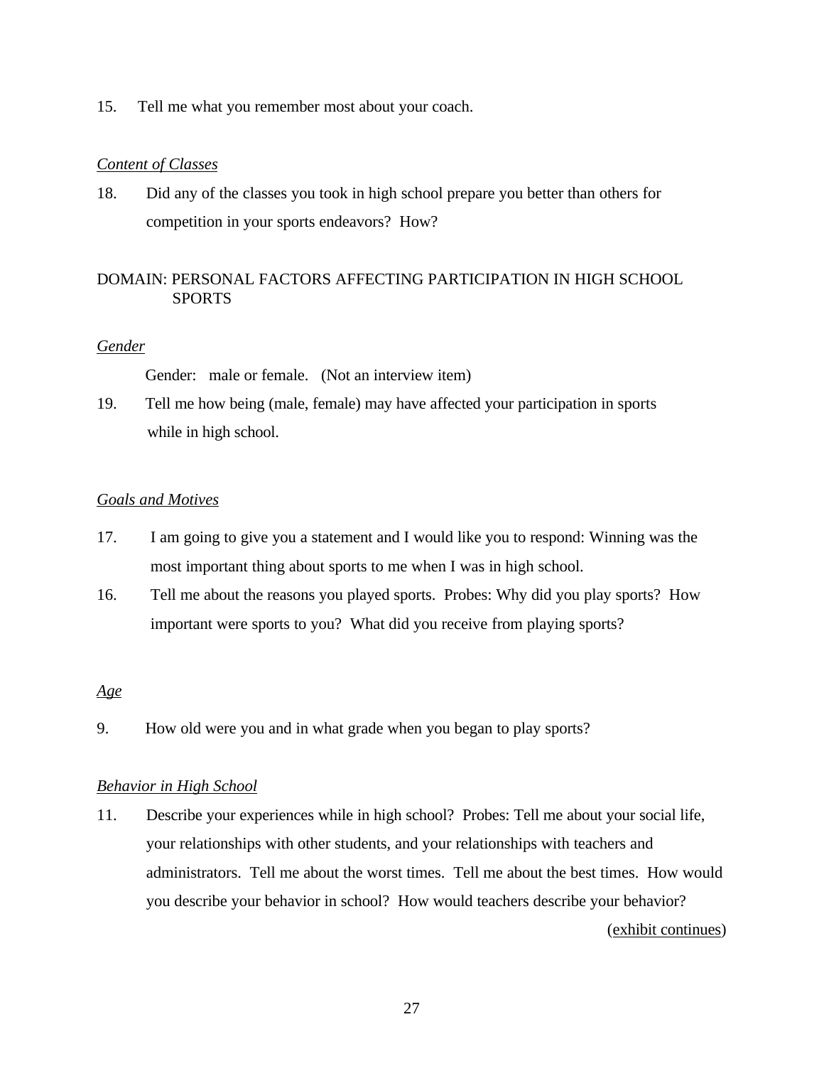15. Tell me what you remember most about your coach.

*Content of Classes*

18. Did any of the classes you took in high school prepare you better than others for competition in your sports endeavors? How?

DOMAIN: PERSONAL FACTORS AFFECTING PARTICIPATION IN HIGH SCHOOL SPORTS

*Gender*

Gender: male or female. (Not an interview item)

19. Tell me how being (male, female) may have affected your participation in sports while in high school.

*Goals and Motives*

17. I am going to give you a statement and I would like you to respond: Winning was the most important thing about sports to me when I was in high school.

16. Tell me about the reasons you played sports. Probes: Why did you play sports? How important were sports to you? What did you receive from playing sports?

*Age*

9. How old were you and in what grade when you began to play sports?

*Behavior in High School*

11. Describe your experiences while in high school? Probes: Tell me about your social life, your relationships with other students, and your relationships with teachers and administrators. Tell me about the worst times. Tell me about the best times. How would you describe your behavior in school? How would teachers describe your behavior?

(exhibit continues)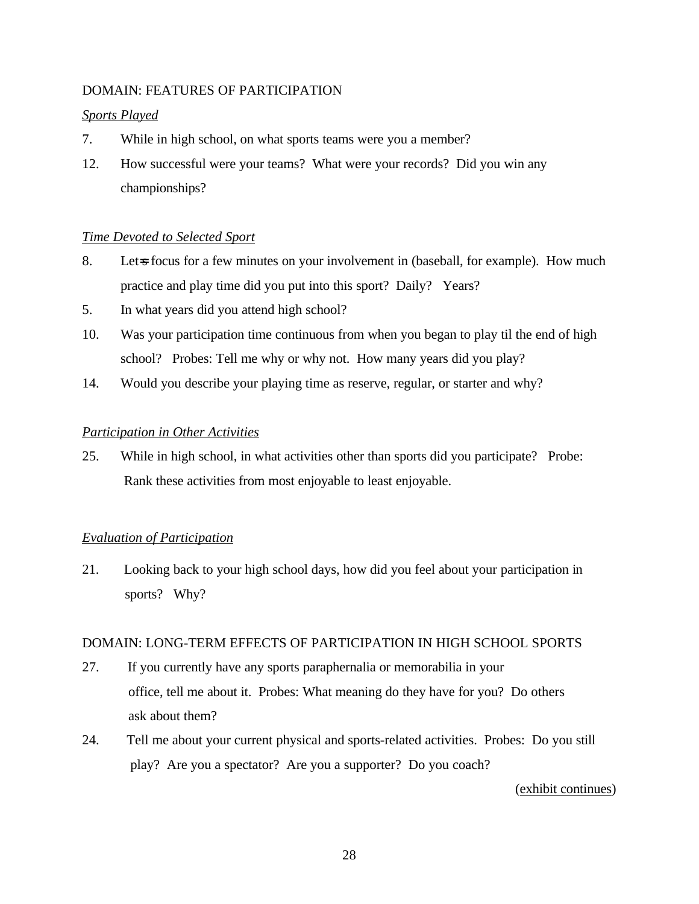DOMAIN: FEATURES OF PARTICIPATION

_Sports Played_

7. While in high school, on what sports teams were you a member?

12. How successful were your teams? What were your records? Did you win any championships?

_Time Devoted to Selected Sport_

8. Let=s focus for a few minutes on your involvement in (baseball, for example). How much practice and play time did you put into this sport? Daily? Years?

5. In what years did you attend high school?

10. Was your participation time continuous from when you began to play til the end of high school? Probes: Tell me why or why not. How many years did you play?

14. Would you describe your playing time as reserve, regular, or starter and why?

_Participation in Other Activities_

25. While in high school, in what activities other than sports did you participate? Probe: Rank these activities from most enjoyable to least enjoyable.

_Evaluation of Participation_

21. Looking back to your high school days, how did you feel about your participation in sports? Why?

DOMAIN: LONG-TERM EFFECTS OF PARTICIPATION IN HIGH SCHOOL SPORTS

27. If you currently have any sports paraphernalia or memorabilia in your office, tell me about it. Probes: What meaning do they have for you? Do others ask about them?

24. Tell me about your current physical and sports-related activities. Probes: Do you still play? Are you a spectator? Are you a supporter? Do you coach?

(exhibit continues)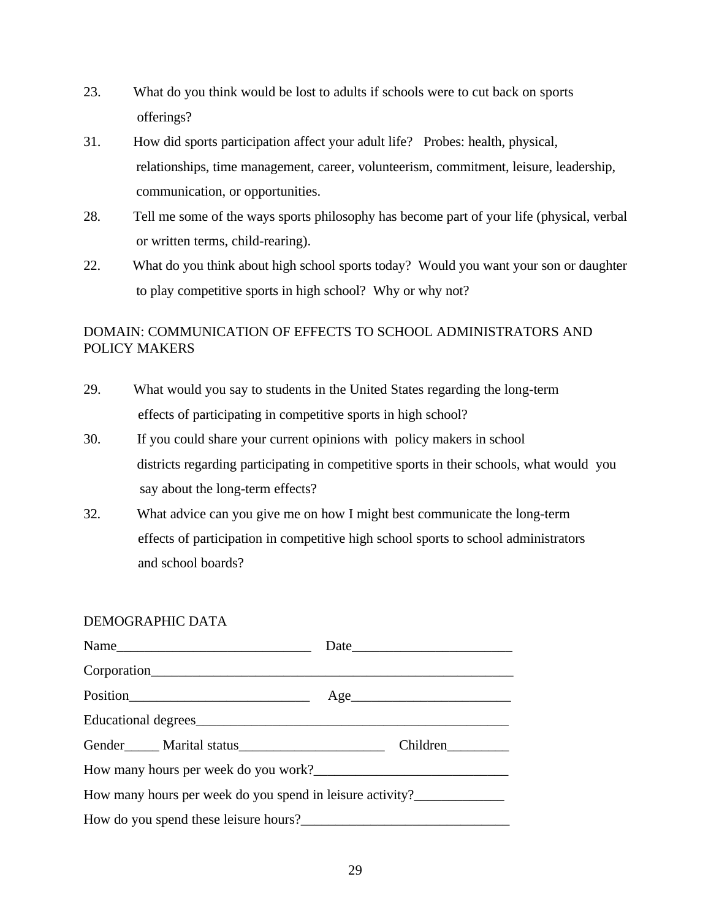23. What do you think would be lost to adults if schools were to cut back on sports offerings?

31. How did sports participation affect your adult life? Probes: health, physical, relationships, time management, career, volunteerism, commitment, leisure, leadership, communication, or opportunities.

28. Tell me some of the ways sports philosophy has become part of your life (physical, verbal or written terms, child-rearing).

22. What do you think about high school sports today? Would you want your son or daughter to play competitive sports in high school? Why or why not?

DOMAIN: COMMUNICATION OF EFFECTS TO SCHOOL ADMINISTRATORS AND POLICY MAKERS

29. What would you say to students in the United States regarding the long-term effects of participating in competitive sports in high school?

30. If you could share your current opinions with policy makers in school districts regarding participating in competitive sports in their schools, what would you say about the long-term effects?

32. What advice can you give me on how I might best communicate the long-term effects of participation in competitive high school sports to school administrators and school boards?

DEMOGRAPHIC DATA

Name____________________________ Date_______________________

Corporation______________________________________________________

Position__________________________ Age_______________________

Educational degrees______________________________________________

Gender_____ Marital status_____________________ Children_________

How many hours per week do you work?____________________________

How many hours per week do you spend in leisure activity?_____________

How do you spend these leisure hours?______________________________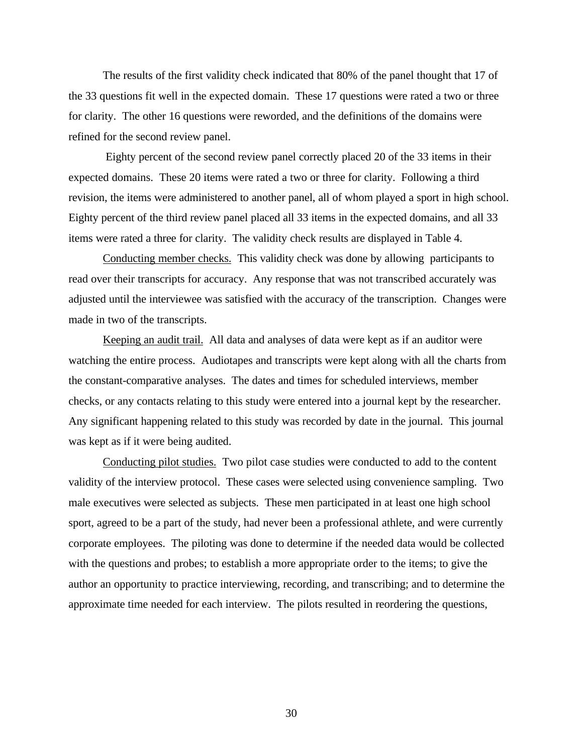The results of the first validity check indicated that 80% of the panel thought that 17 of the 33 questions fit well in the expected domain. These 17 questions were rated a two or three for clarity. The other 16 questions were reworded, and the definitions of the domains were refined for the second review panel.

Eighty percent of the second review panel correctly placed 20 of the 33 items in their expected domains. These 20 items were rated a two or three for clarity. Following a third revision, the items were administered to another panel, all of whom played a sport in high school. Eighty percent of the third review panel placed all 33 items in the expected domains, and all 33 items were rated a three for clarity. The validity check results are displayed in Table 4.

<u>Conducting member checks.</u> This validity check was done by allowing participants to read over their transcripts for accuracy. Any response that was not transcribed accurately was adjusted until the interviewee was satisfied with the accuracy of the transcription. Changes were made in two of the transcripts.

<u>Keeping an audit trail.</u> All data and analyses of data were kept as if an auditor were watching the entire process. Audiotapes and transcripts were kept along with all the charts from the constant-comparative analyses. The dates and times for scheduled interviews, member checks, or any contacts relating to this study were entered into a journal kept by the researcher. Any significant happening related to this study was recorded by date in the journal. This journal was kept as if it were being audited.

<u>Conducting pilot studies.</u> Two pilot case studies were conducted to add to the content validity of the interview protocol. These cases were selected using convenience sampling. Two male executives were selected as subjects. These men participated in at least one high school sport, agreed to be a part of the study, had never been a professional athlete, and were currently corporate employees. The piloting was done to determine if the needed data would be collected with the questions and probes; to establish a more appropriate order to the items; to give the author an opportunity to practice interviewing, recording, and transcribing; and to determine the approximate time needed for each interview. The pilots resulted in reordering the questions,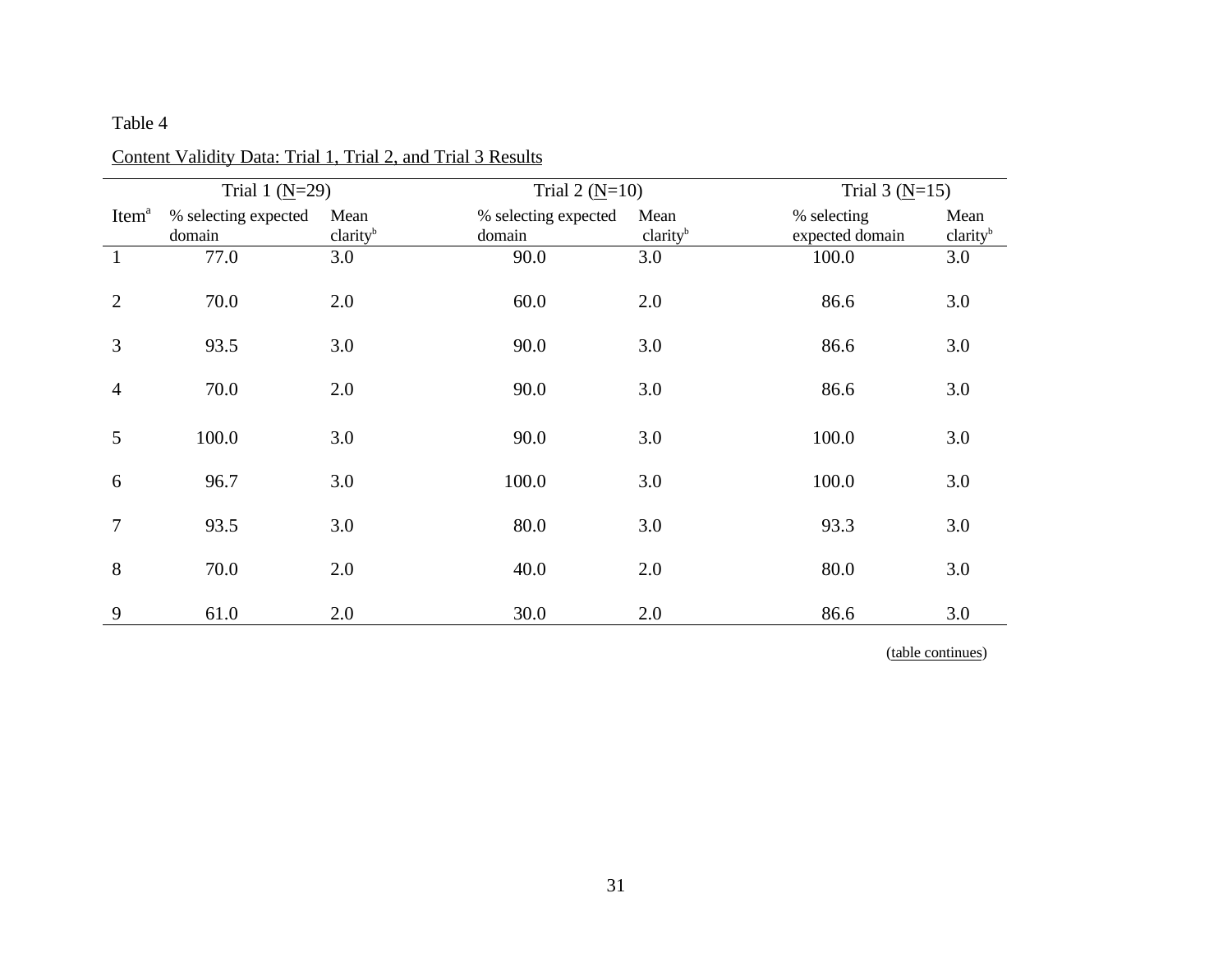Table 4

Content Validity Data: Trial 1, Trial 2, and Trial 3 Results

| | Trial 1 (N=29) | | Trial 2 (N=10) | | Trial 3 (N=15) | |
|---|---|---|---|---|---|---|
| Item[a] | % selecting expected domain | Mean clarity[b] | % selecting expected domain | Mean clarity[b] | % selecting expected domain | Mean clarity[b] |
| 1 | 77.0 | 3.0 | 90.0 | 3.0 | 100.0 | 3.0 |
| 2 | 70.0 | 2.0 | 60.0 | 2.0 | 86.6 | 3.0 |
| 3 | 93.5 | 3.0 | 90.0 | 3.0 | 86.6 | 3.0 |
| 4 | 70.0 | 2.0 | 90.0 | 3.0 | 86.6 | 3.0 |
| 5 | 100.0 | 3.0 | 90.0 | 3.0 | 100.0 | 3.0 |
| 6 | 96.7 | 3.0 | 100.0 | 3.0 | 100.0 | 3.0 |
| 7 | 93.5 | 3.0 | 80.0 | 3.0 | 93.3 | 3.0 |
| 8 | 70.0 | 2.0 | 40.0 | 2.0 | 80.0 | 3.0 |
| 9 | 61.0 | 2.0 | 30.0 | 2.0 | 86.6 | 3.0 |

(table continues)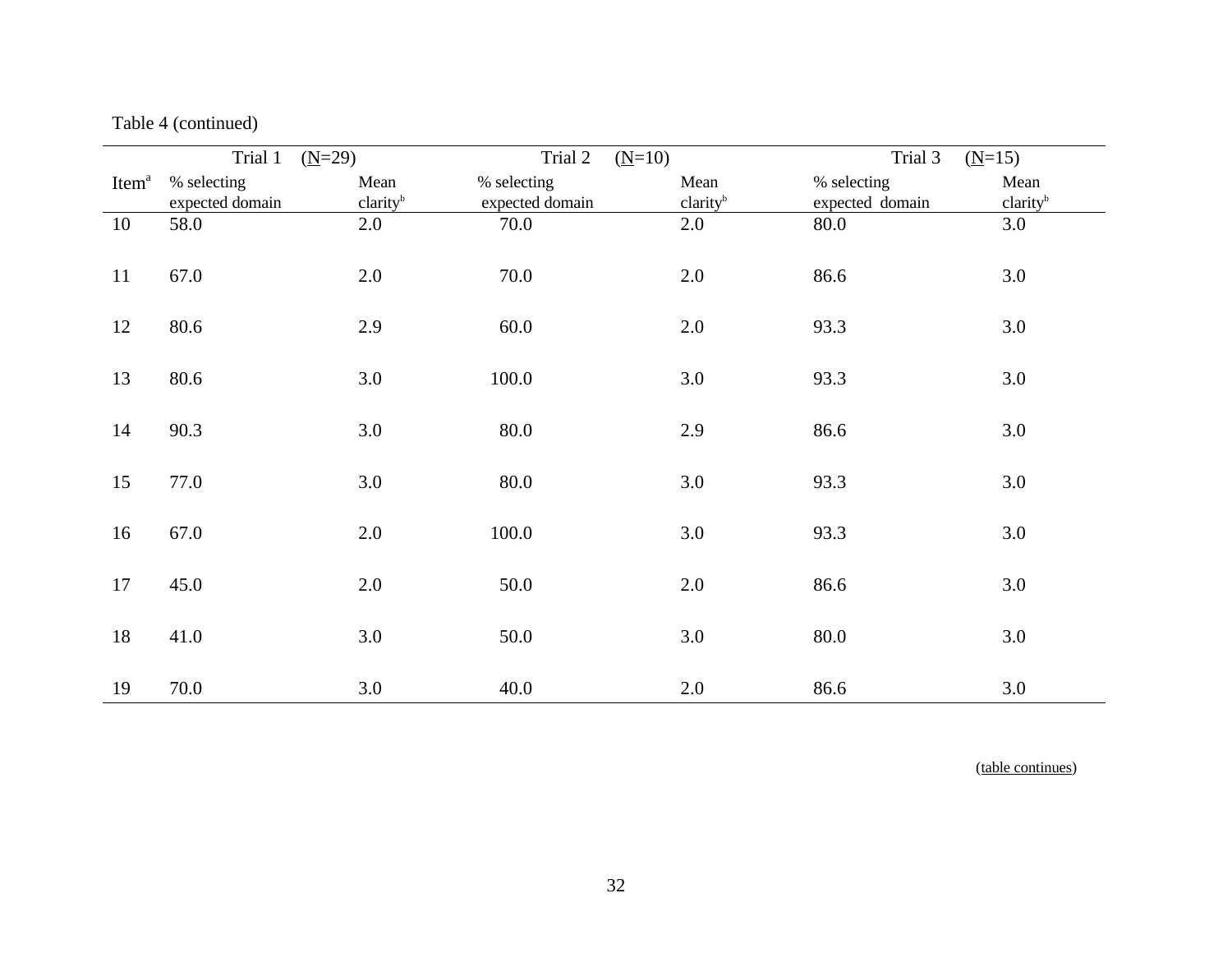Table 4 (continued)

| | Trial 1 (N=29) | | Trial 2 (N=10) | | Trial 3 (N=15) | |
|---|---|---|---|---|---|---|
| Item[a] | % selecting expected domain | Mean clarity[b] | % selecting expected domain | Mean clarity[b] | % selecting expected domain | Mean clarity[b] |
| 10 | 58.0 | 2.0 | 70.0 | 2.0 | 80.0 | 3.0 |
| 11 | 67.0 | 2.0 | 70.0 | 2.0 | 86.6 | 3.0 |
| 12 | 80.6 | 2.9 | 60.0 | 2.0 | 93.3 | 3.0 |
| 13 | 80.6 | 3.0 | 100.0 | 3.0 | 93.3 | 3.0 |
| 14 | 90.3 | 3.0 | 80.0 | 2.9 | 86.6 | 3.0 |
| 15 | 77.0 | 3.0 | 80.0 | 3.0 | 93.3 | 3.0 |
| 16 | 67.0 | 2.0 | 100.0 | 3.0 | 93.3 | 3.0 |
| 17 | 45.0 | 2.0 | 50.0 | 2.0 | 86.6 | 3.0 |
| 18 | 41.0 | 3.0 | 50.0 | 3.0 | 80.0 | 3.0 |
| 19 | 70.0 | 3.0 | 40.0 | 2.0 | 86.6 | 3.0 |

(table continues)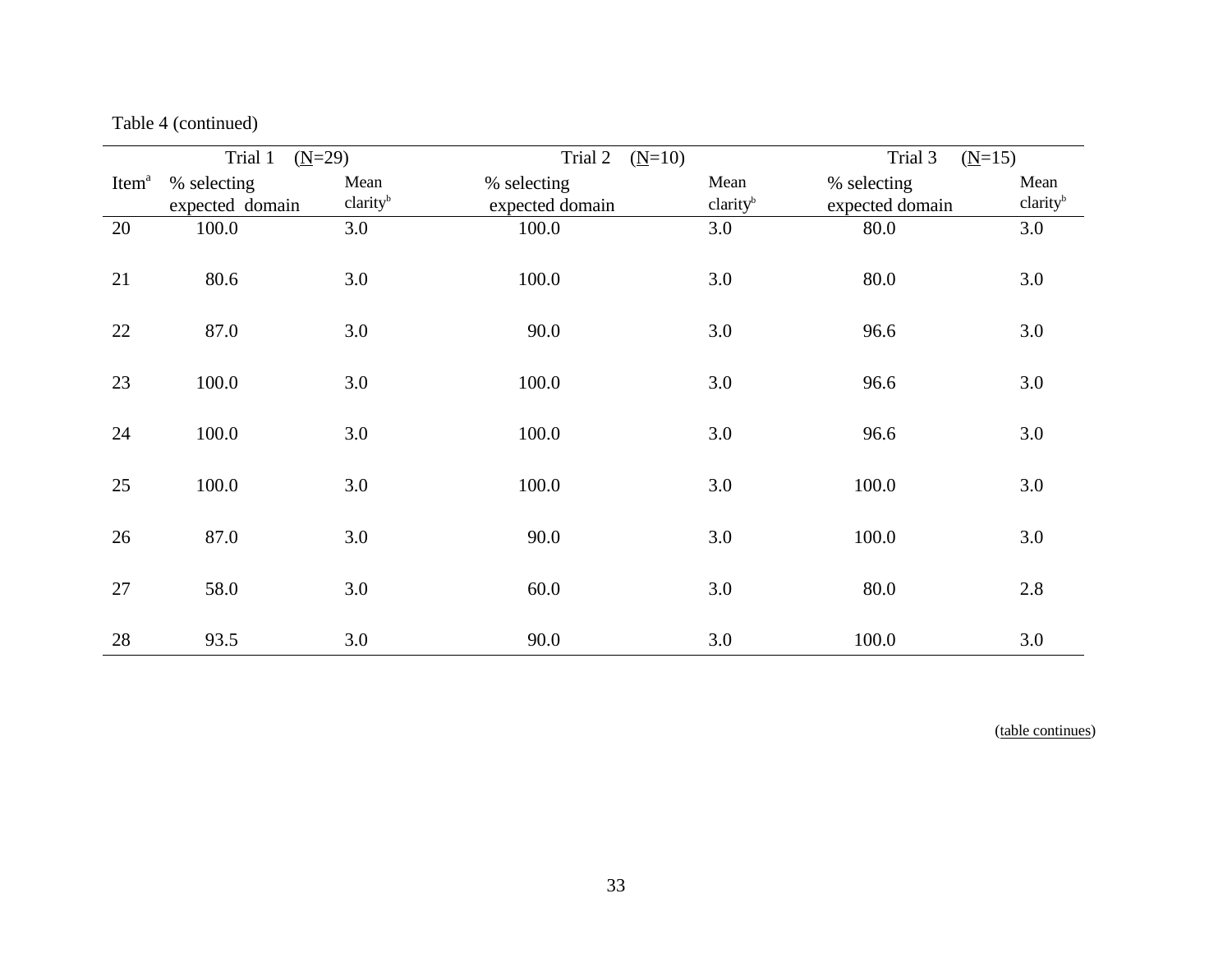Table 4 (continued)

| | Trial 1 (N=29) | | Trial 2 (N=10) | | Trial 3 (N=15) | |
|---|---|---|---|---|---|---|
| Item[a] | % selecting expected domain | Mean clarity[b] | % selecting expected domain | Mean clarity[b] | % selecting expected domain | Mean clarity[b] |
| 20 | 100.0 | 3.0 | 100.0 | 3.0 | 80.0 | 3.0 |
| 21 | 80.6 | 3.0 | 100.0 | 3.0 | 80.0 | 3.0 |
| 22 | 87.0 | 3.0 | 90.0 | 3.0 | 96.6 | 3.0 |
| 23 | 100.0 | 3.0 | 100.0 | 3.0 | 96.6 | 3.0 |
| 24 | 100.0 | 3.0 | 100.0 | 3.0 | 96.6 | 3.0 |
| 25 | 100.0 | 3.0 | 100.0 | 3.0 | 100.0 | 3.0 |
| 26 | 87.0 | 3.0 | 90.0 | 3.0 | 100.0 | 3.0 |
| 27 | 58.0 | 3.0 | 60.0 | 3.0 | 80.0 | 2.8 |
| 28 | 93.5 | 3.0 | 90.0 | 3.0 | 100.0 | 3.0 |

(table continues)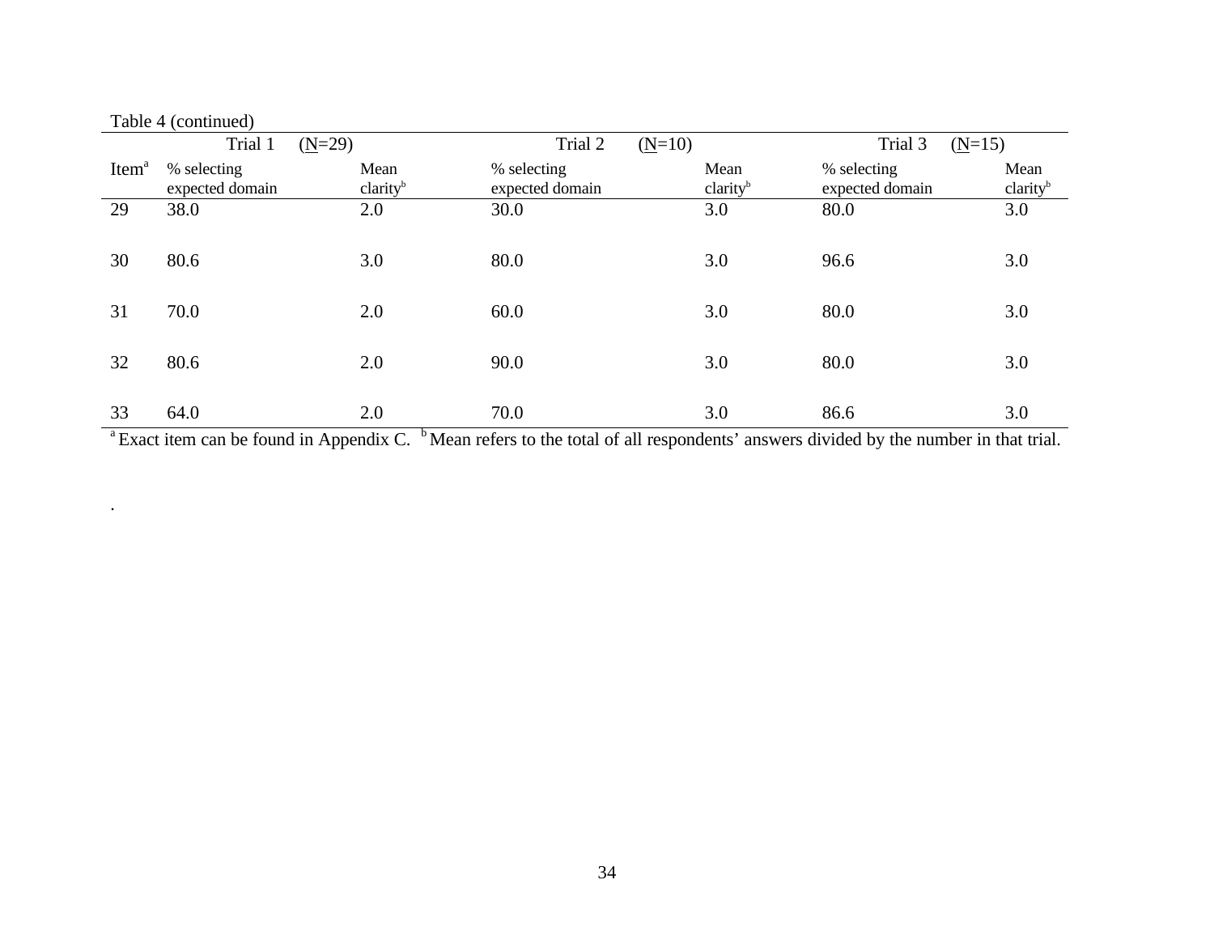Table 4 (continued)

| | Trial 1 (N=29) | | Trial 2 (N=10) | | Trial 3 (N=15) | |
|---|---|---|---|---|---|---|
| Item[a] | % selecting expected domain | Mean clarity[b] | % selecting expected domain | Mean clarity[b] | % selecting expected domain | Mean clarity[b] |
| 29 | 38.0 | 2.0 | 30.0 | 3.0 | 80.0 | 3.0 |
| 30 | 80.6 | 3.0 | 80.0 | 3.0 | 96.6 | 3.0 |
| 31 | 70.0 | 2.0 | 60.0 | 3.0 | 80.0 | 3.0 |
| 32 | 80.6 | 2.0 | 90.0 | 3.0 | 80.0 | 3.0 |
| 33 | 64.0 | 2.0 | 70.0 | 3.0 | 86.6 | 3.0 |

[a] Exact item can be found in Appendix C. [b] Mean refers to the total of all respondents' answers divided by the number in that trial.

.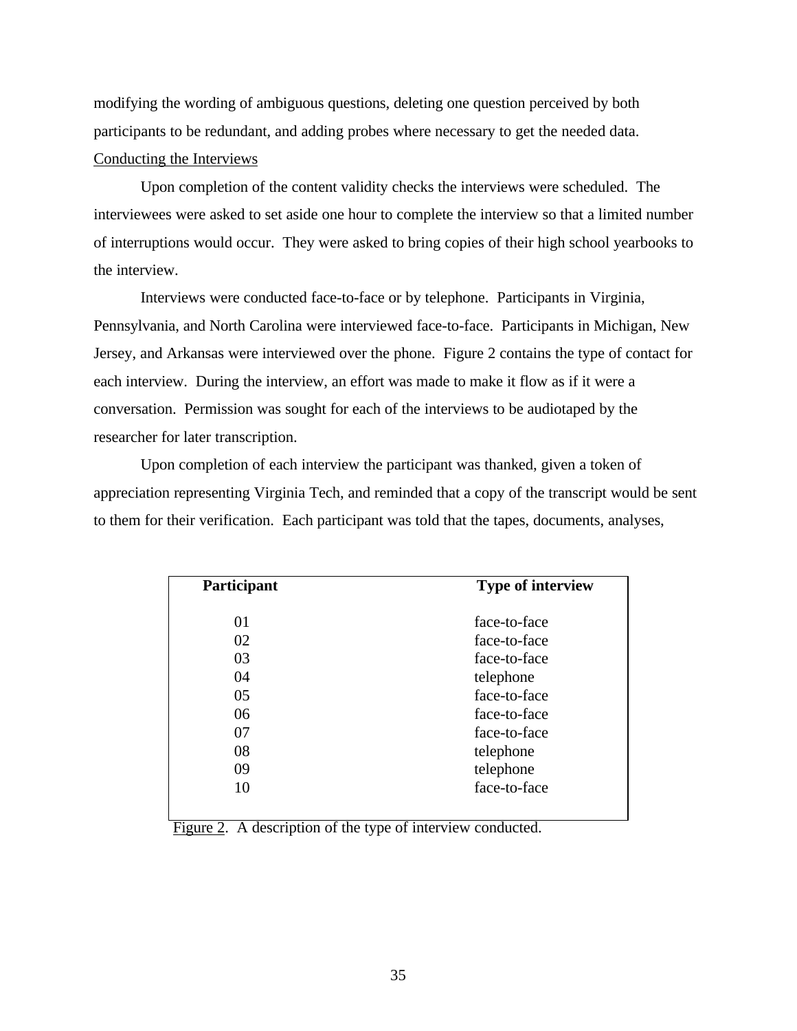modifying the wording of ambiguous questions, deleting one question perceived by both participants to be redundant, and adding probes where necessary to get the needed data.

Conducting the Interviews

Upon completion of the content validity checks the interviews were scheduled. The interviewees were asked to set aside one hour to complete the interview so that a limited number of interruptions would occur. They were asked to bring copies of their high school yearbooks to the interview.

Interviews were conducted face-to-face or by telephone. Participants in Virginia, Pennsylvania, and North Carolina were interviewed face-to-face. Participants in Michigan, New Jersey, and Arkansas were interviewed over the phone. Figure 2 contains the type of contact for each interview. During the interview, an effort was made to make it flow as if it were a conversation. Permission was sought for each of the interviews to be audiotaped by the researcher for later transcription.

Upon completion of each interview the participant was thanked, given a token of appreciation representing Virginia Tech, and reminded that a copy of the transcript would be sent to them for their verification. Each participant was told that the tapes, documents, analyses,

| **Participant** | **Type of interview** |
|---|---|
| 01 | face-to-face |
| 02 | face-to-face |
| 03 | face-to-face |
| 04 | telephone |
| 05 | face-to-face |
| 06 | face-to-face |
| 07 | face-to-face |
| 08 | telephone |
| 09 | telephone |
| 10 | face-to-face |

Figure 2. A description of the type of interview conducted.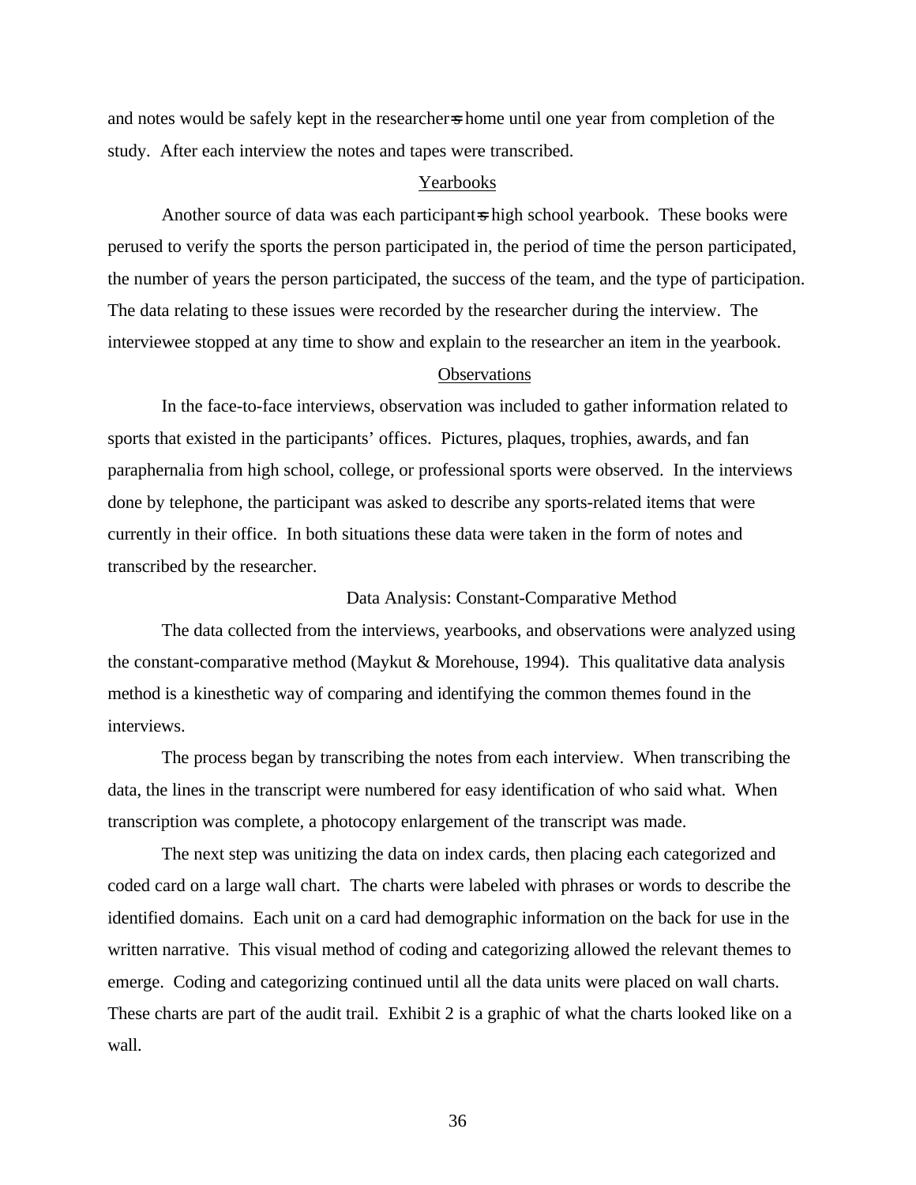and notes would be safely kept in the researcher=s home until one year from completion of the study. After each interview the notes and tapes were transcribed.

### Yearbooks

Another source of data was each participant=s high school yearbook. These books were perused to verify the sports the person participated in, the period of time the person participated, the number of years the person participated, the success of the team, and the type of participation. The data relating to these issues were recorded by the researcher during the interview. The interviewee stopped at any time to show and explain to the researcher an item in the yearbook.

### Observations

In the face-to-face interviews, observation was included to gather information related to sports that existed in the participants' offices. Pictures, plaques, trophies, awards, and fan paraphernalia from high school, college, or professional sports were observed. In the interviews done by telephone, the participant was asked to describe any sports-related items that were currently in their office. In both situations these data were taken in the form of notes and transcribed by the researcher.

## Data Analysis: Constant-Comparative Method

The data collected from the interviews, yearbooks, and observations were analyzed using the constant-comparative method (Maykut & Morehouse, 1994). This qualitative data analysis method is a kinesthetic way of comparing and identifying the common themes found in the interviews.

The process began by transcribing the notes from each interview. When transcribing the data, the lines in the transcript were numbered for easy identification of who said what. When transcription was complete, a photocopy enlargement of the transcript was made.

The next step was unitizing the data on index cards, then placing each categorized and coded card on a large wall chart. The charts were labeled with phrases or words to describe the identified domains. Each unit on a card had demographic information on the back for use in the written narrative. This visual method of coding and categorizing allowed the relevant themes to emerge. Coding and categorizing continued until all the data units were placed on wall charts. These charts are part of the audit trail. Exhibit 2 is a graphic of what the charts looked like on a wall.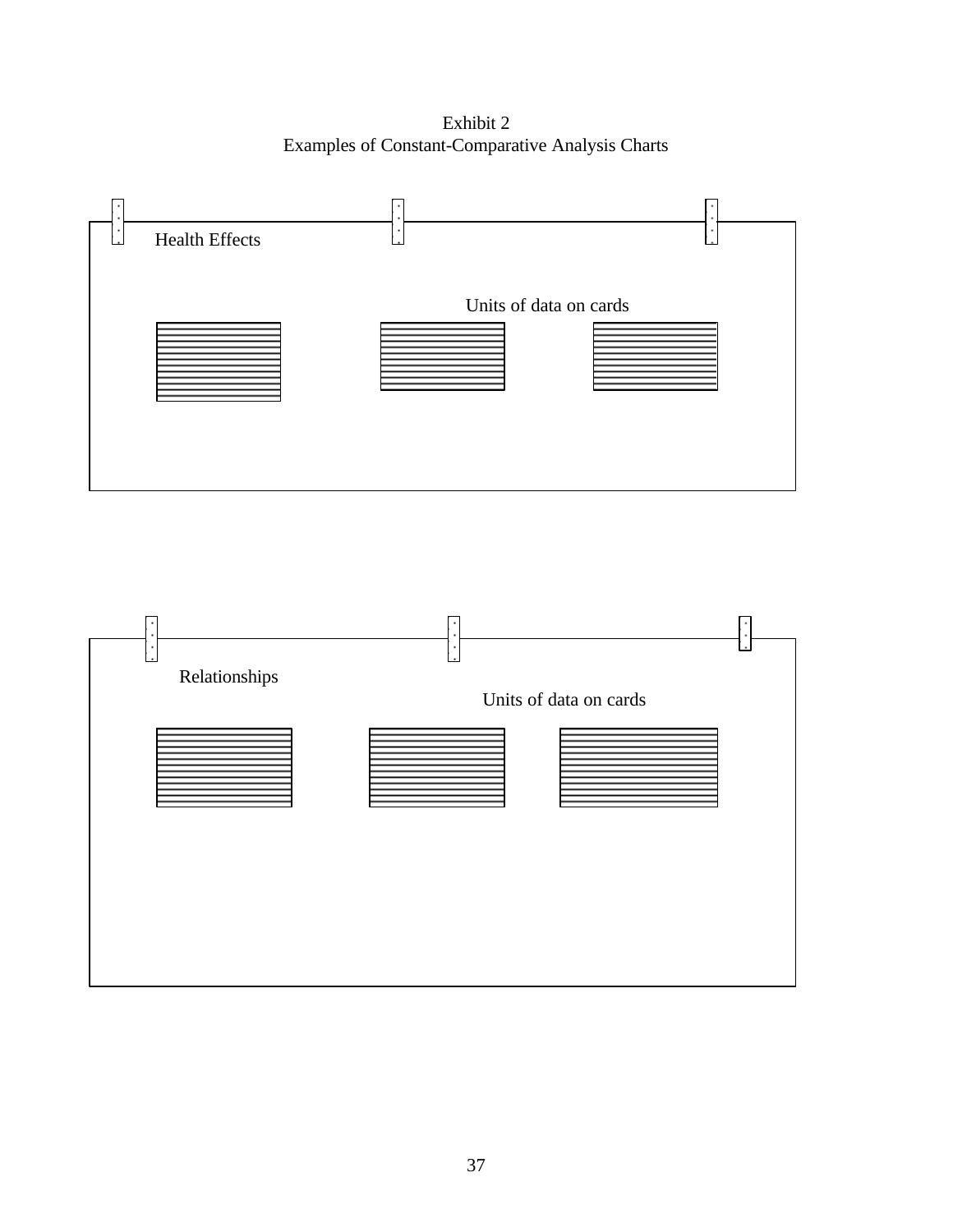Exhibit 2
Examples of Constant-Comparative Analysis Charts

Health Effects

Units of data on cards

Relationships

Units of data on cards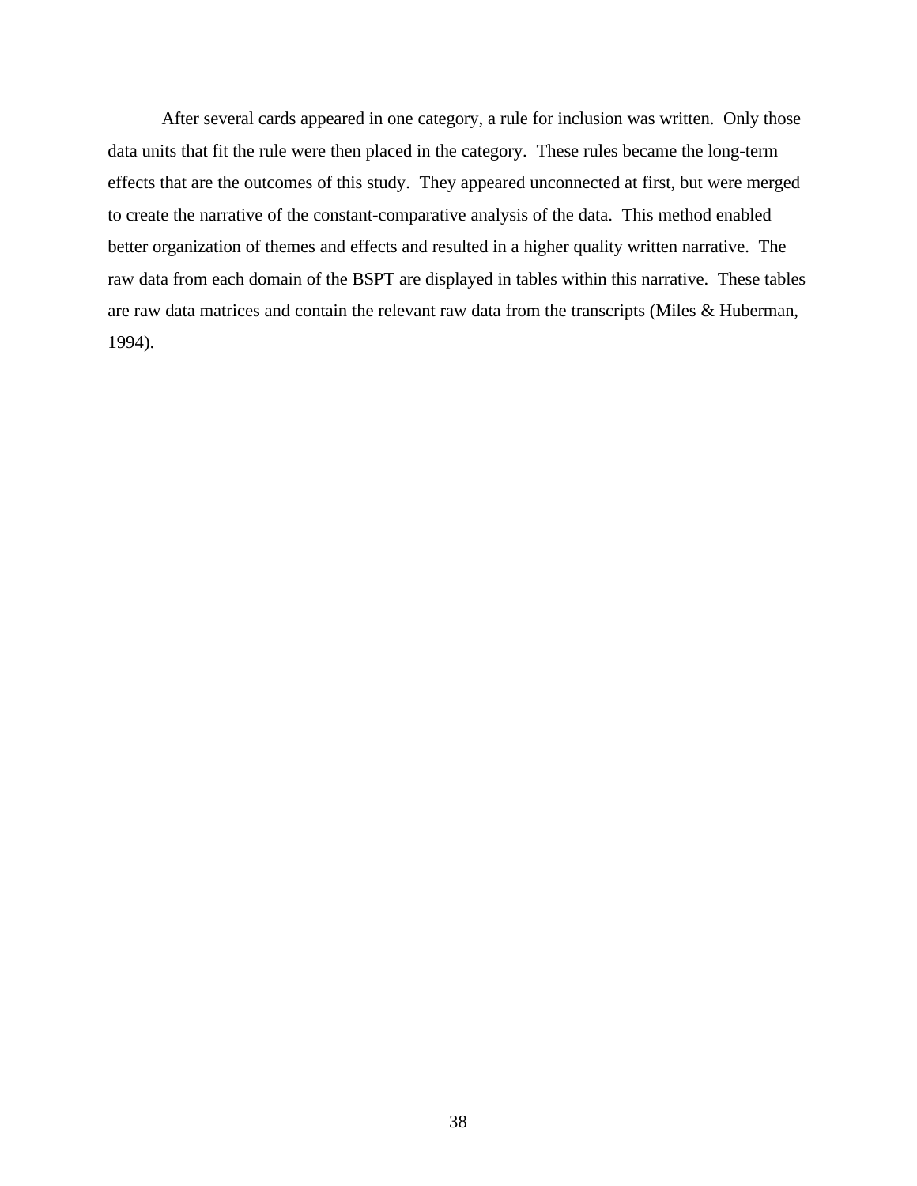After several cards appeared in one category, a rule for inclusion was written. Only those data units that fit the rule were then placed in the category. These rules became the long-term effects that are the outcomes of this study. They appeared unconnected at first, but were merged to create the narrative of the constant-comparative analysis of the data. This method enabled better organization of themes and effects and resulted in a higher quality written narrative. The raw data from each domain of the BSPT are displayed in tables within this narrative. These tables are raw data matrices and contain the relevant raw data from the transcripts (Miles & Huberman, 1994).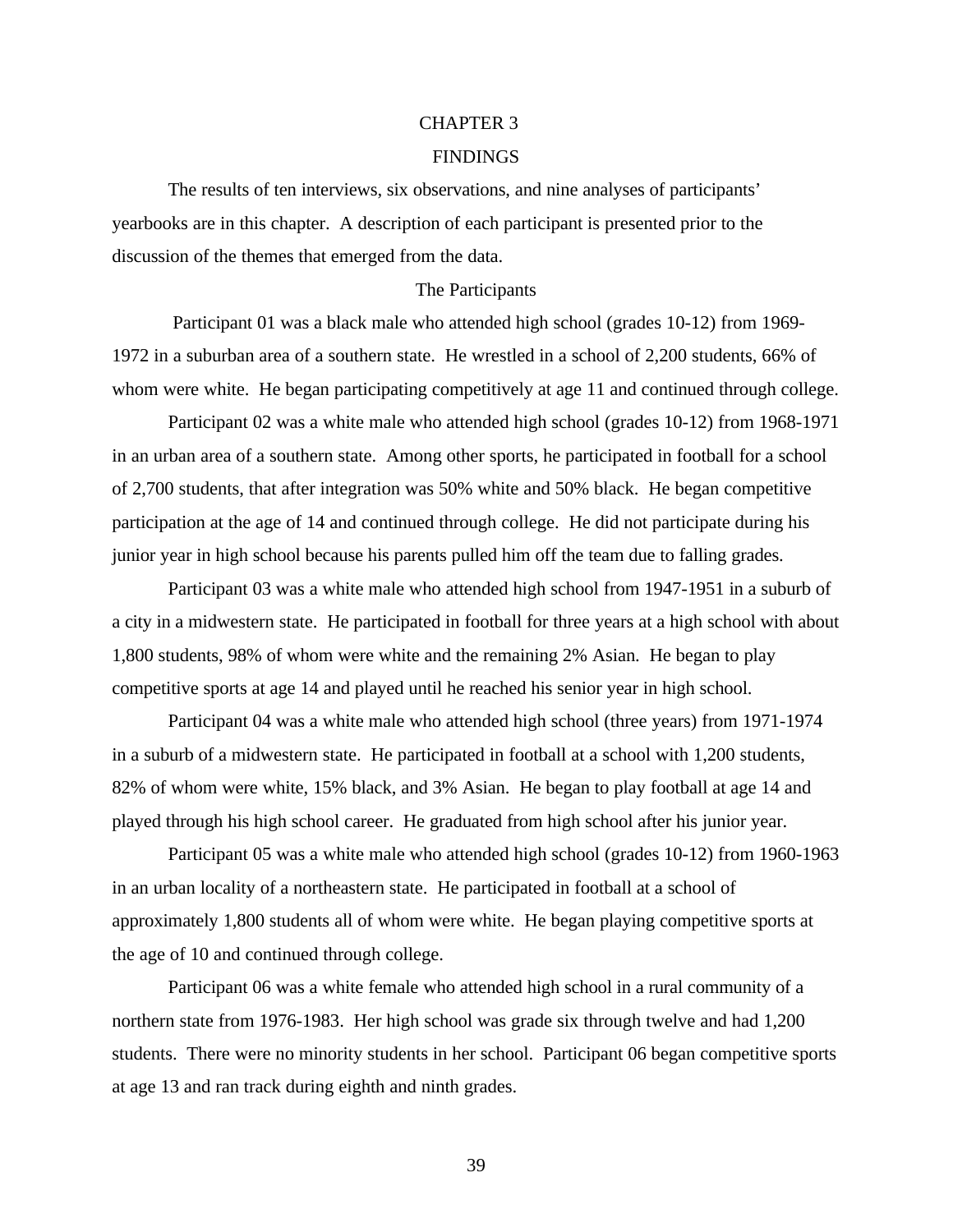# CHAPTER 3

# FINDINGS

The results of ten interviews, six observations, and nine analyses of participants' yearbooks are in this chapter. A description of each participant is presented prior to the discussion of the themes that emerged from the data.

## The Participants

Participant 01 was a black male who attended high school (grades 10-12) from 1969-1972 in a suburban area of a southern state. He wrestled in a school of 2,200 students, 66% of whom were white. He began participating competitively at age 11 and continued through college.

Participant 02 was a white male who attended high school (grades 10-12) from 1968-1971 in an urban area of a southern state. Among other sports, he participated in football for a school of 2,700 students, that after integration was 50% white and 50% black. He began competitive participation at the age of 14 and continued through college. He did not participate during his junior year in high school because his parents pulled him off the team due to falling grades.

Participant 03 was a white male who attended high school from 1947-1951 in a suburb of a city in a midwestern state. He participated in football for three years at a high school with about 1,800 students, 98% of whom were white and the remaining 2% Asian. He began to play competitive sports at age 14 and played until he reached his senior year in high school.

Participant 04 was a white male who attended high school (three years) from 1971-1974 in a suburb of a midwestern state. He participated in football at a school with 1,200 students, 82% of whom were white, 15% black, and 3% Asian. He began to play football at age 14 and played through his high school career. He graduated from high school after his junior year.

Participant 05 was a white male who attended high school (grades 10-12) from 1960-1963 in an urban locality of a northeastern state. He participated in football at a school of approximately 1,800 students all of whom were white. He began playing competitive sports at the age of 10 and continued through college.

Participant 06 was a white female who attended high school in a rural community of a northern state from 1976-1983. Her high school was grade six through twelve and had 1,200 students. There were no minority students in her school. Participant 06 began competitive sports at age 13 and ran track during eighth and ninth grades.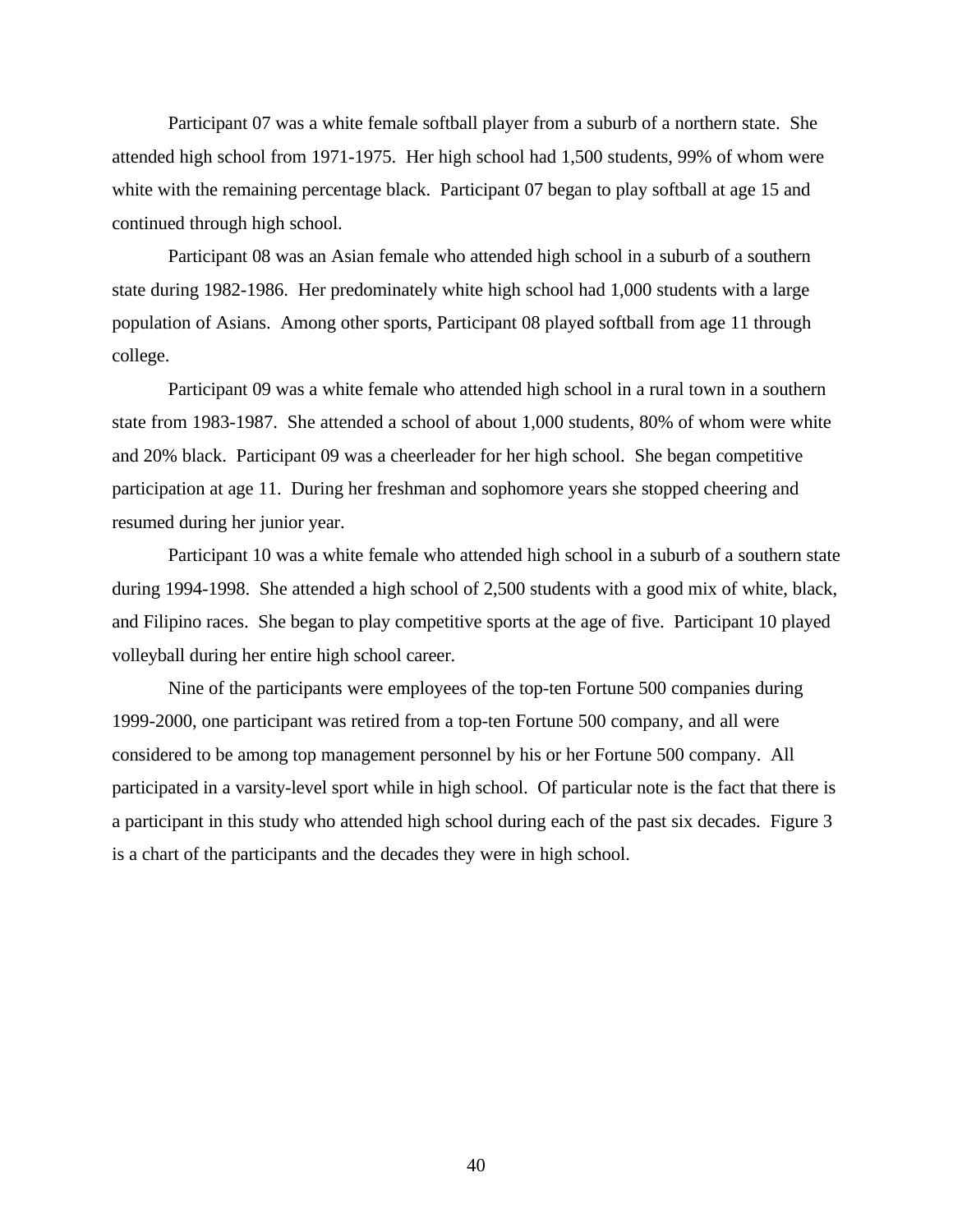Participant 07 was a white female softball player from a suburb of a northern state. She attended high school from 1971-1975. Her high school had 1,500 students, 99% of whom were white with the remaining percentage black. Participant 07 began to play softball at age 15 and continued through high school.

Participant 08 was an Asian female who attended high school in a suburb of a southern state during 1982-1986. Her predominately white high school had 1,000 students with a large population of Asians. Among other sports, Participant 08 played softball from age 11 through college.

Participant 09 was a white female who attended high school in a rural town in a southern state from 1983-1987. She attended a school of about 1,000 students, 80% of whom were white and 20% black. Participant 09 was a cheerleader for her high school. She began competitive participation at age 11. During her freshman and sophomore years she stopped cheering and resumed during her junior year.

Participant 10 was a white female who attended high school in a suburb of a southern state during 1994-1998. She attended a high school of 2,500 students with a good mix of white, black, and Filipino races. She began to play competitive sports at the age of five. Participant 10 played volleyball during her entire high school career.

Nine of the participants were employees of the top-ten Fortune 500 companies during 1999-2000, one participant was retired from a top-ten Fortune 500 company, and all were considered to be among top management personnel by his or her Fortune 500 company. All participated in a varsity-level sport while in high school. Of particular note is the fact that there is a participant in this study who attended high school during each of the past six decades. Figure 3 is a chart of the participants and the decades they were in high school.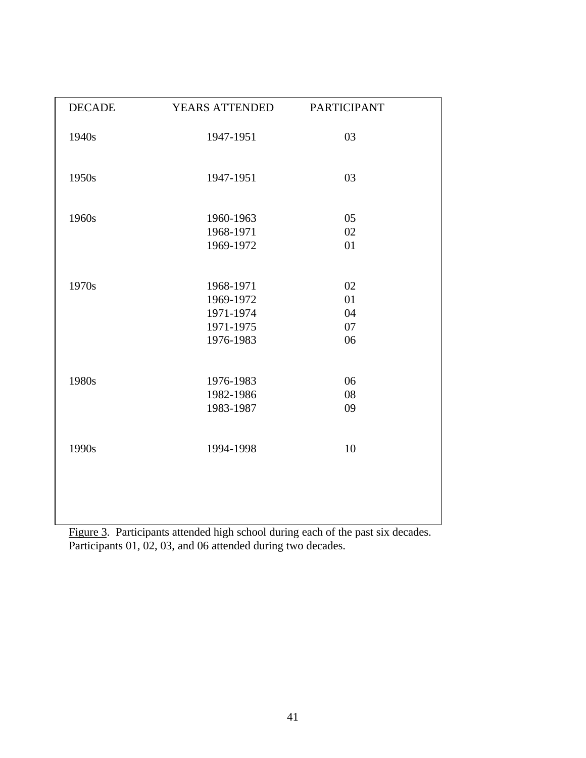| DECADE | YEARS ATTENDED | PARTICIPANT |
|---|---|---|
| 1940s | 1947-1951 | 03 |
| 1950s | 1947-1951 | 03 |
| 1960s | 1960-1963 | 05 |
| | 1968-1971 | 02 |
| | 1969-1972 | 01 |
| 1970s | 1968-1971 | 02 |
| | 1969-1972 | 01 |
| | 1971-1974 | 04 |
| | 1971-1975 | 07 |
| | 1976-1983 | 06 |
| 1980s | 1976-1983 | 06 |
| | 1982-1986 | 08 |
| | 1983-1987 | 09 |
| 1990s | 1994-1998 | 10 |

Figure 3. Participants attended high school during each of the past six decades. Participants 01, 02, 03, and 06 attended during two decades.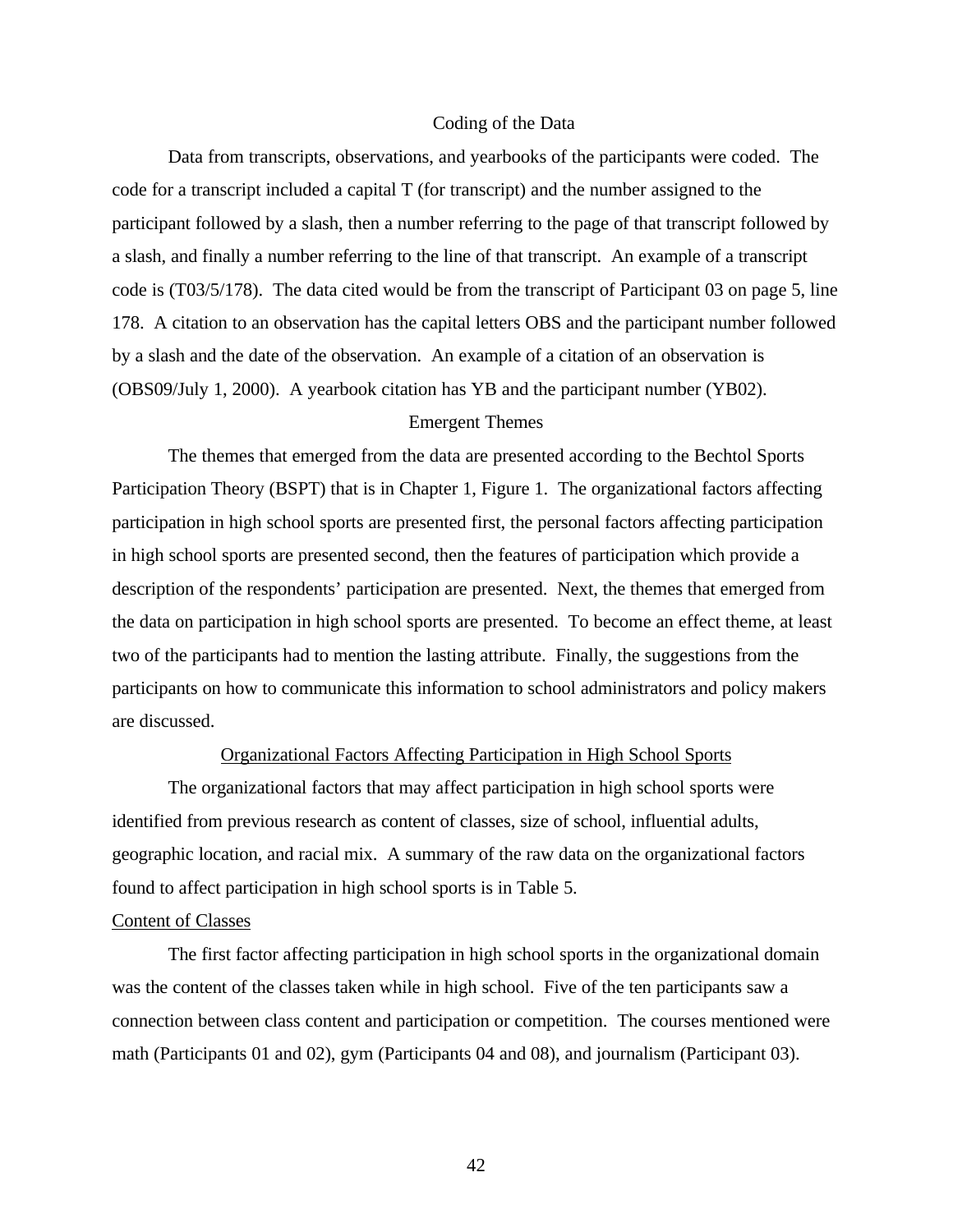## Coding of the Data

Data from transcripts, observations, and yearbooks of the participants were coded. The code for a transcript included a capital T (for transcript) and the number assigned to the participant followed by a slash, then a number referring to the page of that transcript followed by a slash, and finally a number referring to the line of that transcript. An example of a transcript code is (T03/5/178). The data cited would be from the transcript of Participant 03 on page 5, line 178. A citation to an observation has the capital letters OBS and the participant number followed by a slash and the date of the observation. An example of a citation of an observation is (OBS09/July 1, 2000). A yearbook citation has YB and the participant number (YB02).

## Emergent Themes

The themes that emerged from the data are presented according to the Bechtol Sports Participation Theory (BSPT) that is in Chapter 1, Figure 1. The organizational factors affecting participation in high school sports are presented first, the personal factors affecting participation in high school sports are presented second, then the features of participation which provide a description of the respondents' participation are presented. Next, the themes that emerged from the data on participation in high school sports are presented. To become an effect theme, at least two of the participants had to mention the lasting attribute. Finally, the suggestions from the participants on how to communicate this information to school administrators and policy makers are discussed.

### Organizational Factors Affecting Participation in High School Sports

The organizational factors that may affect participation in high school sports were identified from previous research as content of classes, size of school, influential adults, geographic location, and racial mix. A summary of the raw data on the organizational factors found to affect participation in high school sports is in Table 5.

#### Content of Classes

The first factor affecting participation in high school sports in the organizational domain was the content of the classes taken while in high school. Five of the ten participants saw a connection between class content and participation or competition. The courses mentioned were math (Participants 01 and 02), gym (Participants 04 and 08), and journalism (Participant 03).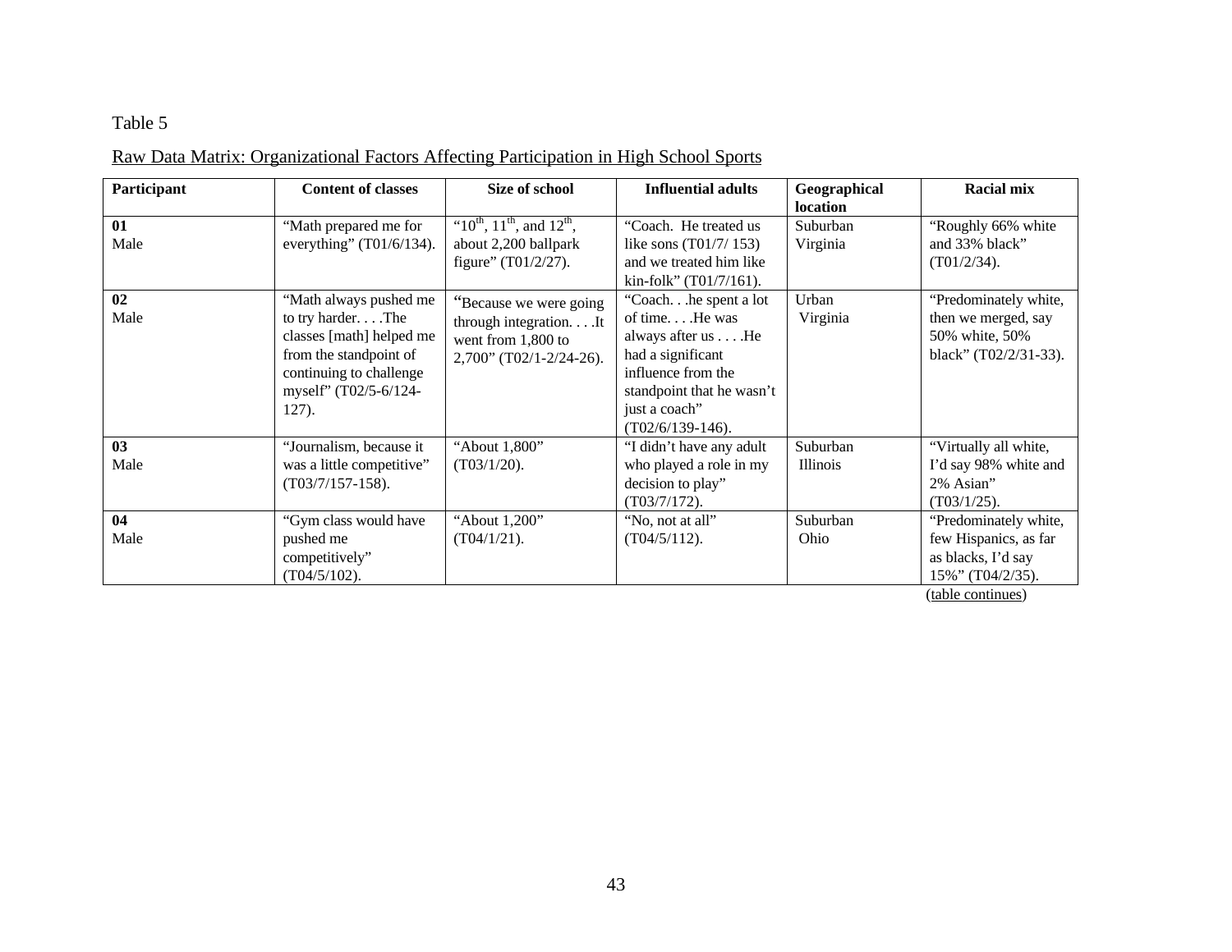Table 5

Raw Data Matrix: Organizational Factors Affecting Participation in High School Sports

| Participant | Content of classes | Size of school | Influential adults | Geographical location | Racial mix |
|---|---|---|---|---|---|
| **01** Male | "Math prepared me for everything" (T01/6/134). | "10th, 11th, and 12th, about 2,200 ballpark figure" (T01/2/27). | "Coach. He treated us like sons (T01/7/ 153) and we treated him like kin-folk" (T01/7/161). | Suburban Virginia | "Roughly 66% white and 33% black" (T01/2/34). |
| **02** Male | "Math always pushed me to try harder. . . .The classes [math] helped me from the standpoint of continuing to challenge myself" (T02/5-6/124-127). | "Because we were going through integration. . . .It went from 1,800 to 2,700" (T02/1-2/24-26). | "Coach. . .he spent a lot of time. . . .He was always after us . . . .He had a significant influence from the standpoint that he wasn't just a coach" (T02/6/139-146). | Urban Virginia | "Predominately white, then we merged, say 50% white, 50% black" (T02/2/31-33). |
| **03** Male | "Journalism, because it was a little competitive" (T03/7/157-158). | "About 1,800" (T03/1/20). | "I didn't have any adult who played a role in my decision to play" (T03/7/172). | Suburban Illinois | "Virtually all white, I'd say 98% white and 2% Asian" (T03/1/25). |
| **04** Male | "Gym class would have pushed me competitively" (T04/5/102). | "About 1,200" (T04/1/21). | "No, not at all" (T04/5/112). | Suburban Ohio | "Predominately white, few Hispanics, as far as blacks, I'd say 15%" (T04/2/35). |

(table continues)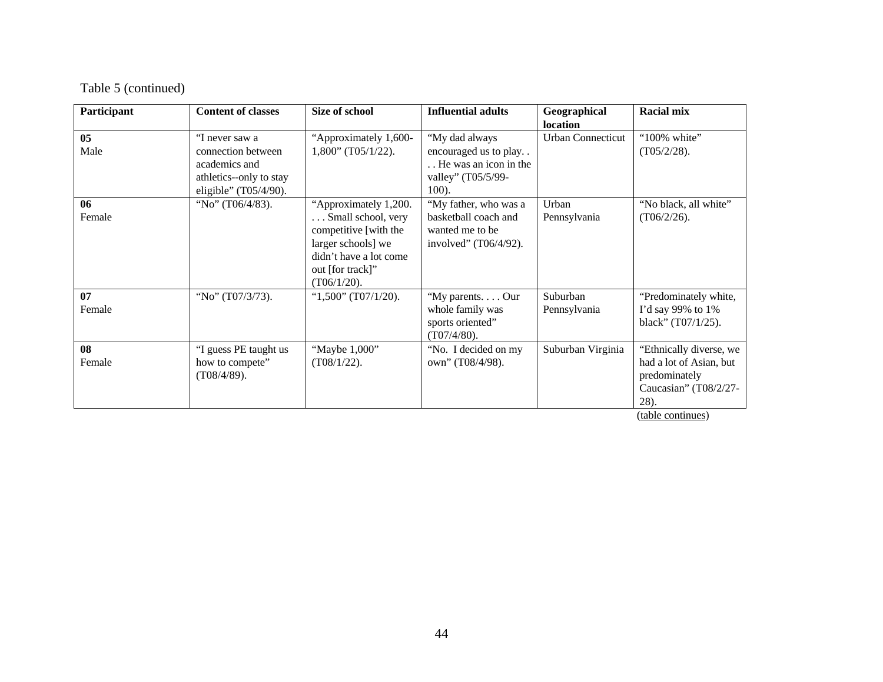Table 5 (continued)

| Participant | Content of classes | Size of school | Influential adults | Geographical location | Racial mix |
|---|---|---|---|---|---|
| **05** Male | "I never saw a connection between academics and athletics--only to stay eligible" (T05/4/90). | "Approximately 1,600-1,800" (T05/1/22). | "My dad always encouraged us to play. . . . He was an icon in the valley" (T05/5/99-100). | Urban Connecticut | "100% white" (T05/2/28). |
| **06** Female | "No" (T06/4/83). | "Approximately 1,200. . . . Small school, very competitive [with the larger schools] we didn't have a lot come out [for track]" (T06/1/20). | "My father, who was a basketball coach and wanted me to be involved" (T06/4/92). | Urban Pennsylvania | "No black, all white" (T06/2/26). |
| **07** Female | "No" (T07/3/73). | "1,500" (T07/1/20). | "My parents. . . . Our whole family was sports oriented" (T07/4/80). | Suburban Pennsylvania | "Predominately white, I'd say 99% to 1% black" (T07/1/25). |
| **08** Female | "I guess PE taught us how to compete" (T08/4/89). | "Maybe 1,000" (T08/1/22). | "No. I decided on my own" (T08/4/98). | Suburban Virginia | "Ethnically diverse, we had a lot of Asian, but predominately Caucasian" (T08/2/27-28). |

(table continues)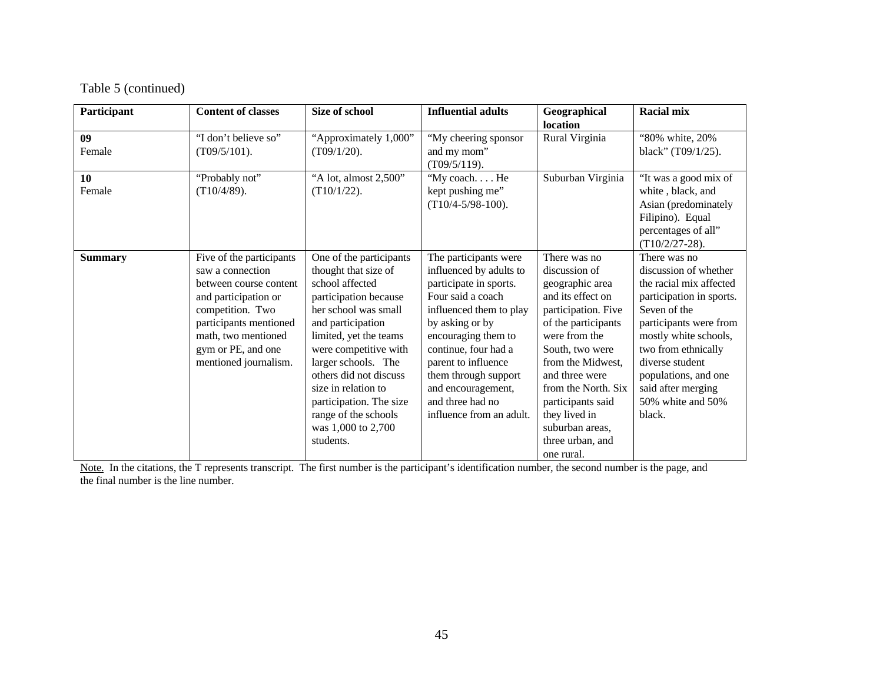Table 5 (continued)

| Participant | Content of classes | Size of school | Influential adults | Geographical location | Racial mix |
|---|---|---|---|---|---|
| **09** Female | "I don't believe so" (T09/5/101). | "Approximately 1,000" (T09/1/20). | "My cheering sponsor and my mom" (T09/5/119). | Rural Virginia | "80% white, 20% black" (T09/1/25). |
| **10** Female | "Probably not" (T10/4/89). | "A lot, almost 2,500" (T10/1/22). | "My coach. . . . He kept pushing me" (T10/4-5/98-100). | Suburban Virginia | "It was a good mix of white , black, and Asian (predominately Filipino). Equal percentages of all" (T10/2/27-28). |
| **Summary** | Five of the participants saw a connection between course content and participation or competition. Two participants mentioned math, two mentioned gym or PE, and one mentioned journalism. | One of the participants thought that size of school affected participation because her school was small and participation limited, yet the teams were competitive with larger schools. The others did not discuss size in relation to participation. The size range of the schools was 1,000 to 2,700 students. | The participants were influenced by adults to participate in sports. Four said a coach influenced them to play by asking or by encouraging them to continue, four had a parent to influence them through support and encouragement, and three had no influence from an adult. | There was no discussion of geographic area and its effect on participation. Five of the participants were from the South, two were from the Midwest, and three were from the North. Six participants said they lived in suburban areas, three urban, and one rural. | There was no discussion of whether the racial mix affected participation in sports. Seven of the participants were from mostly white schools, two from ethnically diverse student populations, and one said after merging 50% white and 50% black. |

Note. In the citations, the T represents transcript. The first number is the participant's identification number, the second number is the page, and the final number is the line number.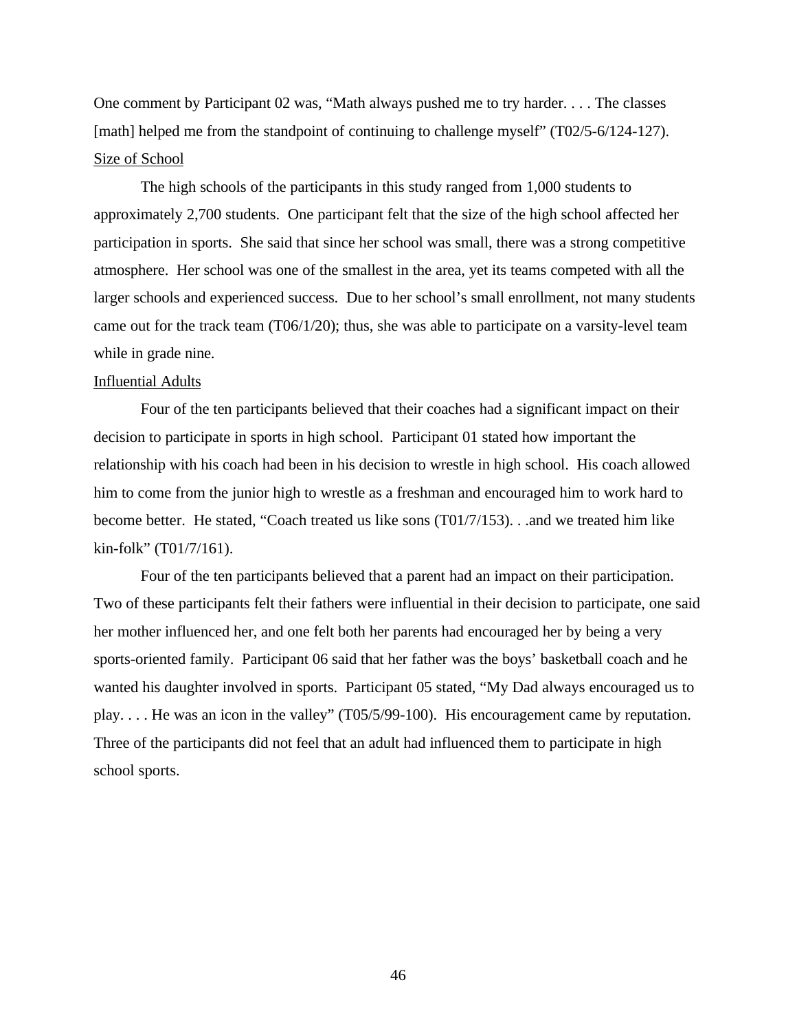One comment by Participant 02 was, "Math always pushed me to try harder. . . . The classes [math] helped me from the standpoint of continuing to challenge myself" (T02/5-6/124-127).

<u>Size of School</u>

The high schools of the participants in this study ranged from 1,000 students to approximately 2,700 students. One participant felt that the size of the high school affected her participation in sports. She said that since her school was small, there was a strong competitive atmosphere. Her school was one of the smallest in the area, yet its teams competed with all the larger schools and experienced success. Due to her school's small enrollment, not many students came out for the track team (T06/1/20); thus, she was able to participate on a varsity-level team while in grade nine.

<u>Influential Adults</u>

Four of the ten participants believed that their coaches had a significant impact on their decision to participate in sports in high school. Participant 01 stated how important the relationship with his coach had been in his decision to wrestle in high school. His coach allowed him to come from the junior high to wrestle as a freshman and encouraged him to work hard to become better. He stated, "Coach treated us like sons (T01/7/153). . .and we treated him like kin-folk" (T01/7/161).

Four of the ten participants believed that a parent had an impact on their participation. Two of these participants felt their fathers were influential in their decision to participate, one said her mother influenced her, and one felt both her parents had encouraged her by being a very sports-oriented family. Participant 06 said that her father was the boys' basketball coach and he wanted his daughter involved in sports. Participant 05 stated, "My Dad always encouraged us to play. . . . He was an icon in the valley" (T05/5/99-100). His encouragement came by reputation. Three of the participants did not feel that an adult had influenced them to participate in high school sports.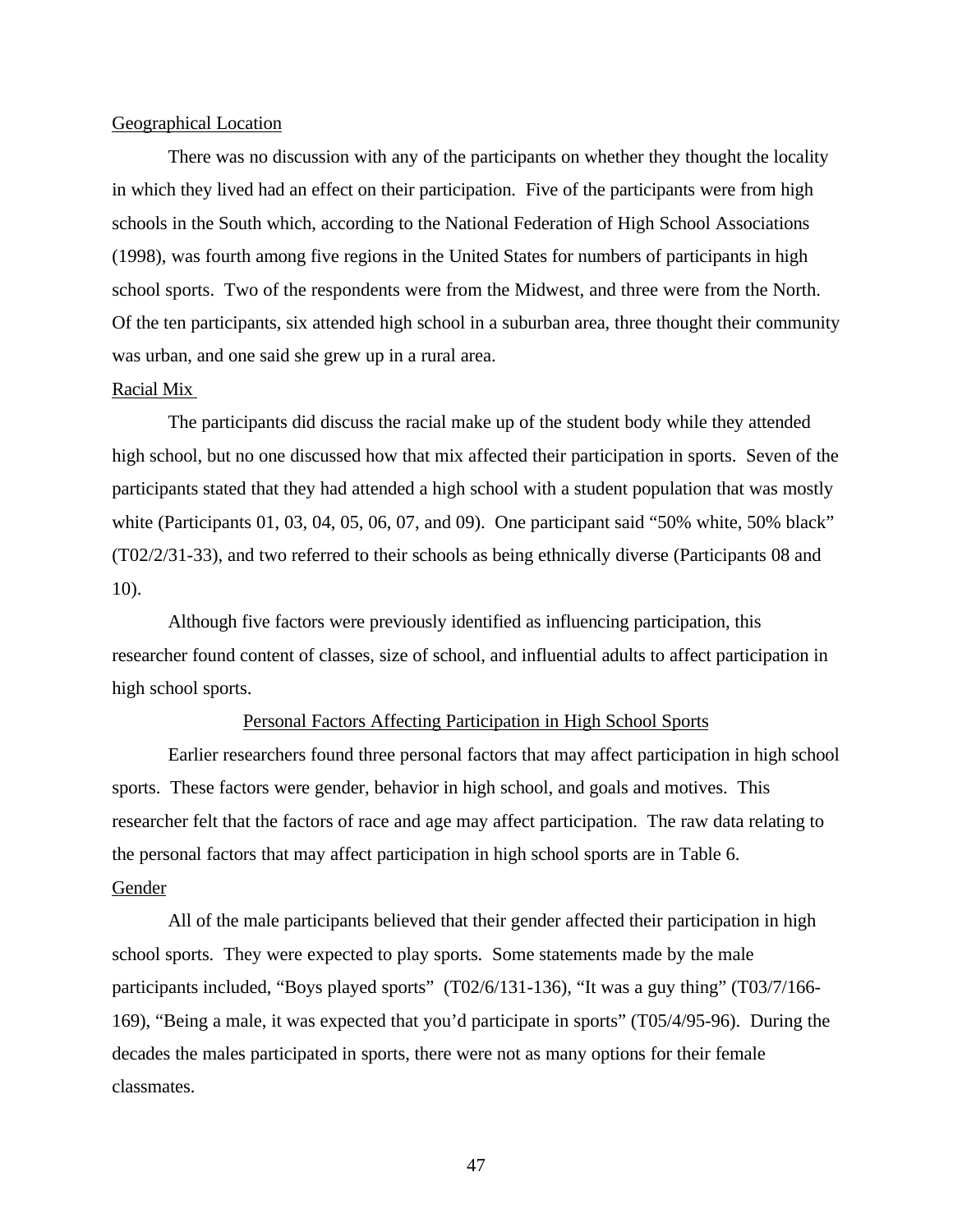<u>Geographical Location</u>

There was no discussion with any of the participants on whether they thought the locality in which they lived had an effect on their participation. Five of the participants were from high schools in the South which, according to the National Federation of High School Associations (1998), was fourth among five regions in the United States for numbers of participants in high school sports. Two of the respondents were from the Midwest, and three were from the North. Of the ten participants, six attended high school in a suburban area, three thought their community was urban, and one said she grew up in a rural area.

<u>Racial Mix</u>

The participants did discuss the racial make up of the student body while they attended high school, but no one discussed how that mix affected their participation in sports. Seven of the participants stated that they had attended a high school with a student population that was mostly white (Participants 01, 03, 04, 05, 06, 07, and 09). One participant said "50% white, 50% black" (T02/2/31-33), and two referred to their schools as being ethnically diverse (Participants 08 and 10).

Although five factors were previously identified as influencing participation, this researcher found content of classes, size of school, and influential adults to affect participation in high school sports.

<u>Personal Factors Affecting Participation in High School Sports</u>

Earlier researchers found three personal factors that may affect participation in high school sports. These factors were gender, behavior in high school, and goals and motives. This researcher felt that the factors of race and age may affect participation. The raw data relating to the personal factors that may affect participation in high school sports are in Table 6.

<u>Gender</u>

All of the male participants believed that their gender affected their participation in high school sports. They were expected to play sports. Some statements made by the male participants included, "Boys played sports" (T02/6/131-136), "It was a guy thing" (T03/7/166-169), "Being a male, it was expected that you'd participate in sports" (T05/4/95-96). During the decades the males participated in sports, there were not as many options for their female classmates.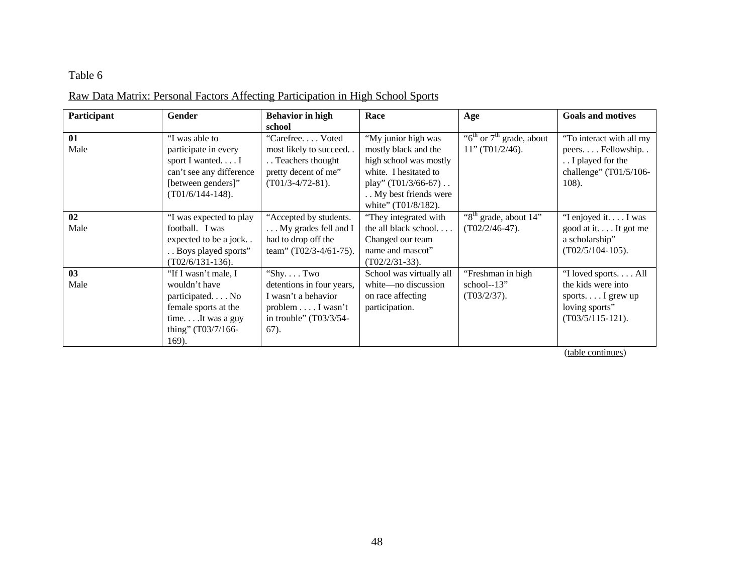Table 6

Raw Data Matrix: Personal Factors Affecting Participation in High School Sports

| Participant | Gender | Behavior in high school | Race | Age | Goals and motives |
|---|---|---|---|---|---|
| **01** Male | "I was able to participate in every sport I wanted. . . . I can't see any difference [between genders]" (T01/6/144-148). | "Carefree. . . . Voted most likely to succeed. . . . Teachers thought pretty decent of me" (T01/3-4/72-81). | "My junior high was mostly black and the high school was mostly white. I hesitated to play" (T01/3/66-67) . . . . My best friends were white" (T01/8/182). | "6th or 7th grade, about 11" (T01/2/46). | "To interact with all my peers. . . . Fellowship. . . . I played for the challenge" (T01/5/106-108). |
| **02** Male | "I was expected to play football. I was expected to be a jock. . . . Boys played sports" (T02/6/131-136). | "Accepted by students. . . . My grades fell and I had to drop off the team" (T02/3-4/61-75). | "They integrated with the all black school. . . . Changed our team name and mascot" (T02/2/31-33). | "8th grade, about 14" (T02/2/46-47). | "I enjoyed it. . . . I was good at it. . . . It got me a scholarship" (T02/5/104-105). |
| **03** Male | "If I wasn't male, I wouldn't have participated. . . . No female sports at the time. . . .It was a guy thing" (T03/7/166-169). | "Shy. . . . Two detentions in four years, I wasn't a behavior problem . . . . I wasn't in trouble" (T03/3/54-67). | School was virtually all white—no discussion on race affecting participation. | "Freshman in high school--13" (T03/2/37). | "I loved sports. . . . All the kids were into sports. . . . I grew up loving sports" (T03/5/115-121). |

(table continues)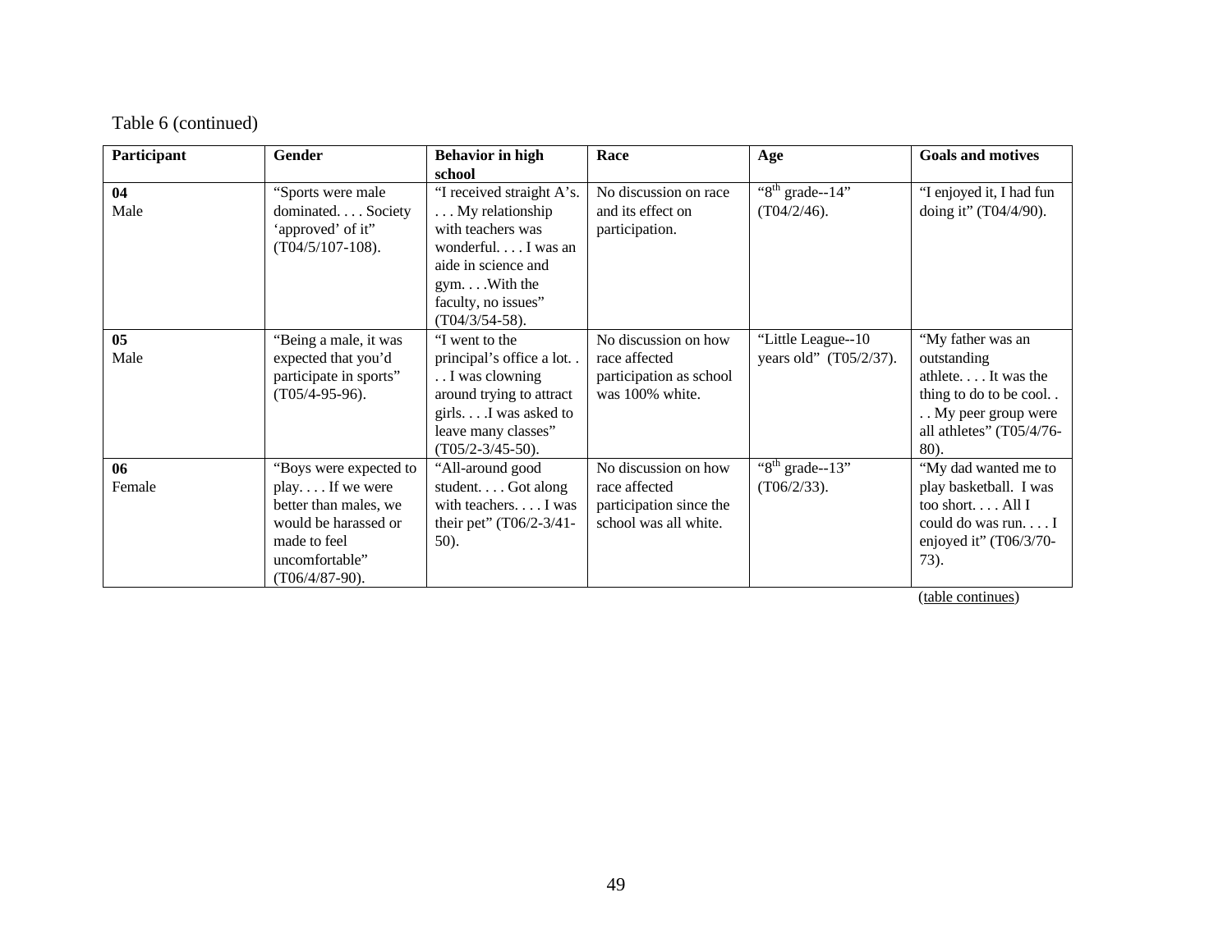Table 6 (continued)

| Participant | Gender | Behavior in high school | Race | Age | Goals and motives |
|---|---|---|---|---|---|
| **04** Male | "Sports were male dominated. . . . Society 'approved' of it" (T04/5/107-108). | "I received straight A's. . . . My relationship with teachers was wonderful. . . . I was an aide in science and gym. . . .With the faculty, no issues" (T04/3/54-58). | No discussion on race and its effect on participation. | "8th grade--14" (T04/2/46). | "I enjoyed it, I had fun doing it" (T04/4/90). |
| **05** Male | "Being a male, it was expected that you'd participate in sports" (T05/4-95-96). | "I went to the principal's office a lot. . . . I was clowning around trying to attract girls. . . .I was asked to leave many classes" (T05/2-3/45-50). | No discussion on how race affected participation as school was 100% white. | "Little League--10 years old" (T05/2/37). | "My father was an outstanding athlete. . . . It was the thing to do to be cool. . . . My peer group were all athletes" (T05/4/76-80). |
| **06** Female | "Boys were expected to play. . . . If we were better than males, we would be harassed or made to feel uncomfortable" (T06/4/87-90). | "All-around good student. . . . Got along with teachers. . . . I was their pet" (T06/2-3/41-50). | No discussion on how race affected participation since the school was all white. | "8th grade--13" (T06/2/33). | "My dad wanted me to play basketball. I was too short. . . . All I could do was run. . . . I enjoyed it" (T06/3/70-73). |

(table continues)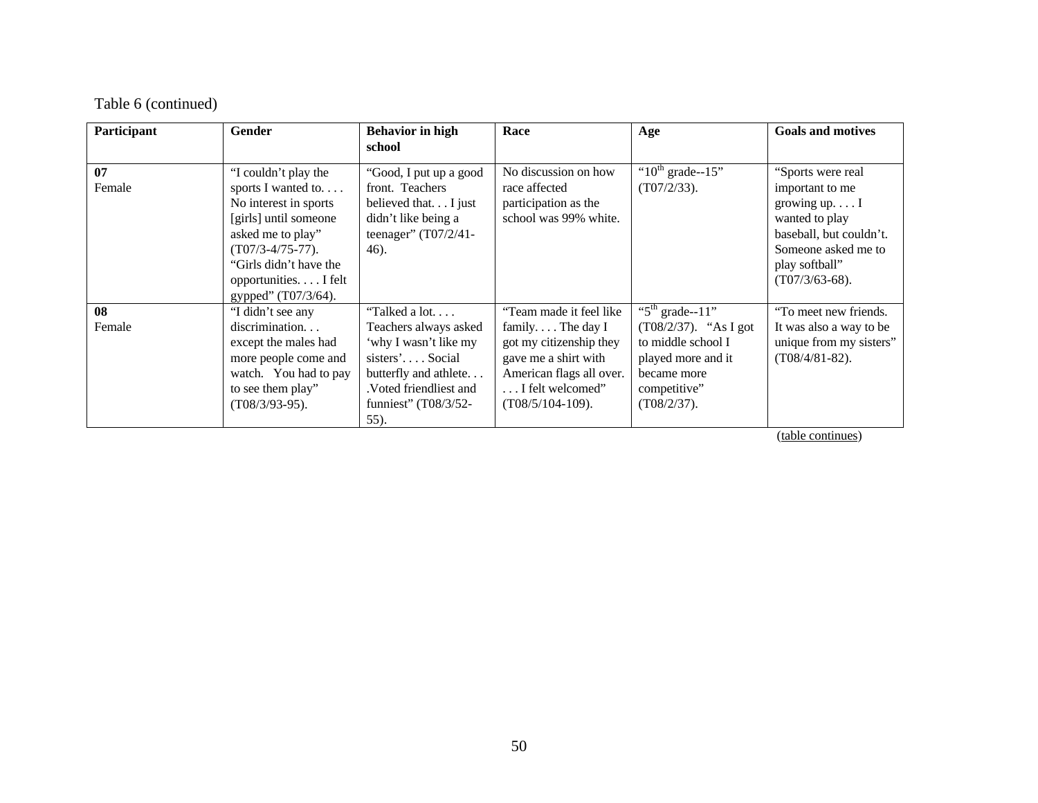Table 6 (continued)

| Participant | Gender | Behavior in high school | Race | Age | Goals and motives |
| --- | --- | --- | --- | --- | --- |
| **07** Female | "I couldn't play the sports I wanted to. . . . No interest in sports [girls] until someone asked me to play" (T07/3-4/75-77). "Girls didn't have the opportunities. . . . I felt gypped" (T07/3/64). | "Good, I put up a good front. Teachers believed that. . . I just didn't like being a teenager" (T07/2/41-46). | No discussion on how race affected participation as the school was 99% white. | "10th grade--15" (T07/2/33). | "Sports were real important to me growing up. . . . I wanted to play baseball, but couldn't. Someone asked me to play softball" (T07/3/63-68). |
| **08** Female | "I didn't see any discrimination. . . except the males had more people come and watch. You had to pay to see them play" (T08/3/93-95). | "Talked a lot. . . . Teachers always asked 'why I wasn't like my sisters'. . . . Social butterfly and athlete. . . .Voted friendliest and funniest" (T08/3/52-55). | "Team made it feel like family. . . . The day I got my citizenship they gave me a shirt with American flags all over. . . . I felt welcomed" (T08/5/104-109). | "5th grade--11" (T08/2/37). "As I got to middle school I played more and it became more competitive" (T08/2/37). | "To meet new friends. It was also a way to be unique from my sisters" (T08/4/81-82). |

(table continues)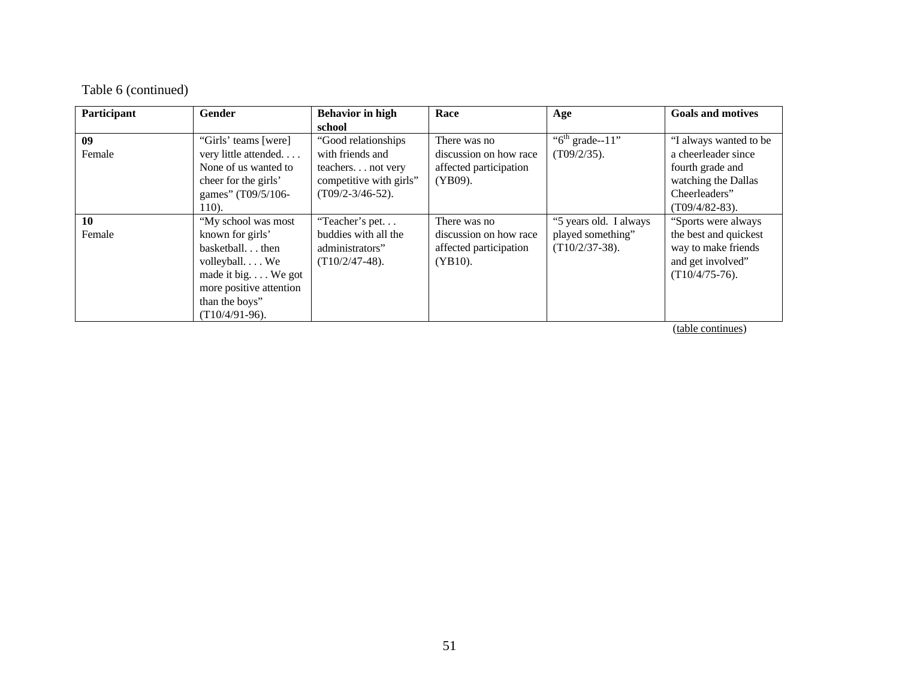Table 6 (continued)

| Participant | Gender | Behavior in high school | Race | Age | Goals and motives |
|---|---|---|---|---|---|
| **09** Female | "Girls' teams [were] very little attended. . . . None of us wanted to cheer for the girls' games" (T09/5/106-110). | "Good relationships with friends and teachers. . . not very competitive with girls" (T09/2-3/46-52). | There was no discussion on how race affected participation (YB09). | "6th grade--11" (T09/2/35). | "I always wanted to be a cheerleader since fourth grade and watching the Dallas Cheerleaders" (T09/4/82-83). |
| **10** Female | "My school was most known for girls' basketball. . . then volleyball. . . . We made it big. . . . We got more positive attention than the boys" (T10/4/91-96). | "Teacher's pet. . . buddies with all the administrators" (T10/2/47-48). | There was no discussion on how race affected participation (YB10). | "5 years old. I always played something" (T10/2/37-38). | "Sports were always the best and quickest way to make friends and get involved" (T10/4/75-76). |

(table continues)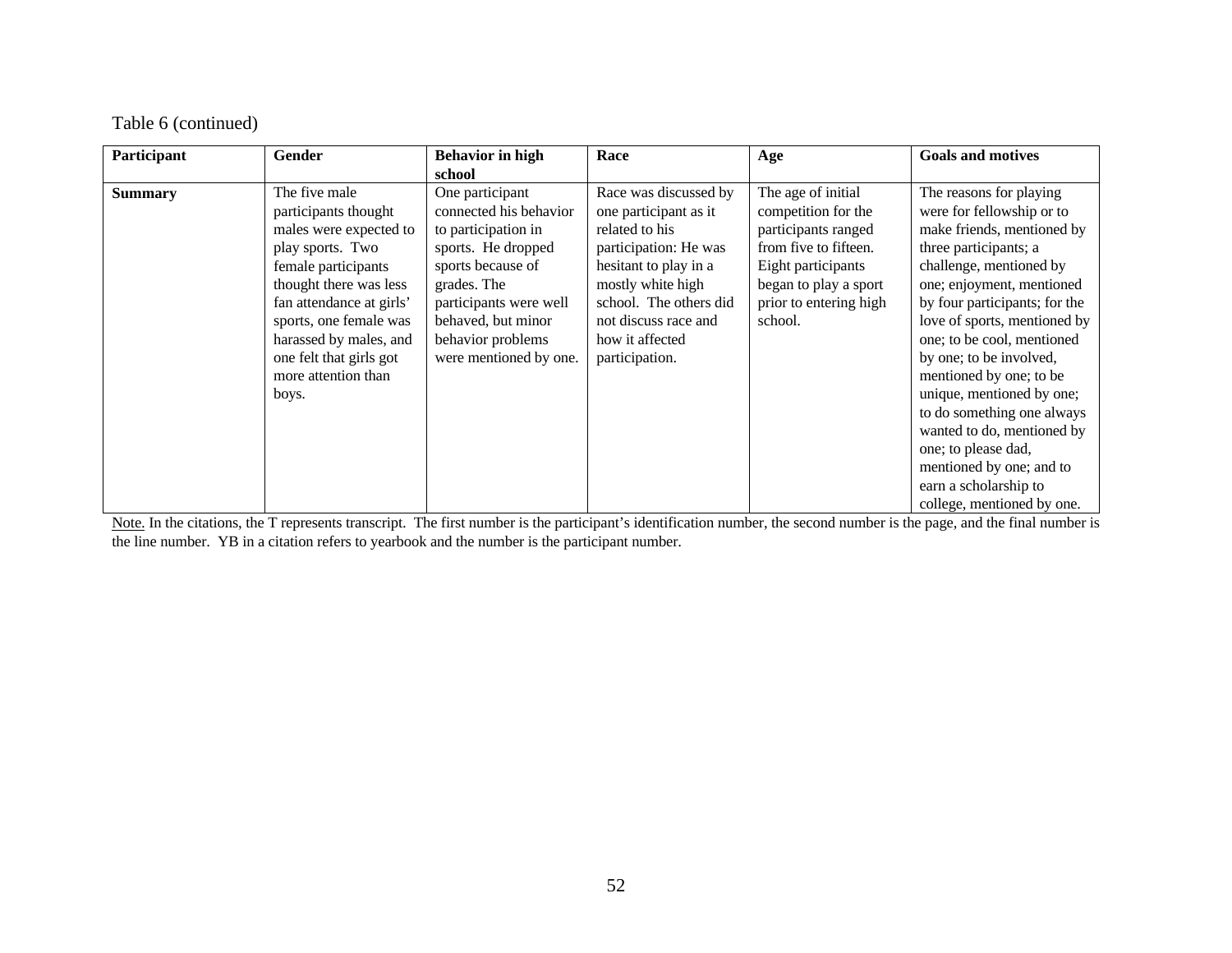Table 6 (continued)

| Participant | Gender | Behavior in high school | Race | Age | Goals and motives |
|---|---|---|---|---|---|
| **Summary** | The five male participants thought males were expected to play sports. Two female participants thought there was less fan attendance at girls' sports, one female was harassed by males, and one felt that girls got more attention than boys. | One participant connected his behavior to participation in sports. He dropped sports because of grades. The participants were well behaved, but minor behavior problems were mentioned by one. | Race was discussed by one participant as it related to his participation: He was hesitant to play in a mostly white high school. The others did not discuss race and how it affected participation. | The age of initial competition for the participants ranged from five to fifteen. Eight participants began to play a sport prior to entering high school. | The reasons for playing were for fellowship or to make friends, mentioned by three participants; a challenge, mentioned by one; enjoyment, mentioned by four participants; for the love of sports, mentioned by one; to be cool, mentioned by one; to be involved, mentioned by one; to be unique, mentioned by one; to do something one always wanted to do, mentioned by one; to please dad, mentioned by one; and to earn a scholarship to college, mentioned by one. |

Note. In the citations, the T represents transcript. The first number is the participant's identification number, the second number is the page, and the final number is the line number. YB in a citation refers to yearbook and the number is the participant number.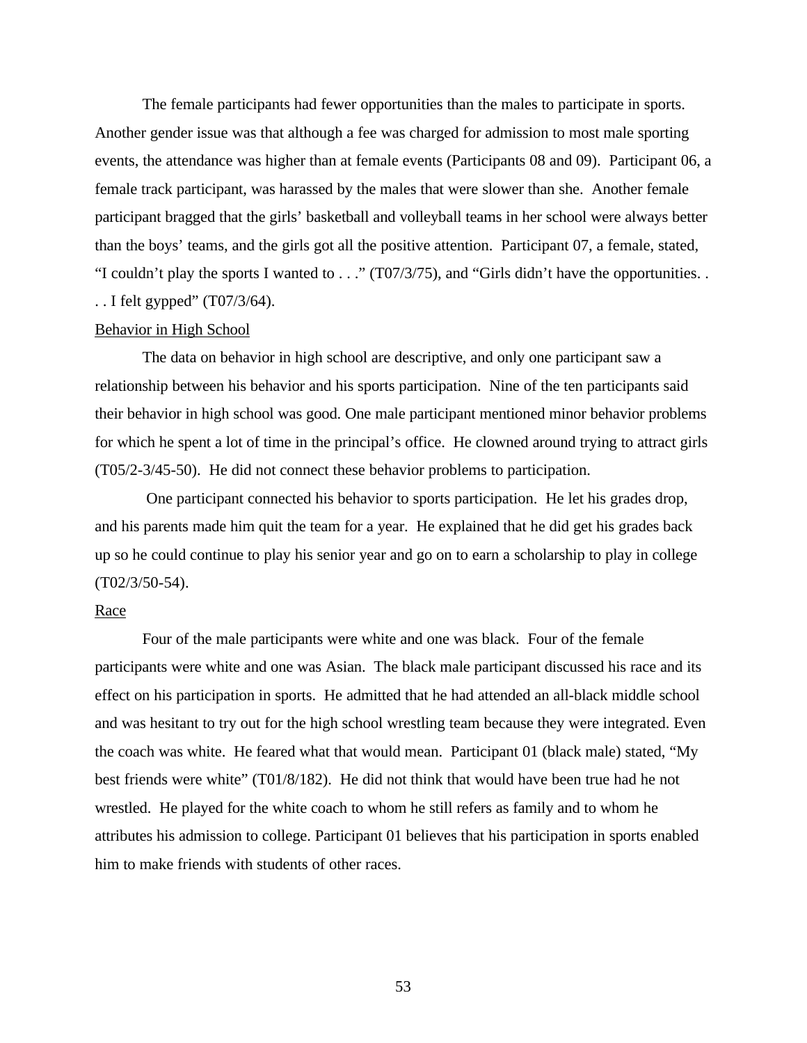The female participants had fewer opportunities than the males to participate in sports. Another gender issue was that although a fee was charged for admission to most male sporting events, the attendance was higher than at female events (Participants 08 and 09). Participant 06, a female track participant, was harassed by the males that were slower than she. Another female participant bragged that the girls' basketball and volleyball teams in her school were always better than the boys' teams, and the girls got all the positive attention. Participant 07, a female, stated, "I couldn't play the sports I wanted to . . ." (T07/3/75), and "Girls didn't have the opportunities. . . . I felt gypped" (T07/3/64).

Behavior in High School

The data on behavior in high school are descriptive, and only one participant saw a relationship between his behavior and his sports participation. Nine of the ten participants said their behavior in high school was good. One male participant mentioned minor behavior problems for which he spent a lot of time in the principal's office. He clowned around trying to attract girls (T05/2-3/45-50). He did not connect these behavior problems to participation.

One participant connected his behavior to sports participation. He let his grades drop, and his parents made him quit the team for a year. He explained that he did get his grades back up so he could continue to play his senior year and go on to earn a scholarship to play in college (T02/3/50-54).

Race

Four of the male participants were white and one was black. Four of the female participants were white and one was Asian. The black male participant discussed his race and its effect on his participation in sports. He admitted that he had attended an all-black middle school and was hesitant to try out for the high school wrestling team because they were integrated. Even the coach was white. He feared what that would mean. Participant 01 (black male) stated, "My best friends were white" (T01/8/182). He did not think that would have been true had he not wrestled. He played for the white coach to whom he still refers as family and to whom he attributes his admission to college. Participant 01 believes that his participation in sports enabled him to make friends with students of other races.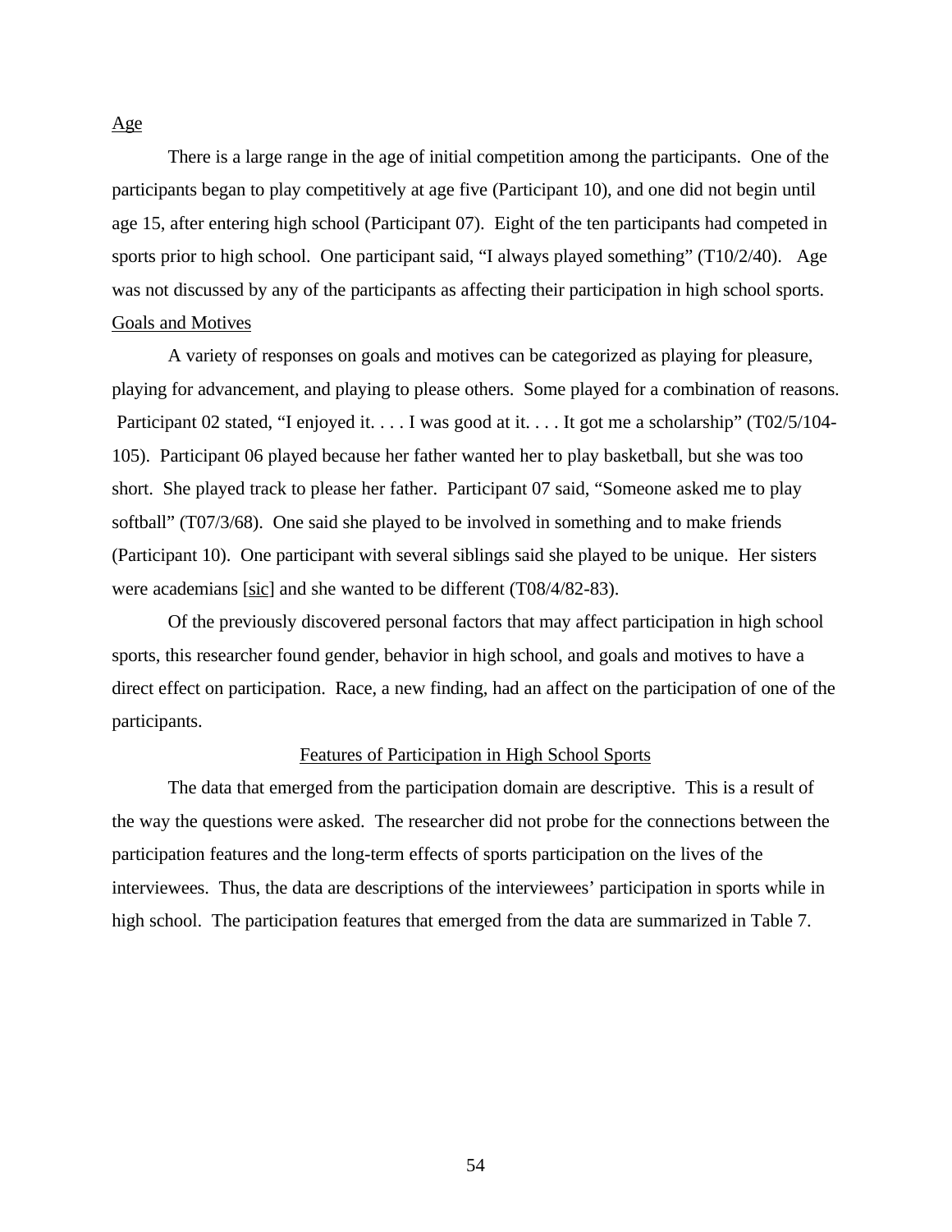Age

There is a large range in the age of initial competition among the participants. One of the participants began to play competitively at age five (Participant 10), and one did not begin until age 15, after entering high school (Participant 07). Eight of the ten participants had competed in sports prior to high school. One participant said, "I always played something" (T10/2/40). Age was not discussed by any of the participants as affecting their participation in high school sports.

Goals and Motives

A variety of responses on goals and motives can be categorized as playing for pleasure, playing for advancement, and playing to please others. Some played for a combination of reasons. Participant 02 stated, "I enjoyed it. . . . I was good at it. . . . It got me a scholarship" (T02/5/104-105). Participant 06 played because her father wanted her to play basketball, but she was too short. She played track to please her father. Participant 07 said, "Someone asked me to play softball" (T07/3/68). One said she played to be involved in something and to make friends (Participant 10). One participant with several siblings said she played to be unique. Her sisters were academians [sic] and she wanted to be different (T08/4/82-83).

Of the previously discovered personal factors that may affect participation in high school sports, this researcher found gender, behavior in high school, and goals and motives to have a direct effect on participation. Race, a new finding, had an affect on the participation of one of the participants.

## Features of Participation in High School Sports

The data that emerged from the participation domain are descriptive. This is a result of the way the questions were asked. The researcher did not probe for the connections between the participation features and the long-term effects of sports participation on the lives of the interviewees. Thus, the data are descriptions of the interviewees' participation in sports while in high school. The participation features that emerged from the data are summarized in Table 7.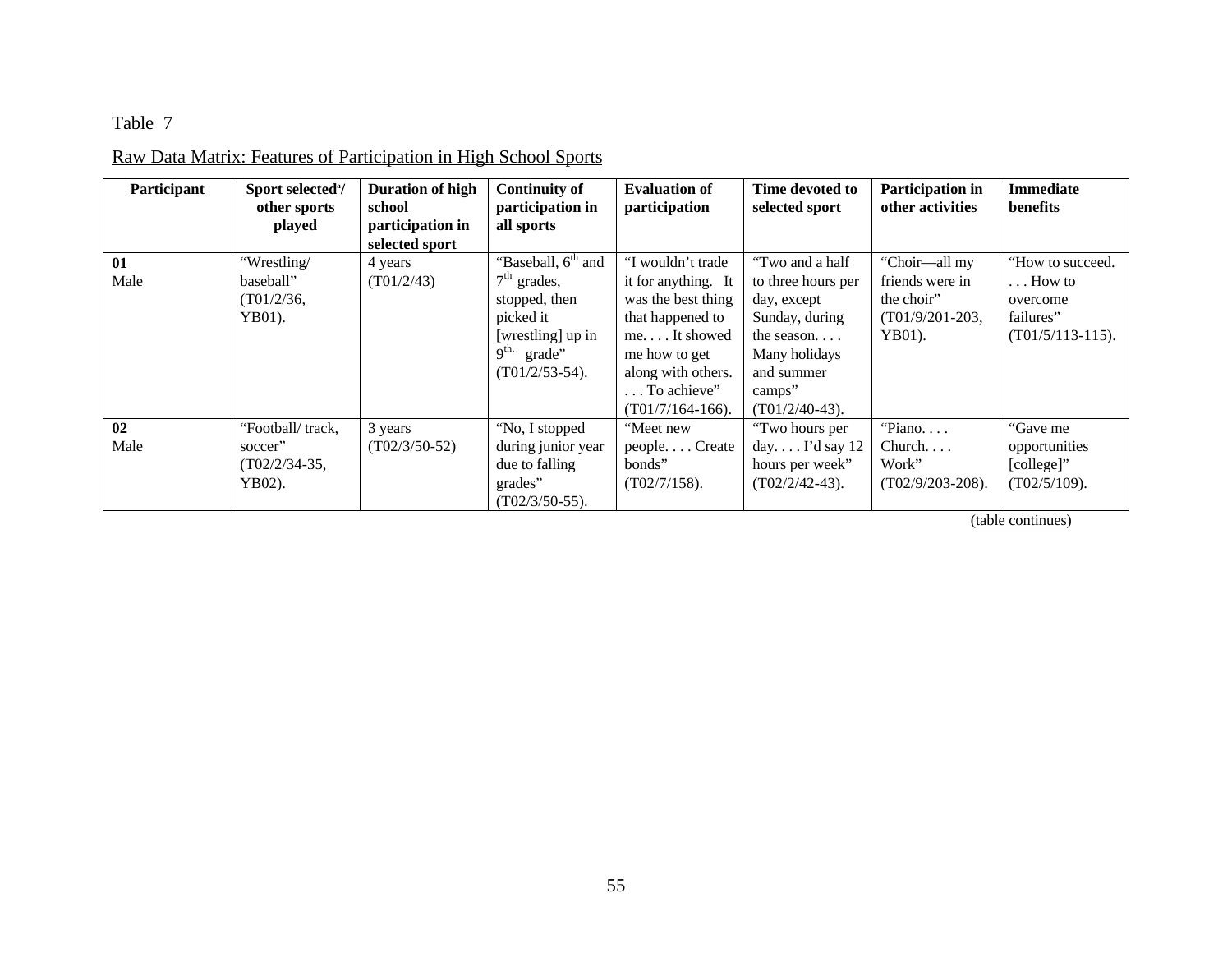Table 7

Raw Data Matrix: Features of Participation in High School Sports

| Participant | Sport selected[a]/ other sports played | Duration of high school participation in selected sport | Continuity of participation in all sports | Evaluation of participation | Time devoted to selected sport | Participation in other activities | Immediate benefits |
|---|---|---|---|---|---|---|---|
| **01** Male | "Wrestling/ baseball" (T01/2/36, YB01). | 4 years (T01/2/43) | "Baseball, 6th and 7th grades, stopped, then picked it [wrestling] up in 9th. grade" (T01/2/53-54). | "I wouldn't trade it for anything. It was the best thing that happened to me. . . . It showed me how to get along with others. . . . To achieve" (T01/7/164-166). | "Two and a half to three hours per day, except Sunday, during the season. . . . Many holidays and summer camps" (T01/2/40-43). | "Choir—all my friends were in the choir" (T01/9/201-203, YB01). | "How to succeed. . . . How to overcome failures" (T01/5/113-115). |
| **02** Male | "Football/ track, soccer" (T02/2/34-35, YB02). | 3 years (T02/3/50-52) | "No, I stopped during junior year due to falling grades" (T02/3/50-55). | "Meet new people. . . . Create bonds" (T02/7/158). | "Two hours per day. . . . I'd say 12 hours per week" (T02/2/42-43). | "Piano. . . . Church. . . . Work" (T02/9/203-208). | "Gave me opportunities [college]" (T02/5/109). |

(table continues)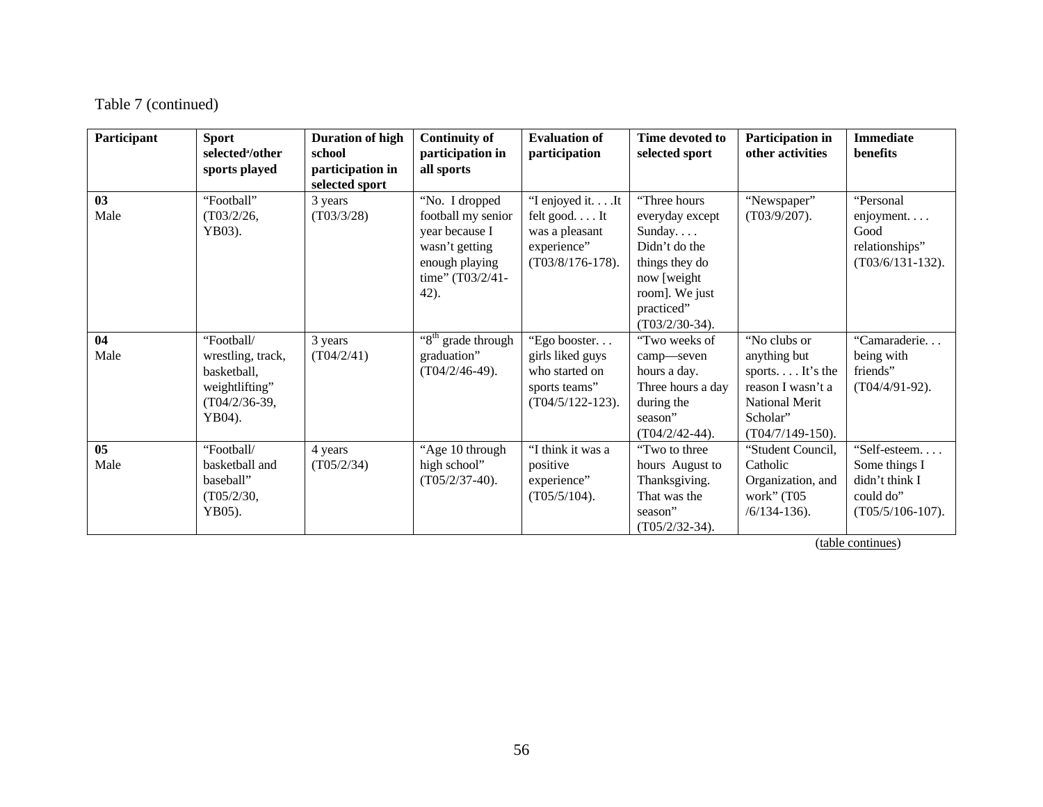Table 7 (continued)

| Participant | Sport selected[a]/other sports played | Duration of high school participation in selected sport | Continuity of participation in all sports | Evaluation of participation | Time devoted to selected sport | Participation in other activities | Immediate benefits |
|---|---|---|---|---|---|---|---|
| **03** Male | "Football" (T03/2/26, YB03). | 3 years (T03/3/28) | "No. I dropped football my senior year because I wasn't getting enough playing time" (T03/2/41-42). | "I enjoyed it. . . .It felt good. . . . It was a pleasant experience" (T03/8/176-178). | "Three hours everyday except Sunday. . . . Didn't do the things they do now [weight room]. We just practiced" (T03/2/30-34). | "Newspaper" (T03/9/207). | "Personal enjoyment. . . . Good relationships" (T03/6/131-132). |
| **04** Male | "Football/ wrestling, track, basketball, weightlifting" (T04/2/36-39, YB04). | 3 years (T04/2/41) | "8th grade through graduation" (T04/2/46-49). | "Ego booster. . . girls liked guys who started on sports teams" (T04/5/122-123). | "Two weeks of camp—seven hours a day. Three hours a day during the season" (T04/2/42-44). | "No clubs or anything but sports. . . . It's the reason I wasn't a National Merit Scholar" (T04/7/149-150). | "Camaraderie. . . being with friends" (T04/4/91-92). |
| **05** Male | "Football/ basketball and baseball" (T05/2/30, YB05). | 4 years (T05/2/34) | "Age 10 through high school" (T05/2/37-40). | "I think it was a positive experience" (T05/5/104). | "Two to three hours August to Thanksgiving. That was the season" (T05/2/32-34). | "Student Council, Catholic Organization, and work" (T05 /6/134-136). | "Self-esteem. . . . Some things I didn't think I could do" (T05/5/106-107). |

(table continues)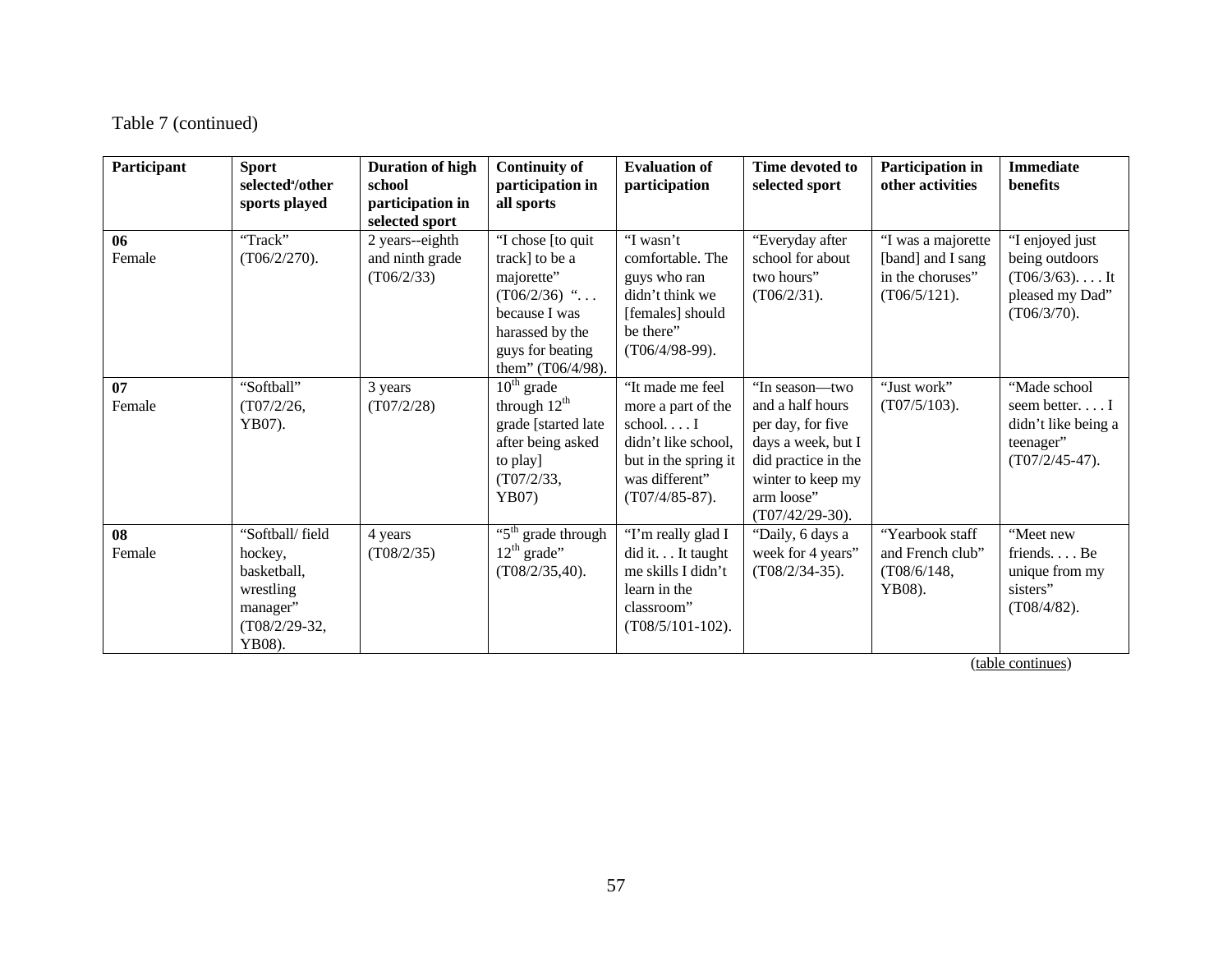Table 7 (continued)

| Participant | Sport selected[a]/other sports played | Duration of high school participation in selected sport | Continuity of participation in all sports | Evaluation of participation | Time devoted to selected sport | Participation in other activities | Immediate benefits |
|---|---|---|---|---|---|---|---|
| **06** Female | "Track" (T06/2/270). | 2 years--eighth and ninth grade (T06/2/33) | "I chose [to quit track] to be a majorette" (T06/2/36) ". . . because I was harassed by the guys for beating them" (T06/4/98). | "I wasn't comfortable. The guys who ran didn't think we [females] should be there" (T06/4/98-99). | "Everyday after school for about two hours" (T06/2/31). | "I was a majorette [band] and I sang in the choruses" (T06/5/121). | "I enjoyed just being outdoors (T06/3/63). . . . It pleased my Dad" (T06/3/70). |
| **07** Female | "Softball" (T07/2/26, YB07). | 3 years (T07/2/28) | 10th grade through 12th grade [started late after being asked to play] (T07/2/33, YB07) | "It made me feel more a part of the school. . . . I didn't like school, but in the spring it was different" (T07/4/85-87). | "In season—two and a half hours per day, for five days a week, but I did practice in the winter to keep my arm loose" (T07/42/29-30). | "Just work" (T07/5/103). | "Made school seem better. . . . I didn't like being a teenager" (T07/2/45-47). |
| **08** Female | "Softball/ field hockey, basketball, wrestling manager" (T08/2/29-32, YB08). | 4 years (T08/2/35) | "5th grade through 12th grade" (T08/2/35,40). | "I'm really glad I did it. . . It taught me skills I didn't learn in the classroom" (T08/5/101-102). | "Daily, 6 days a week for 4 years" (T08/2/34-35). | "Yearbook staff and French club" (T08/6/148, YB08). | "Meet new friends. . . . Be unique from my sisters" (T08/4/82). |

(table continues)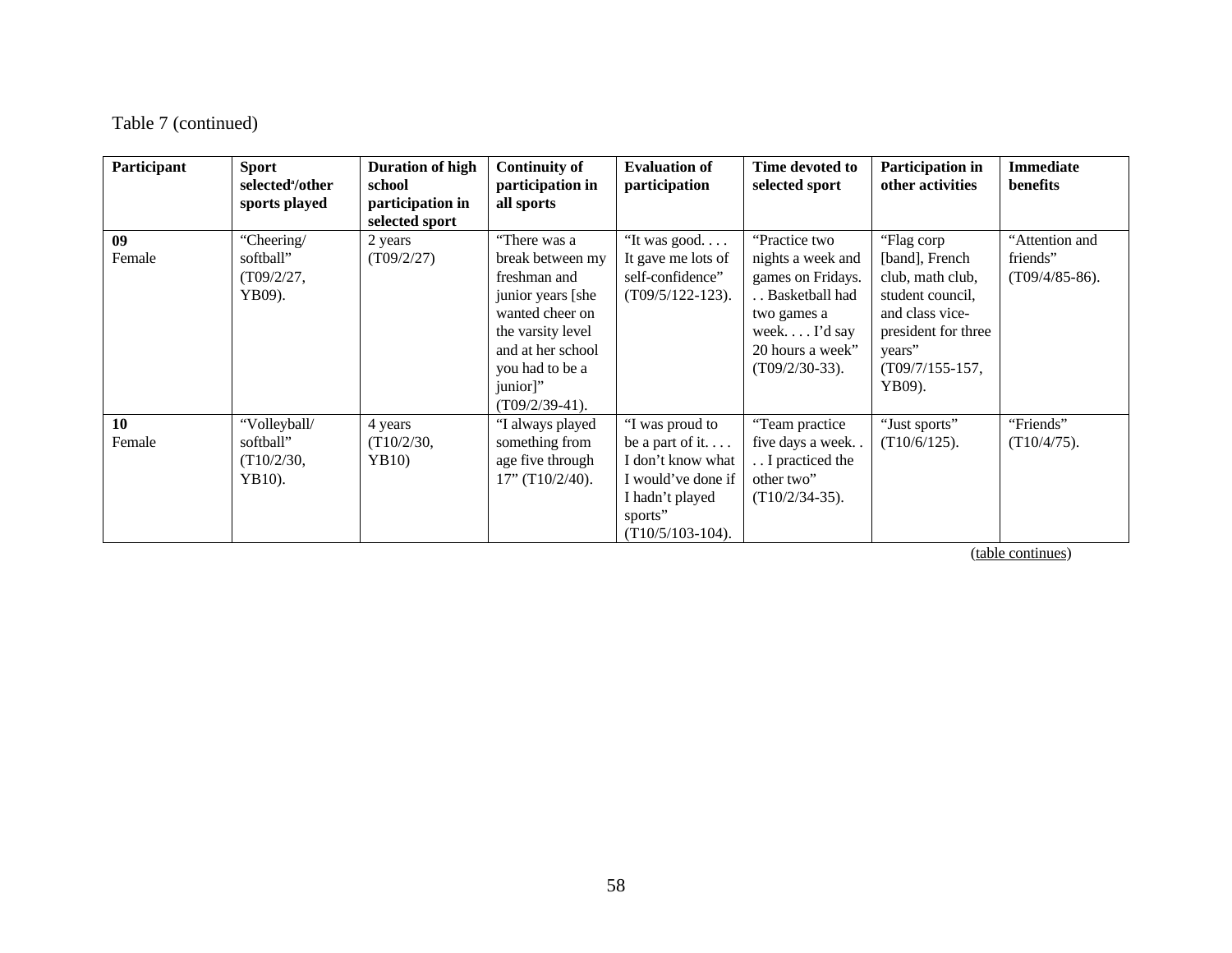Table 7 (continued)

| Participant | Sport selected[a]/other sports played | Duration of high school participation in selected sport | Continuity of participation in all sports | Evaluation of participation | Time devoted to selected sport | Participation in other activities | Immediate benefits |
|---|---|---|---|---|---|---|---|
| **09** Female | "Cheering/ softball" (T09/2/27, YB09). | 2 years (T09/2/27) | "There was a break between my freshman and junior years [she wanted cheer on the varsity level and at her school you had to be a junior]" (T09/2/39-41). | "It was good. . . . It gave me lots of self-confidence" (T09/5/122-123). | "Practice two nights a week and games on Fridays. . . Basketball had two games a week. . . . I'd say 20 hours a week" (T09/2/30-33). | "Flag corp [band], French club, math club, student council, and class vice-president for three years" (T09/7/155-157, YB09). | "Attention and friends" (T09/4/85-86). |
| **10** Female | "Volleyball/ softball" (T10/2/30, YB10). | 4 years (T10/2/30, YB10) | "I always played something from age five through 17" (T10/2/40). | "I was proud to be a part of it. . . . I don't know what I would've done if I hadn't played sports" (T10/5/103-104). | "Team practice five days a week. . . . I practiced the other two" (T10/2/34-35). | "Just sports" (T10/6/125). | "Friends" (T10/4/75). |

(table continues)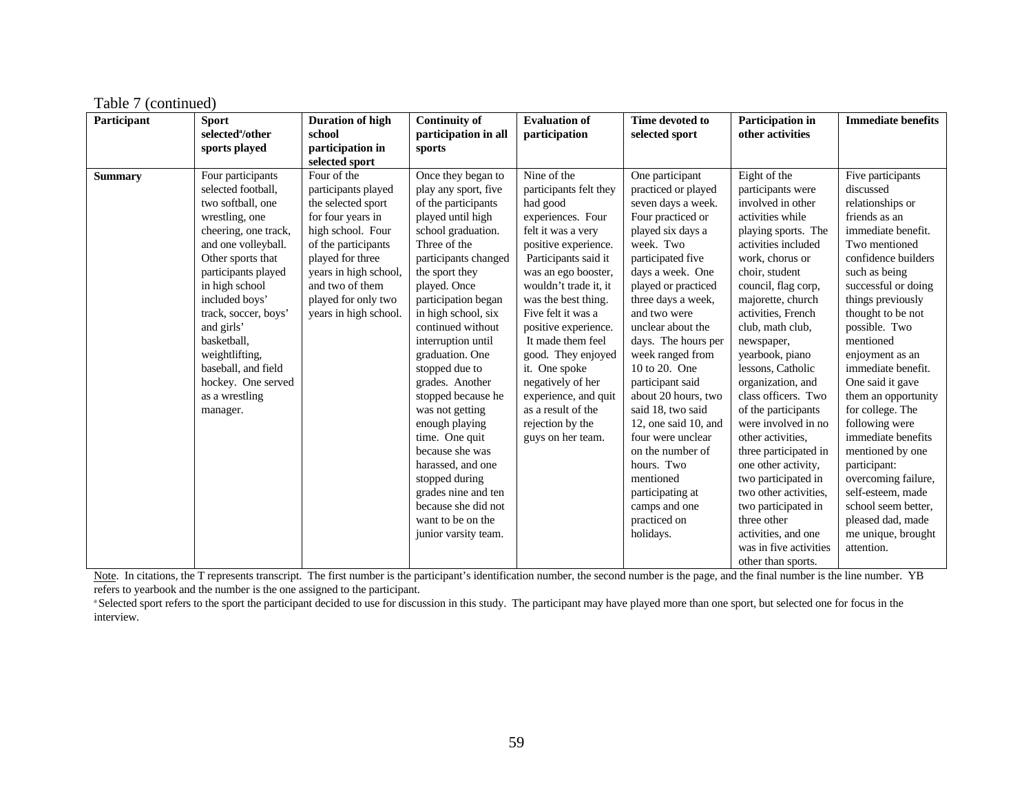Table 7 (continued)

| Participant | Sport selected[a]/other sports played | Duration of high school participation in selected sport | Continuity of participation in all sports | Evaluation of participation | Time devoted to selected sport | Participation in other activities | Immediate benefits |
|---|---|---|---|---|---|---|---|
| **Summary** | Four participants selected football, two softball, one wrestling, one cheering, one track, and one volleyball. Other sports that participants played in high school included boys' track, soccer, boys' and girls' basketball, weightlifting, baseball, and field hockey. One served as a wrestling manager. | Four of the participants played the selected sport for four years in high school. Four of the participants played for three years in high school, and two of them played for only two years in high school. | Once they began to play any sport, five of the participants played until high school graduation. Three of the participants changed the sport they played. Once participation began in high school, six continued without interruption until graduation. One stopped due to grades. Another stopped because he was not getting enough playing time. One quit because she was harassed, and one stopped during grades nine and ten because she did not want to be on the junior varsity team. | Nine of the participants felt they had good experiences. Four felt it was a very positive experience. Participants said it was an ego booster, wouldn't trade it, it was the best thing. Five felt it was a positive experience. It made them feel good. They enjoyed it. One spoke negatively of her experience, and quit as a result of the rejection by the guys on her team. | One participant practiced or played seven days a week. Four practiced or played six days a week. Two participated five days a week. One played or practiced three days a week, and two were unclear about the days. The hours per week ranged from 10 to 20. One participant said about 20 hours, two said 18, two said 12, one said 10, and four were unclear on the number of hours. Two mentioned participating at camps and one practiced on holidays. | Eight of the participants were involved in other activities while playing sports. The activities included work, chorus or choir, student council, flag corp, majorette, church activities, French club, math club, newspaper, yearbook, piano lessons, Catholic organization, and class officers. Two of the participants were involved in no other activities, three participated in one other activity, two participated in two other activities, two participated in three other activities, and one was in five activities other than sports. | Five participants discussed relationships or friends as an immediate benefit. Two mentioned confidence builders such as being successful or doing things previously thought to be not possible. Two mentioned enjoyment as an immediate benefit. One said it gave them an opportunity for college. The following were immediate benefits mentioned by one participant: overcoming failure, self-esteem, made school seem better, pleased dad, made me unique, brought attention. |

Note. In citations, the T represents transcript. The first number is the participant's identification number, the second number is the page, and the final number is the line number. YB refers to yearbook and the number is the one assigned to the participant.

[a] Selected sport refers to the sport the participant decided to use for discussion in this study. The participant may have played more than one sport, but selected one for focus in the interview.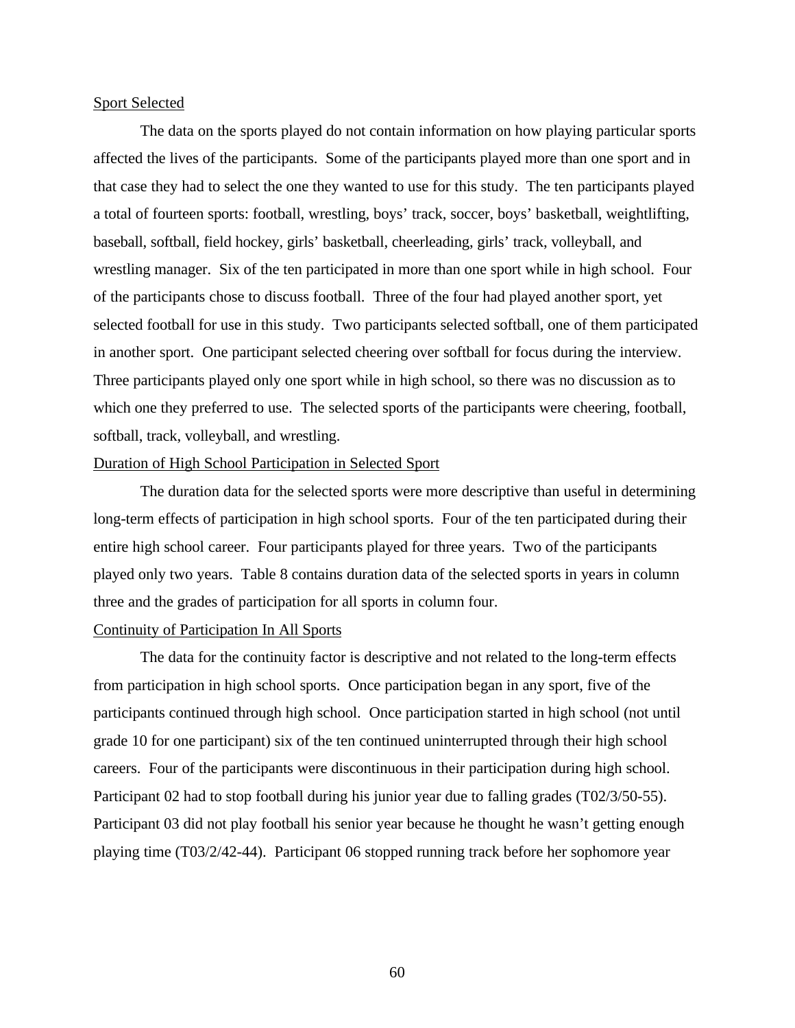Sport Selected

The data on the sports played do not contain information on how playing particular sports affected the lives of the participants. Some of the participants played more than one sport and in that case they had to select the one they wanted to use for this study. The ten participants played a total of fourteen sports: football, wrestling, boys' track, soccer, boys' basketball, weightlifting, baseball, softball, field hockey, girls' basketball, cheerleading, girls' track, volleyball, and wrestling manager. Six of the ten participated in more than one sport while in high school. Four of the participants chose to discuss football. Three of the four had played another sport, yet selected football for use in this study. Two participants selected softball, one of them participated in another sport. One participant selected cheering over softball for focus during the interview. Three participants played only one sport while in high school, so there was no discussion as to which one they preferred to use. The selected sports of the participants were cheering, football, softball, track, volleyball, and wrestling.

Duration of High School Participation in Selected Sport

The duration data for the selected sports were more descriptive than useful in determining long-term effects of participation in high school sports. Four of the ten participated during their entire high school career. Four participants played for three years. Two of the participants played only two years. Table 8 contains duration data of the selected sports in years in column three and the grades of participation for all sports in column four.

Continuity of Participation In All Sports

The data for the continuity factor is descriptive and not related to the long-term effects from participation in high school sports. Once participation began in any sport, five of the participants continued through high school. Once participation started in high school (not until grade 10 for one participant) six of the ten continued uninterrupted through their high school careers. Four of the participants were discontinuous in their participation during high school. Participant 02 had to stop football during his junior year due to falling grades (T02/3/50-55). Participant 03 did not play football his senior year because he thought he wasn't getting enough playing time (T03/2/42-44). Participant 06 stopped running track before her sophomore year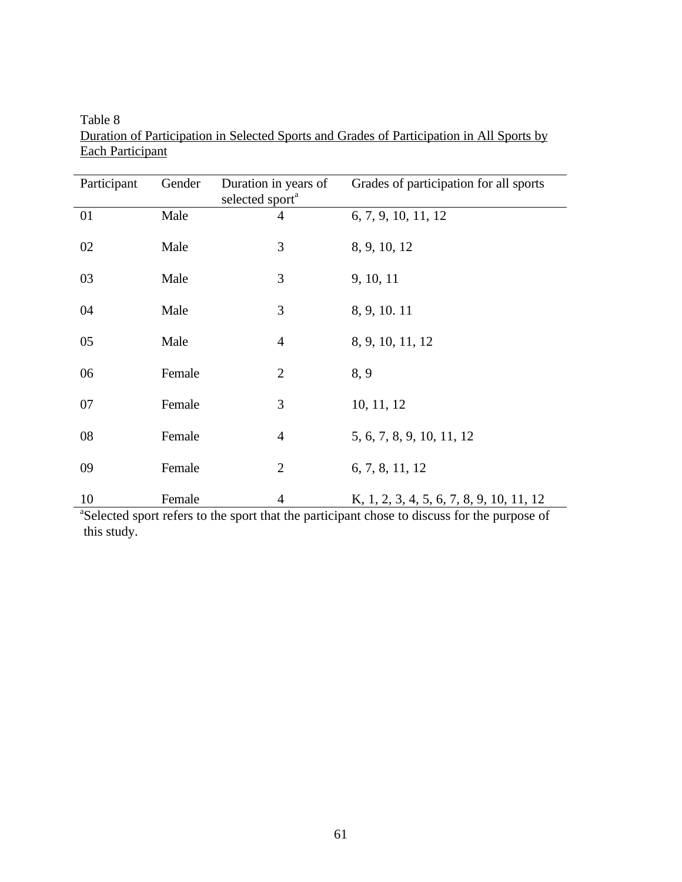Table 8

Duration of Participation in Selected Sports and Grades of Participation in All Sports by Each Participant

| Participant | Gender | Duration in years of selected sport[a] | Grades of participation for all sports |
|---|---|---|---|
| 01 | Male | 4 | 6, 7, 9, 10, 11, 12 |
| 02 | Male | 3 | 8, 9, 10, 12 |
| 03 | Male | 3 | 9, 10, 11 |
| 04 | Male | 3 | 8, 9, 10. 11 |
| 05 | Male | 4 | 8, 9, 10, 11, 12 |
| 06 | Female | 2 | 8, 9 |
| 07 | Female | 3 | 10, 11, 12 |
| 08 | Female | 4 | 5, 6, 7, 8, 9, 10, 11, 12 |
| 09 | Female | 2 | 6, 7, 8, 11, 12 |
| 10 | Female | 4 | K, 1, 2, 3, 4, 5, 6, 7, 8, 9, 10, 11, 12 |

[a]Selected sport refers to the sport that the participant chose to discuss for the purpose of this study.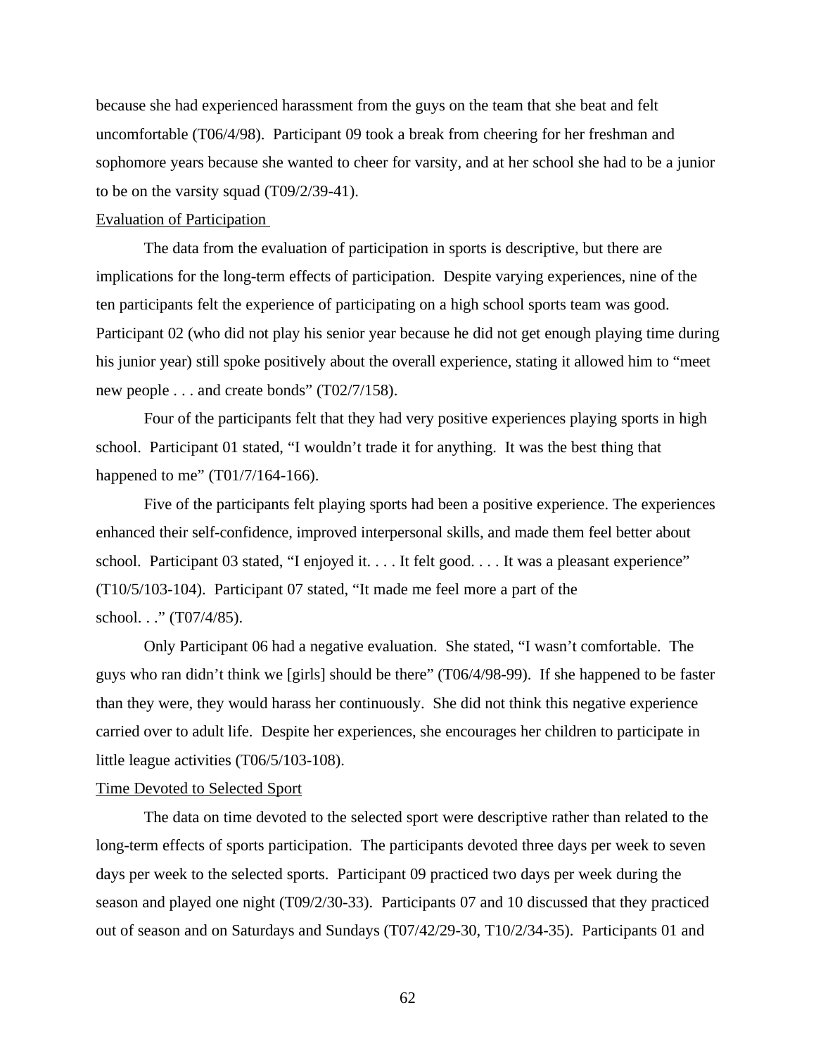because she had experienced harassment from the guys on the team that she beat and felt uncomfortable (T06/4/98). Participant 09 took a break from cheering for her freshman and sophomore years because she wanted to cheer for varsity, and at her school she had to be a junior to be on the varsity squad (T09/2/39-41).

<u>Evaluation of Participation</u>

The data from the evaluation of participation in sports is descriptive, but there are implications for the long-term effects of participation. Despite varying experiences, nine of the ten participants felt the experience of participating on a high school sports team was good. Participant 02 (who did not play his senior year because he did not get enough playing time during his junior year) still spoke positively about the overall experience, stating it allowed him to "meet new people . . . and create bonds" (T02/7/158).

Four of the participants felt that they had very positive experiences playing sports in high school. Participant 01 stated, "I wouldn't trade it for anything. It was the best thing that happened to me" (T01/7/164-166).

Five of the participants felt playing sports had been a positive experience. The experiences enhanced their self-confidence, improved interpersonal skills, and made them feel better about school. Participant 03 stated, "I enjoyed it. . . . It felt good. . . . It was a pleasant experience" (T10/5/103-104). Participant 07 stated, "It made me feel more a part of the school. . ." (T07/4/85).

Only Participant 06 had a negative evaluation. She stated, "I wasn't comfortable. The guys who ran didn't think we [girls] should be there" (T06/4/98-99). If she happened to be faster than they were, they would harass her continuously. She did not think this negative experience carried over to adult life. Despite her experiences, she encourages her children to participate in little league activities (T06/5/103-108).

<u>Time Devoted to Selected Sport</u>

The data on time devoted to the selected sport were descriptive rather than related to the long-term effects of sports participation. The participants devoted three days per week to seven days per week to the selected sports. Participant 09 practiced two days per week during the season and played one night (T09/2/30-33). Participants 07 and 10 discussed that they practiced out of season and on Saturdays and Sundays (T07/42/29-30, T10/2/34-35). Participants 01 and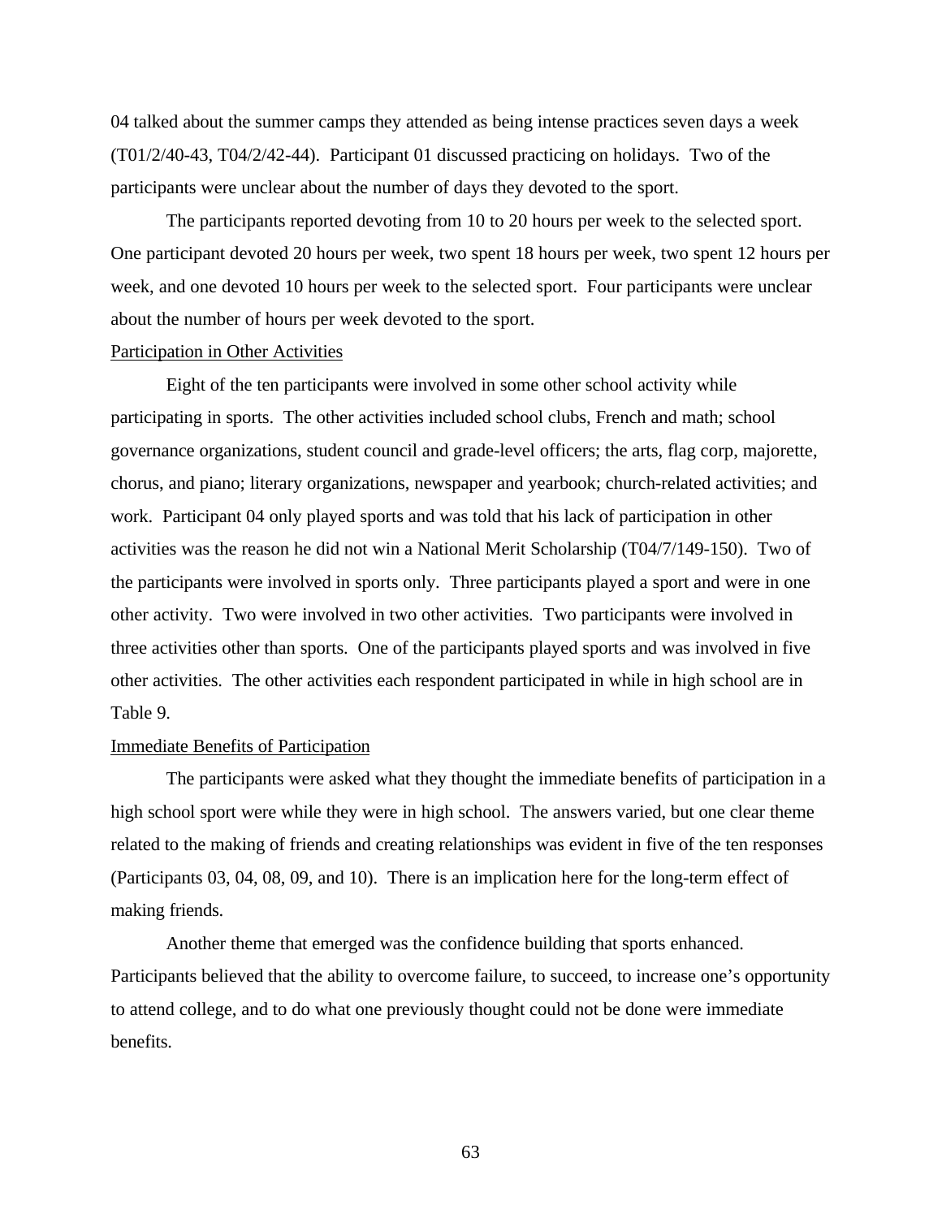04 talked about the summer camps they attended as being intense practices seven days a week (T01/2/40-43, T04/2/42-44). Participant 01 discussed practicing on holidays. Two of the participants were unclear about the number of days they devoted to the sport.

The participants reported devoting from 10 to 20 hours per week to the selected sport. One participant devoted 20 hours per week, two spent 18 hours per week, two spent 12 hours per week, and one devoted 10 hours per week to the selected sport. Four participants were unclear about the number of hours per week devoted to the sport.

<u>Participation in Other Activities</u>

Eight of the ten participants were involved in some other school activity while participating in sports. The other activities included school clubs, French and math; school governance organizations, student council and grade-level officers; the arts, flag corp, majorette, chorus, and piano; literary organizations, newspaper and yearbook; church-related activities; and work. Participant 04 only played sports and was told that his lack of participation in other activities was the reason he did not win a National Merit Scholarship (T04/7/149-150). Two of the participants were involved in sports only. Three participants played a sport and were in one other activity. Two were involved in two other activities. Two participants were involved in three activities other than sports. One of the participants played sports and was involved in five other activities. The other activities each respondent participated in while in high school are in Table 9.

<u>Immediate Benefits of Participation</u>

The participants were asked what they thought the immediate benefits of participation in a high school sport were while they were in high school. The answers varied, but one clear theme related to the making of friends and creating relationships was evident in five of the ten responses (Participants 03, 04, 08, 09, and 10). There is an implication here for the long-term effect of making friends.

Another theme that emerged was the confidence building that sports enhanced. Participants believed that the ability to overcome failure, to succeed, to increase one's opportunity to attend college, and to do what one previously thought could not be done were immediate benefits.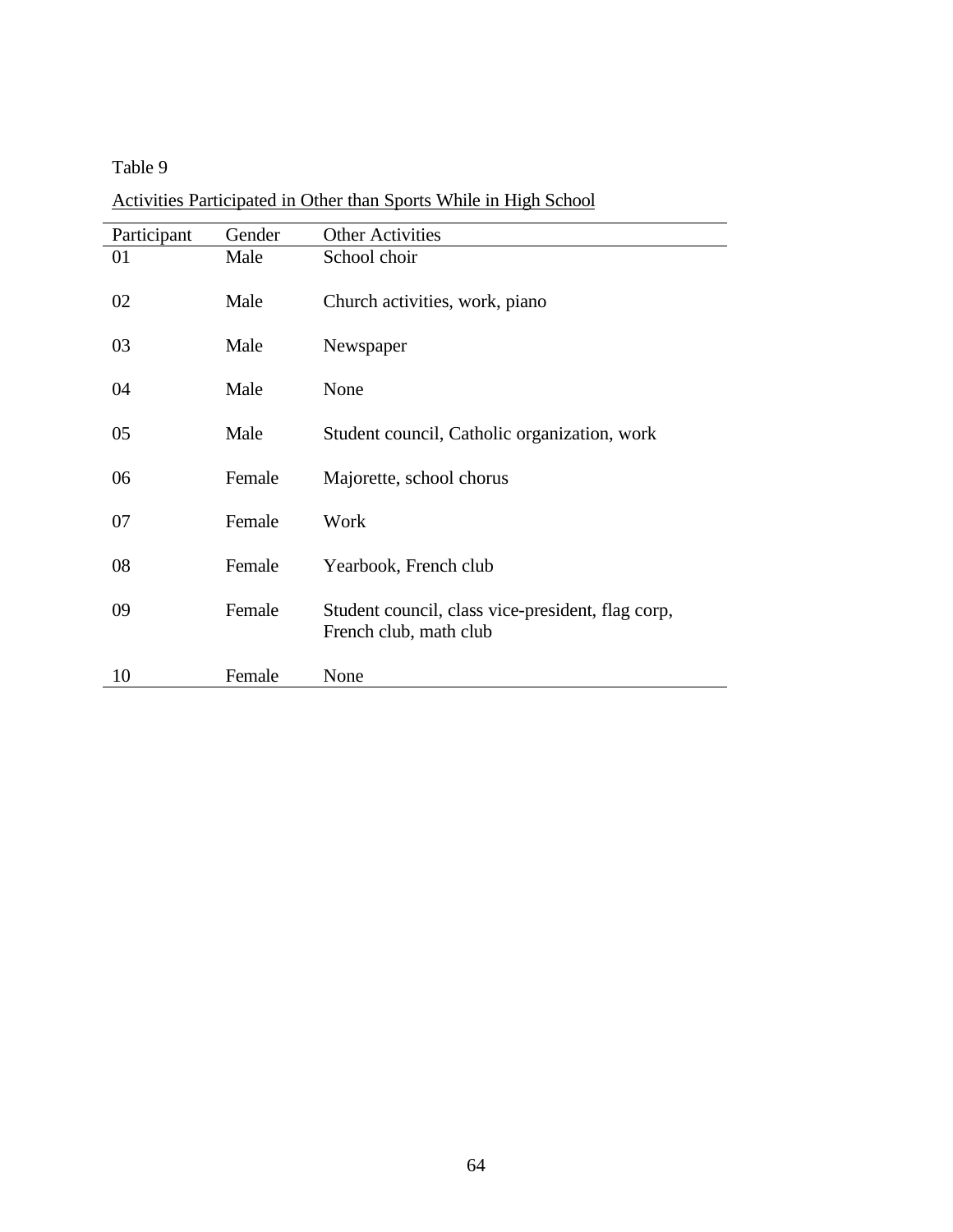Table 9

Activities Participated in Other than Sports While in High School

| Participant | Gender | Other Activities |
|---|---|---|
| 01 | Male | School choir |
| 02 | Male | Church activities, work, piano |
| 03 | Male | Newspaper |
| 04 | Male | None |
| 05 | Male | Student council, Catholic organization, work |
| 06 | Female | Majorette, school chorus |
| 07 | Female | Work |
| 08 | Female | Yearbook, French club |
| 09 | Female | Student council, class vice-president, flag corp, French club, math club |
| 10 | Female | None |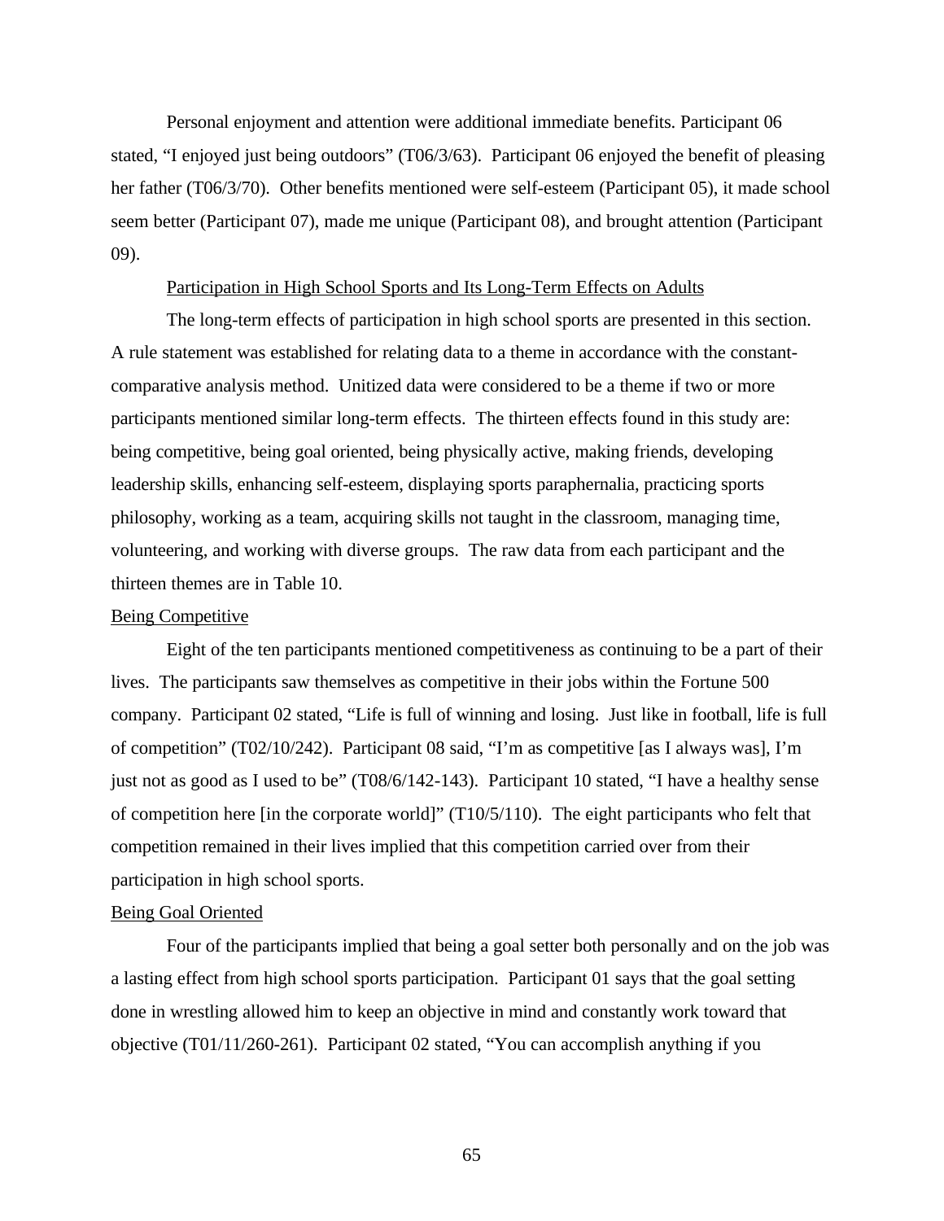Personal enjoyment and attention were additional immediate benefits. Participant 06 stated, "I enjoyed just being outdoors" (T06/3/63). Participant 06 enjoyed the benefit of pleasing her father (T06/3/70). Other benefits mentioned were self-esteem (Participant 05), it made school seem better (Participant 07), made me unique (Participant 08), and brought attention (Participant 09).

## Participation in High School Sports and Its Long-Term Effects on Adults

The long-term effects of participation in high school sports are presented in this section. A rule statement was established for relating data to a theme in accordance with the constant-comparative analysis method. Unitized data were considered to be a theme if two or more participants mentioned similar long-term effects. The thirteen effects found in this study are: being competitive, being goal oriented, being physically active, making friends, developing leadership skills, enhancing self-esteem, displaying sports paraphernalia, practicing sports philosophy, working as a team, acquiring skills not taught in the classroom, managing time, volunteering, and working with diverse groups. The raw data from each participant and the thirteen themes are in Table 10.

### Being Competitive

Eight of the ten participants mentioned competitiveness as continuing to be a part of their lives. The participants saw themselves as competitive in their jobs within the Fortune 500 company. Participant 02 stated, "Life is full of winning and losing. Just like in football, life is full of competition" (T02/10/242). Participant 08 said, "I'm as competitive [as I always was], I'm just not as good as I used to be" (T08/6/142-143). Participant 10 stated, "I have a healthy sense of competition here [in the corporate world]" (T10/5/110). The eight participants who felt that competition remained in their lives implied that this competition carried over from their participation in high school sports.

### Being Goal Oriented

Four of the participants implied that being a goal setter both personally and on the job was a lasting effect from high school sports participation. Participant 01 says that the goal setting done in wrestling allowed him to keep an objective in mind and constantly work toward that objective (T01/11/260-261). Participant 02 stated, "You can accomplish anything if you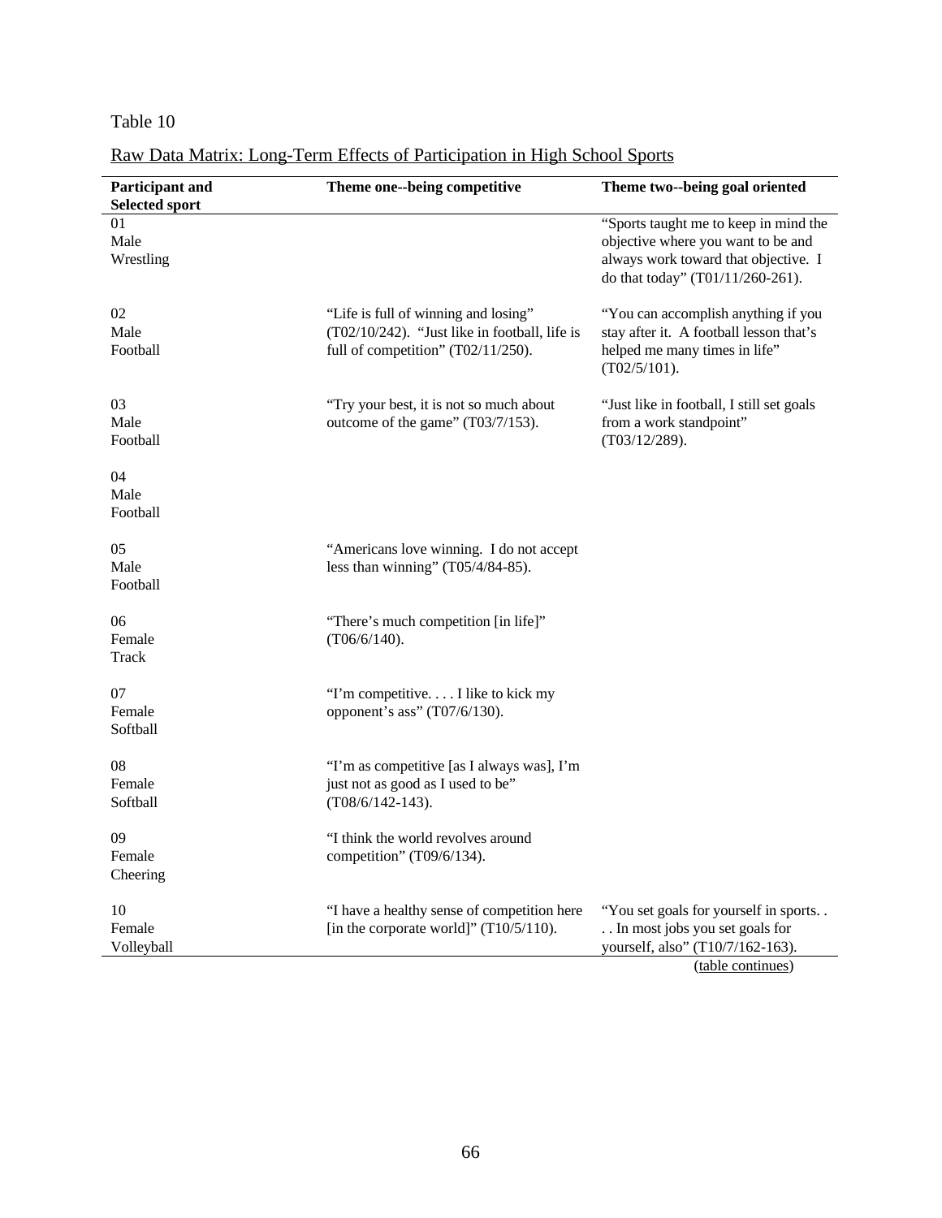Table 10

Raw Data Matrix: Long-Term Effects of Participation in High School Sports

| Participant and Selected sport | Theme one--being competitive | Theme two--being goal oriented |
|---|---|---|
| 01 Male Wrestling | | "Sports taught me to keep in mind the objective where you want to be and always work toward that objective. I do that today" (T01/11/260-261). |
| 02 Male Football | "Life is full of winning and losing" (T02/10/242). "Just like in football, life is full of competition" (T02/11/250). | "You can accomplish anything if you stay after it. A football lesson that's helped me many times in life" (T02/5/101). |
| 03 Male Football | "Try your best, it is not so much about outcome of the game" (T03/7/153). | "Just like in football, I still set goals from a work standpoint" (T03/12/289). |
| 04 Male Football | | |
| 05 Male Football | "Americans love winning. I do not accept less than winning" (T05/4/84-85). | |
| 06 Female Track | "There's much competition [in life]" (T06/6/140). | |
| 07 Female Softball | "I'm competitive. . . . I like to kick my opponent's ass" (T07/6/130). | |
| 08 Female Softball | "I'm as competitive [as I always was], I'm just not as good as I used to be" (T08/6/142-143). | |
| 09 Female Cheering | "I think the world revolves around competition" (T09/6/134). | |
| 10 Female Volleyball | "I have a healthy sense of competition here [in the corporate world]" (T10/5/110). | "You set goals for yourself in sports. . . . In most jobs you set goals for yourself, also" (T10/7/162-163). |

(table continues)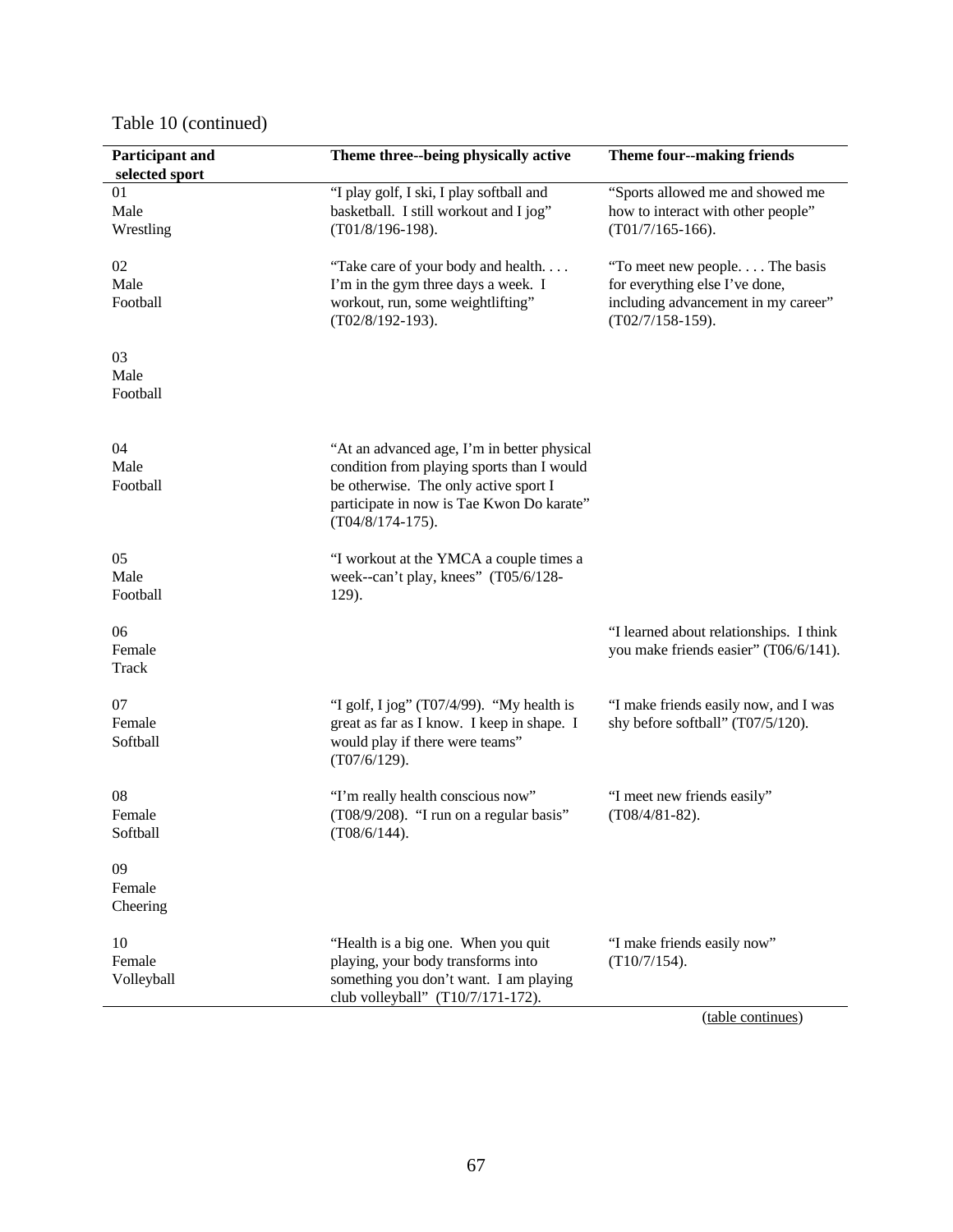Table 10 (continued)

| Participant and selected sport | Theme three--being physically active | Theme four--making friends |
|---|---|---|
| 01 Male Wrestling | "I play golf, I ski, I play softball and basketball. I still workout and I jog" (T01/8/196-198). | "Sports allowed me and showed me how to interact with other people" (T01/7/165-166). |
| 02 Male Football | "Take care of your body and health. . . . I'm in the gym three days a week. I workout, run, some weightlifting" (T02/8/192-193). | "To meet new people. . . . The basis for everything else I've done, including advancement in my career" (T02/7/158-159). |
| 03 Male Football | | |
| 04 Male Football | "At an advanced age, I'm in better physical condition from playing sports than I would be otherwise. The only active sport I participate in now is Tae Kwon Do karate" (T04/8/174-175). | |
| 05 Male Football | "I workout at the YMCA a couple times a week--can't play, knees" (T05/6/128-129). | |
| 06 Female Track | | "I learned about relationships. I think you make friends easier" (T06/6/141). |
| 07 Female Softball | "I golf, I jog" (T07/4/99). "My health is great as far as I know. I keep in shape. I would play if there were teams" (T07/6/129). | "I make friends easily now, and I was shy before softball" (T07/5/120). |
| 08 Female Softball | "I'm really health conscious now" (T08/9/208). "I run on a regular basis" (T08/6/144). | "I meet new friends easily" (T08/4/81-82). |
| 09 Female Cheering | | |
| 10 Female Volleyball | "Health is a big one. When you quit playing, your body transforms into something you don't want. I am playing club volleyball" (T10/7/171-172). | "I make friends easily now" (T10/7/154). |

(table continues)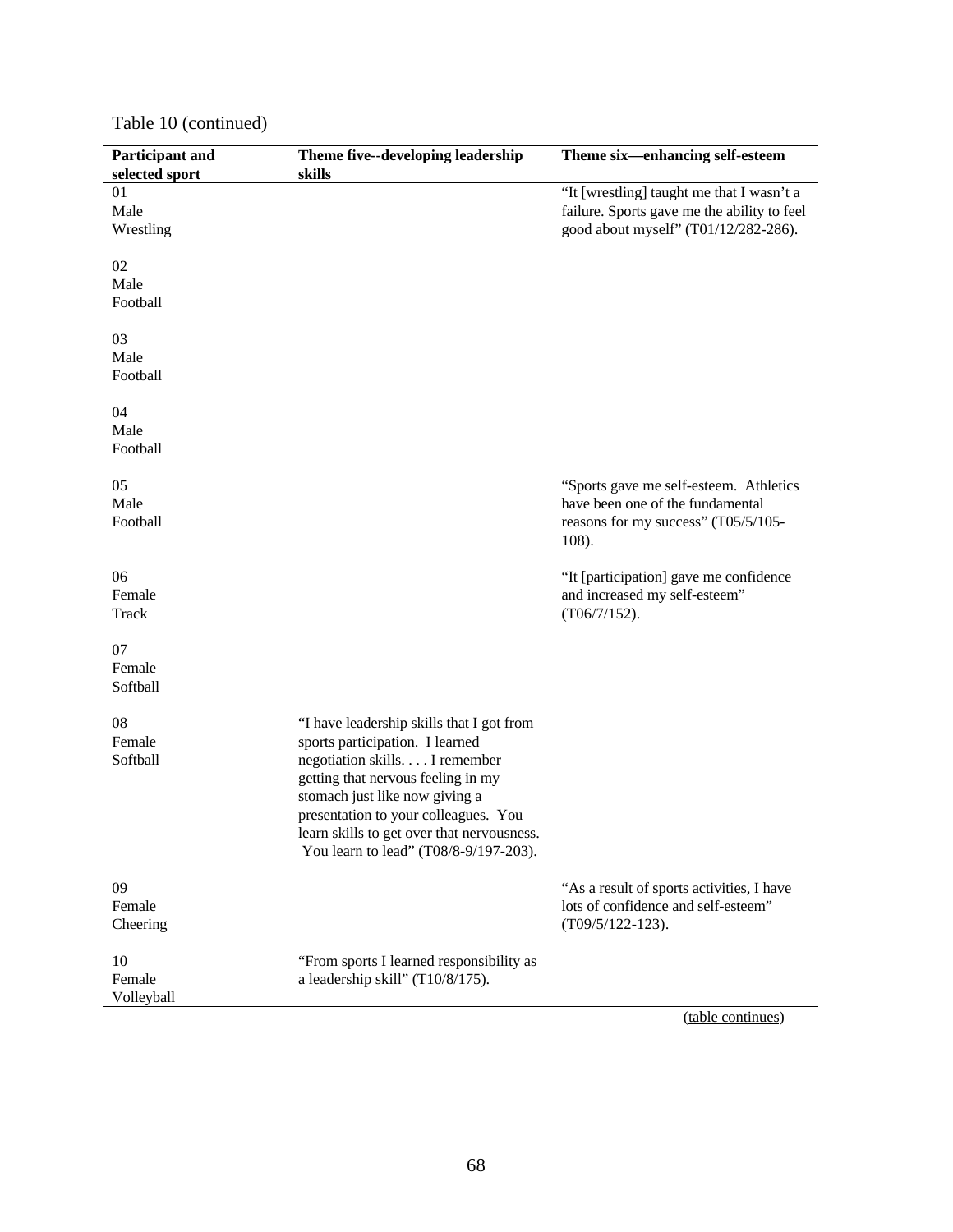Table 10 (continued)

| Participant and selected sport | Theme five--developing leadership skills | Theme six—enhancing self-esteem |
|---|---|---|
| 01 Male Wrestling | | "It [wrestling] taught me that I wasn't a failure. Sports gave me the ability to feel good about myself" (T01/12/282-286). |
| 02 Male Football | | |
| 03 Male Football | | |
| 04 Male Football | | |
| 05 Male Football | | "Sports gave me self-esteem. Athletics have been one of the fundamental reasons for my success" (T05/5/105-108). |
| 06 Female Track | | "It [participation] gave me confidence and increased my self-esteem" (T06/7/152). |
| 07 Female Softball | | |
| 08 Female Softball | "I have leadership skills that I got from sports participation. I learned negotiation skills. . . . I remember getting that nervous feeling in my stomach just like now giving a presentation to your colleagues. You learn skills to get over that nervousness. You learn to lead" (T08/8-9/197-203). | |
| 09 Female Cheering | | "As a result of sports activities, I have lots of confidence and self-esteem" (T09/5/122-123). |
| 10 Female Volleyball | "From sports I learned responsibility as a leadership skill" (T10/8/175). | |

(table continues)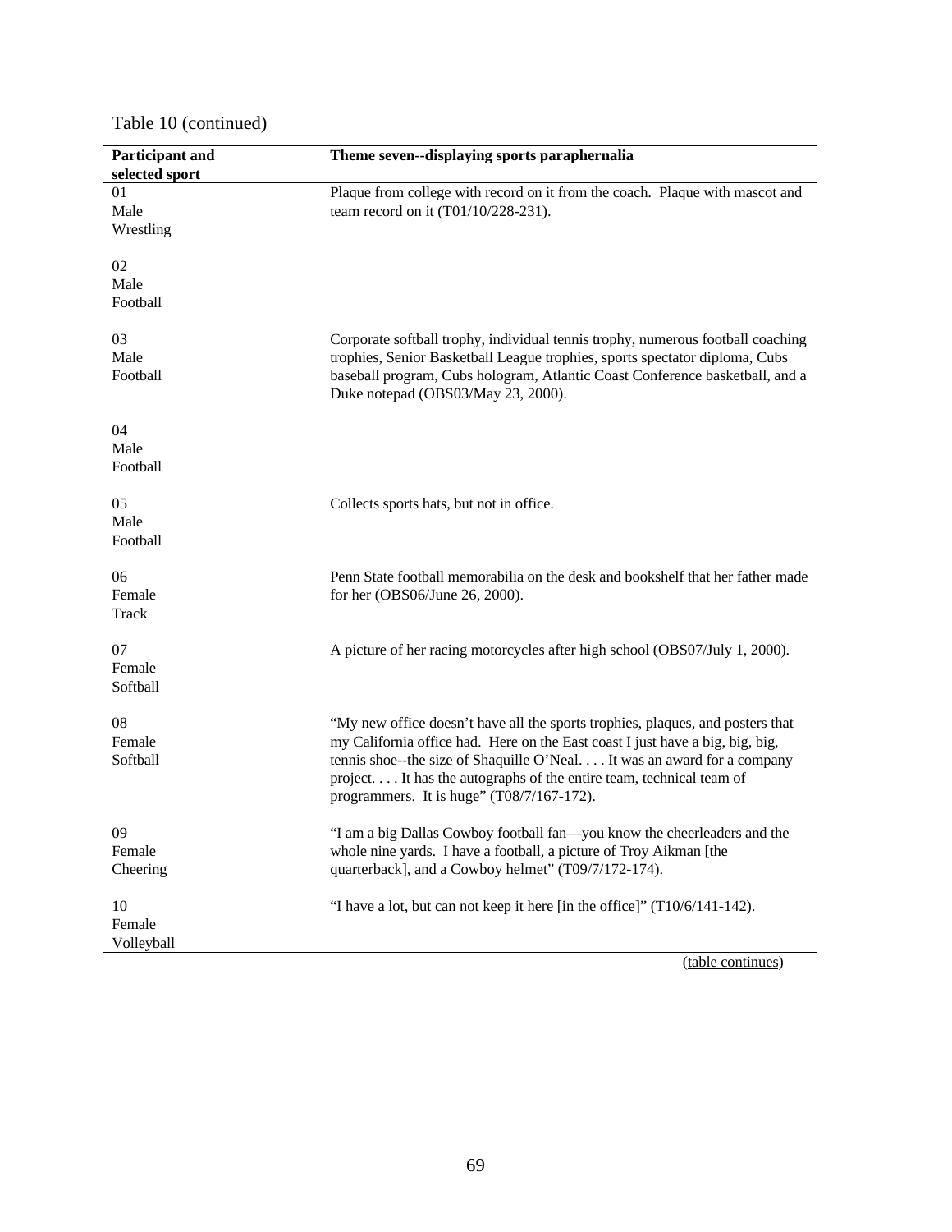Table 10 (continued)

| Participant and selected sport | Theme seven--displaying sports paraphernalia |
|---|---|
| 01<br>Male<br>Wrestling | Plaque from college with record on it from the coach. Plaque with mascot and team record on it (T01/10/228-231). |
| 02<br>Male<br>Football | |
| 03<br>Male<br>Football | Corporate softball trophy, individual tennis trophy, numerous football coaching trophies, Senior Basketball League trophies, sports spectator diploma, Cubs baseball program, Cubs hologram, Atlantic Coast Conference basketball, and a Duke notepad (OBS03/May 23, 2000). |
| 04<br>Male<br>Football | |
| 05<br>Male<br>Football | Collects sports hats, but not in office. |
| 06<br>Female<br>Track | Penn State football memorabilia on the desk and bookshelf that her father made for her (OBS06/June 26, 2000). |
| 07<br>Female<br>Softball | A picture of her racing motorcycles after high school (OBS07/July 1, 2000). |
| 08<br>Female<br>Softball | "My new office doesn't have all the sports trophies, plaques, and posters that my California office had. Here on the East coast I just have a big, big, big, tennis shoe--the size of Shaquille O'Neal. . . . It was an award for a company project. . . . It has the autographs of the entire team, technical team of programmers. It is huge" (T08/7/167-172). |
| 09<br>Female<br>Cheering | "I am a big Dallas Cowboy football fan—you know the cheerleaders and the whole nine yards. I have a football, a picture of Troy Aikman [the quarterback], and a Cowboy helmet" (T09/7/172-174). |
| 10<br>Female<br>Volleyball | "I have a lot, but can not keep it here [in the office]" (T10/6/141-142). |

(table continues)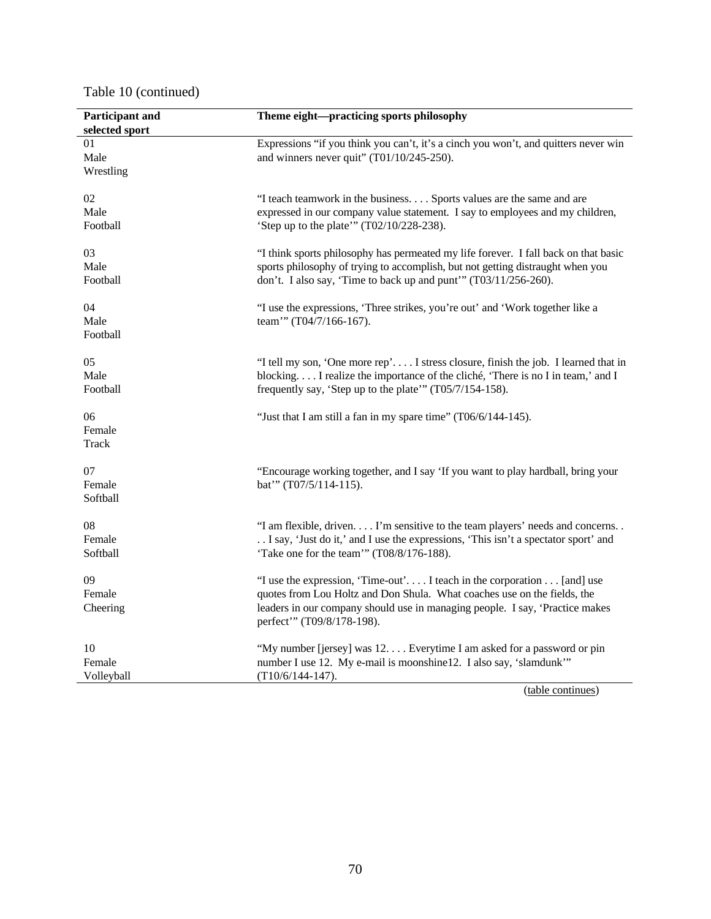Table 10 (continued)

| Participant and selected sport | Theme eight—practicing sports philosophy |
|---|---|
| 01<br>Male<br>Wrestling | Expressions "if you think you can't, it's a cinch you won't, and quitters never win and winners never quit" (T01/10/245-250). |
| 02<br>Male<br>Football | "I teach teamwork in the business. . . . Sports values are the same and are expressed in our company value statement. I say to employees and my children, 'Step up to the plate'" (T02/10/228-238). |
| 03<br>Male<br>Football | "I think sports philosophy has permeated my life forever. I fall back on that basic sports philosophy of trying to accomplish, but not getting distraught when you don't. I also say, 'Time to back up and punt'" (T03/11/256-260). |
| 04<br>Male<br>Football | "I use the expressions, 'Three strikes, you're out' and 'Work together like a team'" (T04/7/166-167). |
| 05<br>Male<br>Football | "I tell my son, 'One more rep'. . . . I stress closure, finish the job. I learned that in blocking. . . . I realize the importance of the cliché, 'There is no I in team,' and I frequently say, 'Step up to the plate'" (T05/7/154-158). |
| 06<br>Female<br>Track | "Just that I am still a fan in my spare time" (T06/6/144-145). |
| 07<br>Female<br>Softball | "Encourage working together, and I say 'If you want to play hardball, bring your bat'" (T07/5/114-115). |
| 08<br>Female<br>Softball | "I am flexible, driven. . . . I'm sensitive to the team players' needs and concerns. . . . I say, 'Just do it,' and I use the expressions, 'This isn't a spectator sport' and 'Take one for the team'" (T08/8/176-188). |
| 09<br>Female<br>Cheering | "I use the expression, 'Time-out'. . . . I teach in the corporation . . . [and] use quotes from Lou Holtz and Don Shula. What coaches use on the fields, the leaders in our company should use in managing people. I say, 'Practice makes perfect'" (T09/8/178-198). |
| 10<br>Female<br>Volleyball | "My number [jersey] was 12. . . . Everytime I am asked for a password or pin number I use 12. My e-mail is moonshine12. I also say, 'slamdunk'" (T10/6/144-147). |

(table continues)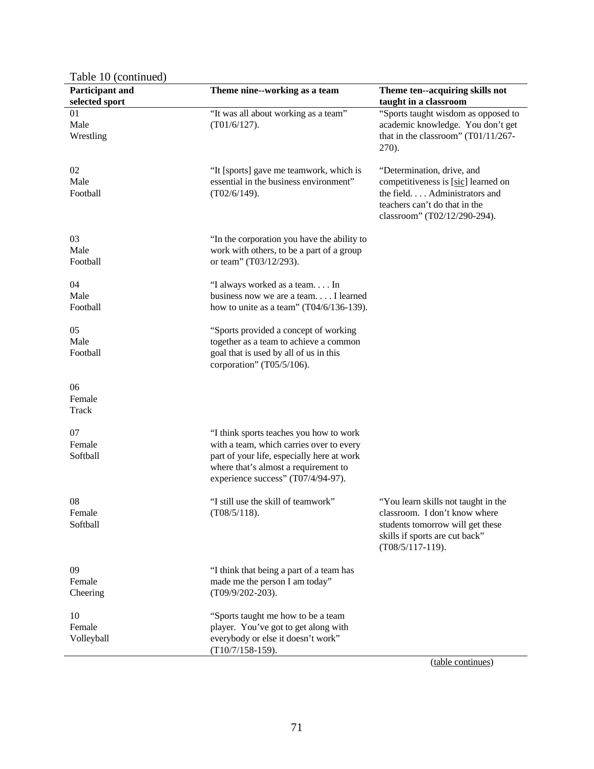Table 10 (continued)

| Participant and selected sport | Theme nine--working as a team | Theme ten--acquiring skills not taught in a classroom |
|---|---|---|
| 01 Male Wrestling | "It was all about working as a team" (T01/6/127). | "Sports taught wisdom as opposed to academic knowledge. You don't get that in the classroom" (T01/11/267-270). |
| 02 Male Football | "It [sports] gave me teamwork, which is essential in the business environment" (T02/6/149). | "Determination, drive, and competitiveness is [sic] learned on the field. . . . Administrators and teachers can't do that in the classroom" (T02/12/290-294). |
| 03 Male Football | "In the corporation you have the ability to work with others, to be a part of a group or team" (T03/12/293). | |
| 04 Male Football | "I always worked as a team. . . . In business now we are a team. . . . I learned how to unite as a team" (T04/6/136-139). | |
| 05 Male Football | "Sports provided a concept of working together as a team to achieve a common goal that is used by all of us in this corporation" (T05/5/106). | |
| 06 Female Track | | |
| 07 Female Softball | "I think sports teaches you how to work with a team, which carries over to every part of your life, especially here at work where that's almost a requirement to experience success" (T07/4/94-97). | |
| 08 Female Softball | "I still use the skill of teamwork" (T08/5/118). | "You learn skills not taught in the classroom. I don't know where students tomorrow will get these skills if sports are cut back" (T08/5/117-119). |
| 09 Female Cheering | "I think that being a part of a team has made me the person I am today" (T09/9/202-203). | |
| 10 Female Volleyball | "Sports taught me how to be a team player. You've got to get along with everybody or else it doesn't work" (T10/7/158-159). | |

(table continues)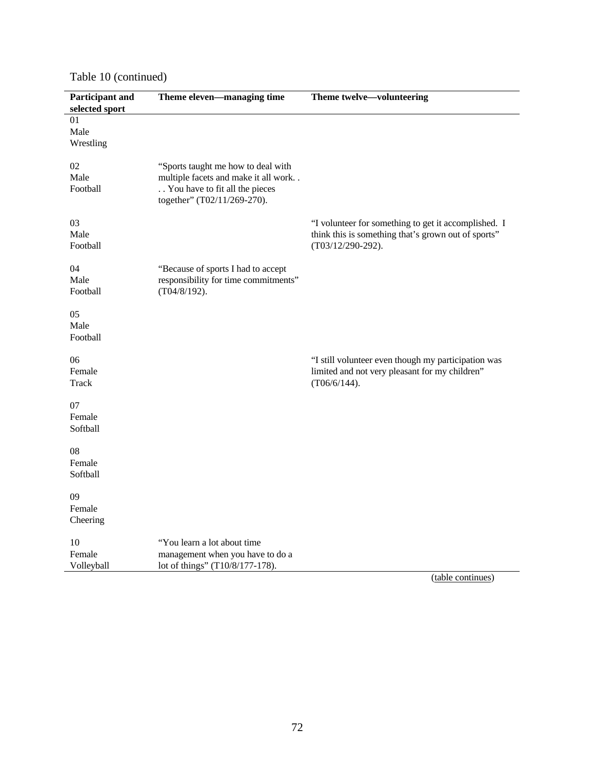Table 10 (continued)

| Participant and selected sport | Theme eleven—managing time | Theme twelve—volunteering |
|---|---|---|
| 01 Male Wrestling | | |
| 02 Male Football | "Sports taught me how to deal with multiple facets and make it all work. . . . You have to fit all the pieces together" (T02/11/269-270). | |
| 03 Male Football | | "I volunteer for something to get it accomplished. I think this is something that's grown out of sports" (T03/12/290-292). |
| 04 Male Football | "Because of sports I had to accept responsibility for time commitments" (T04/8/192). | |
| 05 Male Football | | |
| 06 Female Track | | "I still volunteer even though my participation was limited and not very pleasant for my children" (T06/6/144). |
| 07 Female Softball | | |
| 08 Female Softball | | |
| 09 Female Cheering | | |
| 10 Female Volleyball | "You learn a lot about time management when you have to do a lot of things" (T10/8/177-178). | |

(table continues)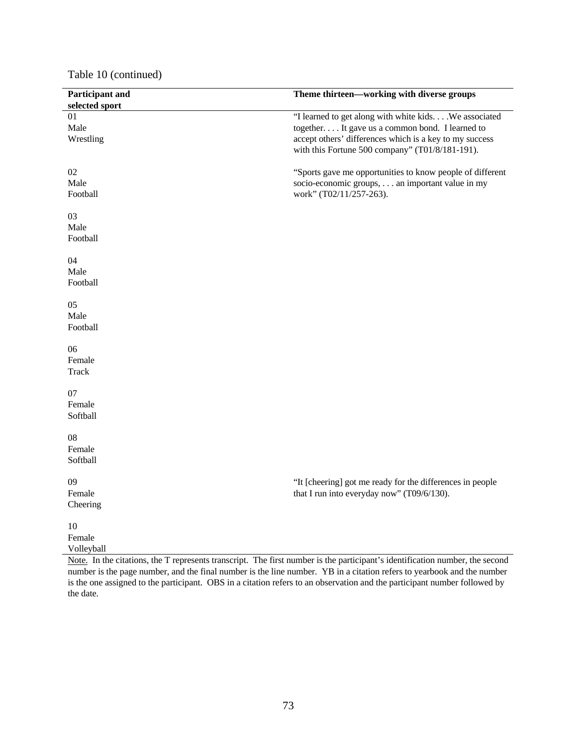Table 10 (continued)

| Participant and selected sport | Theme thirteen—working with diverse groups |
|---|---|
| 01 Male Wrestling | "I learned to get along with white kids. . . . We associated together. . . . It gave us a common bond. I learned to accept others' differences which is a key to my success with this Fortune 500 company" (T01/8/181-191). |
| 02 Male Football | "Sports gave me opportunities to know people of different socio-economic groups, . . . an important value in my work" (T02/11/257-263). |
| 03 Male Football | |
| 04 Male Football | |
| 05 Male Football | |
| 06 Female Track | |
| 07 Female Softball | |
| 08 Female Softball | |
| 09 Female Cheering | "It [cheering] got me ready for the differences in people that I run into everyday now" (T09/6/130). |
| 10 Female Volleyball | |

Note. In the citations, the T represents transcript. The first number is the participant's identification number, the second number is the page number, and the final number is the line number. YB in a citation refers to yearbook and the number is the one assigned to the participant. OBS in a citation refers to an observation and the participant number followed by the date.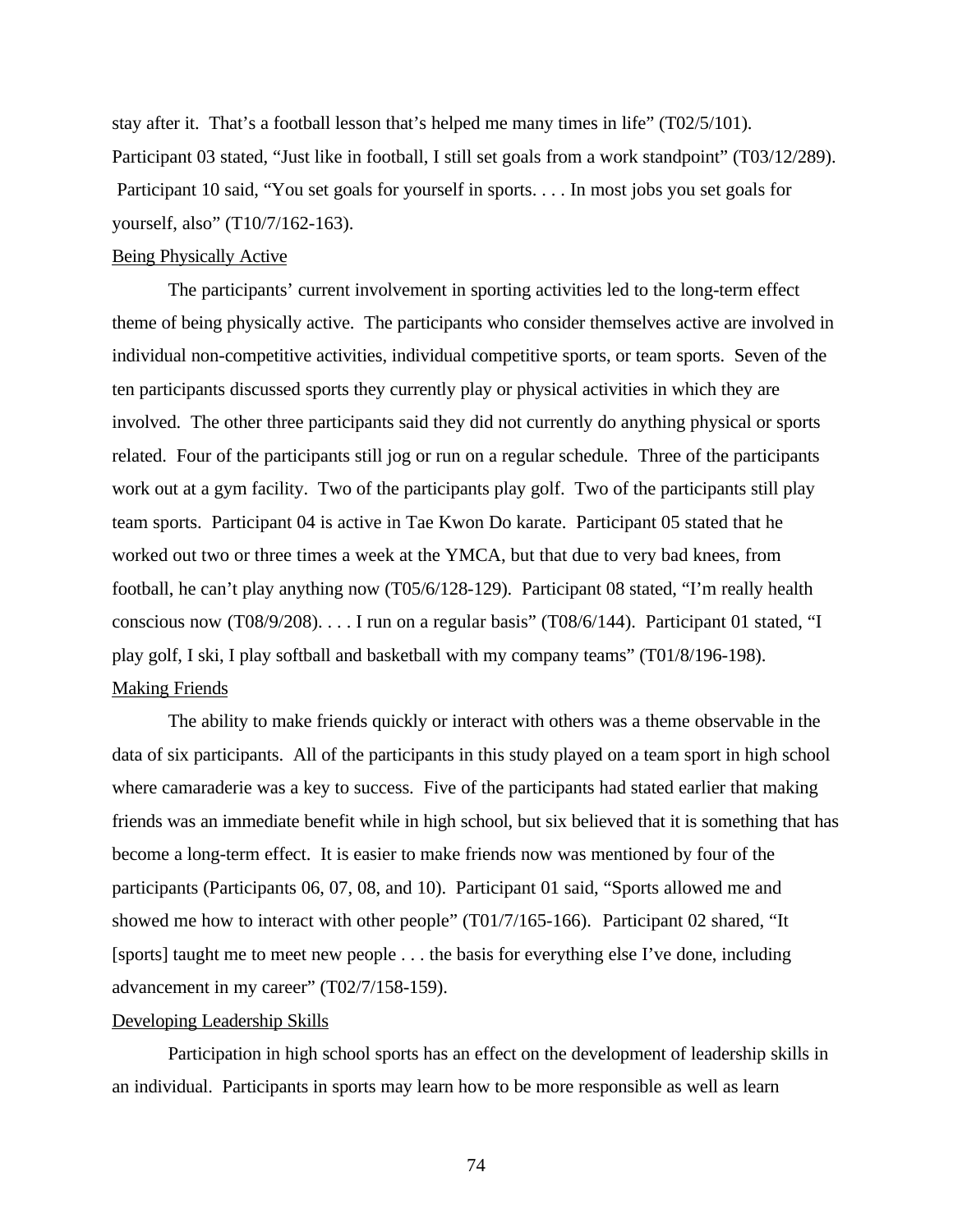stay after it. That's a football lesson that's helped me many times in life" (T02/5/101). Participant 03 stated, "Just like in football, I still set goals from a work standpoint" (T03/12/289). Participant 10 said, "You set goals for yourself in sports. . . . In most jobs you set goals for yourself, also" (T10/7/162-163).

### Being Physically Active

The participants' current involvement in sporting activities led to the long-term effect theme of being physically active. The participants who consider themselves active are involved in individual non-competitive activities, individual competitive sports, or team sports. Seven of the ten participants discussed sports they currently play or physical activities in which they are involved. The other three participants said they did not currently do anything physical or sports related. Four of the participants still jog or run on a regular schedule. Three of the participants work out at a gym facility. Two of the participants play golf. Two of the participants still play team sports. Participant 04 is active in Tae Kwon Do karate. Participant 05 stated that he worked out two or three times a week at the YMCA, but that due to very bad knees, from football, he can't play anything now (T05/6/128-129). Participant 08 stated, "I'm really health conscious now (T08/9/208). . . . I run on a regular basis" (T08/6/144). Participant 01 stated, "I play golf, I ski, I play softball and basketball with my company teams" (T01/8/196-198).

### Making Friends

The ability to make friends quickly or interact with others was a theme observable in the data of six participants. All of the participants in this study played on a team sport in high school where camaraderie was a key to success. Five of the participants had stated earlier that making friends was an immediate benefit while in high school, but six believed that it is something that has become a long-term effect. It is easier to make friends now was mentioned by four of the participants (Participants 06, 07, 08, and 10). Participant 01 said, "Sports allowed me and showed me how to interact with other people" (T01/7/165-166). Participant 02 shared, "It [sports] taught me to meet new people . . . the basis for everything else I've done, including advancement in my career" (T02/7/158-159).

### Developing Leadership Skills

Participation in high school sports has an effect on the development of leadership skills in an individual. Participants in sports may learn how to be more responsible as well as learn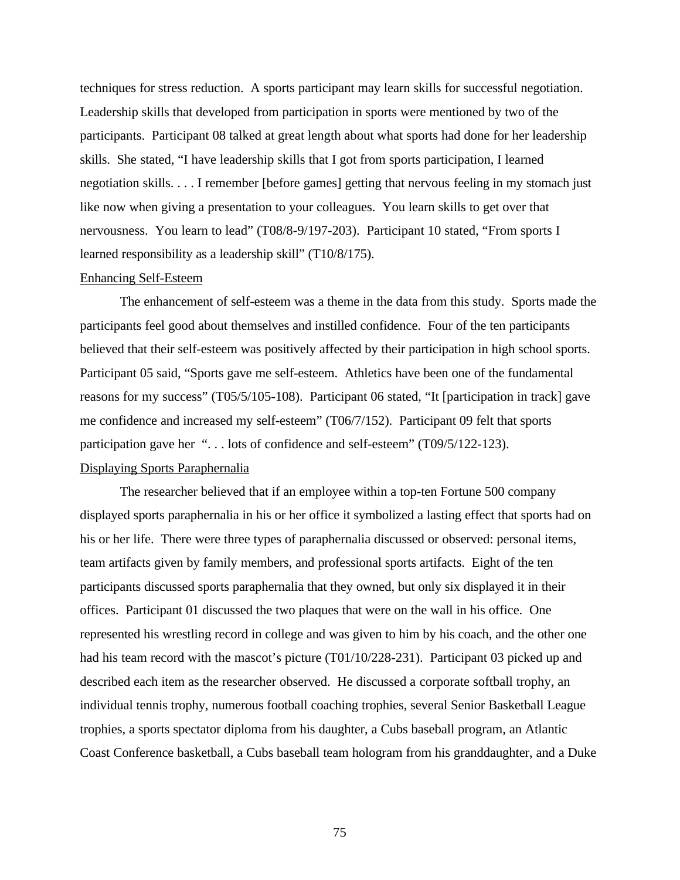techniques for stress reduction. A sports participant may learn skills for successful negotiation. Leadership skills that developed from participation in sports were mentioned by two of the participants. Participant 08 talked at great length about what sports had done for her leadership skills. She stated, "I have leadership skills that I got from sports participation, I learned negotiation skills. . . . I remember [before games] getting that nervous feeling in my stomach just like now when giving a presentation to your colleagues. You learn skills to get over that nervousness. You learn to lead" (T08/8-9/197-203). Participant 10 stated, "From sports I learned responsibility as a leadership skill" (T10/8/175).

<u>Enhancing Self-Esteem</u>

The enhancement of self-esteem was a theme in the data from this study. Sports made the participants feel good about themselves and instilled confidence. Four of the ten participants believed that their self-esteem was positively affected by their participation in high school sports. Participant 05 said, "Sports gave me self-esteem. Athletics have been one of the fundamental reasons for my success" (T05/5/105-108). Participant 06 stated, "It [participation in track] gave me confidence and increased my self-esteem" (T06/7/152). Participant 09 felt that sports participation gave her ". . . lots of confidence and self-esteem" (T09/5/122-123).

<u>Displaying Sports Paraphernalia</u>

The researcher believed that if an employee within a top-ten Fortune 500 company displayed sports paraphernalia in his or her office it symbolized a lasting effect that sports had on his or her life. There were three types of paraphernalia discussed or observed: personal items, team artifacts given by family members, and professional sports artifacts. Eight of the ten participants discussed sports paraphernalia that they owned, but only six displayed it in their offices. Participant 01 discussed the two plaques that were on the wall in his office. One represented his wrestling record in college and was given to him by his coach, and the other one had his team record with the mascot's picture (T01/10/228-231). Participant 03 picked up and described each item as the researcher observed. He discussed a corporate softball trophy, an individual tennis trophy, numerous football coaching trophies, several Senior Basketball League trophies, a sports spectator diploma from his daughter, a Cubs baseball program, an Atlantic Coast Conference basketball, a Cubs baseball team hologram from his granddaughter, and a Duke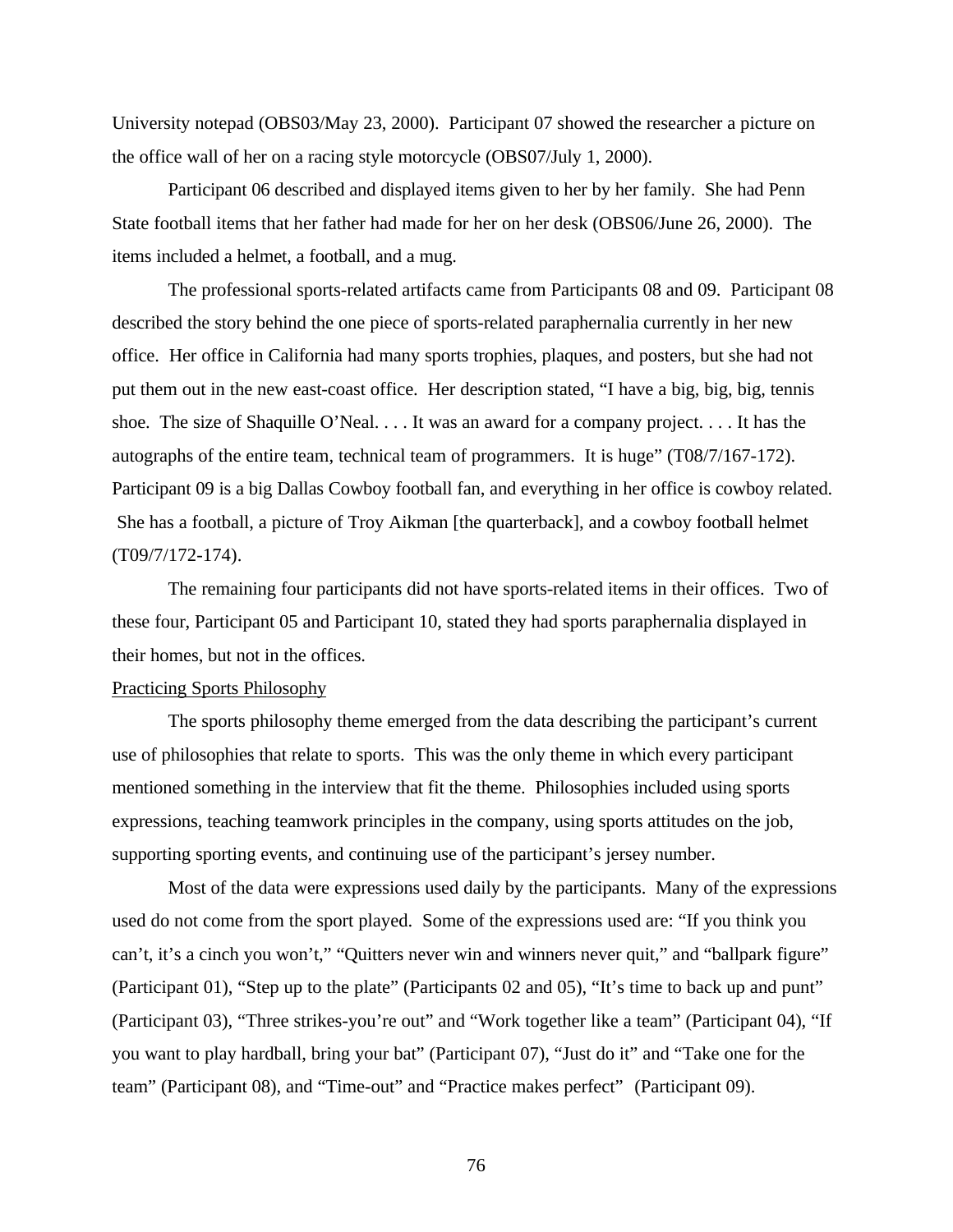University notepad (OBS03/May 23, 2000). Participant 07 showed the researcher a picture on the office wall of her on a racing style motorcycle (OBS07/July 1, 2000).

Participant 06 described and displayed items given to her by her family. She had Penn State football items that her father had made for her on her desk (OBS06/June 26, 2000). The items included a helmet, a football, and a mug.

The professional sports-related artifacts came from Participants 08 and 09. Participant 08 described the story behind the one piece of sports-related paraphernalia currently in her new office. Her office in California had many sports trophies, plaques, and posters, but she had not put them out in the new east-coast office. Her description stated, "I have a big, big, big, tennis shoe. The size of Shaquille O'Neal. . . . It was an award for a company project. . . . It has the autographs of the entire team, technical team of programmers. It is huge" (T08/7/167-172). Participant 09 is a big Dallas Cowboy football fan, and everything in her office is cowboy related. She has a football, a picture of Troy Aikman [the quarterback], and a cowboy football helmet (T09/7/172-174).

The remaining four participants did not have sports-related items in their offices. Two of these four, Participant 05 and Participant 10, stated they had sports paraphernalia displayed in their homes, but not in the offices.

Practicing Sports Philosophy

The sports philosophy theme emerged from the data describing the participant's current use of philosophies that relate to sports. This was the only theme in which every participant mentioned something in the interview that fit the theme. Philosophies included using sports expressions, teaching teamwork principles in the company, using sports attitudes on the job, supporting sporting events, and continuing use of the participant's jersey number.

Most of the data were expressions used daily by the participants. Many of the expressions used do not come from the sport played. Some of the expressions used are: "If you think you can't, it's a cinch you won't," "Quitters never win and winners never quit," and "ballpark figure" (Participant 01), "Step up to the plate" (Participants 02 and 05), "It's time to back up and punt" (Participant 03), "Three strikes-you're out" and "Work together like a team" (Participant 04), "If you want to play hardball, bring your bat" (Participant 07), "Just do it" and "Take one for the team" (Participant 08), and "Time-out" and "Practice makes perfect" (Participant 09).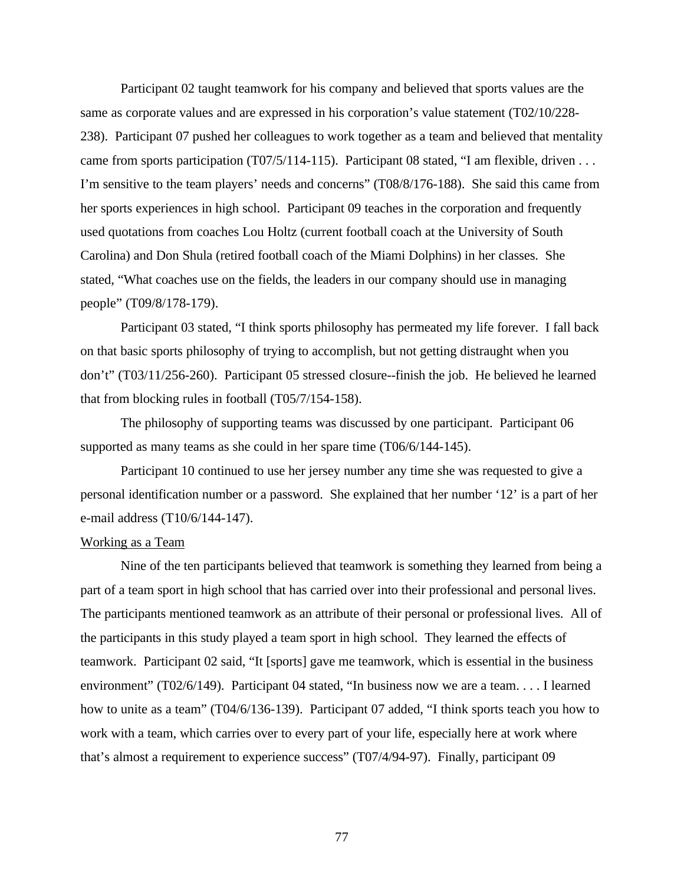Participant 02 taught teamwork for his company and believed that sports values are the same as corporate values and are expressed in his corporation's value statement (T02/10/228-238). Participant 07 pushed her colleagues to work together as a team and believed that mentality came from sports participation (T07/5/114-115). Participant 08 stated, "I am flexible, driven . . . I'm sensitive to the team players' needs and concerns" (T08/8/176-188). She said this came from her sports experiences in high school. Participant 09 teaches in the corporation and frequently used quotations from coaches Lou Holtz (current football coach at the University of South Carolina) and Don Shula (retired football coach of the Miami Dolphins) in her classes. She stated, "What coaches use on the fields, the leaders in our company should use in managing people" (T09/8/178-179).

Participant 03 stated, "I think sports philosophy has permeated my life forever. I fall back on that basic sports philosophy of trying to accomplish, but not getting distraught when you don't" (T03/11/256-260). Participant 05 stressed closure--finish the job. He believed he learned that from blocking rules in football (T05/7/154-158).

The philosophy of supporting teams was discussed by one participant. Participant 06 supported as many teams as she could in her spare time (T06/6/144-145).

Participant 10 continued to use her jersey number any time she was requested to give a personal identification number or a password. She explained that her number '12' is a part of her e-mail address (T10/6/144-147).

<u>Working as a Team</u>

Nine of the ten participants believed that teamwork is something they learned from being a part of a team sport in high school that has carried over into their professional and personal lives. The participants mentioned teamwork as an attribute of their personal or professional lives. All of the participants in this study played a team sport in high school. They learned the effects of teamwork. Participant 02 said, "It [sports] gave me teamwork, which is essential in the business environment" (T02/6/149). Participant 04 stated, "In business now we are a team. . . . I learned how to unite as a team" (T04/6/136-139). Participant 07 added, "I think sports teach you how to work with a team, which carries over to every part of your life, especially here at work where that's almost a requirement to experience success" (T07/4/94-97). Finally, participant 09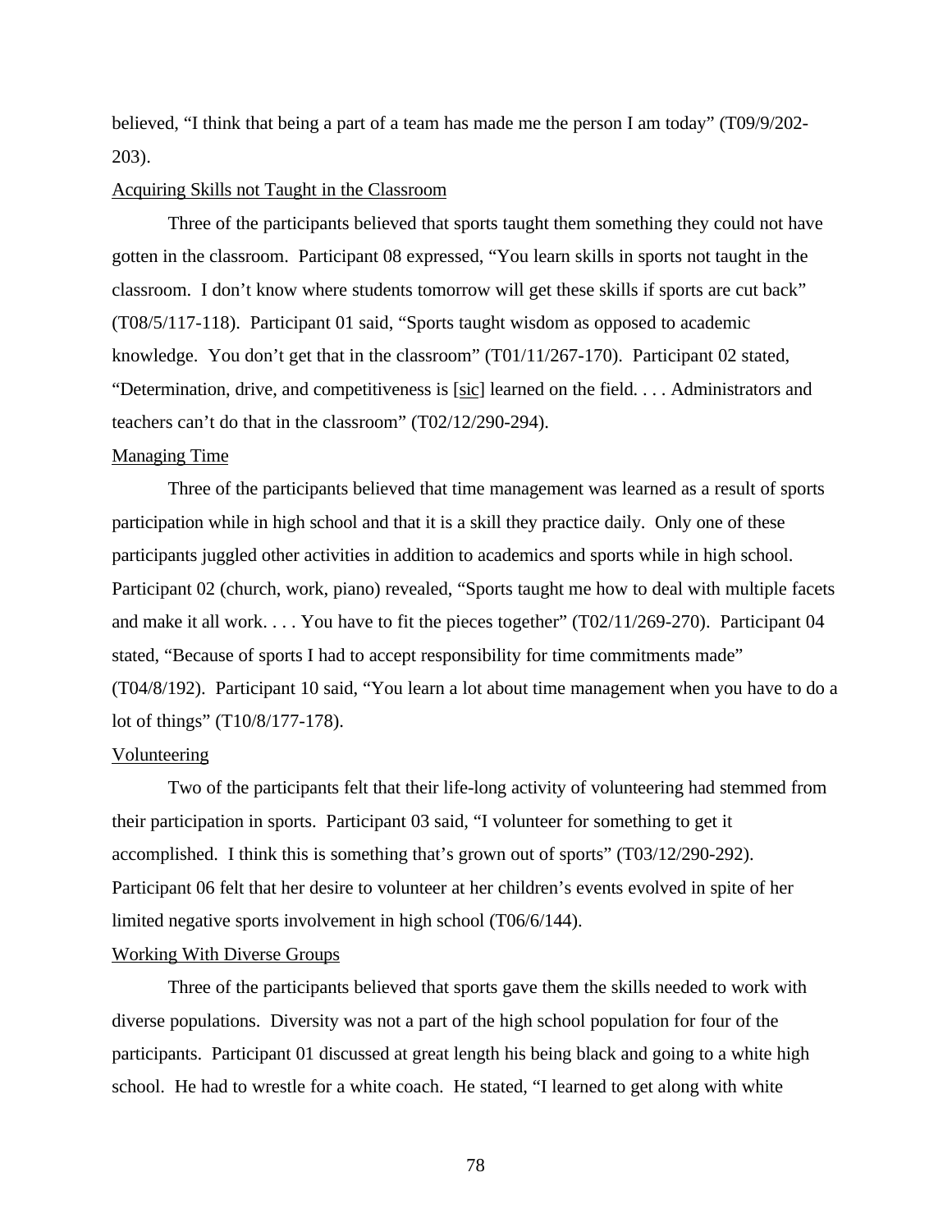believed, "I think that being a part of a team has made me the person I am today" (T09/9/202-203).

<u>Acquiring Skills not Taught in the Classroom</u>

Three of the participants believed that sports taught them something they could not have gotten in the classroom. Participant 08 expressed, "You learn skills in sports not taught in the classroom. I don't know where students tomorrow will get these skills if sports are cut back" (T08/5/117-118). Participant 01 said, "Sports taught wisdom as opposed to academic knowledge. You don't get that in the classroom" (T01/11/267-170). Participant 02 stated, "Determination, drive, and competitiveness is [<u>sic</u>] learned on the field. . . . Administrators and teachers can't do that in the classroom" (T02/12/290-294).

<u>Managing Time</u>

Three of the participants believed that time management was learned as a result of sports participation while in high school and that it is a skill they practice daily. Only one of these participants juggled other activities in addition to academics and sports while in high school. Participant 02 (church, work, piano) revealed, "Sports taught me how to deal with multiple facets and make it all work. . . . You have to fit the pieces together" (T02/11/269-270). Participant 04 stated, "Because of sports I had to accept responsibility for time commitments made" (T04/8/192). Participant 10 said, "You learn a lot about time management when you have to do a lot of things" (T10/8/177-178).

<u>Volunteering</u>

Two of the participants felt that their life-long activity of volunteering had stemmed from their participation in sports. Participant 03 said, "I volunteer for something to get it accomplished. I think this is something that's grown out of sports" (T03/12/290-292). Participant 06 felt that her desire to volunteer at her children's events evolved in spite of her limited negative sports involvement in high school (T06/6/144).

<u>Working With Diverse Groups</u>

Three of the participants believed that sports gave them the skills needed to work with diverse populations. Diversity was not a part of the high school population for four of the participants. Participant 01 discussed at great length his being black and going to a white high school. He had to wrestle for a white coach. He stated, "I learned to get along with white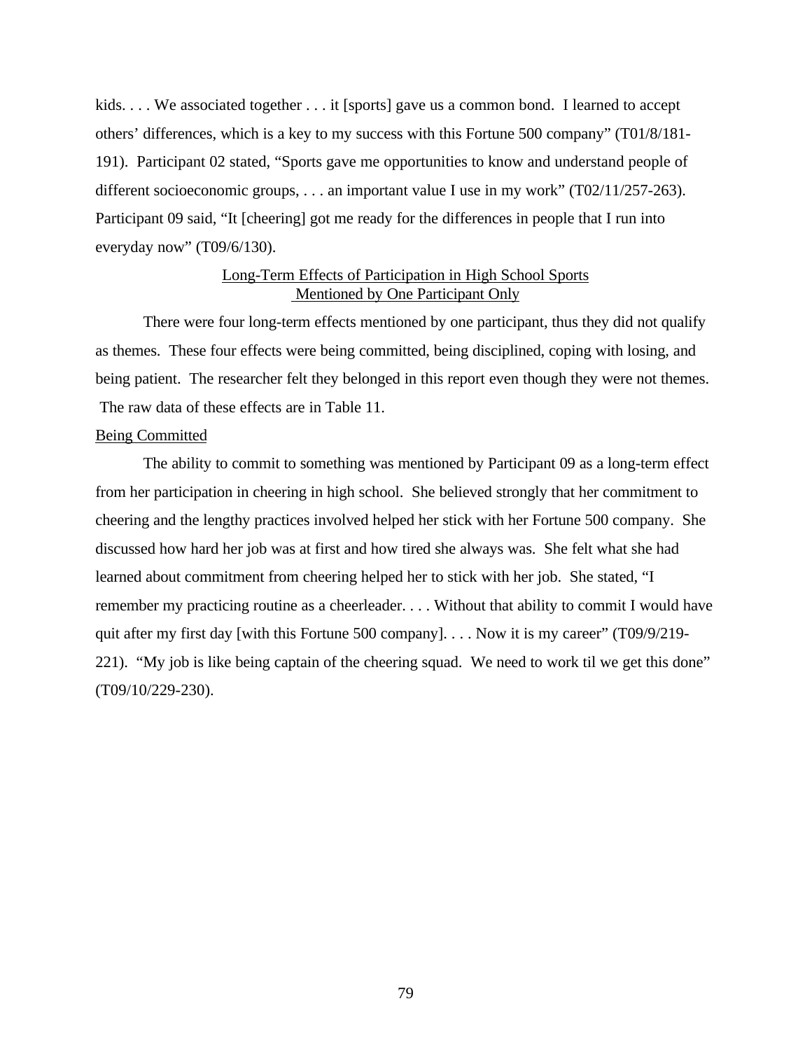kids. . . . We associated together . . . it [sports] gave us a common bond. I learned to accept others' differences, which is a key to my success with this Fortune 500 company" (T01/8/181-191). Participant 02 stated, "Sports gave me opportunities to know and understand people of different socioeconomic groups, . . . an important value I use in my work" (T02/11/257-263). Participant 09 said, "It [cheering] got me ready for the differences in people that I run into everyday now" (T09/6/130).

## Long-Term Effects of Participation in High School Sports Mentioned by One Participant Only

There were four long-term effects mentioned by one participant, thus they did not qualify as themes. These four effects were being committed, being disciplined, coping with losing, and being patient. The researcher felt they belonged in this report even though they were not themes. The raw data of these effects are in Table 11.

### Being Committed

The ability to commit to something was mentioned by Participant 09 as a long-term effect from her participation in cheering in high school. She believed strongly that her commitment to cheering and the lengthy practices involved helped her stick with her Fortune 500 company. She discussed how hard her job was at first and how tired she always was. She felt what she had learned about commitment from cheering helped her to stick with her job. She stated, "I remember my practicing routine as a cheerleader. . . . Without that ability to commit I would have quit after my first day [with this Fortune 500 company]. . . . Now it is my career" (T09/9/219-221). "My job is like being captain of the cheering squad. We need to work til we get this done" (T09/10/229-230).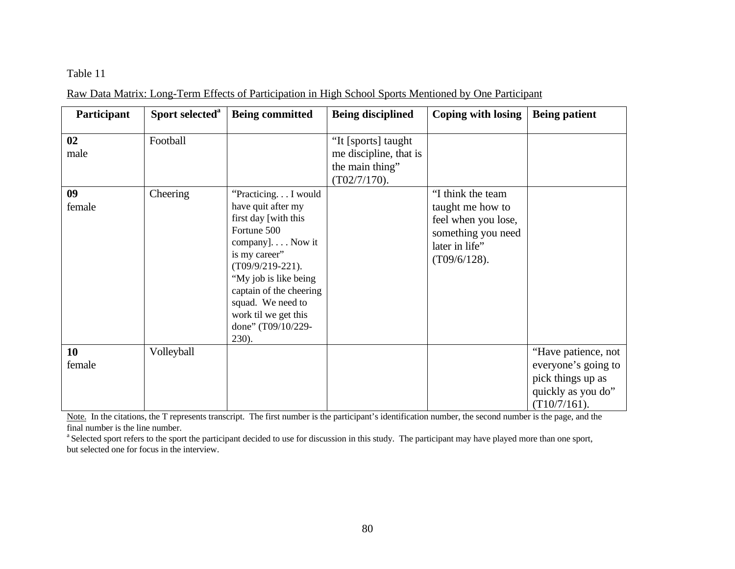Table 11

Raw Data Matrix: Long-Term Effects of Participation in High School Sports Mentioned by One Participant

| Participant | Sport selected[a] | Being committed | Being disciplined | Coping with losing | Being patient |
|---|---|---|---|---|---|
| **02** male | Football | | "It [sports] taught me discipline, that is the main thing" (T02/7/170). | | |
| **09** female | Cheering | "Practicing. . . I would have quit after my first day [with this Fortune 500 company]. . . . Now it is my career" (T09/9/219-221). "My job is like being captain of the cheering squad. We need to work til we get this done" (T09/10/229-230). | | "I think the team taught me how to feel when you lose, something you need later in life" (T09/6/128). | |
| **10** female | Volleyball | | | | "Have patience, not everyone's going to pick things up as quickly as you do" (T10/7/161). |

Note. In the citations, the T represents transcript. The first number is the participant's identification number, the second number is the page, and the final number is the line number.
[a] Selected sport refers to the sport the participant decided to use for discussion in this study. The participant may have played more than one sport, but selected one for focus in the interview.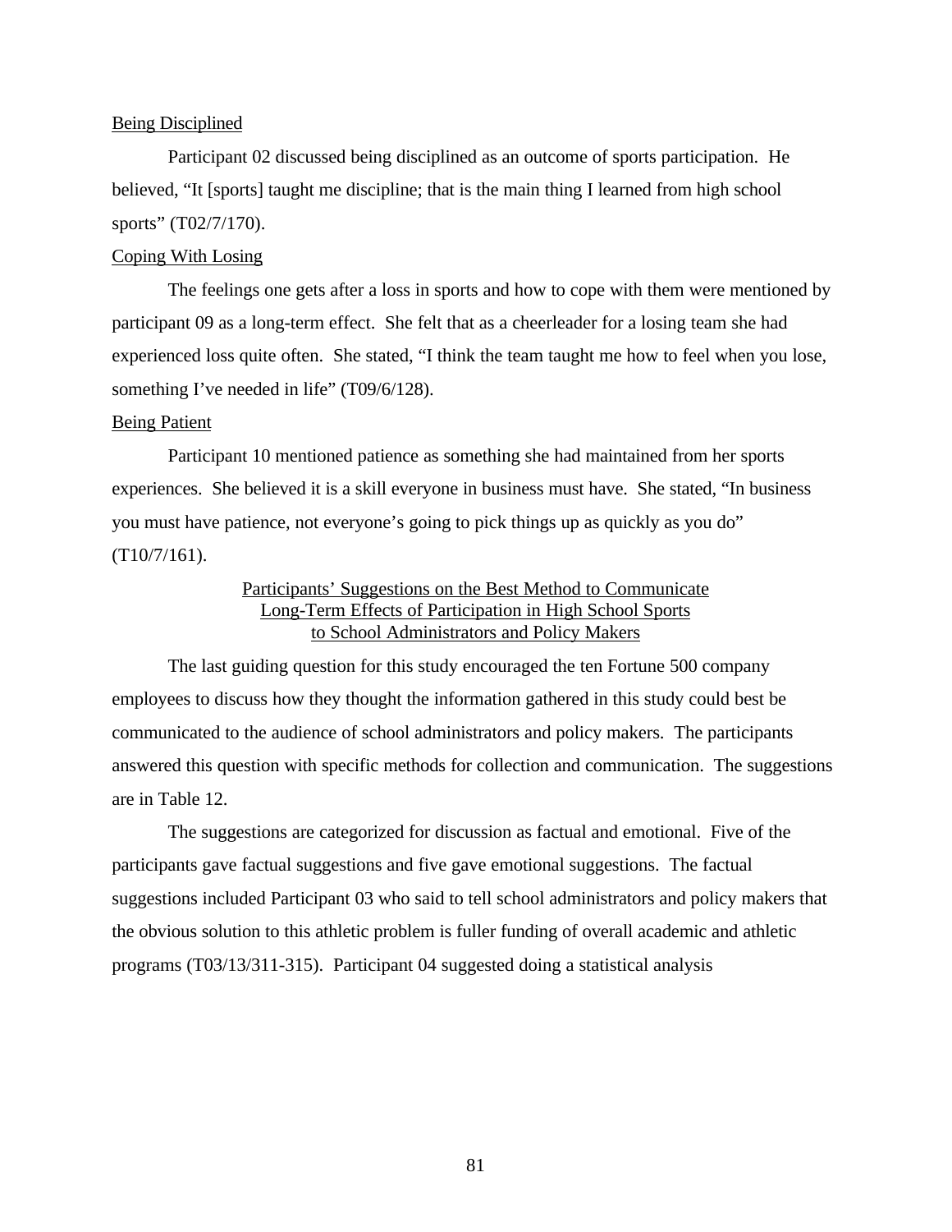### Being Disciplined

Participant 02 discussed being disciplined as an outcome of sports participation. He believed, "It [sports] taught me discipline; that is the main thing I learned from high school sports" (T02/7/170).

### Coping With Losing

The feelings one gets after a loss in sports and how to cope with them were mentioned by participant 09 as a long-term effect. She felt that as a cheerleader for a losing team she had experienced loss quite often. She stated, "I think the team taught me how to feel when you lose, something I've needed in life" (T09/6/128).

### Being Patient

Participant 10 mentioned patience as something she had maintained from her sports experiences. She believed it is a skill everyone in business must have. She stated, "In business you must have patience, not everyone's going to pick things up as quickly as you do" (T10/7/161).

## Participants' Suggestions on the Best Method to Communicate Long-Term Effects of Participation in High School Sports to School Administrators and Policy Makers

The last guiding question for this study encouraged the ten Fortune 500 company employees to discuss how they thought the information gathered in this study could best be communicated to the audience of school administrators and policy makers. The participants answered this question with specific methods for collection and communication. The suggestions are in Table 12.

The suggestions are categorized for discussion as factual and emotional. Five of the participants gave factual suggestions and five gave emotional suggestions. The factual suggestions included Participant 03 who said to tell school administrators and policy makers that the obvious solution to this athletic problem is fuller funding of overall academic and athletic programs (T03/13/311-315). Participant 04 suggested doing a statistical analysis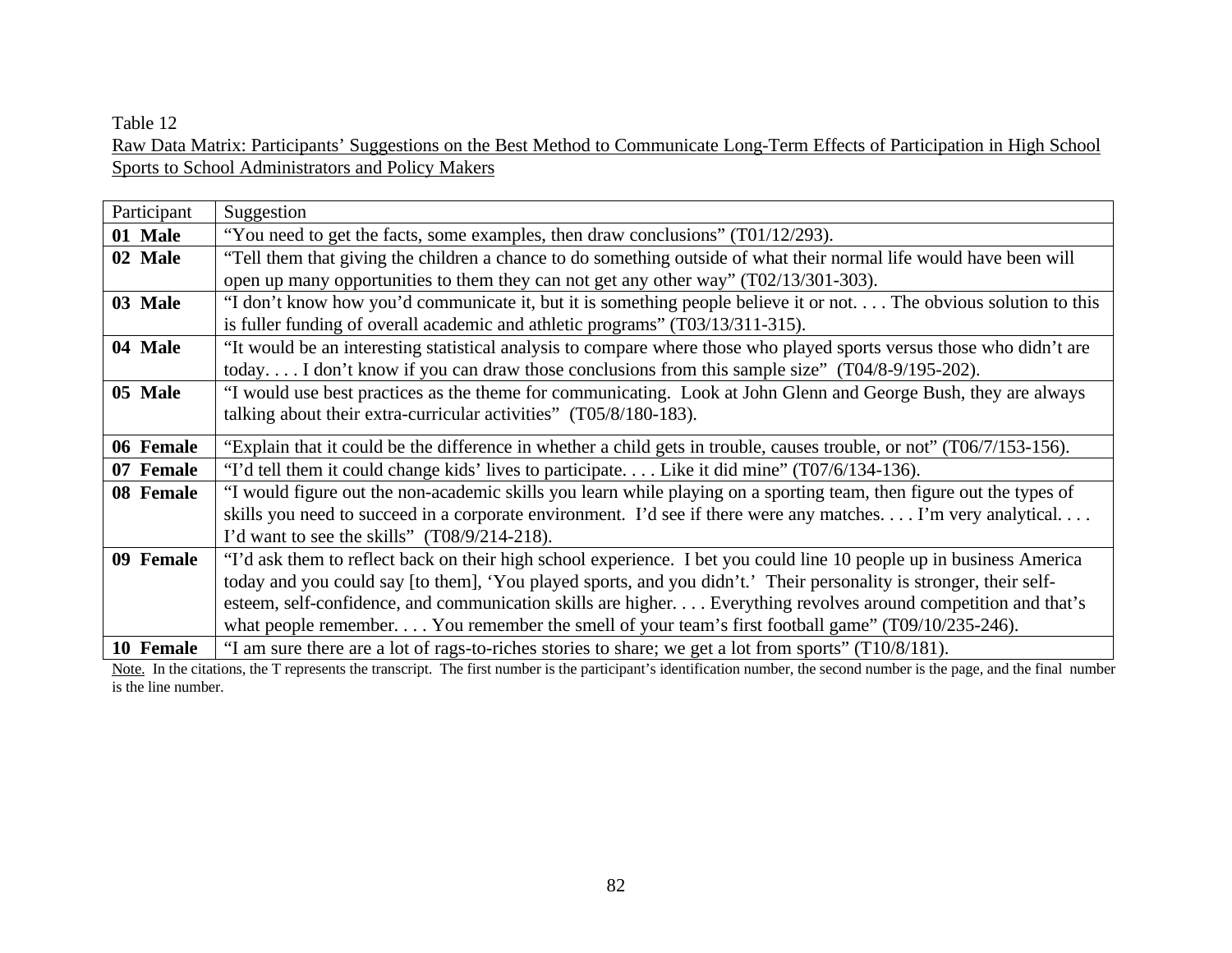Table 12

Raw Data Matrix: Participants' Suggestions on the Best Method to Communicate Long-Term Effects of Participation in High School Sports to School Administrators and Policy Makers

| Participant | Suggestion |
|---|---|
| **01 Male** | "You need to get the facts, some examples, then draw conclusions" (T01/12/293). |
| **02 Male** | "Tell them that giving the children a chance to do something outside of what their normal life would have been will open up many opportunities to them they can not get any other way" (T02/13/301-303). |
| **03 Male** | "I don't know how you'd communicate it, but it is something people believe it or not. . . . The obvious solution to this is fuller funding of overall academic and athletic programs" (T03/13/311-315). |
| **04 Male** | "It would be an interesting statistical analysis to compare where those who played sports versus those who didn't are today. . . . I don't know if you can draw those conclusions from this sample size" (T04/8-9/195-202). |
| **05 Male** | "I would use best practices as the theme for communicating. Look at John Glenn and George Bush, they are always talking about their extra-curricular activities" (T05/8/180-183). |
| **06 Female** | "Explain that it could be the difference in whether a child gets in trouble, causes trouble, or not" (T06/7/153-156). |
| **07 Female** | "I'd tell them it could change kids' lives to participate. . . . Like it did mine" (T07/6/134-136). |
| **08 Female** | "I would figure out the non-academic skills you learn while playing on a sporting team, then figure out the types of skills you need to succeed in a corporate environment. I'd see if there were any matches. . . . I'm very analytical. . . . I'd want to see the skills" (T08/9/214-218). |
| **09 Female** | "I'd ask them to reflect back on their high school experience. I bet you could line 10 people up in business America today and you could say [to them], 'You played sports, and you didn't.' Their personality is stronger, their self-esteem, self-confidence, and communication skills are higher. . . . Everything revolves around competition and that's what people remember. . . . You remember the smell of your team's first football game" (T09/10/235-246). |
| **10 Female** | "I am sure there are a lot of rags-to-riches stories to share; we get a lot from sports" (T10/8/181). |

Note. In the citations, the T represents the transcript. The first number is the participant's identification number, the second number is the page, and the final number is the line number.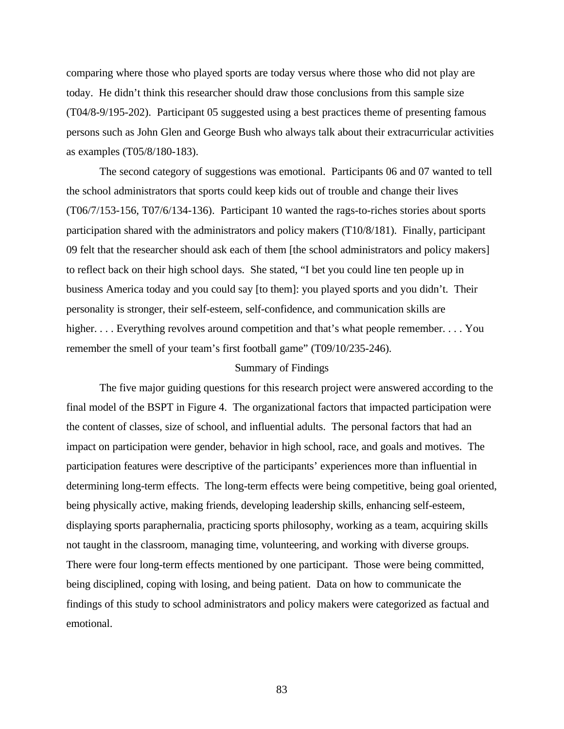comparing where those who played sports are today versus where those who did not play are today. He didn't think this researcher should draw those conclusions from this sample size (T04/8-9/195-202). Participant 05 suggested using a best practices theme of presenting famous persons such as John Glen and George Bush who always talk about their extracurricular activities as examples (T05/8/180-183).

The second category of suggestions was emotional. Participants 06 and 07 wanted to tell the school administrators that sports could keep kids out of trouble and change their lives (T06/7/153-156, T07/6/134-136). Participant 10 wanted the rags-to-riches stories about sports participation shared with the administrators and policy makers (T10/8/181). Finally, participant 09 felt that the researcher should ask each of them [the school administrators and policy makers] to reflect back on their high school days. She stated, "I bet you could line ten people up in business America today and you could say [to them]: you played sports and you didn't. Their personality is stronger, their self-esteem, self-confidence, and communication skills are higher. . . . Everything revolves around competition and that's what people remember. . . . You remember the smell of your team's first football game" (T09/10/235-246).

## Summary of Findings

The five major guiding questions for this research project were answered according to the final model of the BSPT in Figure 4. The organizational factors that impacted participation were the content of classes, size of school, and influential adults. The personal factors that had an impact on participation were gender, behavior in high school, race, and goals and motives. The participation features were descriptive of the participants' experiences more than influential in determining long-term effects. The long-term effects were being competitive, being goal oriented, being physically active, making friends, developing leadership skills, enhancing self-esteem, displaying sports paraphernalia, practicing sports philosophy, working as a team, acquiring skills not taught in the classroom, managing time, volunteering, and working with diverse groups. There were four long-term effects mentioned by one participant. Those were being committed, being disciplined, coping with losing, and being patient. Data on how to communicate the findings of this study to school administrators and policy makers were categorized as factual and emotional.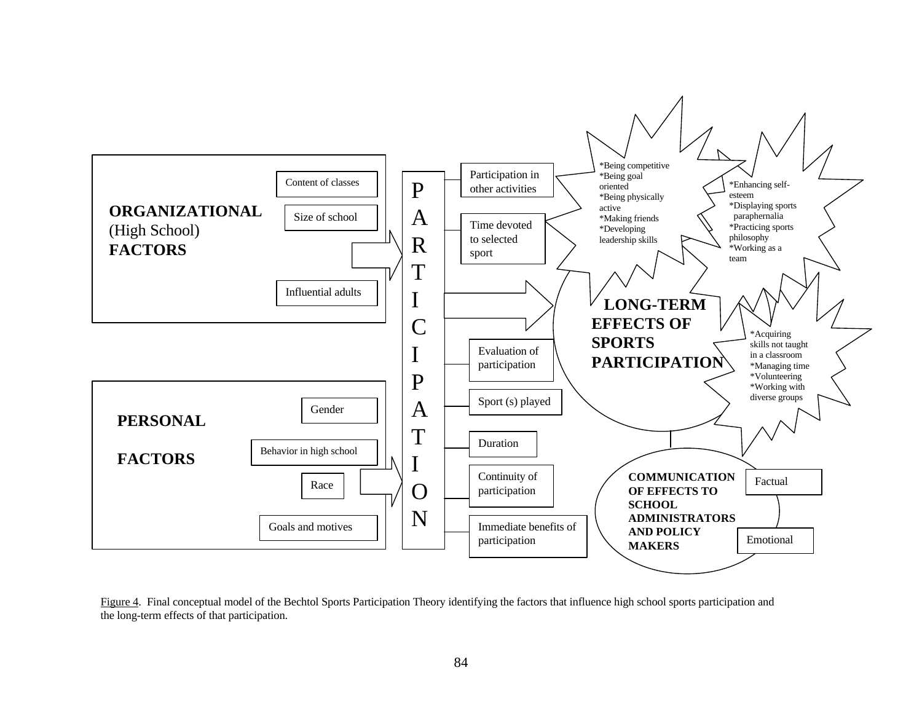**ORGANIZATIONAL** (High School) **FACTORS**

Content of classes

Size of school

Influential adults

**PERSONAL FACTORS**

Gender

Behavior in high school

Race

Goals and motives

PARTICIPATION

Participation in other activities

Time devoted to selected sport

Evaluation of participation

Sport (s) played

Duration

Continuity of participation

Immediate benefits of participation

**LONG-TERM EFFECTS OF SPORTS PARTICIPATION**

*Being competitive
*Being goal oriented
*Being physically active
*Making friends
*Developing leadership skills

*Enhancing self-esteem
*Displaying sports paraphernalia
*Practicing sports philosophy
*Working as a team

*Acquiring skills not taught in a classroom
*Managing time
*Volunteering
*Working with diverse groups

**COMMUNICATION OF EFFECTS TO SCHOOL ADMINISTRATORS AND POLICY MAKERS**

Factual

Emotional

Figure 4. Final conceptual model of the Bechtol Sports Participation Theory identifying the factors that influence high school sports participation and the long-term effects of that participation.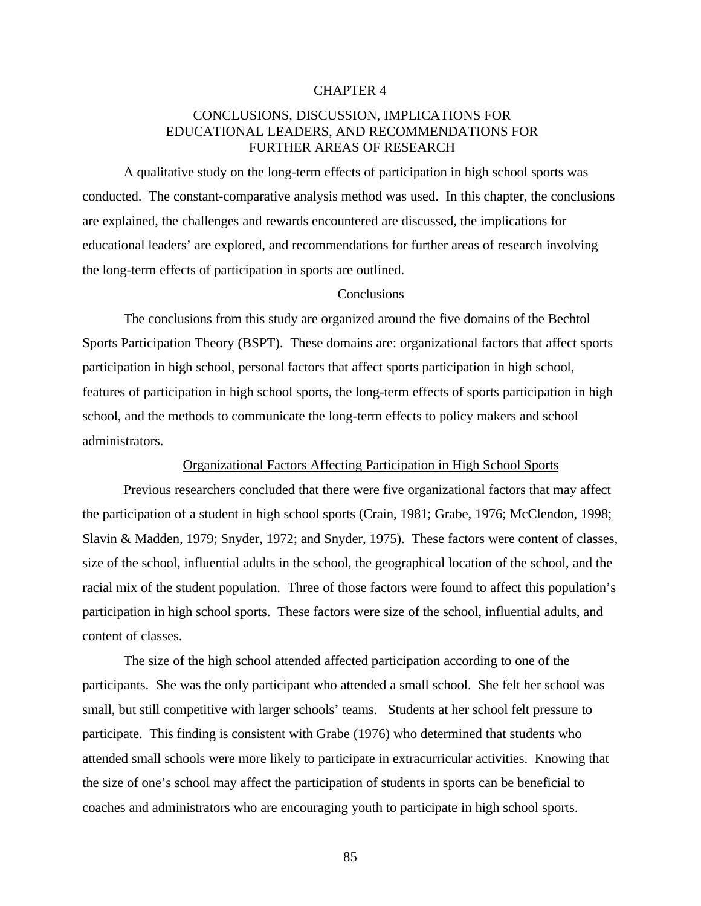# CHAPTER 4

## CONCLUSIONS, DISCUSSION, IMPLICATIONS FOR EDUCATIONAL LEADERS, AND RECOMMENDATIONS FOR FURTHER AREAS OF RESEARCH

A qualitative study on the long-term effects of participation in high school sports was conducted. The constant-comparative analysis method was used. In this chapter, the conclusions are explained, the challenges and rewards encountered are discussed, the implications for educational leaders' are explored, and recommendations for further areas of research involving the long-term effects of participation in sports are outlined.

### Conclusions

The conclusions from this study are organized around the five domains of the Bechtol Sports Participation Theory (BSPT). These domains are: organizational factors that affect sports participation in high school, personal factors that affect sports participation in high school, features of participation in high school sports, the long-term effects of sports participation in high school, and the methods to communicate the long-term effects to policy makers and school administrators.

#### Organizational Factors Affecting Participation in High School Sports

Previous researchers concluded that there were five organizational factors that may affect the participation of a student in high school sports (Crain, 1981; Grabe, 1976; McClendon, 1998; Slavin & Madden, 1979; Snyder, 1972; and Snyder, 1975). These factors were content of classes, size of the school, influential adults in the school, the geographical location of the school, and the racial mix of the student population. Three of those factors were found to affect this population's participation in high school sports. These factors were size of the school, influential adults, and content of classes.

The size of the high school attended affected participation according to one of the participants. She was the only participant who attended a small school. She felt her school was small, but still competitive with larger schools' teams. Students at her school felt pressure to participate. This finding is consistent with Grabe (1976) who determined that students who attended small schools were more likely to participate in extracurricular activities. Knowing that the size of one's school may affect the participation of students in sports can be beneficial to coaches and administrators who are encouraging youth to participate in high school sports.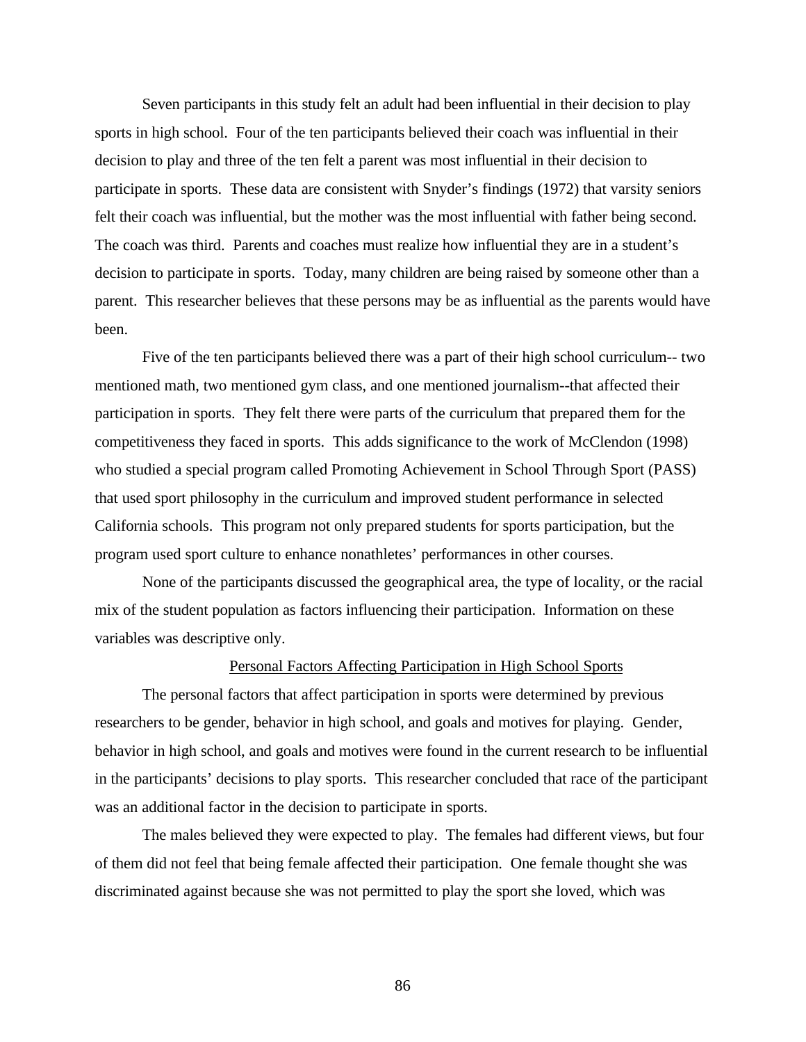Seven participants in this study felt an adult had been influential in their decision to play sports in high school. Four of the ten participants believed their coach was influential in their decision to play and three of the ten felt a parent was most influential in their decision to participate in sports. These data are consistent with Snyder's findings (1972) that varsity seniors felt their coach was influential, but the mother was the most influential with father being second. The coach was third. Parents and coaches must realize how influential they are in a student's decision to participate in sports. Today, many children are being raised by someone other than a parent. This researcher believes that these persons may be as influential as the parents would have been.

Five of the ten participants believed there was a part of their high school curriculum-- two mentioned math, two mentioned gym class, and one mentioned journalism--that affected their participation in sports. They felt there were parts of the curriculum that prepared them for the competitiveness they faced in sports. This adds significance to the work of McClendon (1998) who studied a special program called Promoting Achievement in School Through Sport (PASS) that used sport philosophy in the curriculum and improved student performance in selected California schools. This program not only prepared students for sports participation, but the program used sport culture to enhance nonathletes' performances in other courses.

None of the participants discussed the geographical area, the type of locality, or the racial mix of the student population as factors influencing their participation. Information on these variables was descriptive only.

## Personal Factors Affecting Participation in High School Sports

The personal factors that affect participation in sports were determined by previous researchers to be gender, behavior in high school, and goals and motives for playing. Gender, behavior in high school, and goals and motives were found in the current research to be influential in the participants' decisions to play sports. This researcher concluded that race of the participant was an additional factor in the decision to participate in sports.

The males believed they were expected to play. The females had different views, but four of them did not feel that being female affected their participation. One female thought she was discriminated against because she was not permitted to play the sport she loved, which was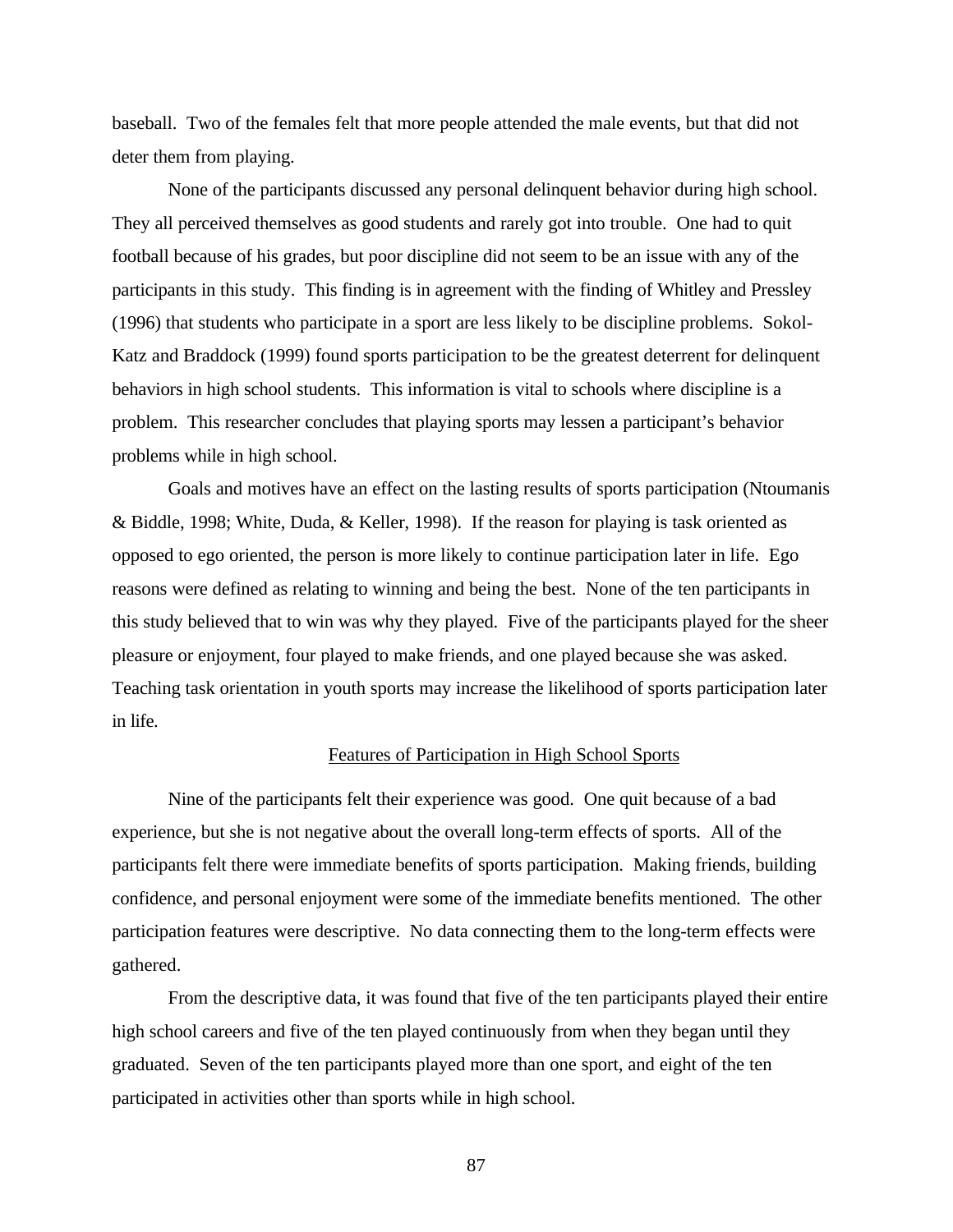baseball. Two of the females felt that more people attended the male events, but that did not deter them from playing.

None of the participants discussed any personal delinquent behavior during high school. They all perceived themselves as good students and rarely got into trouble. One had to quit football because of his grades, but poor discipline did not seem to be an issue with any of the participants in this study. This finding is in agreement with the finding of Whitley and Pressley (1996) that students who participate in a sport are less likely to be discipline problems. Sokol-Katz and Braddock (1999) found sports participation to be the greatest deterrent for delinquent behaviors in high school students. This information is vital to schools where discipline is a problem. This researcher concludes that playing sports may lessen a participant's behavior problems while in high school.

Goals and motives have an effect on the lasting results of sports participation (Ntoumanis & Biddle, 1998; White, Duda, & Keller, 1998). If the reason for playing is task oriented as opposed to ego oriented, the person is more likely to continue participation later in life. Ego reasons were defined as relating to winning and being the best. None of the ten participants in this study believed that to win was why they played. Five of the participants played for the sheer pleasure or enjoyment, four played to make friends, and one played because she was asked. Teaching task orientation in youth sports may increase the likelihood of sports participation later in life.

## Features of Participation in High School Sports

Nine of the participants felt their experience was good. One quit because of a bad experience, but she is not negative about the overall long-term effects of sports. All of the participants felt there were immediate benefits of sports participation. Making friends, building confidence, and personal enjoyment were some of the immediate benefits mentioned. The other participation features were descriptive. No data connecting them to the long-term effects were gathered.

From the descriptive data, it was found that five of the ten participants played their entire high school careers and five of the ten played continuously from when they began until they graduated. Seven of the ten participants played more than one sport, and eight of the ten participated in activities other than sports while in high school.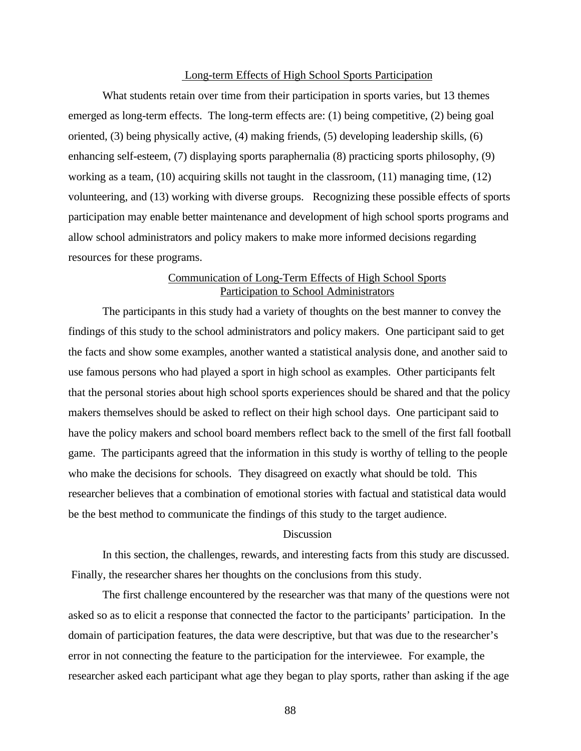## Long-term Effects of High School Sports Participation

What students retain over time from their participation in sports varies, but 13 themes emerged as long-term effects. The long-term effects are: (1) being competitive, (2) being goal oriented, (3) being physically active, (4) making friends, (5) developing leadership skills, (6) enhancing self-esteem, (7) displaying sports paraphernalia (8) practicing sports philosophy, (9) working as a team, (10) acquiring skills not taught in the classroom, (11) managing time, (12) volunteering, and (13) working with diverse groups. Recognizing these possible effects of sports participation may enable better maintenance and development of high school sports programs and allow school administrators and policy makers to make more informed decisions regarding resources for these programs.

## Communication of Long-Term Effects of High School Sports Participation to School Administrators

The participants in this study had a variety of thoughts on the best manner to convey the findings of this study to the school administrators and policy makers. One participant said to get the facts and show some examples, another wanted a statistical analysis done, and another said to use famous persons who had played a sport in high school as examples. Other participants felt that the personal stories about high school sports experiences should be shared and that the policy makers themselves should be asked to reflect on their high school days. One participant said to have the policy makers and school board members reflect back to the smell of the first fall football game. The participants agreed that the information in this study is worthy of telling to the people who make the decisions for schools. They disagreed on exactly what should be told. This researcher believes that a combination of emotional stories with factual and statistical data would be the best method to communicate the findings of this study to the target audience.

## Discussion

In this section, the challenges, rewards, and interesting facts from this study are discussed. Finally, the researcher shares her thoughts on the conclusions from this study.

The first challenge encountered by the researcher was that many of the questions were not asked so as to elicit a response that connected the factor to the participants' participation. In the domain of participation features, the data were descriptive, but that was due to the researcher's error in not connecting the feature to the participation for the interviewee. For example, the researcher asked each participant what age they began to play sports, rather than asking if the age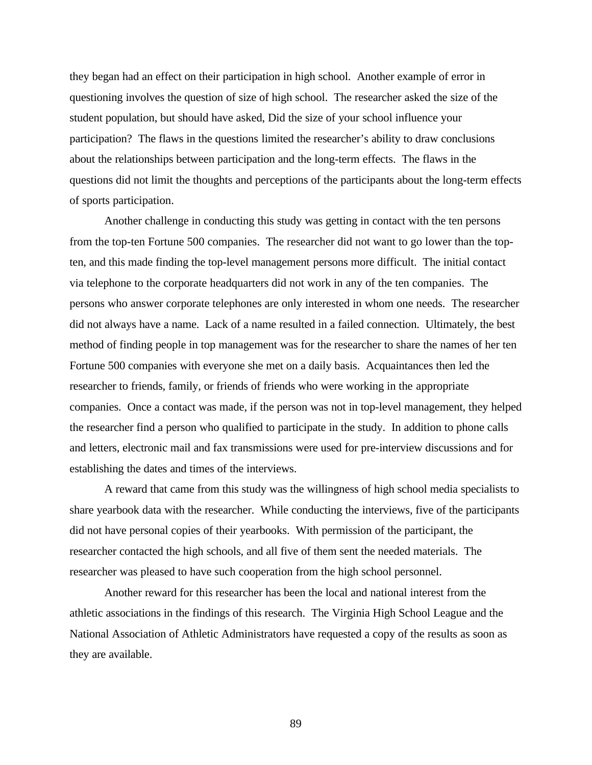they began had an effect on their participation in high school. Another example of error in questioning involves the question of size of high school. The researcher asked the size of the student population, but should have asked, Did the size of your school influence your participation? The flaws in the questions limited the researcher's ability to draw conclusions about the relationships between participation and the long-term effects. The flaws in the questions did not limit the thoughts and perceptions of the participants about the long-term effects of sports participation.

Another challenge in conducting this study was getting in contact with the ten persons from the top-ten Fortune 500 companies. The researcher did not want to go lower than the top-ten, and this made finding the top-level management persons more difficult. The initial contact via telephone to the corporate headquarters did not work in any of the ten companies. The persons who answer corporate telephones are only interested in whom one needs. The researcher did not always have a name. Lack of a name resulted in a failed connection. Ultimately, the best method of finding people in top management was for the researcher to share the names of her ten Fortune 500 companies with everyone she met on a daily basis. Acquaintances then led the researcher to friends, family, or friends of friends who were working in the appropriate companies. Once a contact was made, if the person was not in top-level management, they helped the researcher find a person who qualified to participate in the study. In addition to phone calls and letters, electronic mail and fax transmissions were used for pre-interview discussions and for establishing the dates and times of the interviews.

A reward that came from this study was the willingness of high school media specialists to share yearbook data with the researcher. While conducting the interviews, five of the participants did not have personal copies of their yearbooks. With permission of the participant, the researcher contacted the high schools, and all five of them sent the needed materials. The researcher was pleased to have such cooperation from the high school personnel.

Another reward for this researcher has been the local and national interest from the athletic associations in the findings of this research. The Virginia High School League and the National Association of Athletic Administrators have requested a copy of the results as soon as they are available.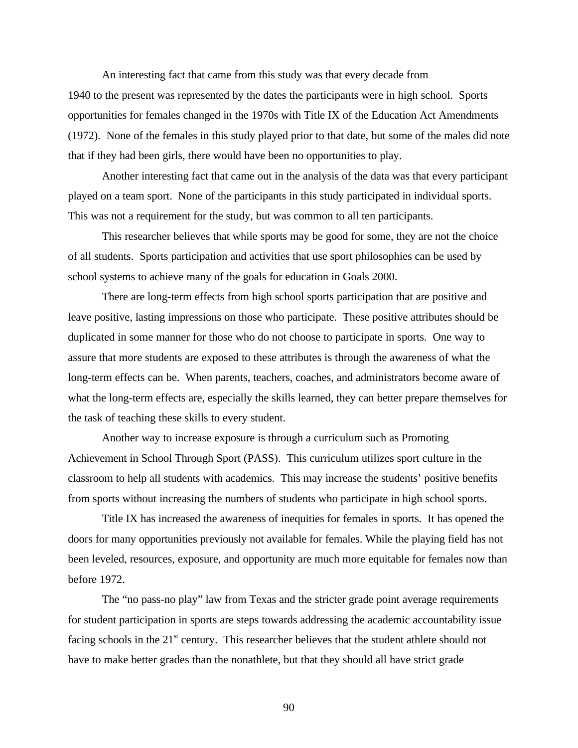An interesting fact that came from this study was that every decade from 1940 to the present was represented by the dates the participants were in high school. Sports opportunities for females changed in the 1970s with Title IX of the Education Act Amendments (1972). None of the females in this study played prior to that date, but some of the males did note that if they had been girls, there would have been no opportunities to play.

Another interesting fact that came out in the analysis of the data was that every participant played on a team sport. None of the participants in this study participated in individual sports. This was not a requirement for the study, but was common to all ten participants.

This researcher believes that while sports may be good for some, they are not the choice of all students. Sports participation and activities that use sport philosophies can be used by school systems to achieve many of the goals for education in Goals 2000.

There are long-term effects from high school sports participation that are positive and leave positive, lasting impressions on those who participate. These positive attributes should be duplicated in some manner for those who do not choose to participate in sports. One way to assure that more students are exposed to these attributes is through the awareness of what the long-term effects can be. When parents, teachers, coaches, and administrators become aware of what the long-term effects are, especially the skills learned, they can better prepare themselves for the task of teaching these skills to every student.

Another way to increase exposure is through a curriculum such as Promoting Achievement in School Through Sport (PASS). This curriculum utilizes sport culture in the classroom to help all students with academics. This may increase the students' positive benefits from sports without increasing the numbers of students who participate in high school sports.

Title IX has increased the awareness of inequities for females in sports. It has opened the doors for many opportunities previously not available for females. While the playing field has not been leveled, resources, exposure, and opportunity are much more equitable for females now than before 1972.

The "no pass-no play" law from Texas and the stricter grade point average requirements for student participation in sports are steps towards addressing the academic accountability issue facing schools in the 21st century. This researcher believes that the student athlete should not have to make better grades than the nonathlete, but that they should all have strict grade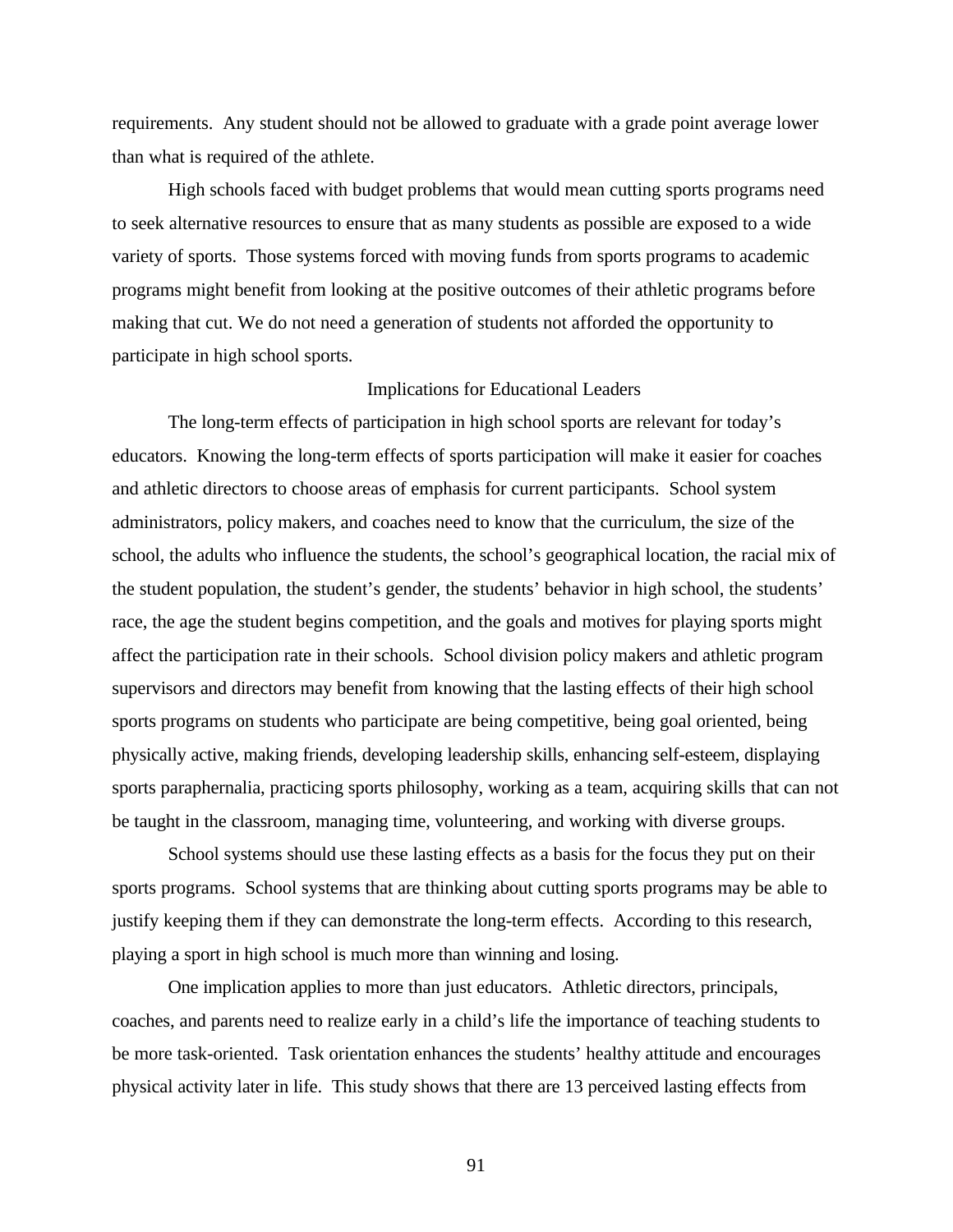requirements. Any student should not be allowed to graduate with a grade point average lower than what is required of the athlete.

High schools faced with budget problems that would mean cutting sports programs need to seek alternative resources to ensure that as many students as possible are exposed to a wide variety of sports. Those systems forced with moving funds from sports programs to academic programs might benefit from looking at the positive outcomes of their athletic programs before making that cut. We do not need a generation of students not afforded the opportunity to participate in high school sports.

## Implications for Educational Leaders

The long-term effects of participation in high school sports are relevant for today's educators. Knowing the long-term effects of sports participation will make it easier for coaches and athletic directors to choose areas of emphasis for current participants. School system administrators, policy makers, and coaches need to know that the curriculum, the size of the school, the adults who influence the students, the school's geographical location, the racial mix of the student population, the student's gender, the students' behavior in high school, the students' race, the age the student begins competition, and the goals and motives for playing sports might affect the participation rate in their schools. School division policy makers and athletic program supervisors and directors may benefit from knowing that the lasting effects of their high school sports programs on students who participate are being competitive, being goal oriented, being physically active, making friends, developing leadership skills, enhancing self-esteem, displaying sports paraphernalia, practicing sports philosophy, working as a team, acquiring skills that can not be taught in the classroom, managing time, volunteering, and working with diverse groups.

School systems should use these lasting effects as a basis for the focus they put on their sports programs. School systems that are thinking about cutting sports programs may be able to justify keeping them if they can demonstrate the long-term effects. According to this research, playing a sport in high school is much more than winning and losing.

One implication applies to more than just educators. Athletic directors, principals, coaches, and parents need to realize early in a child's life the importance of teaching students to be more task-oriented. Task orientation enhances the students' healthy attitude and encourages physical activity later in life. This study shows that there are 13 perceived lasting effects from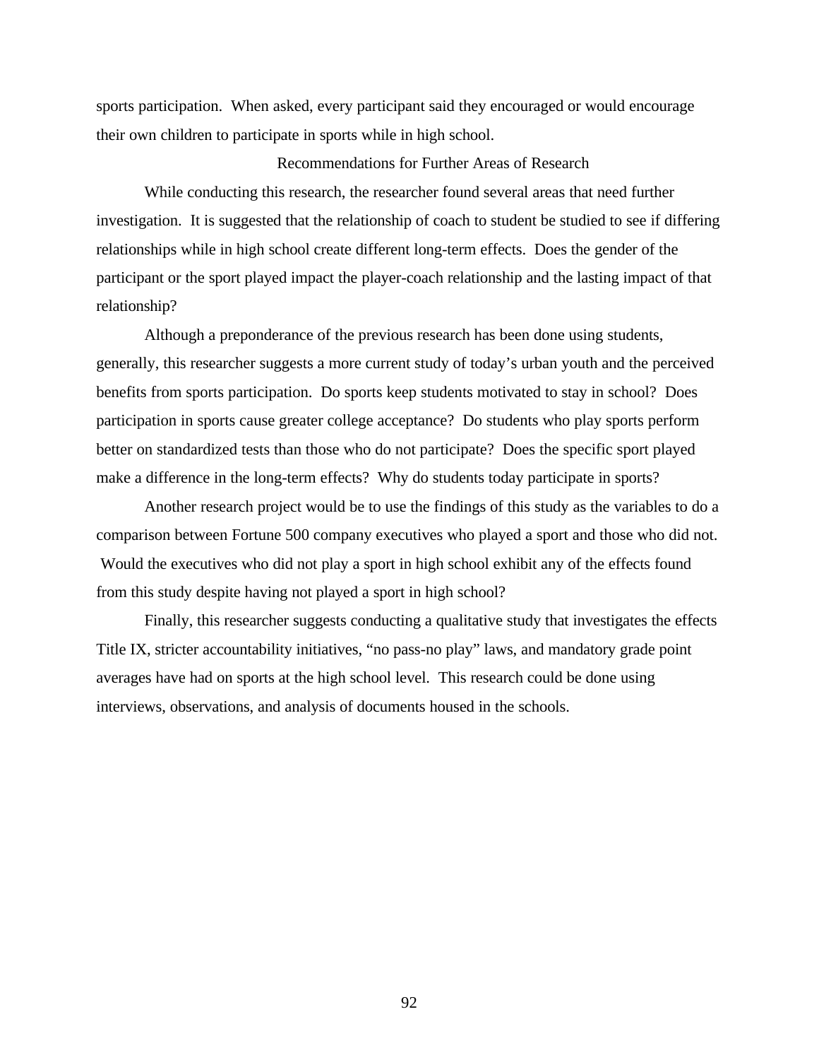sports participation. When asked, every participant said they encouraged or would encourage their own children to participate in sports while in high school.

## Recommendations for Further Areas of Research

While conducting this research, the researcher found several areas that need further investigation. It is suggested that the relationship of coach to student be studied to see if differing relationships while in high school create different long-term effects. Does the gender of the participant or the sport played impact the player-coach relationship and the lasting impact of that relationship?

Although a preponderance of the previous research has been done using students, generally, this researcher suggests a more current study of today's urban youth and the perceived benefits from sports participation. Do sports keep students motivated to stay in school? Does participation in sports cause greater college acceptance? Do students who play sports perform better on standardized tests than those who do not participate? Does the specific sport played make a difference in the long-term effects? Why do students today participate in sports?

Another research project would be to use the findings of this study as the variables to do a comparison between Fortune 500 company executives who played a sport and those who did not. Would the executives who did not play a sport in high school exhibit any of the effects found from this study despite having not played a sport in high school?

Finally, this researcher suggests conducting a qualitative study that investigates the effects Title IX, stricter accountability initiatives, "no pass-no play" laws, and mandatory grade point averages have had on sports at the high school level. This research could be done using interviews, observations, and analysis of documents housed in the schools.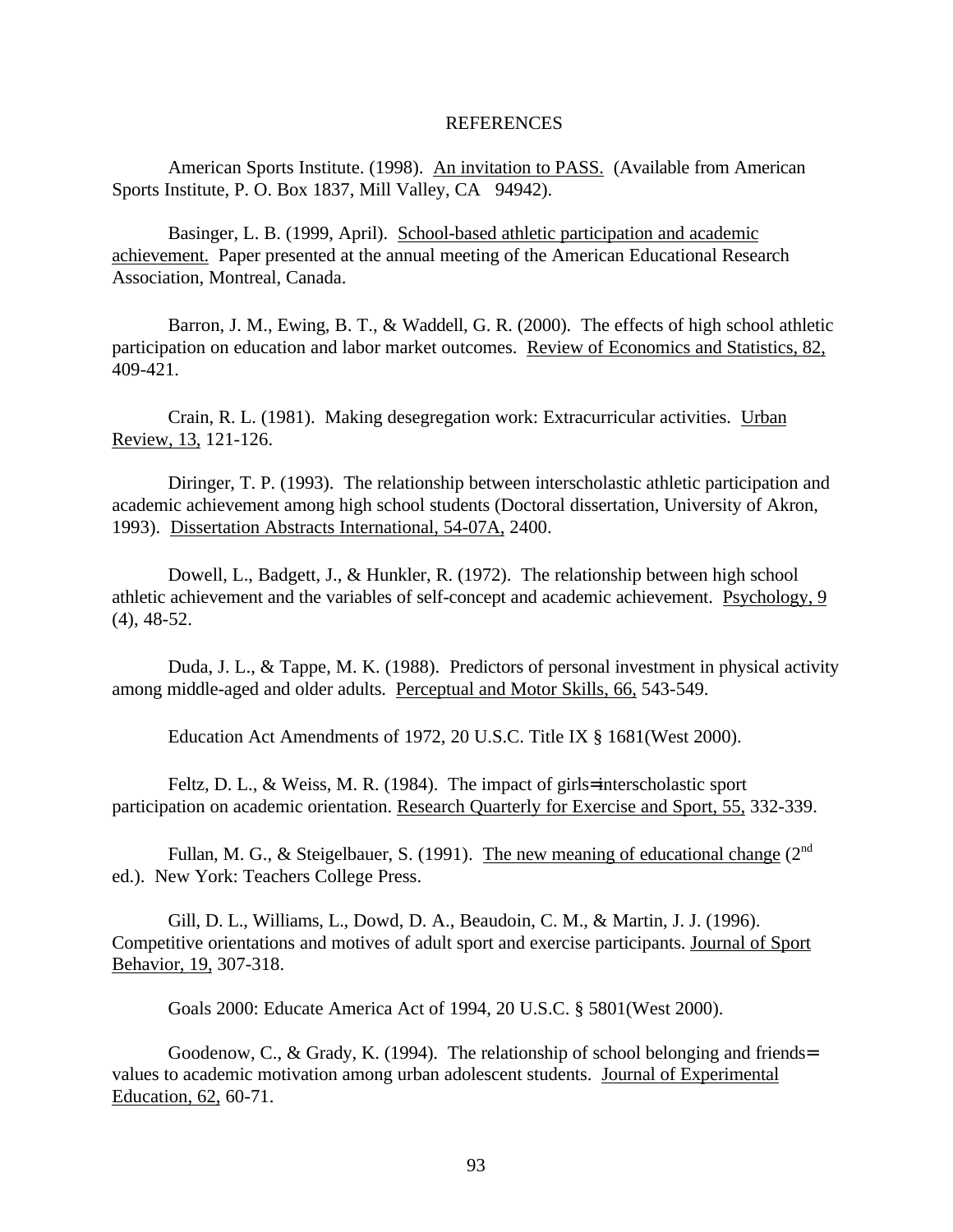# REFERENCES

American Sports Institute. (1998). An invitation to PASS. (Available from American Sports Institute, P. O. Box 1837, Mill Valley, CA 94942).

Basinger, L. B. (1999, April). School-based athletic participation and academic achievement. Paper presented at the annual meeting of the American Educational Research Association, Montreal, Canada.

Barron, J. M., Ewing, B. T., & Waddell, G. R. (2000). The effects of high school athletic participation on education and labor market outcomes. Review of Economics and Statistics, 82, 409-421.

Crain, R. L. (1981). Making desegregation work: Extracurricular activities. Urban Review, 13, 121-126.

Diringer, T. P. (1993). The relationship between interscholastic athletic participation and academic achievement among high school students (Doctoral dissertation, University of Akron, 1993). Dissertation Abstracts International, 54-07A, 2400.

Dowell, L., Badgett, J., & Hunkler, R. (1972). The relationship between high school athletic achievement and the variables of self-concept and academic achievement. Psychology, 9 (4), 48-52.

Duda, J. L., & Tappe, M. K. (1988). Predictors of personal investment in physical activity among middle-aged and older adults. Perceptual and Motor Skills, 66, 543-549.

Education Act Amendments of 1972, 20 U.S.C. Title IX § 1681(West 2000).

Feltz, D. L., & Weiss, M. R. (1984). The impact of girls= interscholastic sport participation on academic orientation. Research Quarterly for Exercise and Sport, 55, 332-339.

Fullan, M. G., & Steigelbauer, S. (1991). The new meaning of educational change (2nd ed.). New York: Teachers College Press.

Gill, D. L., Williams, L., Dowd, D. A., Beaudoin, C. M., & Martin, J. J. (1996). Competitive orientations and motives of adult sport and exercise participants. Journal of Sport Behavior, 19, 307-318.

Goals 2000: Educate America Act of 1994, 20 U.S.C. § 5801(West 2000).

Goodenow, C., & Grady, K. (1994). The relationship of school belonging and friends= values to academic motivation among urban adolescent students. Journal of Experimental Education, 62, 60-71.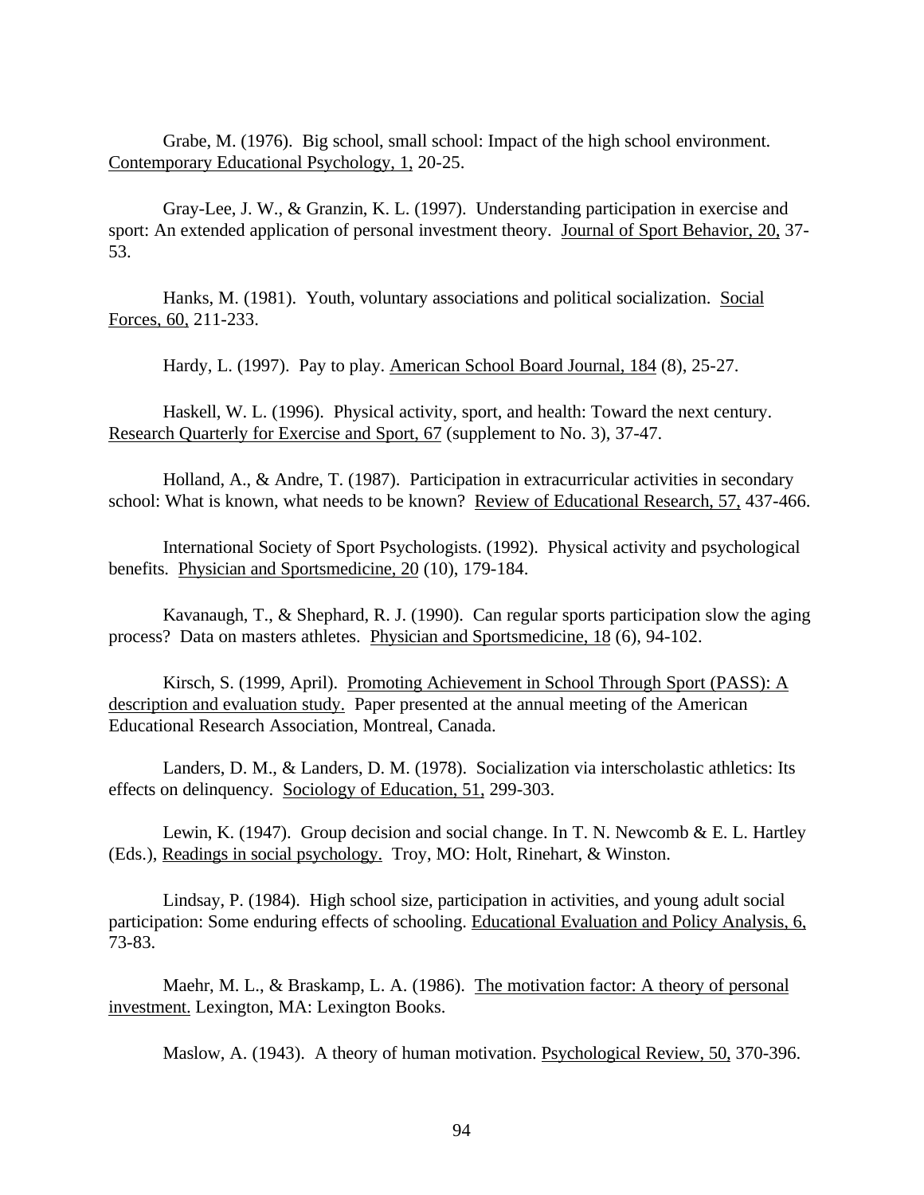Grabe, M. (1976). Big school, small school: Impact of the high school environment. Contemporary Educational Psychology, 1, 20-25.

Gray-Lee, J. W., & Granzin, K. L. (1997). Understanding participation in exercise and sport: An extended application of personal investment theory. Journal of Sport Behavior, 20, 37-53.

Hanks, M. (1981). Youth, voluntary associations and political socialization. Social Forces, 60, 211-233.

Hardy, L. (1997). Pay to play. American School Board Journal, 184 (8), 25-27.

Haskell, W. L. (1996). Physical activity, sport, and health: Toward the next century. Research Quarterly for Exercise and Sport, 67 (supplement to No. 3), 37-47.

Holland, A., & Andre, T. (1987). Participation in extracurricular activities in secondary school: What is known, what needs to be known? Review of Educational Research, 57, 437-466.

International Society of Sport Psychologists. (1992). Physical activity and psychological benefits. Physician and Sportsmedicine, 20 (10), 179-184.

Kavanaugh, T., & Shephard, R. J. (1990). Can regular sports participation slow the aging process? Data on masters athletes. Physician and Sportsmedicine, 18 (6), 94-102.

Kirsch, S. (1999, April). Promoting Achievement in School Through Sport (PASS): A description and evaluation study. Paper presented at the annual meeting of the American Educational Research Association, Montreal, Canada.

Landers, D. M., & Landers, D. M. (1978). Socialization via interscholastic athletics: Its effects on delinquency. Sociology of Education, 51, 299-303.

Lewin, K. (1947). Group decision and social change. In T. N. Newcomb & E. L. Hartley (Eds.), Readings in social psychology. Troy, MO: Holt, Rinehart, & Winston.

Lindsay, P. (1984). High school size, participation in activities, and young adult social participation: Some enduring effects of schooling. Educational Evaluation and Policy Analysis, 6, 73-83.

Maehr, M. L., & Braskamp, L. A. (1986). The motivation factor: A theory of personal investment. Lexington, MA: Lexington Books.

Maslow, A. (1943). A theory of human motivation. Psychological Review, 50, 370-396.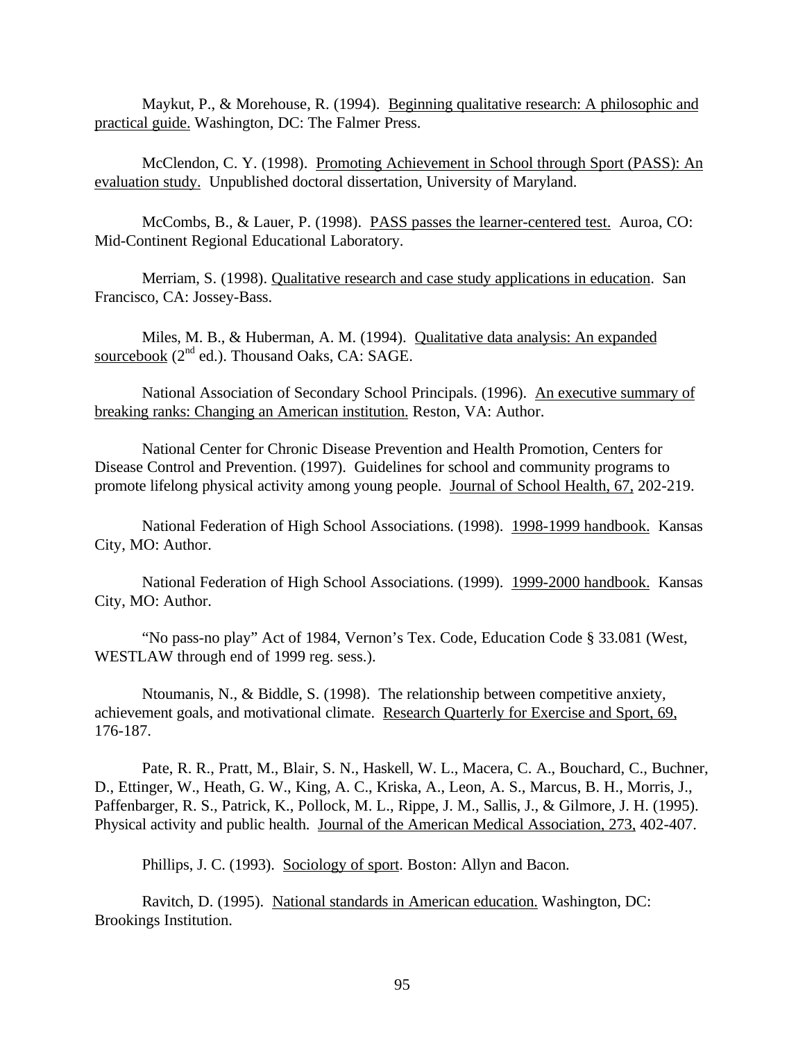Maykut, P., & Morehouse, R. (1994). Beginning qualitative research: A philosophic and practical guide. Washington, DC: The Falmer Press.

McClendon, C. Y. (1998). Promoting Achievement in School through Sport (PASS): An evaluation study. Unpublished doctoral dissertation, University of Maryland.

McCombs, B., & Lauer, P. (1998). PASS passes the learner-centered test. Auroa, CO: Mid-Continent Regional Educational Laboratory.

Merriam, S. (1998). Qualitative research and case study applications in education. San Francisco, CA: Jossey-Bass.

Miles, M. B., & Huberman, A. M. (1994). Qualitative data analysis: An expanded sourcebook (2nd ed.). Thousand Oaks, CA: SAGE.

National Association of Secondary School Principals. (1996). An executive summary of breaking ranks: Changing an American institution. Reston, VA: Author.

National Center for Chronic Disease Prevention and Health Promotion, Centers for Disease Control and Prevention. (1997). Guidelines for school and community programs to promote lifelong physical activity among young people. Journal of School Health, 67, 202-219.

National Federation of High School Associations. (1998). 1998-1999 handbook. Kansas City, MO: Author.

National Federation of High School Associations. (1999). 1999-2000 handbook. Kansas City, MO: Author.

"No pass-no play" Act of 1984, Vernon's Tex. Code, Education Code § 33.081 (West, WESTLAW through end of 1999 reg. sess.).

Ntoumanis, N., & Biddle, S. (1998). The relationship between competitive anxiety, achievement goals, and motivational climate. Research Quarterly for Exercise and Sport, 69, 176-187.

Pate, R. R., Pratt, M., Blair, S. N., Haskell, W. L., Macera, C. A., Bouchard, C., Buchner, D., Ettinger, W., Heath, G. W., King, A. C., Kriska, A., Leon, A. S., Marcus, B. H., Morris, J., Paffenbarger, R. S., Patrick, K., Pollock, M. L., Rippe, J. M., Sallis, J., & Gilmore, J. H. (1995). Physical activity and public health. Journal of the American Medical Association, 273, 402-407.

Phillips, J. C. (1993). Sociology of sport. Boston: Allyn and Bacon.

Ravitch, D. (1995). National standards in American education. Washington, DC: Brookings Institution.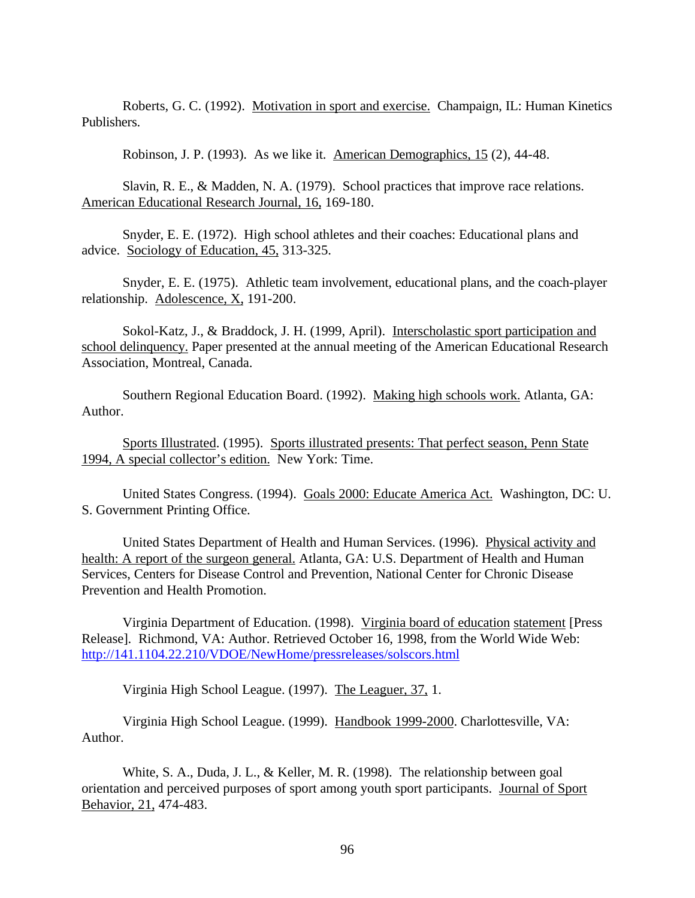Roberts, G. C. (1992). Motivation in sport and exercise. Champaign, IL: Human Kinetics Publishers.

Robinson, J. P. (1993). As we like it. American Demographics, 15 (2), 44-48.

Slavin, R. E., & Madden, N. A. (1979). School practices that improve race relations. American Educational Research Journal, 16, 169-180.

Snyder, E. E. (1972). High school athletes and their coaches: Educational plans and advice. Sociology of Education, 45, 313-325.

Snyder, E. E. (1975). Athletic team involvement, educational plans, and the coach-player relationship. Adolescence, X, 191-200.

Sokol-Katz, J., & Braddock, J. H. (1999, April). Interscholastic sport participation and school delinquency. Paper presented at the annual meeting of the American Educational Research Association, Montreal, Canada.

Southern Regional Education Board. (1992). Making high schools work. Atlanta, GA: Author.

Sports Illustrated. (1995). Sports illustrated presents: That perfect season, Penn State 1994, A special collector's edition. New York: Time.

United States Congress. (1994). Goals 2000: Educate America Act. Washington, DC: U. S. Government Printing Office.

United States Department of Health and Human Services. (1996). Physical activity and health: A report of the surgeon general. Atlanta, GA: U.S. Department of Health and Human Services, Centers for Disease Control and Prevention, National Center for Chronic Disease Prevention and Health Promotion.

Virginia Department of Education. (1998). Virginia board of education statement [Press Release]. Richmond, VA: Author. Retrieved October 16, 1998, from the World Wide Web: http://141.1104.22.210/VDOE/NewHome/pressreleases/solscors.html

Virginia High School League. (1997). The Leaguer, 37, 1.

Virginia High School League. (1999). Handbook 1999-2000. Charlottesville, VA: Author.

White, S. A., Duda, J. L., & Keller, M. R. (1998). The relationship between goal orientation and perceived purposes of sport among youth sport participants. Journal of Sport Behavior, 21, 474-483.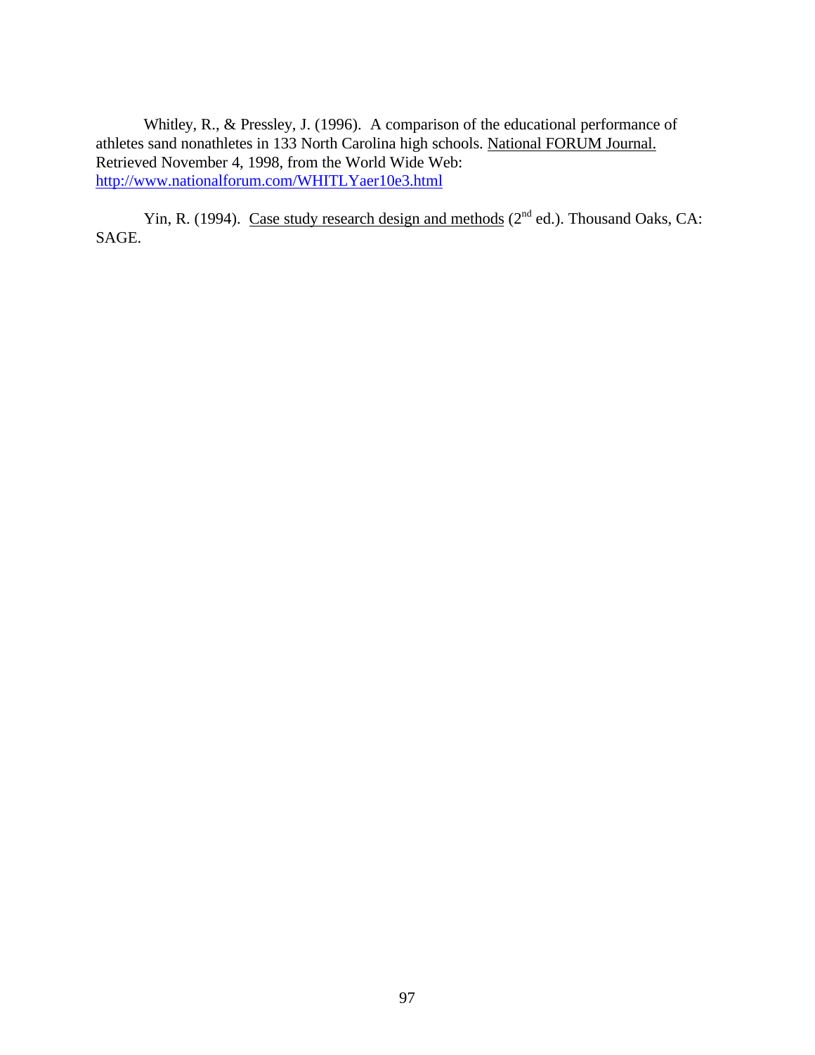Whitley, R., & Pressley, J. (1996). A comparison of the educational performance of athletes sand nonathletes in 133 North Carolina high schools. National FORUM Journal. Retrieved November 4, 1998, from the World Wide Web: http://www.nationalforum.com/WHITLYaer10e3.html

Yin, R. (1994). Case study research design and methods (2nd ed.). Thousand Oaks, CA: SAGE.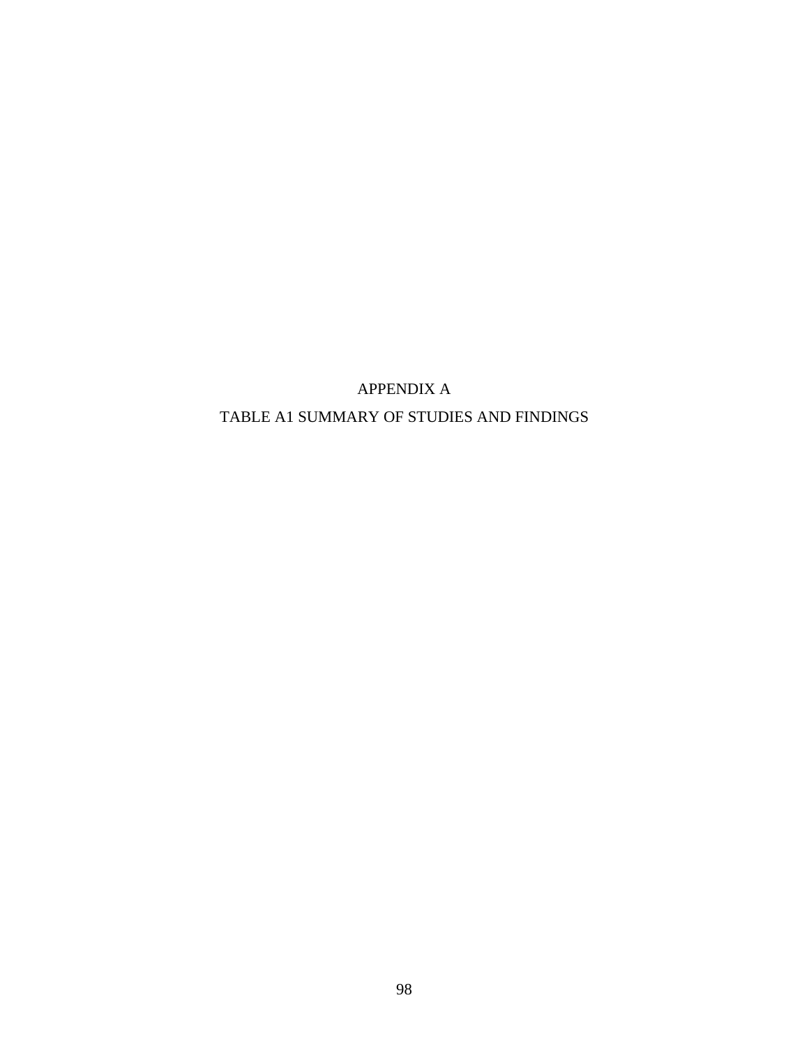# APPENDIX A

## TABLE A1 SUMMARY OF STUDIES AND FINDINGS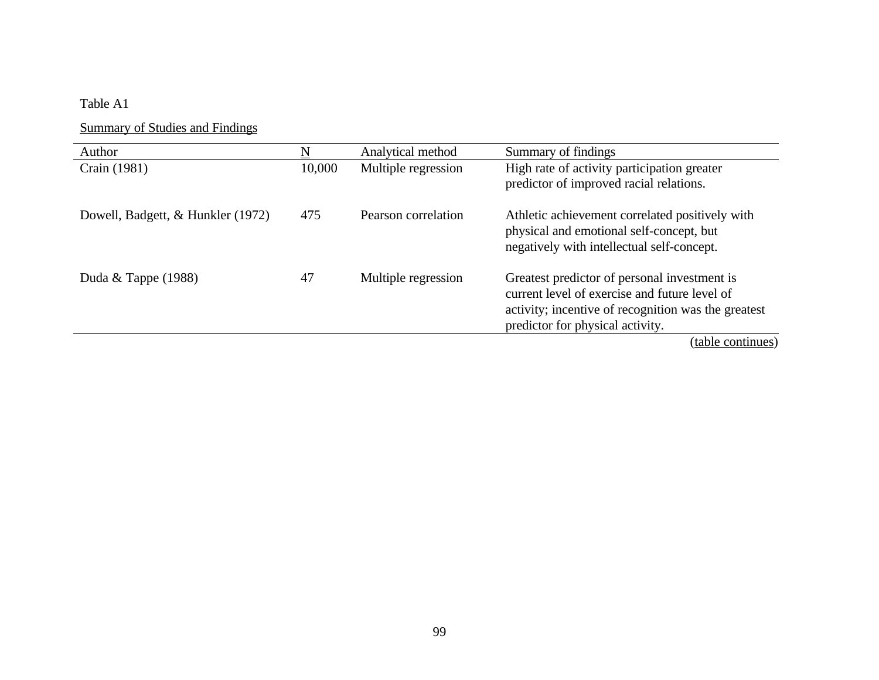Table A1

Summary of Studies and Findings

| Author | N | Analytical method | Summary of findings |
| --- | --- | --- | --- |
| Crain (1981) | 10,000 | Multiple regression | High rate of activity participation greater predictor of improved racial relations. |
| Dowell, Badgett, & Hunkler (1972) | 475 | Pearson correlation | Athletic achievement correlated positively with physical and emotional self-concept, but negatively with intellectual self-concept. |
| Duda & Tappe (1988) | 47 | Multiple regression | Greatest predictor of personal investment is current level of exercise and future level of activity; incentive of recognition was the greatest predictor for physical activity. |

(table continues)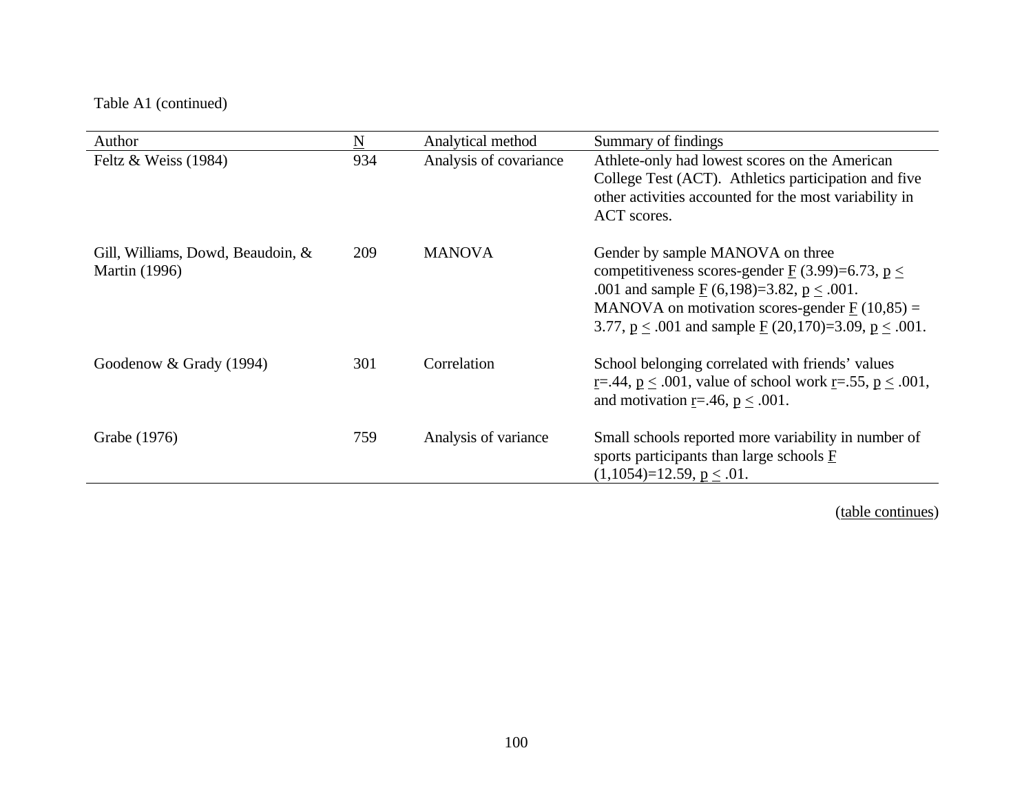Table A1 (continued)

| Author | N | Analytical method | Summary of findings |
|---|---|---|---|
| Feltz & Weiss (1984) | 934 | Analysis of covariance | Athlete-only had lowest scores on the American College Test (ACT). Athletics participation and five other activities accounted for the most variability in ACT scores. |
| Gill, Williams, Dowd, Beaudoin, & Martin (1996) | 209 | MANOVA | Gender by sample MANOVA on three competitiveness scores-gender $F$ (3.99)=6.73, $p \leq .001$ and sample $F$ (6,198)=3.82, $p \leq .001$. MANOVA on motivation scores-gender $F$ (10,85) = 3.77, $p \leq .001$ and sample $F$ (20,170)=3.09, $p \leq .001$. |
| Goodenow & Grady (1994) | 301 | Correlation | School belonging correlated with friends' values $r$=.44, $p \leq .001$, value of school work $r$=.55, $p \leq .001$, and motivation $r$=.46, $p \leq .001$. |
| Grabe (1976) | 759 | Analysis of variance | Small schools reported more variability in number of sports participants than large schools $F$ (1,1054)=12.59, $p \leq .01$. |

(table continues)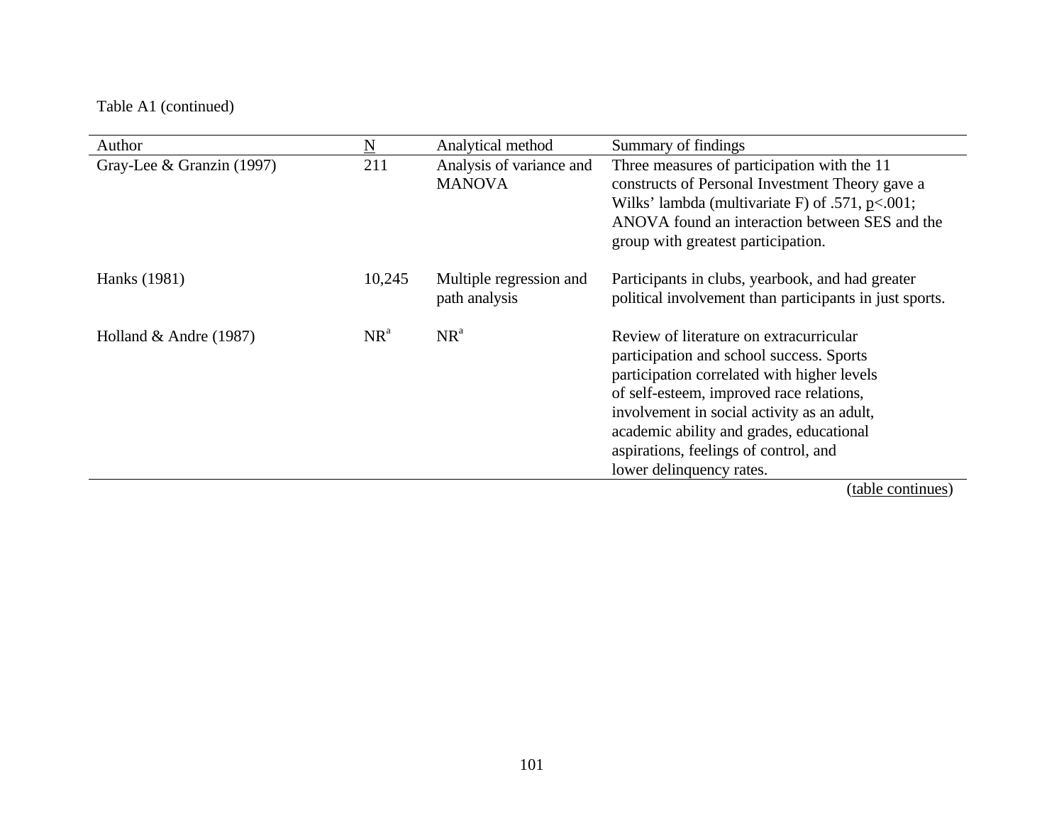Table A1 (continued)

| Author | N | Analytical method | Summary of findings |
|---|---|---|---|
| Gray-Lee & Granzin (1997) | 211 | Analysis of variance and MANOVA | Three measures of participation with the 11 constructs of Personal Investment Theory gave a Wilks' lambda (multivariate F) of .571, $p<.001$; ANOVA found an interaction between SES and the group with greatest participation. |
| Hanks (1981) | 10,245 | Multiple regression and path analysis | Participants in clubs, yearbook, and had greater political involvement than participants in just sports. |
| Holland & Andre (1987) | NR[a] | NR[a] | Review of literature on extracurricular participation and school success. Sports participation correlated with higher levels of self-esteem, improved race relations, involvement in social activity as an adult, academic ability and grades, educational aspirations, feelings of control, and lower delinquency rates. |

(table continues)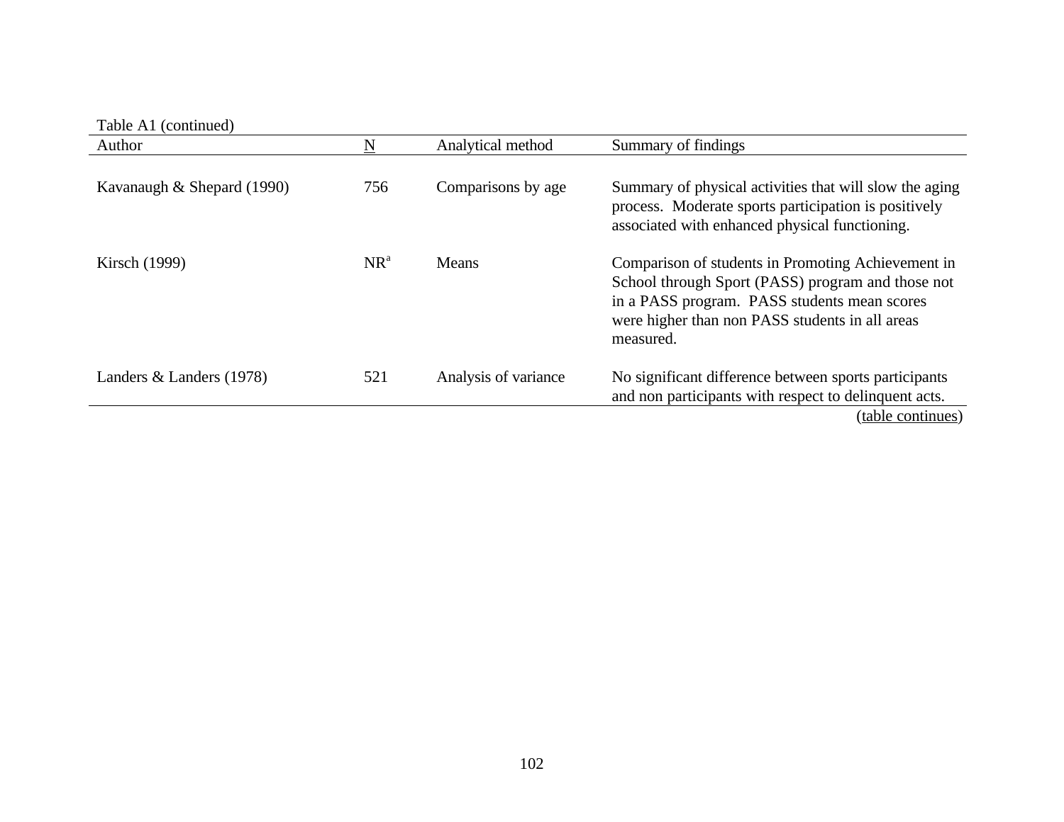Table A1 (continued)

| Author | N | Analytical method | Summary of findings |
| --- | --- | --- | --- |
| Kavanaugh & Shepard (1990) | 756 | Comparisons by age | Summary of physical activities that will slow the aging process. Moderate sports participation is positively associated with enhanced physical functioning. |
| Kirsch (1999) | NR[a] | Means | Comparison of students in Promoting Achievement in School through Sport (PASS) program and those not in a PASS program. PASS students mean scores were higher than non PASS students in all areas measured. |
| Landers & Landers (1978) | 521 | Analysis of variance | No significant difference between sports participants and non participants with respect to delinquent acts. |

(table continues)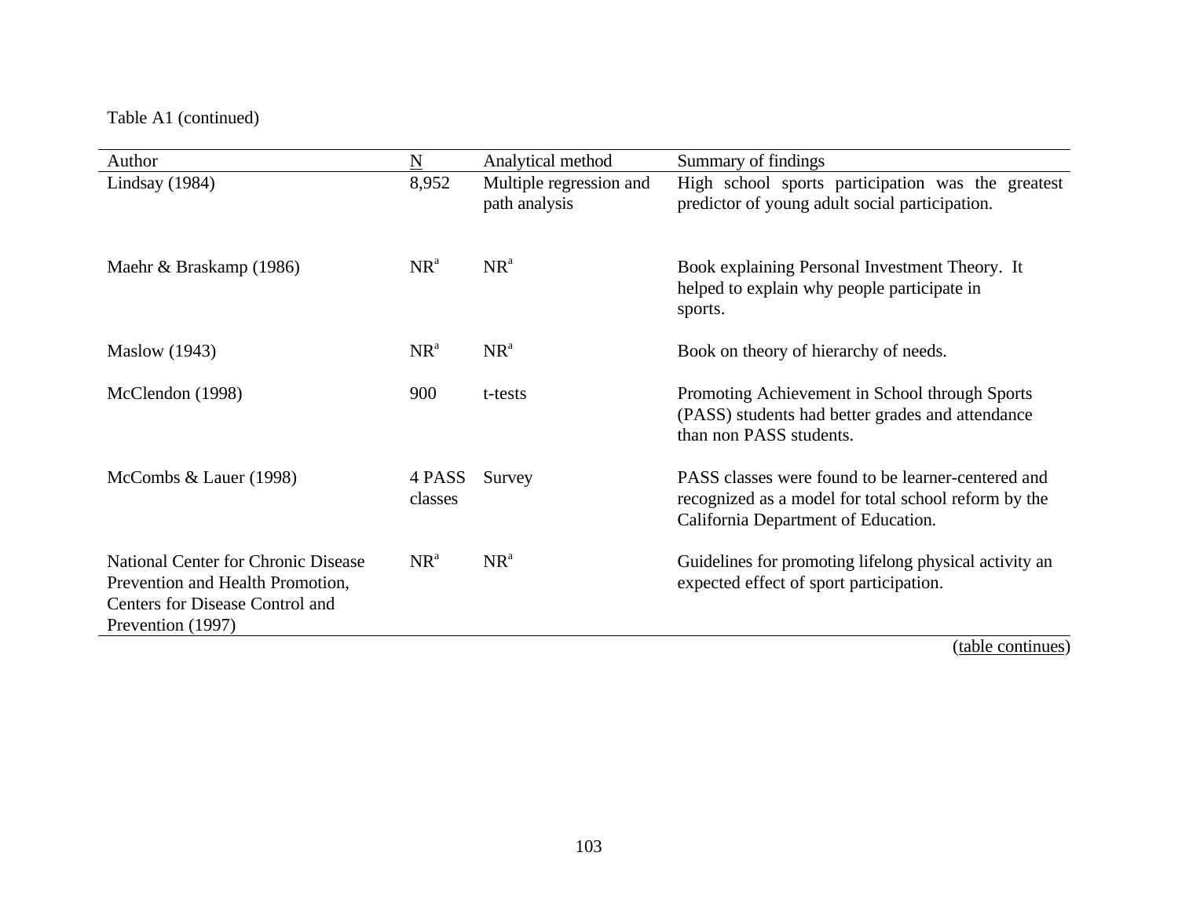Table A1 (continued)

| Author | N | Analytical method | Summary of findings |
|---|---|---|---|
| Lindsay (1984) | 8,952 | Multiple regression and path analysis | High school sports participation was the greatest predictor of young adult social participation. |
| Maehr & Braskamp (1986) | NR[a] | NR[a] | Book explaining Personal Investment Theory. It helped to explain why people participate in sports. |
| Maslow (1943) | NR[a] | NR[a] | Book on theory of hierarchy of needs. |
| McClendon (1998) | 900 | t-tests | Promoting Achievement in School through Sports (PASS) students had better grades and attendance than non PASS students. |
| McCombs & Lauer (1998) | 4 PASS classes | Survey | PASS classes were found to be learner-centered and recognized as a model for total school reform by the California Department of Education. |
| National Center for Chronic Disease Prevention and Health Promotion, Centers for Disease Control and Prevention (1997) | NR[a] | NR[a] | Guidelines for promoting lifelong physical activity an expected effect of sport participation. |

(table continues)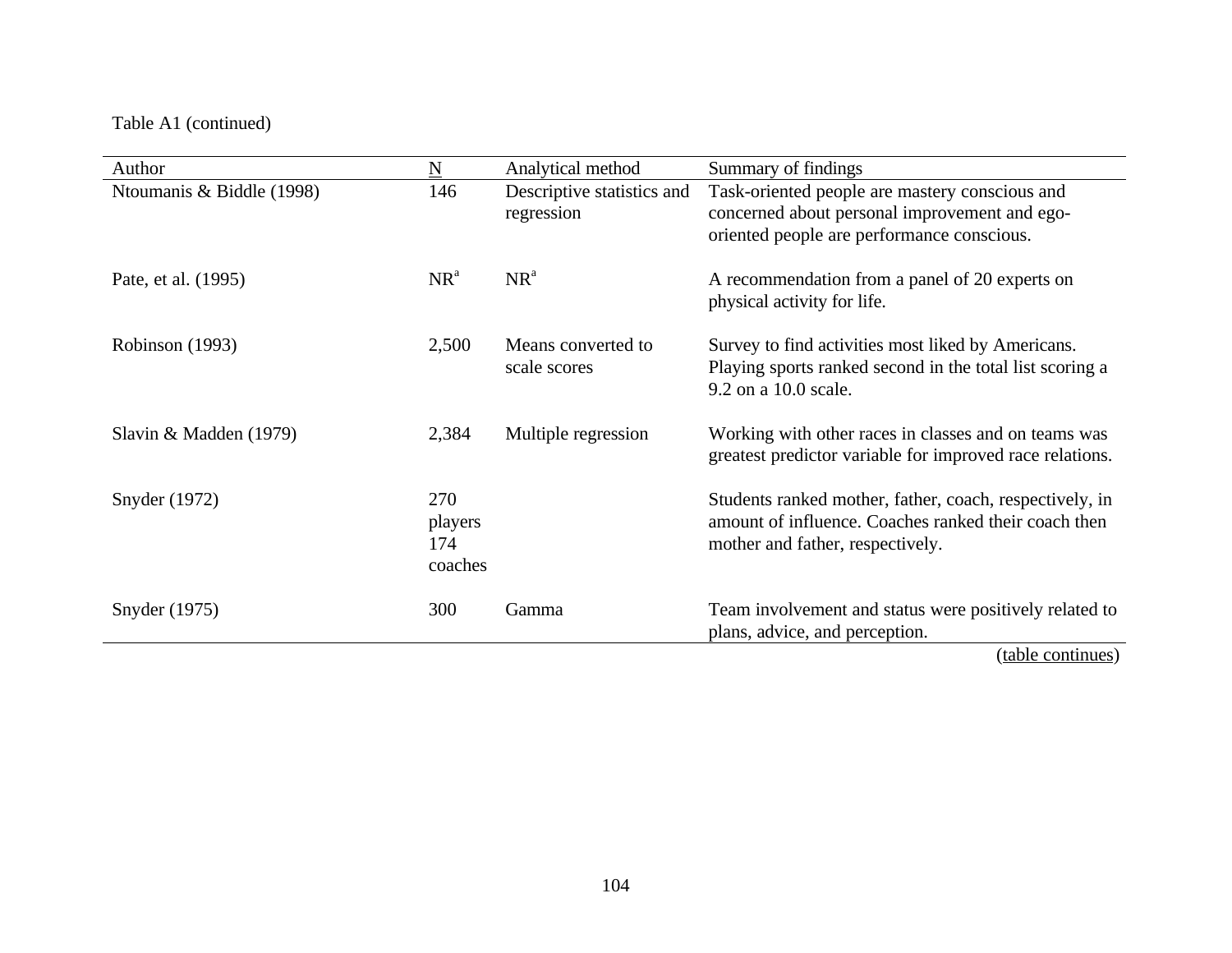Table A1 (continued)

| Author | N | Analytical method | Summary of findings |
|---|---|---|---|
| Ntoumanis & Biddle (1998) | 146 | Descriptive statistics and regression | Task-oriented people are mastery conscious and concerned about personal improvement and ego-oriented people are performance conscious. |
| Pate, et al. (1995) | NR[a] | NR[a] | A recommendation from a panel of 20 experts on physical activity for life. |
| Robinson (1993) | 2,500 | Means converted to scale scores | Survey to find activities most liked by Americans. Playing sports ranked second in the total list scoring a 9.2 on a 10.0 scale. |
| Slavin & Madden (1979) | 2,384 | Multiple regression | Working with other races in classes and on teams was greatest predictor variable for improved race relations. |
| Snyder (1972) | 270 players 174 coaches | | Students ranked mother, father, coach, respectively, in amount of influence. Coaches ranked their coach then mother and father, respectively. |
| Snyder (1975) | 300 | Gamma | Team involvement and status were positively related to plans, advice, and perception. |

(table continues)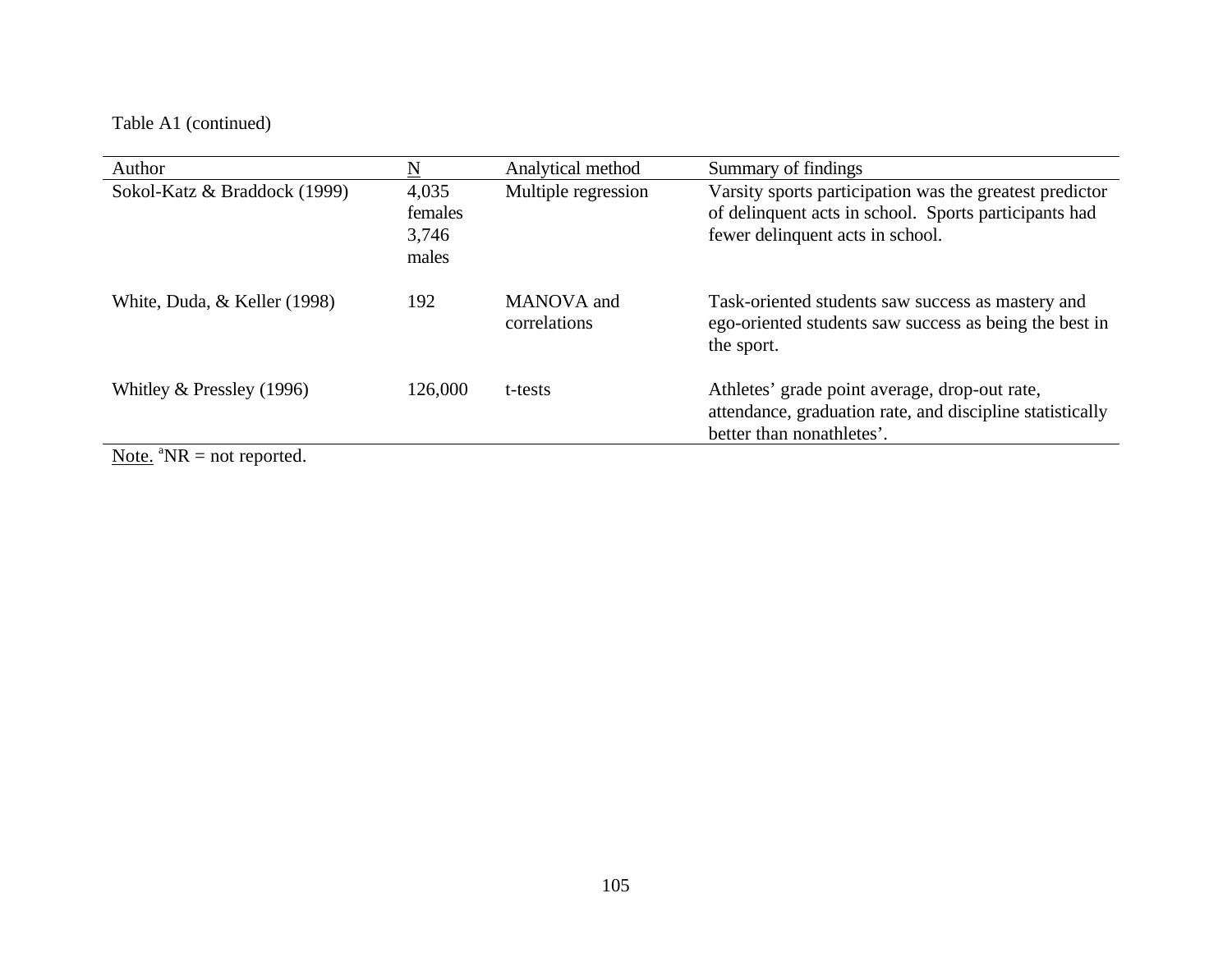Table A1 (continued)

| Author | N | Analytical method | Summary of findings |
|---|---|---|---|
| Sokol-Katz & Braddock (1999) | 4,035 females 3,746 males | Multiple regression | Varsity sports participation was the greatest predictor of delinquent acts in school. Sports participants had fewer delinquent acts in school. |
| White, Duda, & Keller (1998) | 192 | MANOVA and correlations | Task-oriented students saw success as mastery and ego-oriented students saw success as being the best in the sport. |
| Whitley & Pressley (1996) | 126,000 | t-tests | Athletes' grade point average, drop-out rate, attendance, graduation rate, and discipline statistically better than nonathletes'. |

Note. [a]NR = not reported.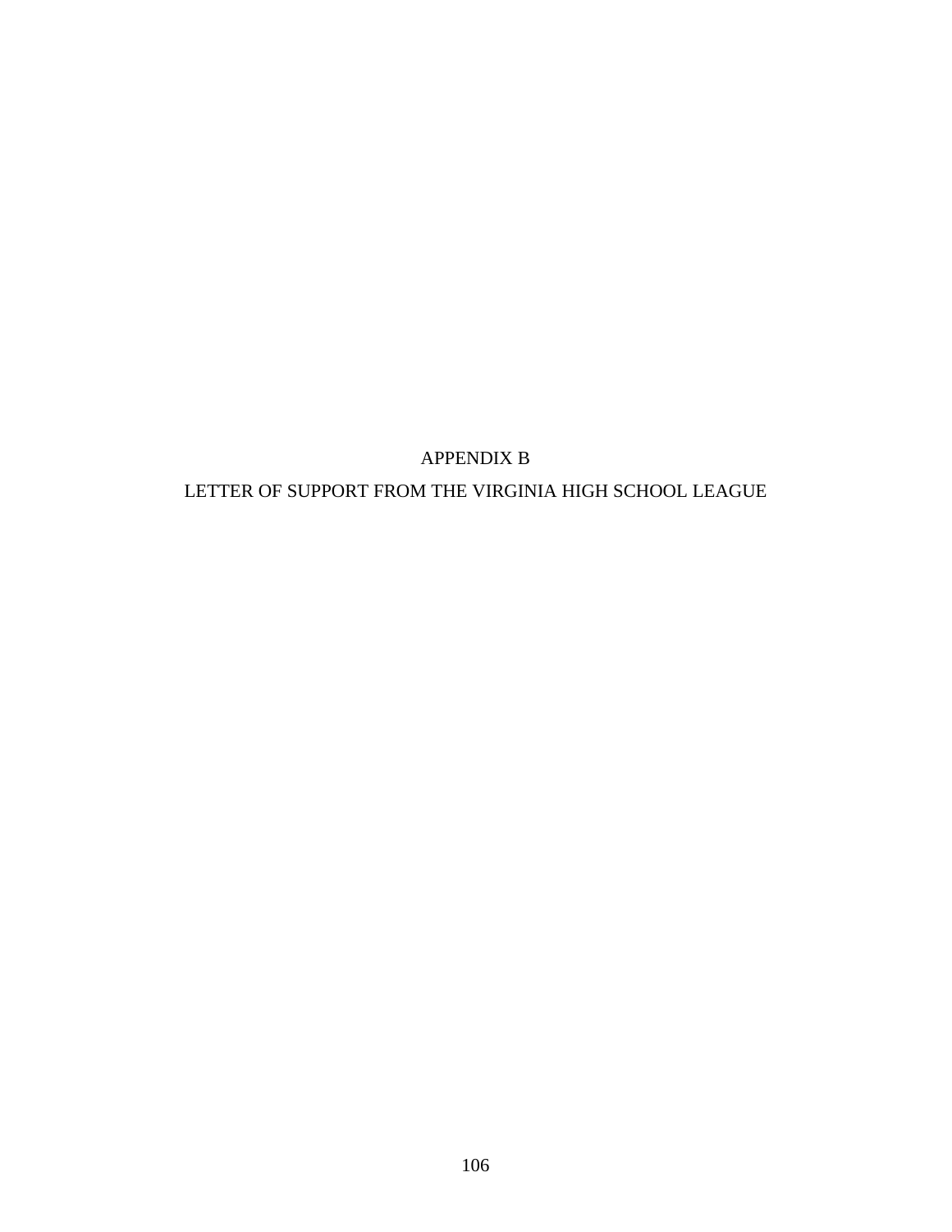# APPENDIX B

# LETTER OF SUPPORT FROM THE VIRGINIA HIGH SCHOOL LEAGUE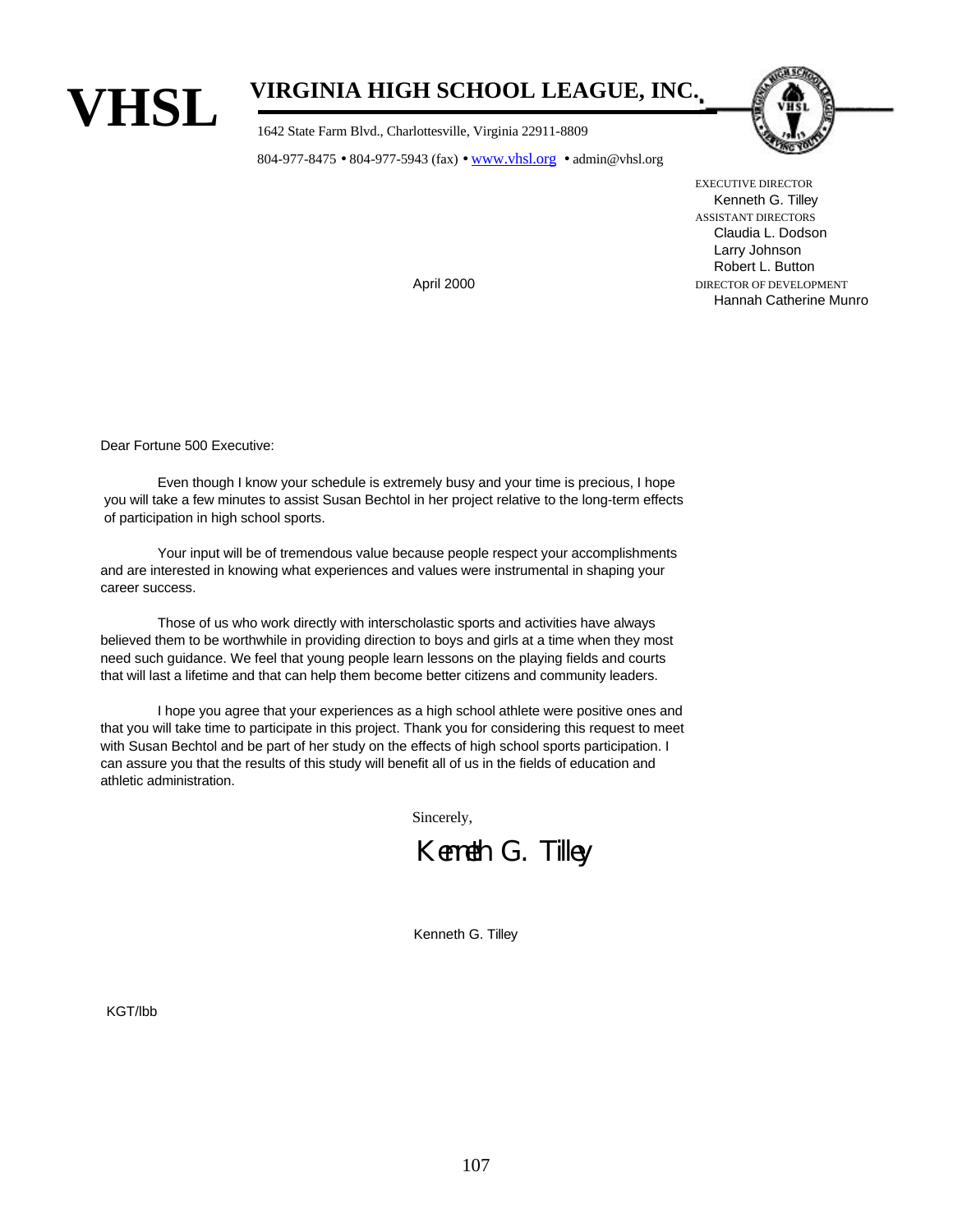# VHSL

## VIRGINIA HIGH SCHOOL LEAGUE, INC.

1642 State Farm Blvd., Charlottesville, Virginia 22911-8809

804-977-8475 • 804-977-5943 (fax) • www.vhsl.org • admin@vhsl.org

EXECUTIVE DIRECTOR
Kenneth G. Tilley
ASSISTANT DIRECTORS
Claudia L. Dodson
Larry Johnson
Robert L. Button
DIRECTOR OF DEVELOPMENT
Hannah Catherine Munro

April 2000

Dear Fortune 500 Executive:

Even though I know your schedule is extremely busy and your time is precious, I hope you will take a few minutes to assist Susan Bechtol in her project relative to the long-term effects of participation in high school sports.

Your input will be of tremendous value because people respect your accomplishments and are interested in knowing what experiences and values were instrumental in shaping your career success.

Those of us who work directly with interscholastic sports and activities have always believed them to be worthwhile in providing direction to boys and girls at a time when they most need such guidance. We feel that young people learn lessons on the playing fields and courts that will last a lifetime and that can help them become better citizens and community leaders.

I hope you agree that your experiences as a high school athlete were positive ones and that you will take time to participate in this project. Thank you for considering this request to meet with Susan Bechtol and be part of her study on the effects of high school sports participation. I can assure you that the results of this study will benefit all of us in the fields of education and athletic administration.

Sincerely,

Kenneth G. Tilley

Kenneth G. Tilley

KGT/lbb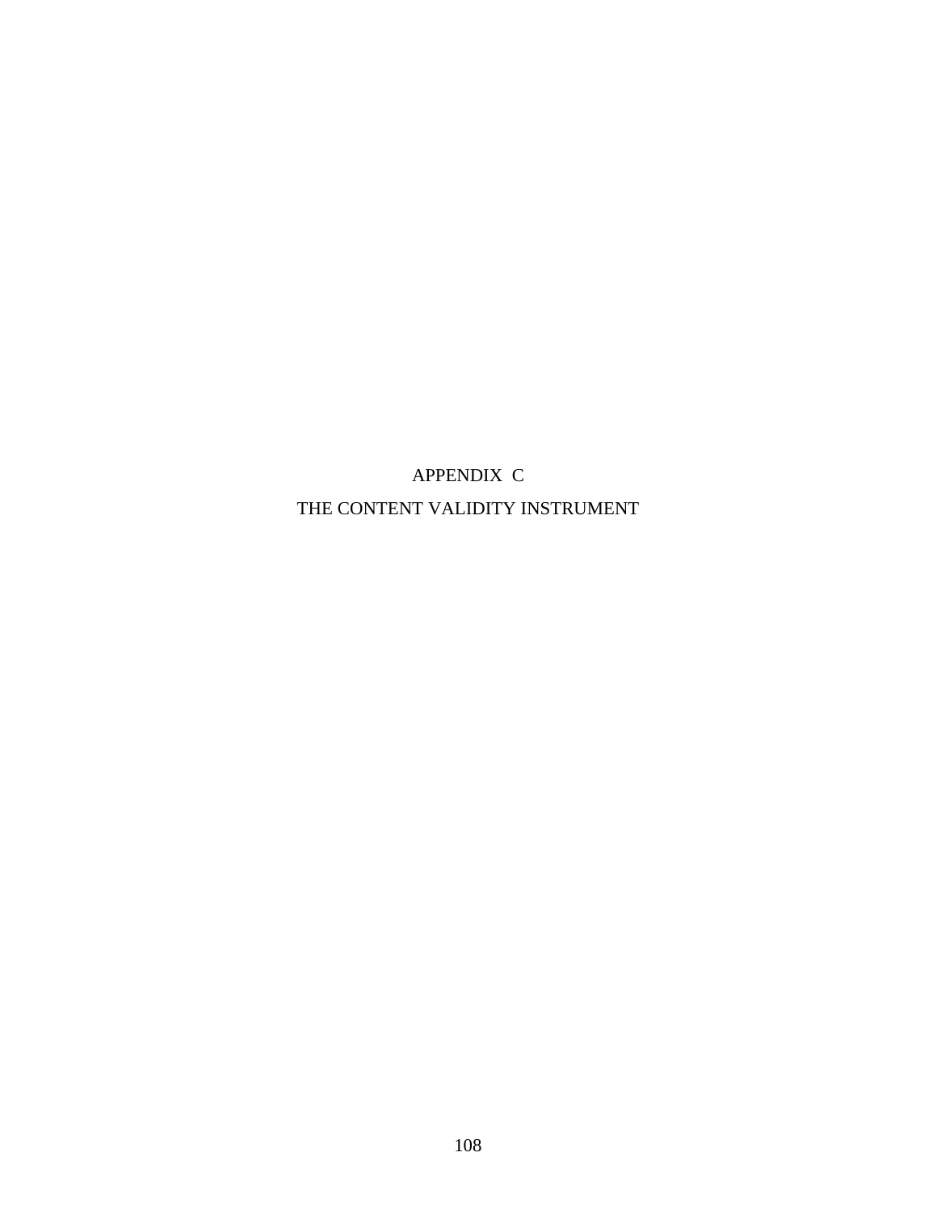# APPENDIX C

# THE CONTENT VALIDITY INSTRUMENT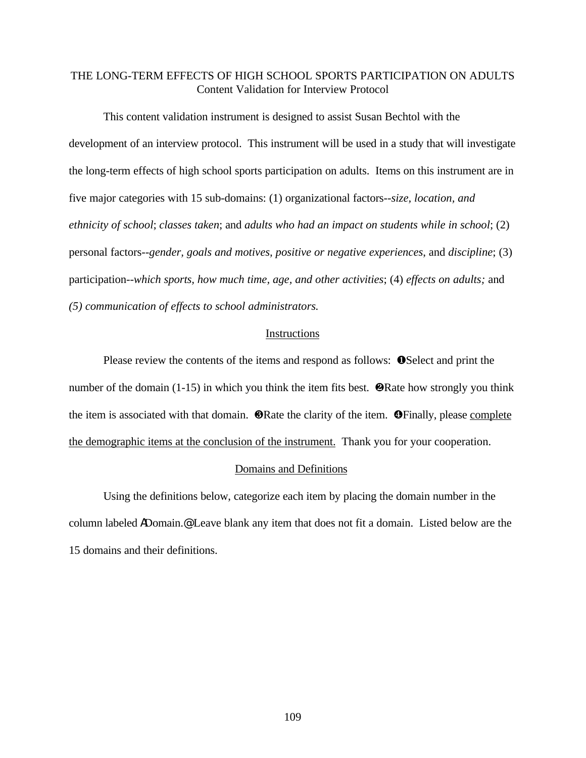THE LONG-TERM EFFECTS OF HIGH SCHOOL SPORTS PARTICIPATION ON ADULTS
Content Validation for Interview Protocol

This content validation instrument is designed to assist Susan Bechtol with the development of an interview protocol. This instrument will be used in a study that will investigate the long-term effects of high school sports participation on adults. Items on this instrument are in five major categories with 15 sub-domains: (1) organizational factors--*size, location, and ethnicity of school*; *classes taken*; and *adults who had an impact on students while in school*; (2) personal factors--*gender, goals and motives, positive or negative experiences*, and *discipline*; (3) participation--*which sports, how much time, age, and other activities*; (4) *effects on adults;* and *(5) communication of effects to school administrators.*

<u>Instructions</u>

Please review the contents of the items and respond as follows: ❶Select and print the number of the domain (1-15) in which you think the item fits best. ❷Rate how strongly you think the item is associated with that domain. ❸Rate the clarity of the item. ❹Finally, please <u>complete the demographic items at the conclusion of the instrument.</u> Thank you for your cooperation.

<u>Domains and Definitions</u>

Using the definitions below, categorize each item by placing the domain number in the column labeled ΑDomain.@ Leave blank any item that does not fit a domain. Listed below are the 15 domains and their definitions.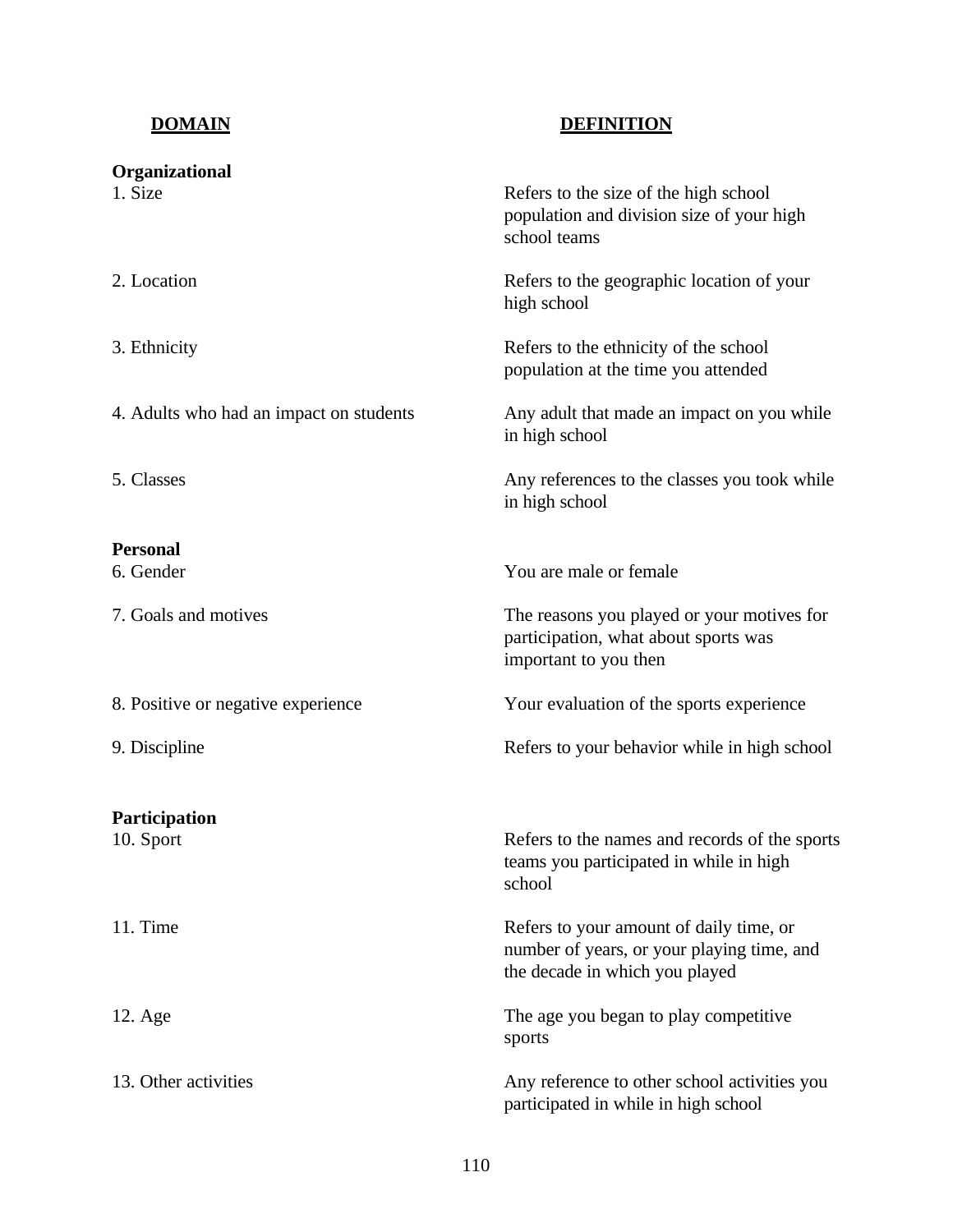| DOMAIN | DEFINITION |
|---|---|
| **Organizational** | |
| 1. Size | Refers to the size of the high school population and division size of your high school teams |
| 2. Location | Refers to the geographic location of your high school |
| 3. Ethnicity | Refers to the ethnicity of the school population at the time you attended |
| 4. Adults who had an impact on students | Any adult that made an impact on you while in high school |
| 5. Classes | Any references to the classes you took while in high school |
| **Personal** | |
| 6. Gender | You are male or female |
| 7. Goals and motives | The reasons you played or your motives for participation, what about sports was important to you then |
| 8. Positive or negative experience | Your evaluation of the sports experience |
| 9. Discipline | Refers to your behavior while in high school |
| **Participation** | |
| 10. Sport | Refers to the names and records of the sports teams you participated in while in high school |
| 11. Time | Refers to your amount of daily time, or number of years, or your playing time, and the decade in which you played |
| 12. Age | The age you began to play competitive sports |
| 13. Other activities | Any reference to other school activities you participated in while in high school |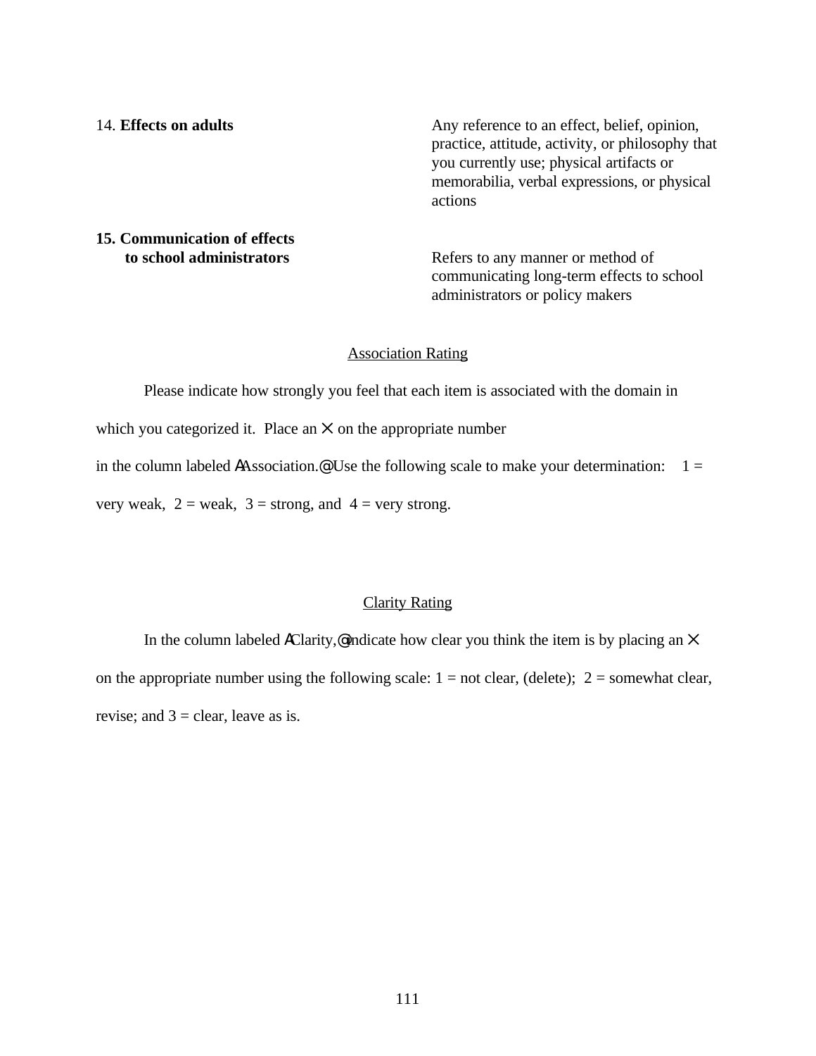14. **Effects on adults** — Any reference to an effect, belief, opinion, practice, attitude, activity, or philosophy that you currently use; physical artifacts or memorabilia, verbal expressions, or physical actions

**15. Communication of effects to school administrators** — Refers to any manner or method of communicating long-term effects to school administrators or policy makers

<u>Association Rating</u>

Please indicate how strongly you feel that each item is associated with the domain in which you categorized it. Place an ✕ on the appropriate number in the column labeled ΑAssociation.@ Use the following scale to make your determination: 1 = very weak, 2 = weak, 3 = strong, and 4 = very strong.

<u>Clarity Rating</u>

In the column labeled ΑClarity,@ indicate how clear you think the item is by placing an ✕ on the appropriate number using the following scale: 1 = not clear, (delete); 2 = somewhat clear, revise; and 3 = clear, leave as is.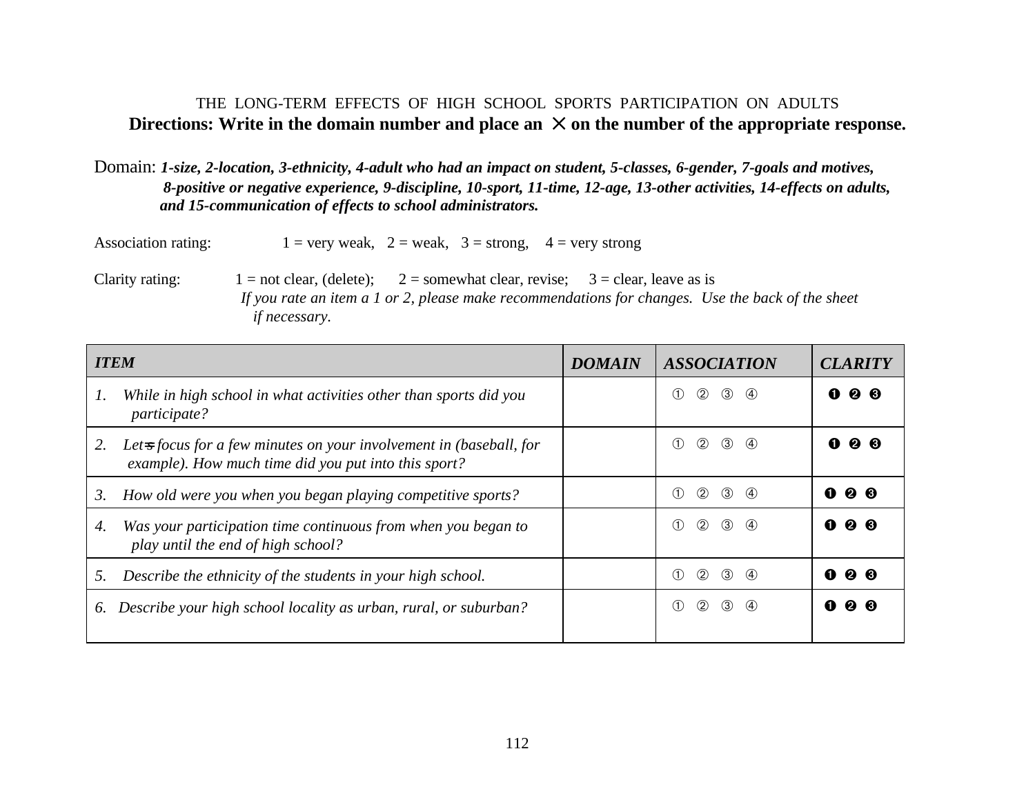THE LONG-TERM EFFECTS OF HIGH SCHOOL SPORTS PARTICIPATION ON ADULTS

**Directions: Write in the domain number and place an ✕ on the number of the appropriate response.**

Domain: ***1-size, 2-location, 3-ethnicity, 4-adult who had an impact on student, 5-classes, 6-gender, 7-goals and motives, 8-positive or negative experience, 9-discipline, 10-sport, 11-time, 12-age, 13-other activities, 14-effects on adults, and 15-communication of effects to school administrators.***

Association rating: 1 = very weak, 2 = weak, 3 = strong, 4 = very strong

Clarity rating: 1 = not clear, (delete); 2 = somewhat clear, revise; 3 = clear, leave as is

*If you rate an item a 1 or 2, please make recommendations for changes. Use the back of the sheet if necessary.*

| *ITEM* | *DOMAIN* | *ASSOCIATION* | *CLARITY* |
|---|---|---|---|
| *1. While in high school in what activities other than sports did you participate?* | | ① ② ③ ④ | ❶ ❷ ❸ |
| *2. Let=s focus for a few minutes on your involvement in (baseball, for example). How much time did you put into this sport?* | | ① ② ③ ④ | ❶ ❷ ❸ |
| *3. How old were you when you began playing competitive sports?* | | ① ② ③ ④ | ❶ ❷ ❸ |
| *4. Was your participation time continuous from when you began to play until the end of high school?* | | ① ② ③ ④ | ❶ ❷ ❸ |
| *5. Describe the ethnicity of the students in your high school.* | | ① ② ③ ④ | ❶ ❷ ❸ |
| *6. Describe your high school locality as urban, rural, or suburban?* | | ① ② ③ ④ | ❶ ❷ ❸ |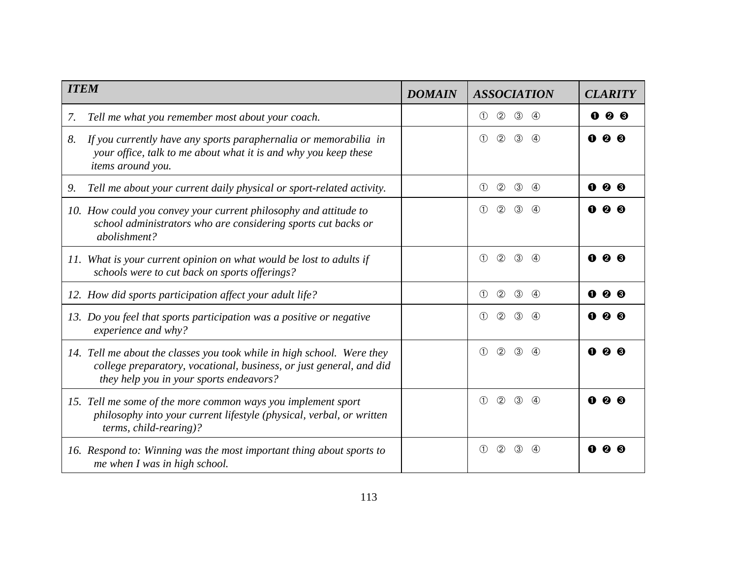| *ITEM* | *DOMAIN* | *ASSOCIATION* | *CLARITY* |
|---|---|---|---|
| *7. Tell me what you remember most about your coach.* | | ① ② ③ ④ | ❶ ❷ ❸ |
| *8. If you currently have any sports paraphernalia or memorabilia in your office, talk to me about what it is and why you keep these items around you.* | | ① ② ③ ④ | ❶ ❷ ❸ |
| *9. Tell me about your current daily physical or sport-related activity.* | | ① ② ③ ④ | ❶ ❷ ❸ |
| *10. How could you convey your current philosophy and attitude to school administrators who are considering sports cut backs or abolishment?* | | ① ② ③ ④ | ❶ ❷ ❸ |
| *11. What is your current opinion on what would be lost to adults if schools were to cut back on sports offerings?* | | ① ② ③ ④ | ❶ ❷ ❸ |
| *12. How did sports participation affect your adult life?* | | ① ② ③ ④ | ❶ ❷ ❸ |
| *13. Do you feel that sports participation was a positive or negative experience and why?* | | ① ② ③ ④ | ❶ ❷ ❸ |
| *14. Tell me about the classes you took while in high school. Were they college preparatory, vocational, business, or just general, and did they help you in your sports endeavors?* | | ① ② ③ ④ | ❶ ❷ ❸ |
| *15. Tell me some of the more common ways you implement sport philosophy into your current lifestyle (physical, verbal, or written terms, child-rearing)?* | | ① ② ③ ④ | ❶ ❷ ❸ |
| *16. Respond to: Winning was the most important thing about sports to me when I was in high school.* | | ① ② ③ ④ | ❶ ❷ ❸ |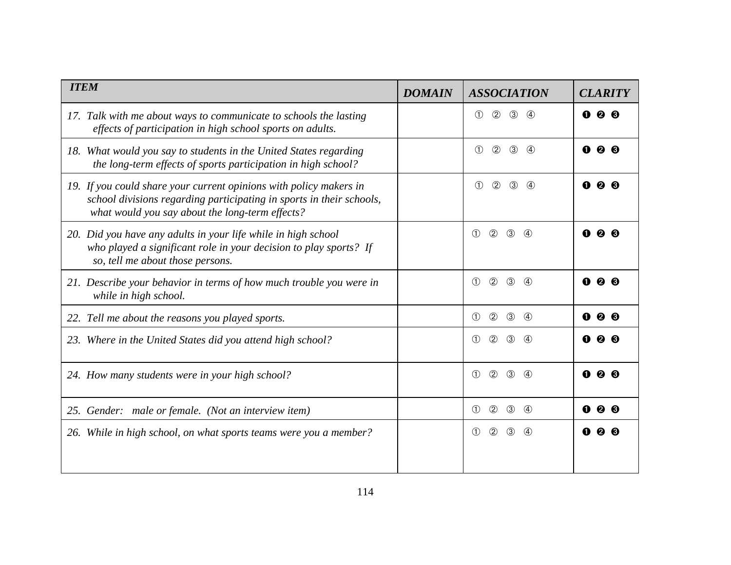| *ITEM* | *DOMAIN* | *ASSOCIATION* | *CLARITY* |
|---|---|---|---|
| *17. Talk with me about ways to communicate to schools the lasting effects of participation in high school sports on adults.* | | ① ② ③ ④ | ❶ ❷ ❸ |
| *18. What would you say to students in the United States regarding the long-term effects of sports participation in high school?* | | ① ② ③ ④ | ❶ ❷ ❸ |
| *19. If you could share your current opinions with policy makers in school divisions regarding participating in sports in their schools, what would you say about the long-term effects?* | | ① ② ③ ④ | ❶ ❷ ❸ |
| *20. Did you have any adults in your life while in high school who played a significant role in your decision to play sports? If so, tell me about those persons.* | | ① ② ③ ④ | ❶ ❷ ❸ |
| *21. Describe your behavior in terms of how much trouble you were in while in high school.* | | ① ② ③ ④ | ❶ ❷ ❸ |
| *22. Tell me about the reasons you played sports.* | | ① ② ③ ④ | ❶ ❷ ❸ |
| *23. Where in the United States did you attend high school?* | | ① ② ③ ④ | ❶ ❷ ❸ |
| *24. How many students were in your high school?* | | ① ② ③ ④ | ❶ ❷ ❸ |
| *25. Gender: male or female. (Not an interview item)* | | ① ② ③ ④ | ❶ ❷ ❸ |
| *26. While in high school, on what sports teams were you a member?* | | ① ② ③ ④ | ❶ ❷ ❸ |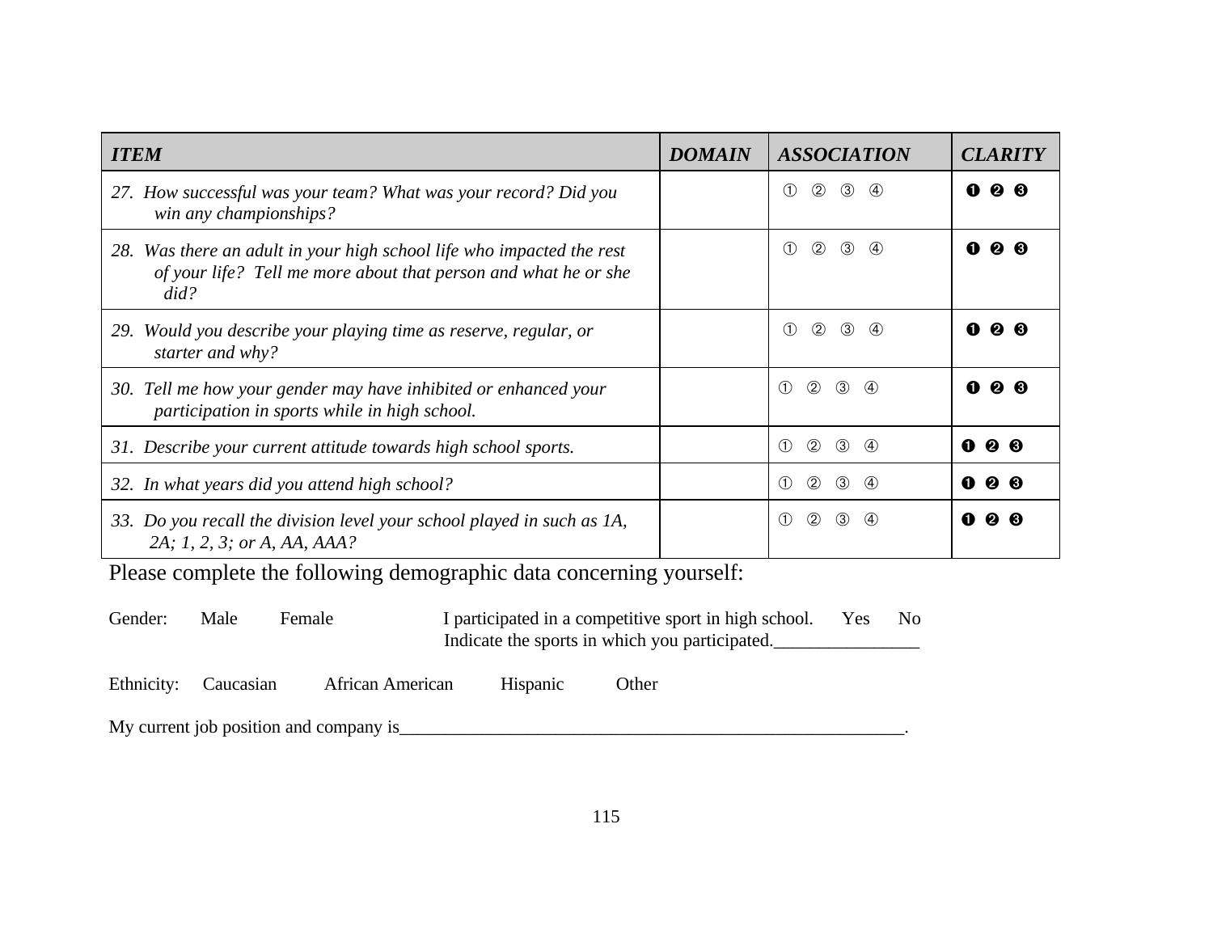| *ITEM* | *DOMAIN* | *ASSOCIATION* | *CLARITY* |
|---|---|---|---|
| *27. How successful was your team? What was your record? Did you win any championships?* | | ① ② ③ ④ | ❶ ❷ ❸ |
| *28. Was there an adult in your high school life who impacted the rest of your life? Tell me more about that person and what he or she did?* | | ① ② ③ ④ | ❶ ❷ ❸ |
| *29. Would you describe your playing time as reserve, regular, or starter and why?* | | ① ② ③ ④ | ❶ ❷ ❸ |
| *30. Tell me how your gender may have inhibited or enhanced your participation in sports while in high school.* | | ① ② ③ ④ | ❶ ❷ ❸ |
| *31. Describe your current attitude towards high school sports.* | | ① ② ③ ④ | ❶ ❷ ❸ |
| *32. In what years did you attend high school?* | | ① ② ③ ④ | ❶ ❷ ❸ |
| *33. Do you recall the division level your school played in such as 1A, 2A; 1, 2, 3; or A, AA, AAA?* | | ① ② ③ ④ | ❶ ❷ ❸ |

Please complete the following demographic data concerning yourself:

Gender: Male Female

I participated in a competitive sport in high school. Yes No
Indicate the sports in which you participated.________________

Ethnicity: Caucasian African American Hispanic Other

My current job position and company is_________________________________________________________.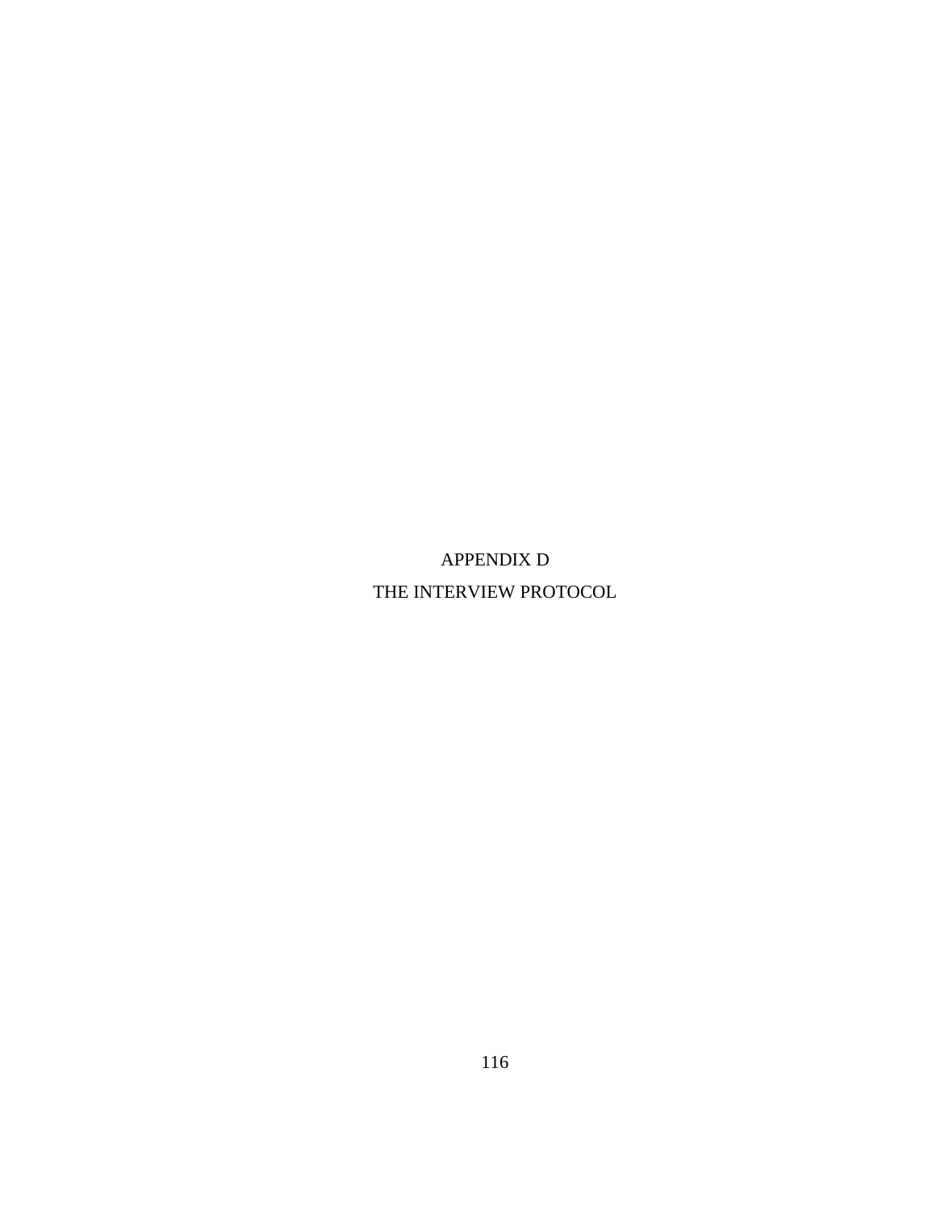# APPENDIX D

# THE INTERVIEW PROTOCOL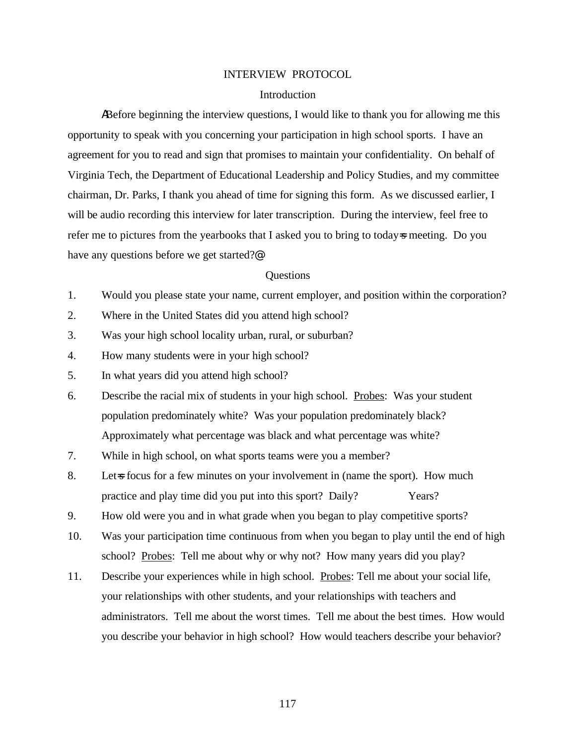INTERVIEW PROTOCOL

Introduction

ABefore beginning the interview questions, I would like to thank you for allowing me this opportunity to speak with you concerning your participation in high school sports. I have an agreement for you to read and sign that promises to maintain your confidentiality. On behalf of Virginia Tech, the Department of Educational Leadership and Policy Studies, and my committee chairman, Dr. Parks, I thank you ahead of time for signing this form. As we discussed earlier, I will be audio recording this interview for later transcription. During the interview, feel free to refer me to pictures from the yearbooks that I asked you to bring to today=s meeting. Do you have any questions before we get started?@

Questions

1. Would you please state your name, current employer, and position within the corporation?
2. Where in the United States did you attend high school?
3. Was your high school locality urban, rural, or suburban?
4. How many students were in your high school?
5. In what years did you attend high school?
6. Describe the racial mix of students in your high school. <u>Probes</u>: Was your student population predominately white? Was your population predominately black? Approximately what percentage was black and what percentage was white?
7. While in high school, on what sports teams were you a member?
8. Let=s focus for a few minutes on your involvement in (name the sport). How much practice and play time did you put into this sport? Daily? Years?
9. How old were you and in what grade when you began to play competitive sports?
10. Was your participation time continuous from when you began to play until the end of high school? <u>Probes</u>: Tell me about why or why not? How many years did you play?
11. Describe your experiences while in high school. <u>Probes</u>: Tell me about your social life, your relationships with other students, and your relationships with teachers and administrators. Tell me about the worst times. Tell me about the best times. How would you describe your behavior in high school? How would teachers describe your behavior?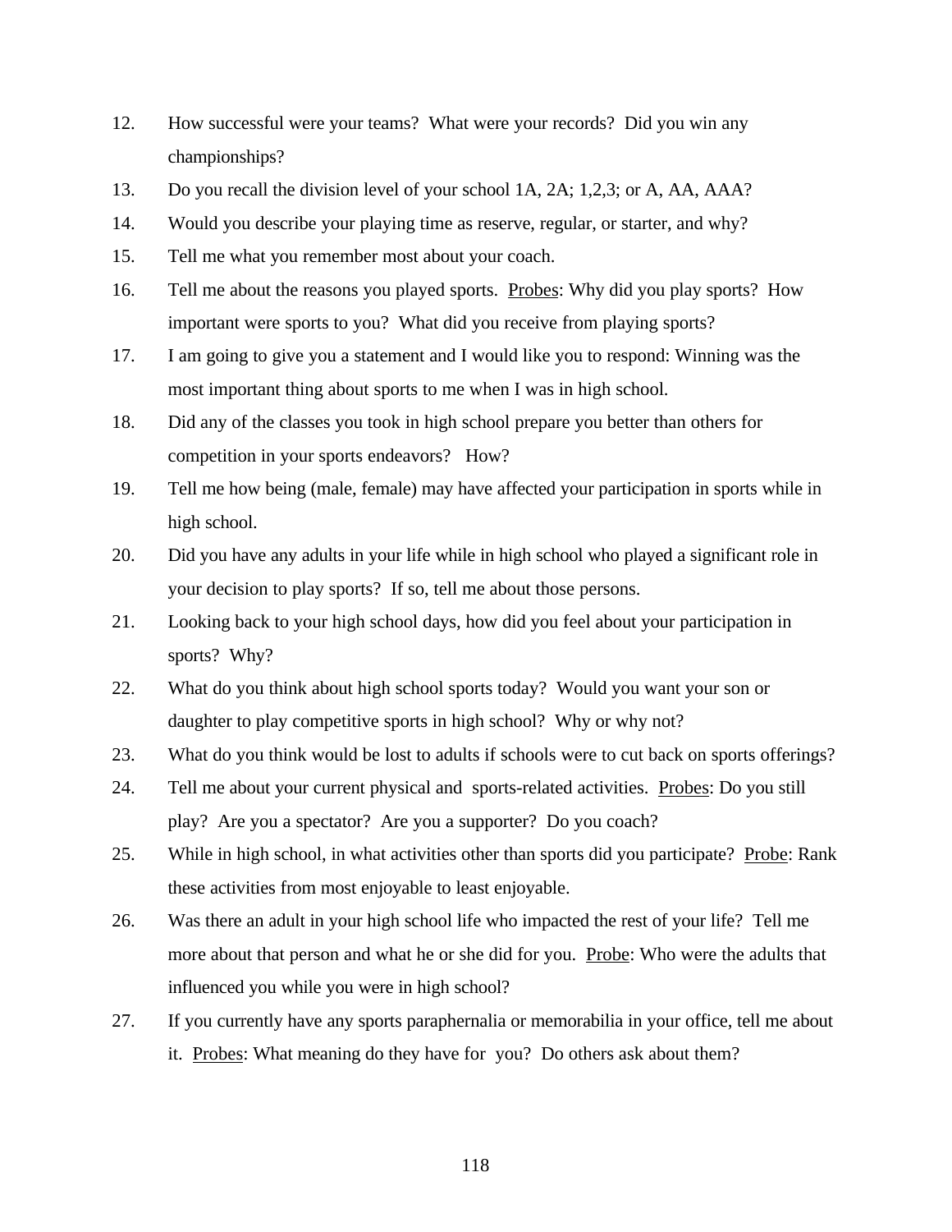12. How successful were your teams? What were your records? Did you win any championships?
13. Do you recall the division level of your school 1A, 2A; 1,2,3; or A, AA, AAA?
14. Would you describe your playing time as reserve, regular, or starter, and why?
15. Tell me what you remember most about your coach.
16. Tell me about the reasons you played sports. <u>Probes</u>: Why did you play sports? How important were sports to you? What did you receive from playing sports?
17. I am going to give you a statement and I would like you to respond: Winning was the most important thing about sports to me when I was in high school.
18. Did any of the classes you took in high school prepare you better than others for competition in your sports endeavors? How?
19. Tell me how being (male, female) may have affected your participation in sports while in high school.
20. Did you have any adults in your life while in high school who played a significant role in your decision to play sports? If so, tell me about those persons.
21. Looking back to your high school days, how did you feel about your participation in sports? Why?
22. What do you think about high school sports today? Would you want your son or daughter to play competitive sports in high school? Why or why not?
23. What do you think would be lost to adults if schools were to cut back on sports offerings?
24. Tell me about your current physical and sports-related activities. <u>Probes</u>: Do you still play? Are you a spectator? Are you a supporter? Do you coach?
25. While in high school, in what activities other than sports did you participate? <u>Probe</u>: Rank these activities from most enjoyable to least enjoyable.
26. Was there an adult in your high school life who impacted the rest of your life? Tell me more about that person and what he or she did for you. <u>Probe</u>: Who were the adults that influenced you while you were in high school?
27. If you currently have any sports paraphernalia or memorabilia in your office, tell me about it. <u>Probes</u>: What meaning do they have for you? Do others ask about them?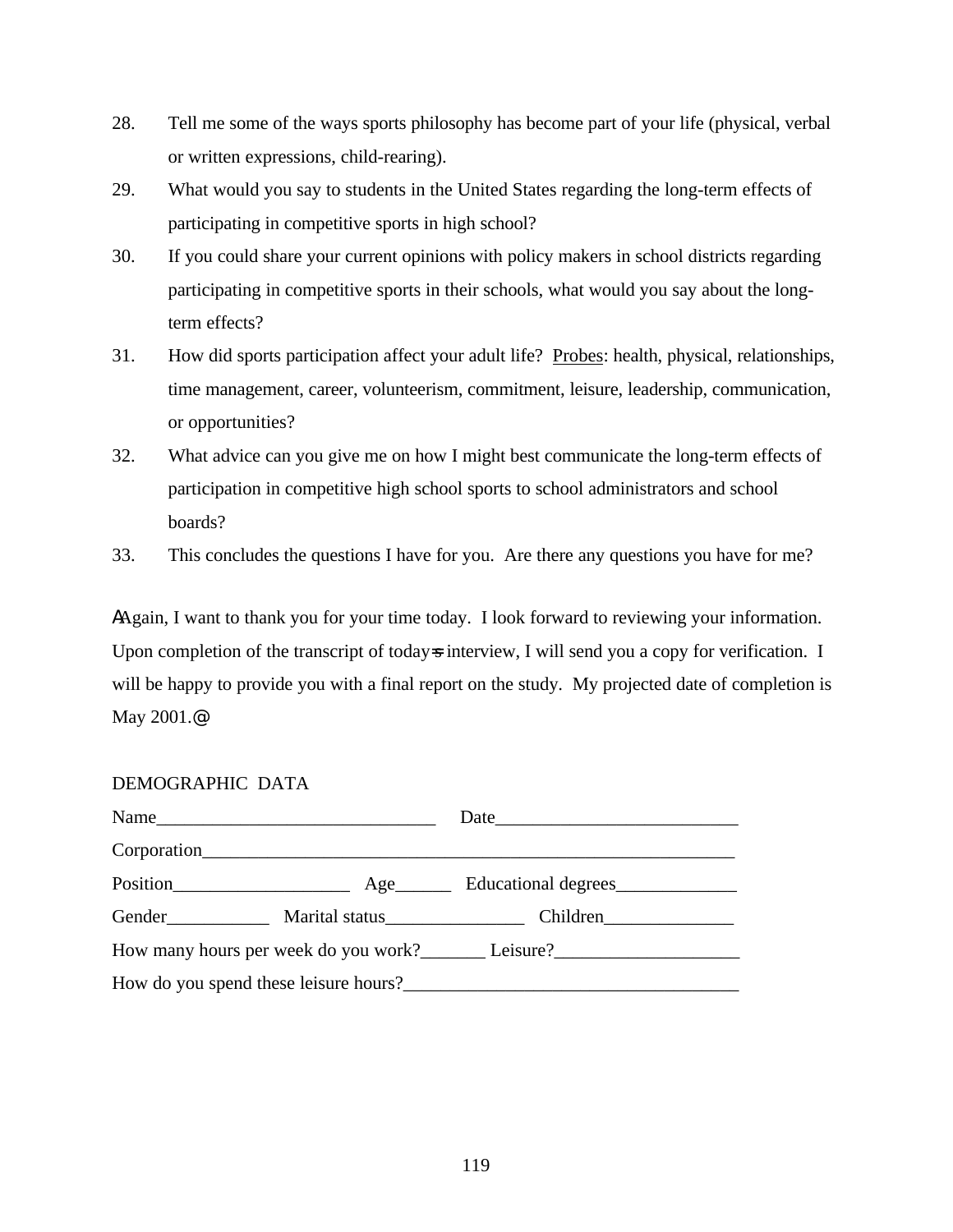28. Tell me some of the ways sports philosophy has become part of your life (physical, verbal or written expressions, child-rearing).
29. What would you say to students in the United States regarding the long-term effects of participating in competitive sports in high school?
30. If you could share your current opinions with policy makers in school districts regarding participating in competitive sports in their schools, what would you say about the long-term effects?
31. How did sports participation affect your adult life? Probes: health, physical, relationships, time management, career, volunteerism, commitment, leisure, leadership, communication, or opportunities?
32. What advice can you give me on how I might best communicate the long-term effects of participation in competitive high school sports to school administrators and school boards?
33. This concludes the questions I have for you. Are there any questions you have for me?

AAgain, I want to thank you for your time today. I look forward to reviewing your information. Upon completion of the transcript of today=s interview, I will send you a copy for verification. I will be happy to provide you with a final report on the study. My projected date of completion is May 2001.@

DEMOGRAPHIC DATA

Name______________________________ Date__________________________

Corporation_________________________________________________________

Position___________________ Age______ Educational degrees_____________

Gender___________ Marital status_______________ Children______________

How many hours per week do you work?_______ Leisure?____________________

How do you spend these leisure hours?___________________________________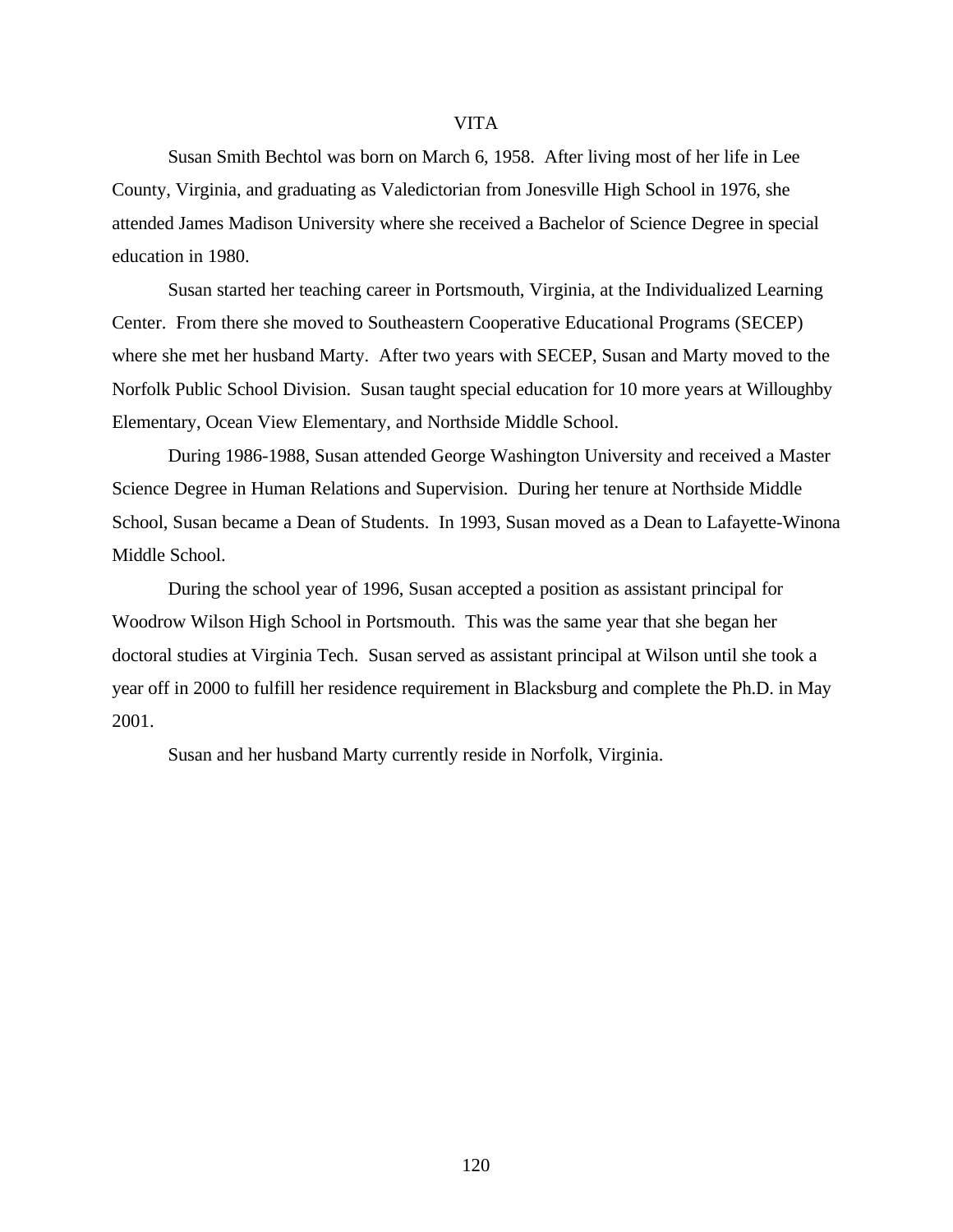# VITA

Susan Smith Bechtol was born on March 6, 1958. After living most of her life in Lee County, Virginia, and graduating as Valedictorian from Jonesville High School in 1976, she attended James Madison University where she received a Bachelor of Science Degree in special education in 1980.

Susan started her teaching career in Portsmouth, Virginia, at the Individualized Learning Center. From there she moved to Southeastern Cooperative Educational Programs (SECEP) where she met her husband Marty. After two years with SECEP, Susan and Marty moved to the Norfolk Public School Division. Susan taught special education for 10 more years at Willoughby Elementary, Ocean View Elementary, and Northside Middle School.

During 1986-1988, Susan attended George Washington University and received a Master Science Degree in Human Relations and Supervision. During her tenure at Northside Middle School, Susan became a Dean of Students. In 1993, Susan moved as a Dean to Lafayette-Winona Middle School.

During the school year of 1996, Susan accepted a position as assistant principal for Woodrow Wilson High School in Portsmouth. This was the same year that she began her doctoral studies at Virginia Tech. Susan served as assistant principal at Wilson until she took a year off in 2000 to fulfill her residence requirement in Blacksburg and complete the Ph.D. in May 2001.

Susan and her husband Marty currently reside in Norfolk, Virginia.